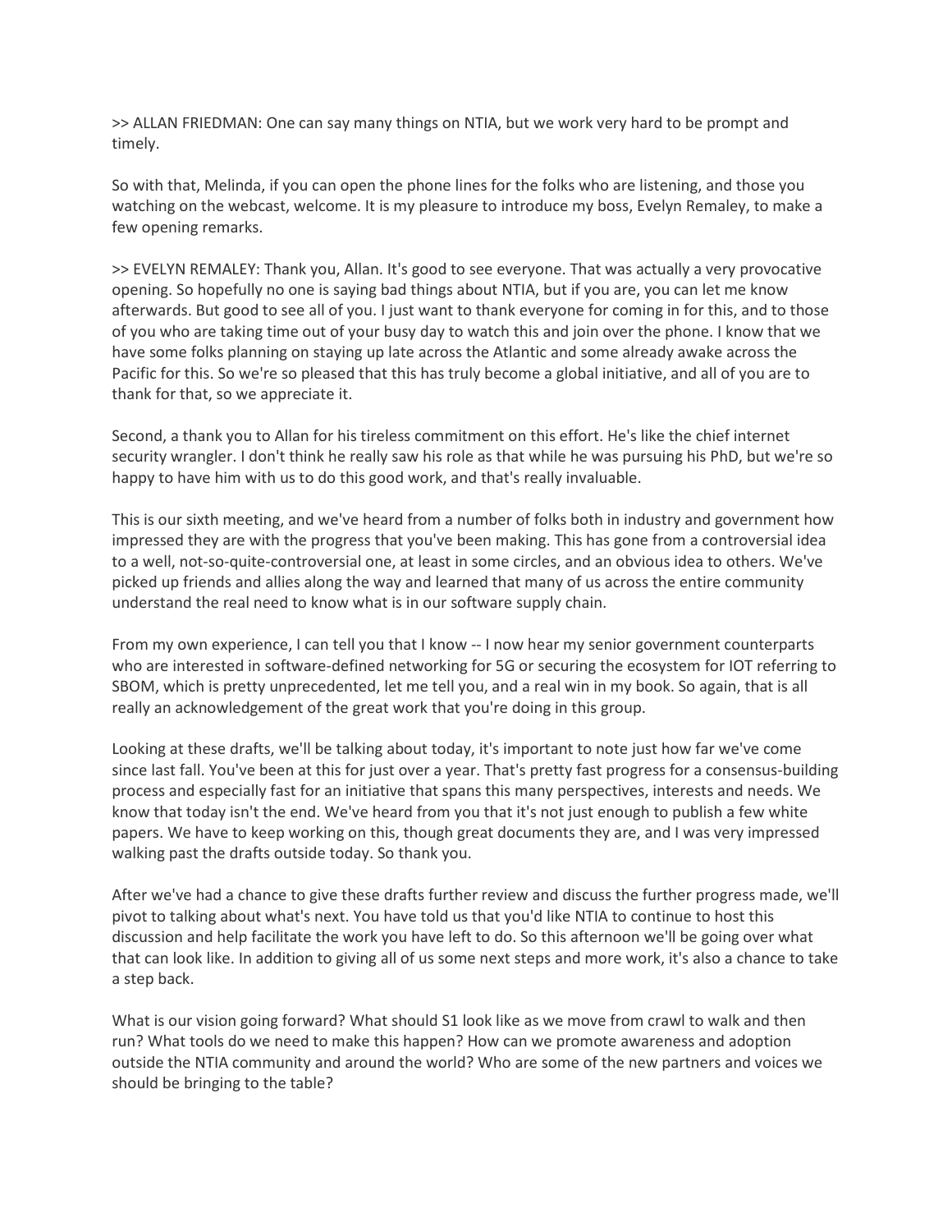>> ALLAN FRIEDMAN: One can say many things on NTIA, but we work very hard to be prompt and timely.

So with that, Melinda, if you can open the phone lines for the folks who are listening, and those you watching on the webcast, welcome. It is my pleasure to introduce my boss, Evelyn Remaley, to make a few opening remarks.

>> EVELYN REMALEY: Thank you, Allan. It's good to see everyone. That was actually a very provocative opening. So hopefully no one is saying bad things about NTIA, but if you are, you can let me know afterwards. But good to see all of you. I just want to thank everyone for coming in for this, and to those of you who are taking time out of your busy day to watch this and join over the phone. I know that we have some folks planning on staying up late across the Atlantic and some already awake across the Pacific for this. So we're so pleased that this has truly become a global initiative, and all of you are to thank for that, so we appreciate it.

Second, a thank you to Allan for his tireless commitment on this effort. He's like the chief internet security wrangler. I don't think he really saw his role as that while he was pursuing his PhD, but we're so happy to have him with us to do this good work, and that's really invaluable.

This is our sixth meeting, and we've heard from a number of folks both in industry and government how impressed they are with the progress that you've been making. This has gone from a controversial idea to a well, not-so-quite-controversial one, at least in some circles, and an obvious idea to others. We've picked up friends and allies along the way and learned that many of us across the entire community understand the real need to know what is in our software supply chain.

From my own experience, I can tell you that I know -- I now hear my senior government counterparts who are interested in software-defined networking for 5G or securing the ecosystem for IOT referring to SBOM, which is pretty unprecedented, let me tell you, and a real win in my book. So again, that is all really an acknowledgement of the great work that you're doing in this group.

Looking at these drafts, we'll be talking about today, it's important to note just how far we've come since last fall. You've been at this for just over a year. That's pretty fast progress for a consensus-building process and especially fast for an initiative that spans this many perspectives, interests and needs. We know that today isn't the end. We've heard from you that it's not just enough to publish a few white papers. We have to keep working on this, though great documents they are, and I was very impressed walking past the drafts outside today. So thank you.

After we've had a chance to give these drafts further review and discuss the further progress made, we'll pivot to talking about what's next. You have told us that you'd like NTIA to continue to host this discussion and help facilitate the work you have left to do. So this afternoon we'll be going over what that can look like. In addition to giving all of us some next steps and more work, it's also a chance to take a step back.

What is our vision going forward? What should S1 look like as we move from crawl to walk and then run? What tools do we need to make this happen? How can we promote awareness and adoption outside the NTIA community and around the world? Who are some of the new partners and voices we should be bringing to the table?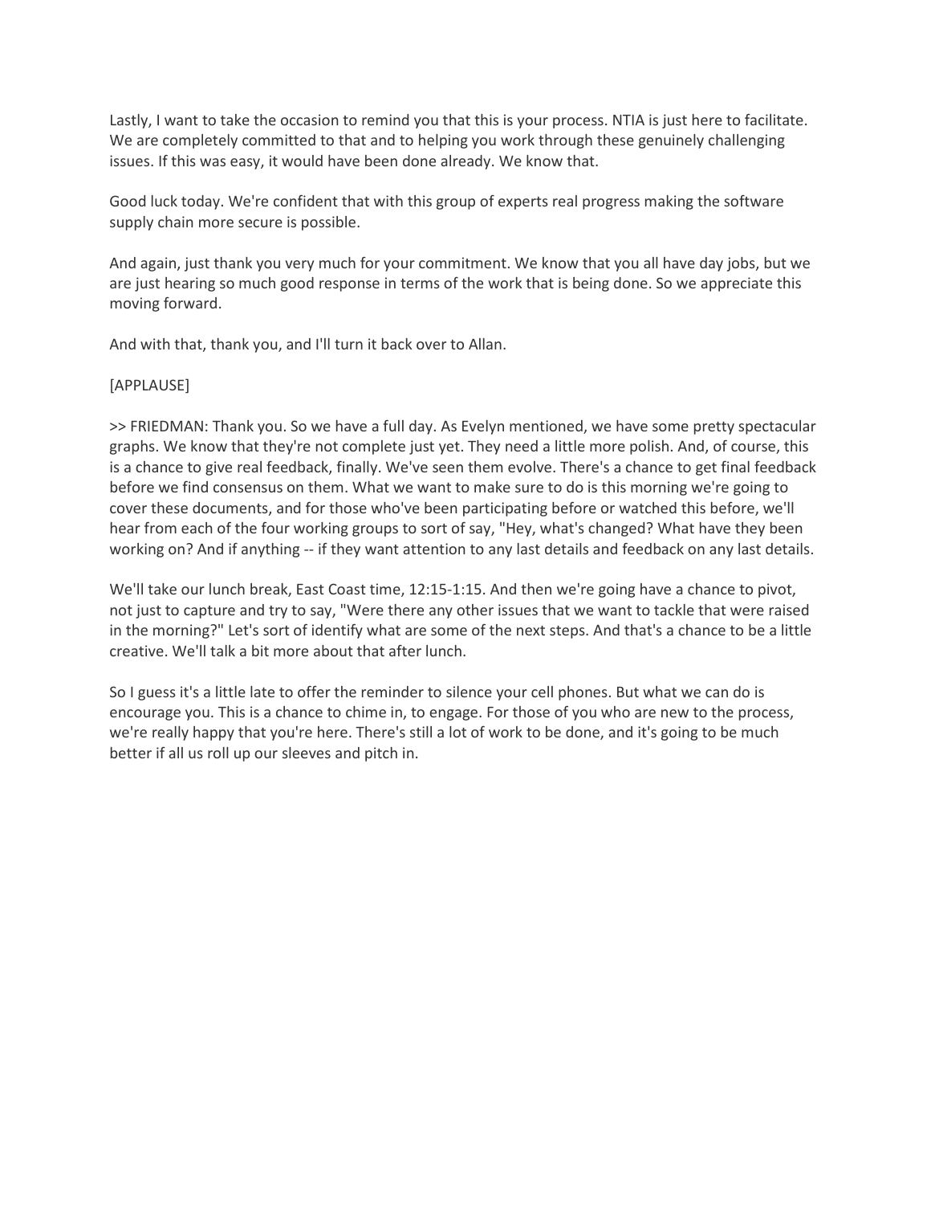Lastly, I want to take the occasion to remind you that this is your process. NTIA is just here to facilitate. We are completely committed to that and to helping you work through these genuinely challenging issues. If this was easy, it would have been done already. We know that.

Good luck today. We're confident that with this group of experts real progress making the software supply chain more secure is possible.

And again, just thank you very much for your commitment. We know that you all have day jobs, but we are just hearing so much good response in terms of the work that is being done. So we appreciate this moving forward.

And with that, thank you, and I'll turn it back over to Allan.

[APPLAUSE]

>> FRIEDMAN: Thank you. So we have a full day. As Evelyn mentioned, we have some pretty spectacular graphs. We know that they're not complete just yet. They need a little more polish. And, of course, this is a chance to give real feedback, finally. We've seen them evolve. There's a chance to get final feedback before we find consensus on them. What we want to make sure to do is this morning we're going to cover these documents, and for those who've been participating before or watched this before, we'll hear from each of the four working groups to sort of say, "Hey, what's changed? What have they been working on? And if anything -- if they want attention to any last details and feedback on any last details.

We'll take our lunch break, East Coast time, 12:15-1:15. And then we're going have a chance to pivot, not just to capture and try to say, "Were there any other issues that we want to tackle that were raised in the morning?" Let's sort of identify what are some of the next steps. And that's a chance to be a little creative. We'll talk a bit more about that after lunch.

So I guess it's a little late to offer the reminder to silence your cell phones. But what we can do is encourage you. This is a chance to chime in, to engage. For those of you who are new to the process, we're really happy that you're here. There's still a lot of work to be done, and it's going to be much better if all us roll up our sleeves and pitch in.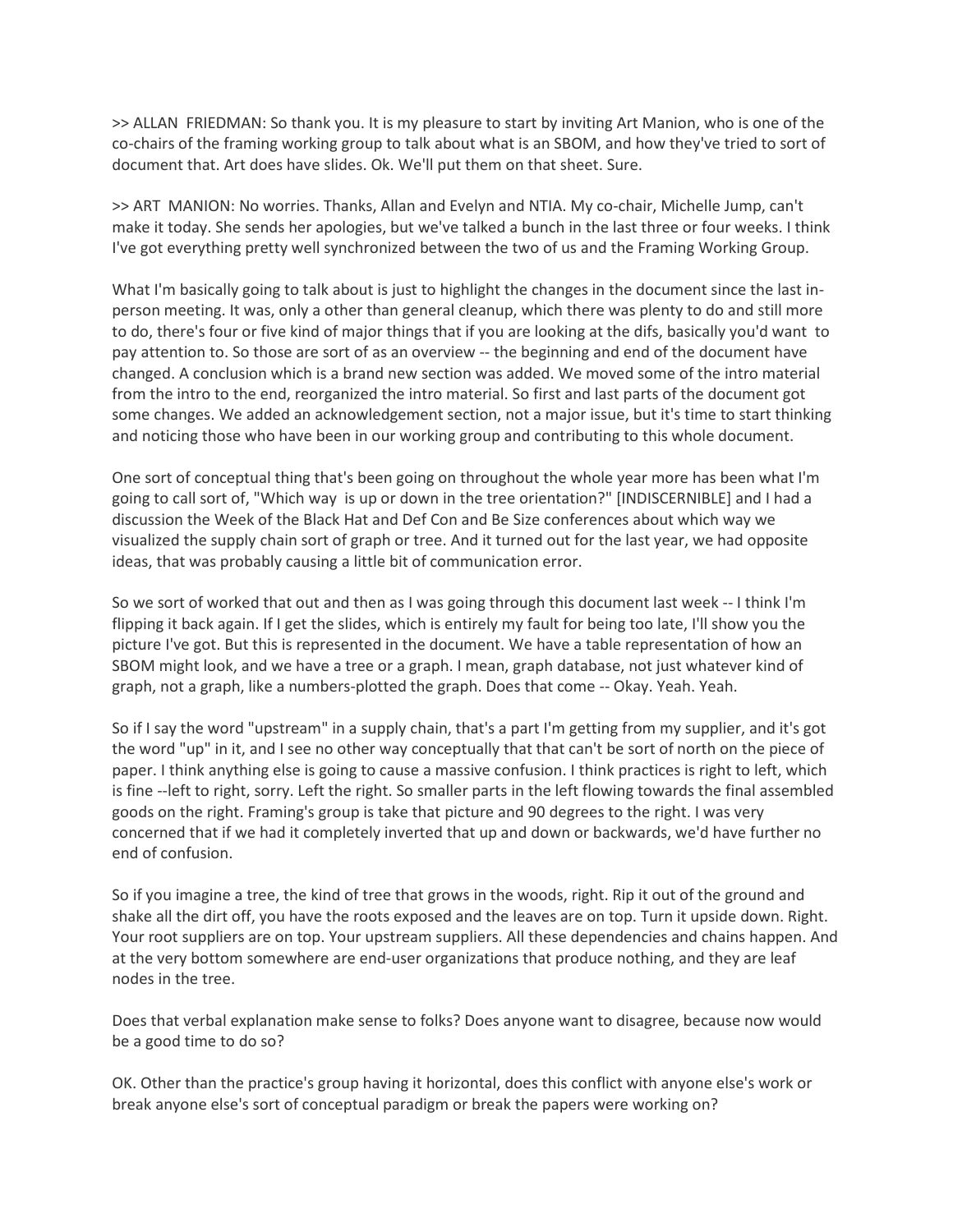>> ALLAN  FRIEDMAN: So thank you. It is my pleasure to start by inviting Art Manion, who is one of the co-chairs of the framing working group to talk about what is an SBOM, and how they've tried to sort of document that. Art does have slides. Ok. We'll put them on that sheet. Sure.

>> ART  MANION: No worries. Thanks, Allan and Evelyn and NTIA. My co-chair, Michelle Jump, can't make it today. She sends her apologies, but we've talked a bunch in the last three or four weeks. I think I've got everything pretty well synchronized between the two of us and the Framing Working Group.

What I'm basically going to talk about is just to highlight the changes in the document since the last in-person meeting. It was, only a other than general cleanup, which there was plenty to do and still more to do, there's four or five kind of major things that if you are looking at the difs, basically you'd want  to pay attention to. So those are sort of as an overview -- the beginning and end of the document have changed. A conclusion which is a brand new section was added. We moved some of the intro material from the intro to the end, reorganized the intro material. So first and last parts of the document got some changes. We added an acknowledgement section, not a major issue, but it's time to start thinking and noticing those who have been in our working group and contributing to this whole document.

One sort of conceptual thing that's been going on throughout the whole year more has been what I'm going to call sort of, "Which way  is up or down in the tree orientation?" [INDISCERNIBLE] and I had a discussion the Week of the Black Hat and Def Con and Be Size conferences about which way we visualized the supply chain sort of graph or tree. And it turned out for the last year, we had opposite ideas, that was probably causing a little bit of communication error.

So we sort of worked that out and then as I was going through this document last week -- I think I'm flipping it back again. If I get the slides, which is entirely my fault for being too late, I'll show you the picture I've got. But this is represented in the document. We have a table representation of how an SBOM might look, and we have a tree or a graph. I mean, graph database, not just whatever kind of graph, not a graph, like a numbers-plotted the graph. Does that come -- Okay. Yeah. Yeah.

So if I say the word "upstream" in a supply chain, that's a part I'm getting from my supplier, and it's got the word "up" in it, and I see no other way conceptually that that can't be sort of north on the piece of paper. I think anything else is going to cause a massive confusion. I think practices is right to left, which is fine --left to right, sorry. Left the right. So smaller parts in the left flowing towards the final assembled goods on the right. Framing's group is take that picture and 90 degrees to the right. I was very concerned that if we had it completely inverted that up and down or backwards, we'd have further no end of confusion.

So if you imagine a tree, the kind of tree that grows in the woods, right. Rip it out of the ground and shake all the dirt off, you have the roots exposed and the leaves are on top. Turn it upside down. Right. Your root suppliers are on top. Your upstream suppliers. All these dependencies and chains happen. And at the very bottom somewhere are end-user organizations that produce nothing, and they are leaf nodes in the tree.

Does that verbal explanation make sense to folks? Does anyone want to disagree, because now would be a good time to do so?

OK. Other than the practice's group having it horizontal, does this conflict with anyone else's work or break anyone else's sort of conceptual paradigm or break the papers were working on?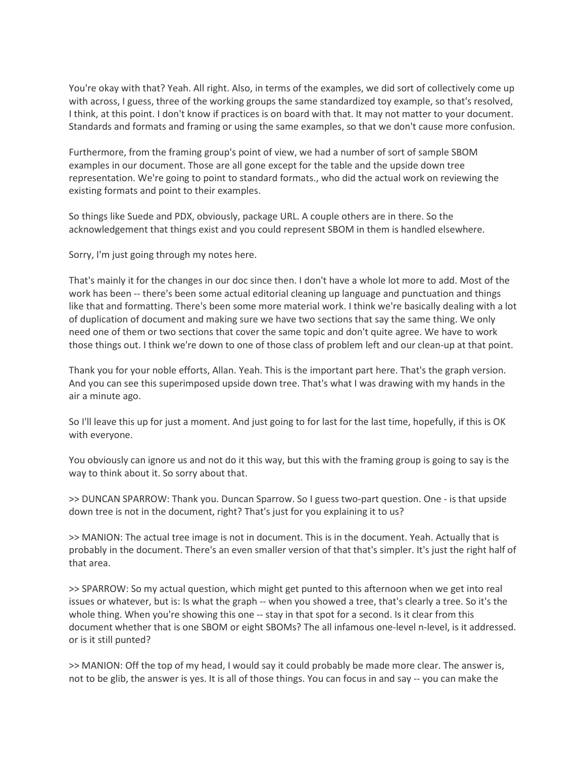You're okay with that? Yeah. All right. Also, in terms of the examples, we did sort of collectively come up with across, I guess, three of the working groups the same standardized toy example, so that's resolved, I think, at this point. I don't know if practices is on board with that. It may not matter to your document. Standards and formats and framing or using the same examples, so that we don't cause more confusion.

Furthermore, from the framing group's point of view, we had a number of sort of sample SBOM examples in our document. Those are all gone except for the table and the upside down tree representation. We're going to point to standard formats., who did the actual work on reviewing the existing formats and point to their examples.

So things like Suede and PDX, obviously, package URL. A couple others are in there. So the acknowledgement that things exist and you could represent SBOM in them is handled elsewhere.

Sorry, I'm just going through my notes here.

That's mainly it for the changes in our doc since then. I don't have a whole lot more to add. Most of the work has been -- there's been some actual editorial cleaning up language and punctuation and things like that and formatting. There's been some more material work. I think we're basically dealing with a lot of duplication of document and making sure we have two sections that say the same thing. We only need one of them or two sections that cover the same topic and don't quite agree. We have to work those things out. I think we're down to one of those class of problem left and our clean-up at that point.

Thank you for your noble efforts, Allan. Yeah. This is the important part here. That's the graph version. And you can see this superimposed upside down tree. That's what I was drawing with my hands in the air a minute ago.

So I'll leave this up for just a moment. And just going to for last for the last time, hopefully, if this is OK with everyone.

You obviously can ignore us and not do it this way, but this with the framing group is going to say is the way to think about it. So sorry about that.

>> DUNCAN SPARROW: Thank you. Duncan Sparrow. So I guess two-part question. One - is that upside down tree is not in the document, right? That's just for you explaining it to us?

>> MANION: The actual tree image is not in document. This is in the document. Yeah. Actually that is probably in the document. There's an even smaller version of that that's simpler. It's just the right half of that area.

>> SPARROW: So my actual question, which might get punted to this afternoon when we get into real issues or whatever, but is: Is what the graph -- when you showed a tree, that's clearly a tree. So it's the whole thing. When you're showing this one -- stay in that spot for a second. Is it clear from this document whether that is one SBOM or eight SBOMs? The all infamous one-level n-level, is it addressed. or is it still punted?

>> MANION: Off the top of my head, I would say it could probably be made more clear. The answer is, not to be glib, the answer is yes. It is all of those things. You can focus in and say -- you can make the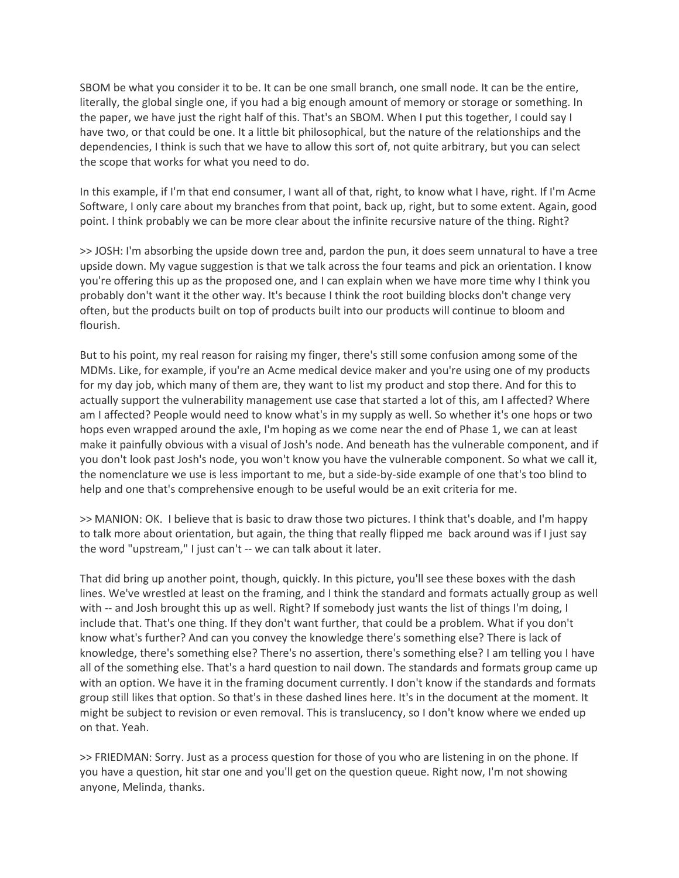SBOM be what you consider it to be. It can be one small branch, one small node. It can be the entire, literally, the global single one, if you had a big enough amount of memory or storage or something. In the paper, we have just the right half of this. That's an SBOM. When I put this together, I could say I have two, or that could be one. It a little bit philosophical, but the nature of the relationships and the dependencies, I think is such that we have to allow this sort of, not quite arbitrary, but you can select the scope that works for what you need to do.

In this example, if I'm that end consumer, I want all of that, right, to know what I have, right. If I'm Acme Software, I only care about my branches from that point, back up, right, but to some extent. Again, good point. I think probably we can be more clear about the infinite recursive nature of the thing. Right?

>> JOSH: I'm absorbing the upside down tree and, pardon the pun, it does seem unnatural to have a tree upside down. My vague suggestion is that we talk across the four teams and pick an orientation. I know you're offering this up as the proposed one, and I can explain when we have more time why I think you probably don't want it the other way. It's because I think the root building blocks don't change very often, but the products built on top of products built into our products will continue to bloom and flourish.

But to his point, my real reason for raising my finger, there's still some confusion among some of the MDMs. Like, for example, if you're an Acme medical device maker and you're using one of my products for my day job, which many of them are, they want to list my product and stop there. And for this to actually support the vulnerability management use case that started a lot of this, am I affected? Where am I affected? People would need to know what's in my supply as well. So whether it's one hops or two hops even wrapped around the axle, I'm hoping as we come near the end of Phase 1, we can at least make it painfully obvious with a visual of Josh's node. And beneath has the vulnerable component, and if you don't look past Josh's node, you won't know you have the vulnerable component. So what we call it, the nomenclature we use is less important to me, but a side-by-side example of one that's too blind to help and one that's comprehensive enough to be useful would be an exit criteria for me.

>> MANION: OK. I believe that is basic to draw those two pictures. I think that's doable, and I'm happy to talk more about orientation, but again, the thing that really flipped me back around was if I just say the word "upstream," I just can't -- we can talk about it later.

That did bring up another point, though, quickly. In this picture, you'll see these boxes with the dash lines. We've wrestled at least on the framing, and I think the standard and formats actually group as well with -- and Josh brought this up as well. Right? If somebody just wants the list of things I'm doing, I include that. That's one thing. If they don't want further, that could be a problem. What if you don't know what's further? And can you convey the knowledge there's something else? There is lack of knowledge, there's something else? There's no assertion, there's something else? I am telling you I have all of the something else. That's a hard question to nail down. The standards and formats group came up with an option. We have it in the framing document currently. I don't know if the standards and formats group still likes that option. So that's in these dashed lines here. It's in the document at the moment. It might be subject to revision or even removal. This is translucency, so I don't know where we ended up on that. Yeah.

>> FRIEDMAN: Sorry. Just as a process question for those of you who are listening in on the phone. If you have a question, hit star one and you'll get on the question queue. Right now, I'm not showing anyone, Melinda, thanks.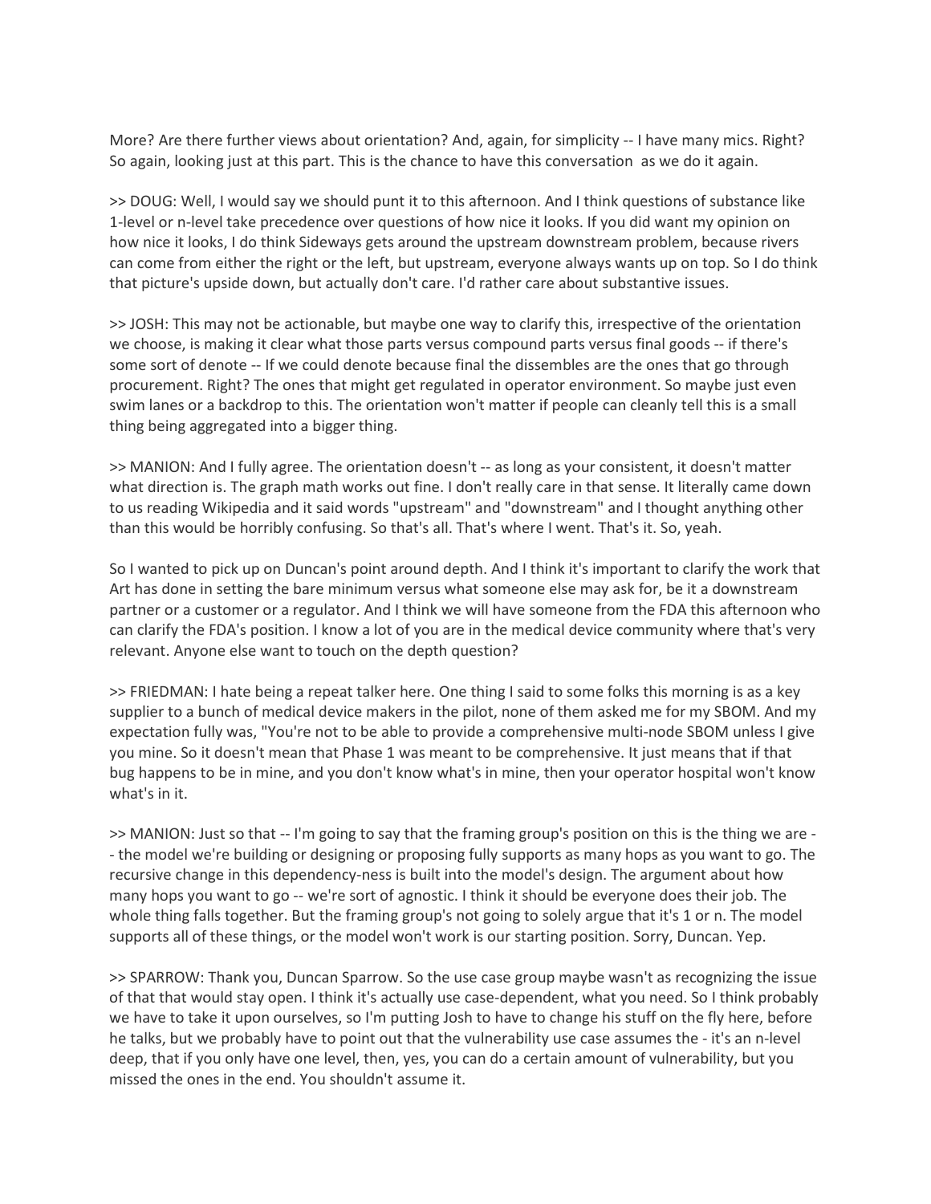More? Are there further views about orientation? And, again, for simplicity -- I have many mics. Right? So again, looking just at this part. This is the chance to have this conversation as we do it again.

>> DOUG: Well, I would say we should punt it to this afternoon. And I think questions of substance like 1-level or n-level take precedence over questions of how nice it looks. If you did want my opinion on how nice it looks, I do think Sideways gets around the upstream downstream problem, because rivers can come from either the right or the left, but upstream, everyone always wants up on top. So I do think that picture's upside down, but actually don't care. I'd rather care about substantive issues.

>> JOSH: This may not be actionable, but maybe one way to clarify this, irrespective of the orientation we choose, is making it clear what those parts versus compound parts versus final goods -- if there's some sort of denote -- If we could denote because final the dissembles are the ones that go through procurement. Right? The ones that might get regulated in operator environment. So maybe just even swim lanes or a backdrop to this. The orientation won't matter if people can cleanly tell this is a small thing being aggregated into a bigger thing.

>> MANION: And I fully agree. The orientation doesn't -- as long as your consistent, it doesn't matter what direction is. The graph math works out fine. I don't really care in that sense. It literally came down to us reading Wikipedia and it said words "upstream" and "downstream" and I thought anything other than this would be horribly confusing. So that's all. That's where I went. That's it. So, yeah.

So I wanted to pick up on Duncan's point around depth. And I think it's important to clarify the work that Art has done in setting the bare minimum versus what someone else may ask for, be it a downstream partner or a customer or a regulator. And I think we will have someone from the FDA this afternoon who can clarify the FDA's position. I know a lot of you are in the medical device community where that's very relevant. Anyone else want to touch on the depth question?

>> FRIEDMAN: I hate being a repeat talker here. One thing I said to some folks this morning is as a key supplier to a bunch of medical device makers in the pilot, none of them asked me for my SBOM. And my expectation fully was, "You're not to be able to provide a comprehensive multi-node SBOM unless I give you mine. So it doesn't mean that Phase 1 was meant to be comprehensive. It just means that if that bug happens to be in mine, and you don't know what's in mine, then your operator hospital won't know what's in it.

>> MANION: Just so that -- I'm going to say that the framing group's position on this is the thing we are -- the model we're building or designing or proposing fully supports as many hops as you want to go. The recursive change in this dependency-ness is built into the model's design. The argument about how many hops you want to go -- we're sort of agnostic. I think it should be everyone does their job. The whole thing falls together. But the framing group's not going to solely argue that it's 1 or n. The model supports all of these things, or the model won't work is our starting position. Sorry, Duncan. Yep.

>> SPARROW: Thank you, Duncan Sparrow. So the use case group maybe wasn't as recognizing the issue of that that would stay open. I think it's actually use case-dependent, what you need. So I think probably we have to take it upon ourselves, so I'm putting Josh to have to change his stuff on the fly here, before he talks, but we probably have to point out that the vulnerability use case assumes the - it's an n-level deep, that if you only have one level, then, yes, you can do a certain amount of vulnerability, but you missed the ones in the end. You shouldn't assume it.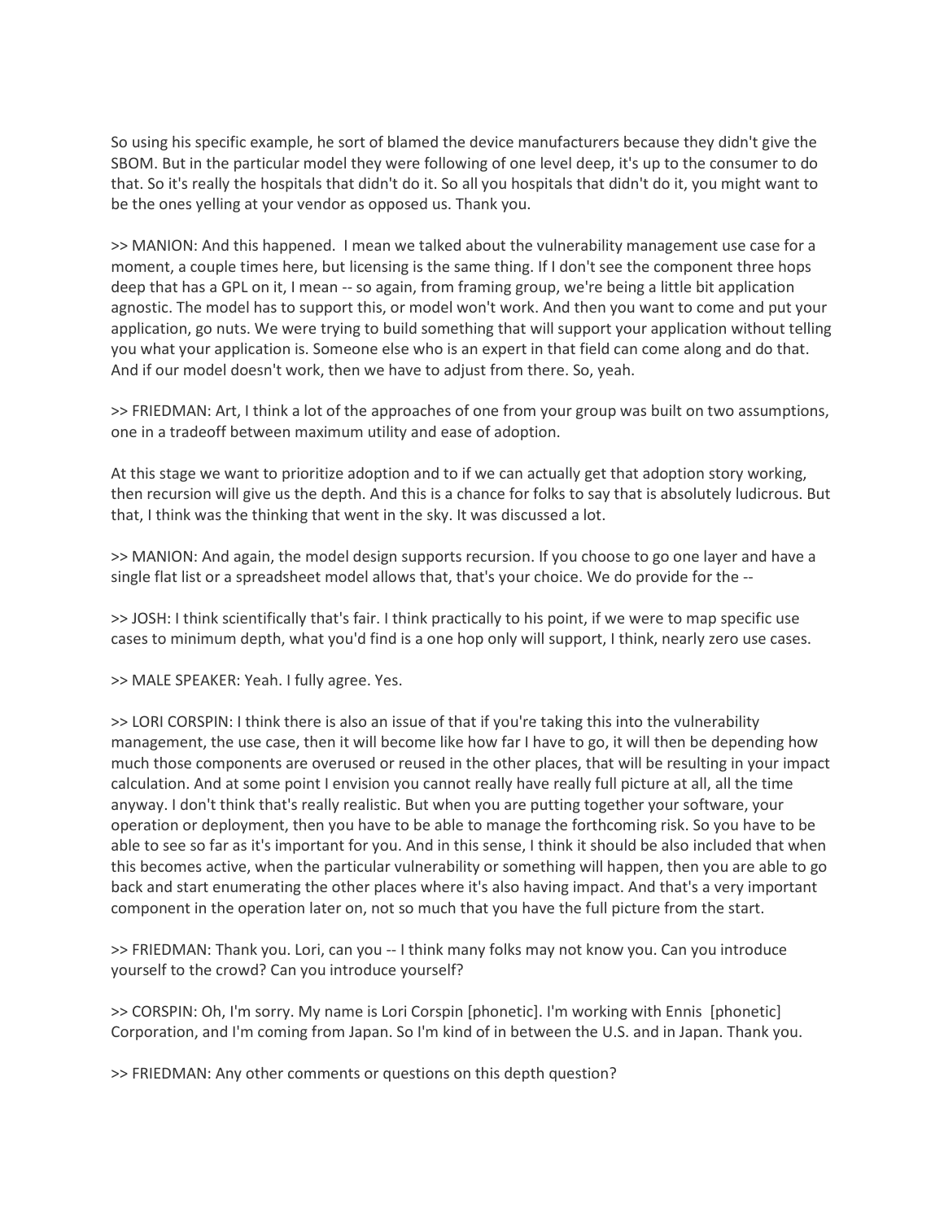So using his specific example, he sort of blamed the device manufacturers because they didn't give the SBOM. But in the particular model they were following of one level deep, it's up to the consumer to do that. So it's really the hospitals that didn't do it. So all you hospitals that didn't do it, you might want to be the ones yelling at your vendor as opposed us. Thank you.

>> MANION: And this happened. I mean we talked about the vulnerability management use case for a moment, a couple times here, but licensing is the same thing. If I don't see the component three hops deep that has a GPL on it, I mean -- so again, from framing group, we're being a little bit application agnostic. The model has to support this, or model won't work. And then you want to come and put your application, go nuts. We were trying to build something that will support your application without telling you what your application is. Someone else who is an expert in that field can come along and do that. And if our model doesn't work, then we have to adjust from there. So, yeah.

>> FRIEDMAN: Art, I think a lot of the approaches of one from your group was built on two assumptions, one in a tradeoff between maximum utility and ease of adoption.

At this stage we want to prioritize adoption and to if we can actually get that adoption story working, then recursion will give us the depth. And this is a chance for folks to say that is absolutely ludicrous. But that, I think was the thinking that went in the sky. It was discussed a lot.

>> MANION: And again, the model design supports recursion. If you choose to go one layer and have a single flat list or a spreadsheet model allows that, that's your choice. We do provide for the --

>> JOSH: I think scientifically that's fair. I think practically to his point, if we were to map specific use cases to minimum depth, what you'd find is a one hop only will support, I think, nearly zero use cases.

>> MALE SPEAKER: Yeah. I fully agree. Yes.

>> LORI CORSPIN: I think there is also an issue of that if you're taking this into the vulnerability management, the use case, then it will become like how far I have to go, it will then be depending how much those components are overused or reused in the other places, that will be resulting in your impact calculation. And at some point I envision you cannot really have really full picture at all, all the time anyway. I don't think that's really realistic. But when you are putting together your software, your operation or deployment, then you have to be able to manage the forthcoming risk. So you have to be able to see so far as it's important for you. And in this sense, I think it should be also included that when this becomes active, when the particular vulnerability or something will happen, then you are able to go back and start enumerating the other places where it's also having impact. And that's a very important component in the operation later on, not so much that you have the full picture from the start.

>> FRIEDMAN: Thank you. Lori, can you -- I think many folks may not know you. Can you introduce yourself to the crowd? Can you introduce yourself?

>> CORSPIN: Oh, I'm sorry. My name is Lori Corspin [phonetic]. I'm working with Ennis [phonetic] Corporation, and I'm coming from Japan. So I'm kind of in between the U.S. and in Japan. Thank you.

>> FRIEDMAN: Any other comments or questions on this depth question?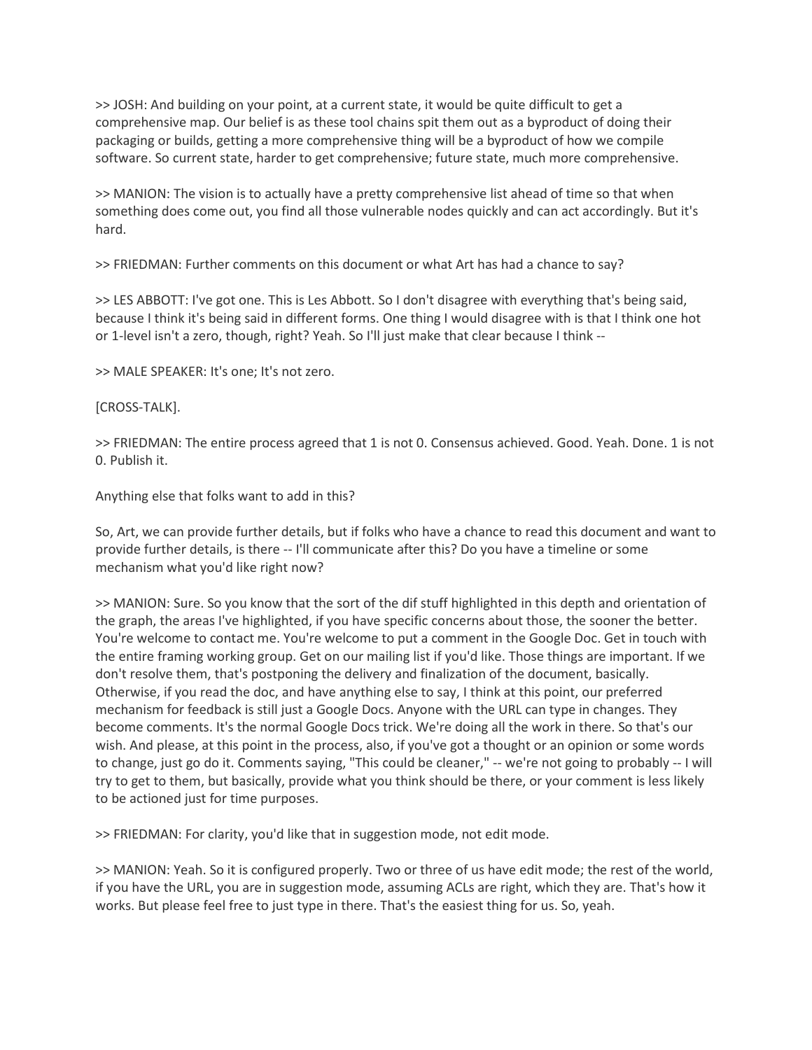>> JOSH: And building on your point, at a current state, it would be quite difficult to get a comprehensive map. Our belief is as these tool chains spit them out as a byproduct of doing their packaging or builds, getting a more comprehensive thing will be a byproduct of how we compile software. So current state, harder to get comprehensive; future state, much more comprehensive.

>> MANION: The vision is to actually have a pretty comprehensive list ahead of time so that when something does come out, you find all those vulnerable nodes quickly and can act accordingly. But it's hard.

>> FRIEDMAN: Further comments on this document or what Art has had a chance to say?

>> LES ABBOTT: I've got one. This is Les Abbott. So I don't disagree with everything that's being said, because I think it's being said in different forms. One thing I would disagree with is that I think one hot or 1-level isn't a zero, though, right? Yeah. So I'll just make that clear because I think --

>> MALE SPEAKER: It's one; It's not zero.

[CROSS-TALK].

>> FRIEDMAN: The entire process agreed that 1 is not 0. Consensus achieved. Good. Yeah. Done. 1 is not 0. Publish it.

Anything else that folks want to add in this?

So, Art, we can provide further details, but if folks who have a chance to read this document and want to provide further details, is there -- I'll communicate after this? Do you have a timeline or some mechanism what you'd like right now?

>> MANION: Sure. So you know that the sort of the dif stuff highlighted in this depth and orientation of the graph, the areas I've highlighted, if you have specific concerns about those, the sooner the better. You're welcome to contact me. You're welcome to put a comment in the Google Doc. Get in touch with the entire framing working group. Get on our mailing list if you'd like. Those things are important. If we don't resolve them, that's postponing the delivery and finalization of the document, basically. Otherwise, if you read the doc, and have anything else to say, I think at this point, our preferred mechanism for feedback is still just a Google Docs. Anyone with the URL can type in changes. They become comments. It's the normal Google Docs trick. We're doing all the work in there. So that's our wish. And please, at this point in the process, also, if you've got a thought or an opinion or some words to change, just go do it. Comments saying, "This could be cleaner," -- we're not going to probably -- I will try to get to them, but basically, provide what you think should be there, or your comment is less likely to be actioned just for time purposes.

>> FRIEDMAN: For clarity, you'd like that in suggestion mode, not edit mode.

>> MANION: Yeah. So it is configured properly. Two or three of us have edit mode; the rest of the world, if you have the URL, you are in suggestion mode, assuming ACLs are right, which they are. That's how it works. But please feel free to just type in there. That's the easiest thing for us. So, yeah.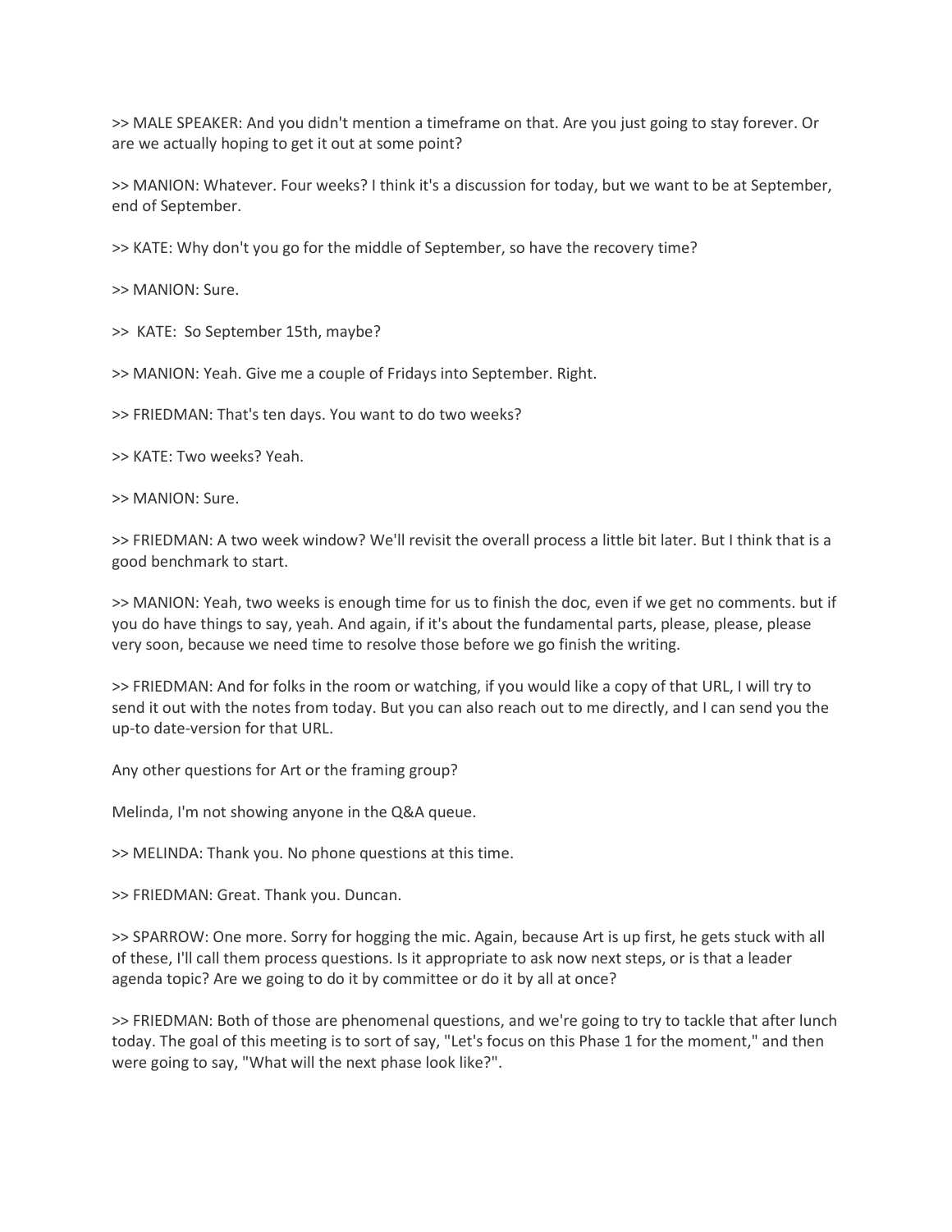>> MALE SPEAKER: And you didn't mention a timeframe on that. Are you just going to stay forever. Or are we actually hoping to get it out at some point?

>> MANION: Whatever. Four weeks? I think it's a discussion for today, but we want to be at September, end of September.

>> KATE: Why don't you go for the middle of September, so have the recovery time?

>> MANION: Sure.

>> KATE: So September 15th, maybe?

>> MANION: Yeah. Give me a couple of Fridays into September. Right.

>> FRIEDMAN: That's ten days. You want to do two weeks?

>> KATE: Two weeks? Yeah.

>> MANION: Sure.

>> FRIEDMAN: A two week window? We'll revisit the overall process a little bit later. But I think that is a good benchmark to start.

>> MANION: Yeah, two weeks is enough time for us to finish the doc, even if we get no comments. but if you do have things to say, yeah. And again, if it's about the fundamental parts, please, please, please very soon, because we need time to resolve those before we go finish the writing.

>> FRIEDMAN: And for folks in the room or watching, if you would like a copy of that URL, I will try to send it out with the notes from today. But you can also reach out to me directly, and I can send you the up-to date-version for that URL.

Any other questions for Art or the framing group?

Melinda, I'm not showing anyone in the Q&A queue.

>> MELINDA: Thank you. No phone questions at this time.

>> FRIEDMAN: Great. Thank you. Duncan.

>> SPARROW: One more. Sorry for hogging the mic. Again, because Art is up first, he gets stuck with all of these, I'll call them process questions. Is it appropriate to ask now next steps, or is that a leader agenda topic? Are we going to do it by committee or do it by all at once?

>> FRIEDMAN: Both of those are phenomenal questions, and we're going to try to tackle that after lunch today. The goal of this meeting is to sort of say, "Let's focus on this Phase 1 for the moment," and then were going to say, "What will the next phase look like?".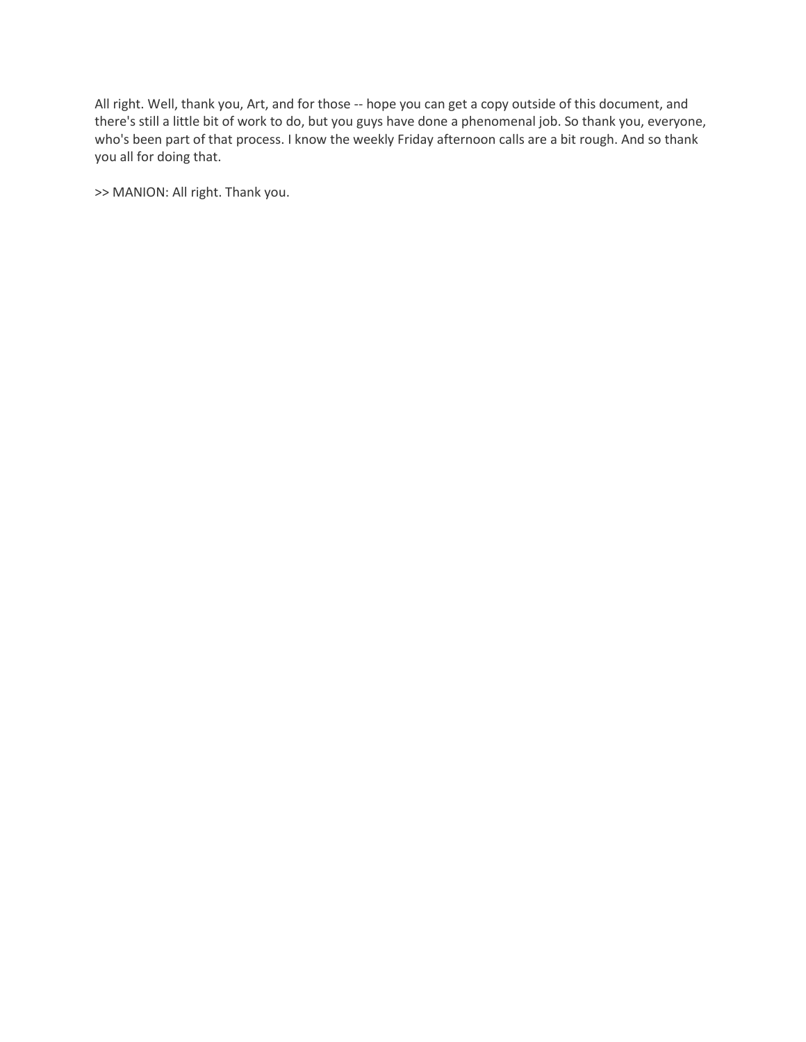All right. Well, thank you, Art, and for those -- hope you can get a copy outside of this document, and there's still a little bit of work to do, but you guys have done a phenomenal job. So thank you, everyone, who's been part of that process. I know the weekly Friday afternoon calls are a bit rough. And so thank you all for doing that.

>> MANION: All right. Thank you.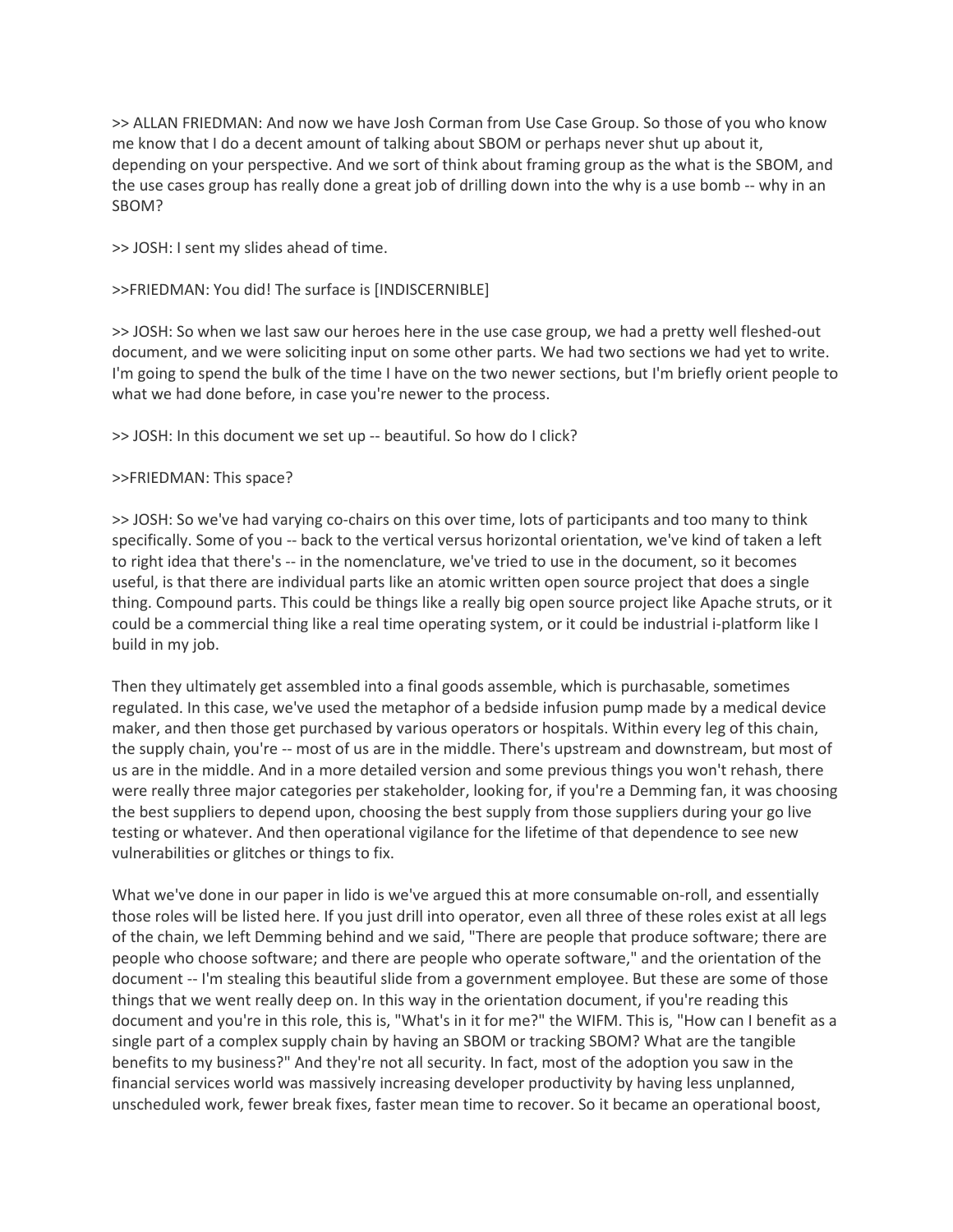>> ALLAN FRIEDMAN: And now we have Josh Corman from Use Case Group. So those of you who know me know that I do a decent amount of talking about SBOM or perhaps never shut up about it, depending on your perspective. And we sort of think about framing group as the what is the SBOM, and the use cases group has really done a great job of drilling down into the why is a use bomb -- why in an SBOM?

>> JOSH: I sent my slides ahead of time.

>>FRIEDMAN: You did! The surface is [INDISCERNIBLE]

>> JOSH: So when we last saw our heroes here in the use case group, we had a pretty well fleshed-out document, and we were soliciting input on some other parts. We had two sections we had yet to write. I'm going to spend the bulk of the time I have on the two newer sections, but I'm briefly orient people to what we had done before, in case you're newer to the process.

>> JOSH: In this document we set up -- beautiful. So how do I click?

>>FRIEDMAN: This space?

>> JOSH: So we've had varying co-chairs on this over time, lots of participants and too many to think specifically. Some of you -- back to the vertical versus horizontal orientation, we've kind of taken a left to right idea that there's -- in the nomenclature, we've tried to use in the document, so it becomes useful, is that there are individual parts like an atomic written open source project that does a single thing. Compound parts. This could be things like a really big open source project like Apache struts, or it could be a commercial thing like a real time operating system, or it could be industrial i-platform like I build in my job.

Then they ultimately get assembled into a final goods assemble, which is purchasable, sometimes regulated. In this case, we've used the metaphor of a bedside infusion pump made by a medical device maker, and then those get purchased by various operators or hospitals. Within every leg of this chain, the supply chain, you're -- most of us are in the middle. There's upstream and downstream, but most of us are in the middle. And in a more detailed version and some previous things you won't rehash, there were really three major categories per stakeholder, looking for, if you're a Demming fan, it was choosing the best suppliers to depend upon, choosing the best supply from those suppliers during your go live testing or whatever. And then operational vigilance for the lifetime of that dependence to see new vulnerabilities or glitches or things to fix.

What we've done in our paper in lido is we've argued this at more consumable on-roll, and essentially those roles will be listed here. If you just drill into operator, even all three of these roles exist at all legs of the chain, we left Demming behind and we said, "There are people that produce software; there are people who choose software; and there are people who operate software," and the orientation of the document -- I'm stealing this beautiful slide from a government employee. But these are some of those things that we went really deep on. In this way in the orientation document, if you're reading this document and you're in this role, this is, "What's in it for me?" the WIFM. This is, "How can I benefit as a single part of a complex supply chain by having an SBOM or tracking SBOM? What are the tangible benefits to my business?" And they're not all security. In fact, most of the adoption you saw in the financial services world was massively increasing developer productivity by having less unplanned, unscheduled work, fewer break fixes, faster mean time to recover. So it became an operational boost,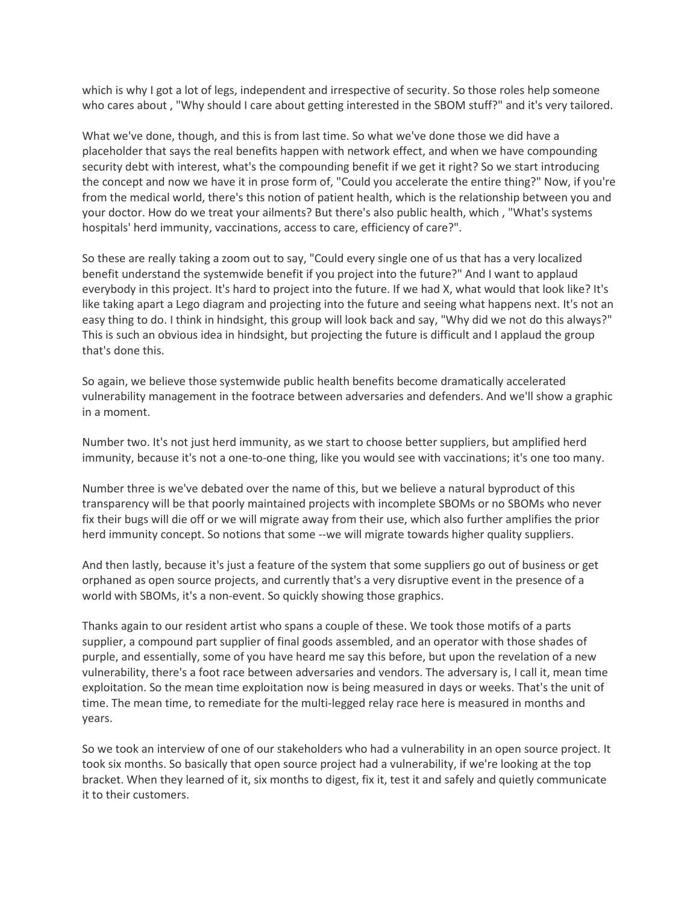which is why I got a lot of legs, independent and irrespective of security. So those roles help someone who cares about , "Why should I care about getting interested in the SBOM stuff?" and it's very tailored.

What we've done, though, and this is from last time. So what we've done those we did have a placeholder that says the real benefits happen with network effect, and when we have compounding security debt with interest, what's the compounding benefit if we get it right? So we start introducing the concept and now we have it in prose form of, "Could you accelerate the entire thing?" Now, if you're from the medical world, there's this notion of patient health, which is the relationship between you and your doctor. How do we treat your ailments? But there's also public health, which , "What's systems hospitals' herd immunity, vaccinations, access to care, efficiency of care?".

So these are really taking a zoom out to say, "Could every single one of us that has a very localized benefit understand the systemwide benefit if you project into the future?" And I want to applaud everybody in this project. It's hard to project into the future. If we had X, what would that look like? It's like taking apart a Lego diagram and projecting into the future and seeing what happens next. It's not an easy thing to do. I think in hindsight, this group will look back and say, "Why did we not do this always?" This is such an obvious idea in hindsight, but projecting the future is difficult and I applaud the group that's done this.

So again, we believe those systemwide public health benefits become dramatically accelerated vulnerability management in the footrace between adversaries and defenders. And we'll show a graphic in a moment.

Number two. It's not just herd immunity, as we start to choose better suppliers, but amplified herd immunity, because it's not a one-to-one thing, like you would see with vaccinations; it's one too many.

Number three is we've debated over the name of this, but we believe a natural byproduct of this transparency will be that poorly maintained projects with incomplete SBOMs or no SBOMs who never fix their bugs will die off or we will migrate away from their use, which also further amplifies the prior herd immunity concept. So notions that some --we will migrate towards higher quality suppliers.

And then lastly, because it's just a feature of the system that some suppliers go out of business or get orphaned as open source projects, and currently that's a very disruptive event in the presence of a world with SBOMs, it's a non-event. So quickly showing those graphics.

Thanks again to our resident artist who spans a couple of these. We took those motifs of a parts supplier, a compound part supplier of final goods assembled, and an operator with those shades of purple, and essentially, some of you have heard me say this before, but upon the revelation of a new vulnerability, there's a foot race between adversaries and vendors. The adversary is, I call it, mean time exploitation. So the mean time exploitation now is being measured in days or weeks. That's the unit of time. The mean time, to remediate for the multi-legged relay race here is measured in months and years.

So we took an interview of one of our stakeholders who had a vulnerability in an open source project. It took six months. So basically that open source project had a vulnerability, if we're looking at the top bracket. When they learned of it, six months to digest, fix it, test it and safely and quietly communicate it to their customers.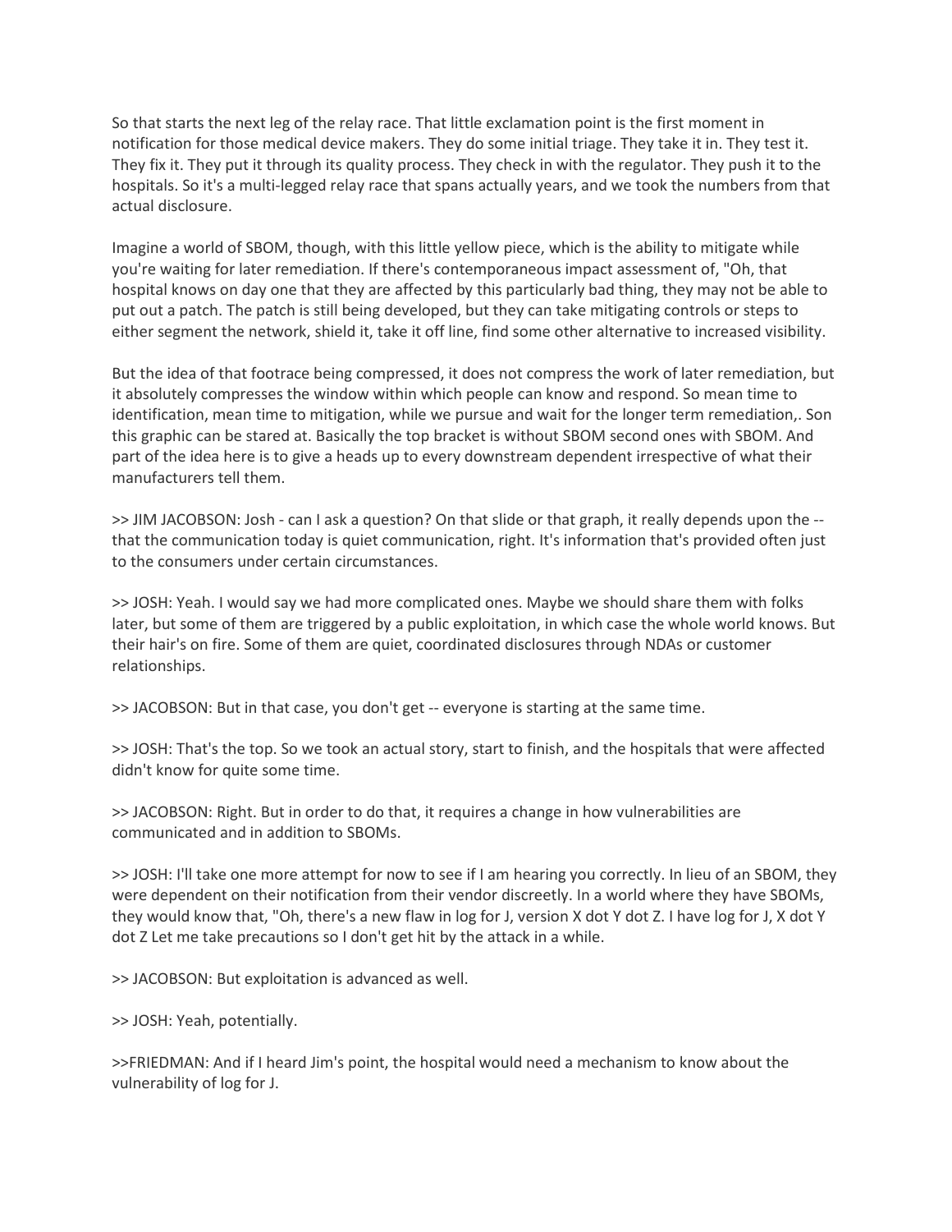So that starts the next leg of the relay race. That little exclamation point is the first moment in notification for those medical device makers. They do some initial triage. They take it in. They test it. They fix it. They put it through its quality process. They check in with the regulator. They push it to the hospitals. So it's a multi-legged relay race that spans actually years, and we took the numbers from that actual disclosure.

Imagine a world of SBOM, though, with this little yellow piece, which is the ability to mitigate while you're waiting for later remediation. If there's contemporaneous impact assessment of, "Oh, that hospital knows on day one that they are affected by this particularly bad thing, they may not be able to put out a patch. The patch is still being developed, but they can take mitigating controls or steps to either segment the network, shield it, take it off line, find some other alternative to increased visibility.

But the idea of that footrace being compressed, it does not compress the work of later remediation, but it absolutely compresses the window within which people can know and respond. So mean time to identification, mean time to mitigation, while we pursue and wait for the longer term remediation,. Son this graphic can be stared at. Basically the top bracket is without SBOM second ones with SBOM. And part of the idea here is to give a heads up to every downstream dependent irrespective of what their manufacturers tell them.

>> JIM JACOBSON: Josh - can I ask a question? On that slide or that graph, it really depends upon the -- that the communication today is quiet communication, right. It's information that's provided often just to the consumers under certain circumstances.

>> JOSH: Yeah. I would say we had more complicated ones. Maybe we should share them with folks later, but some of them are triggered by a public exploitation, in which case the whole world knows. But their hair's on fire. Some of them are quiet, coordinated disclosures through NDAs or customer relationships.

>> JACOBSON: But in that case, you don't get -- everyone is starting at the same time.

>> JOSH: That's the top. So we took an actual story, start to finish, and the hospitals that were affected didn't know for quite some time.

>> JACOBSON: Right. But in order to do that, it requires a change in how vulnerabilities are communicated and in addition to SBOMs.

>> JOSH: I'll take one more attempt for now to see if I am hearing you correctly. In lieu of an SBOM, they were dependent on their notification from their vendor discreetly. In a world where they have SBOMs, they would know that, "Oh, there's a new flaw in log for J, version X dot Y dot Z. I have log for J, X dot Y dot Z Let me take precautions so I don't get hit by the attack in a while.

>> JACOBSON: But exploitation is advanced as well.

>> JOSH: Yeah, potentially.

>>FRIEDMAN: And if I heard Jim's point, the hospital would need a mechanism to know about the vulnerability of log for J.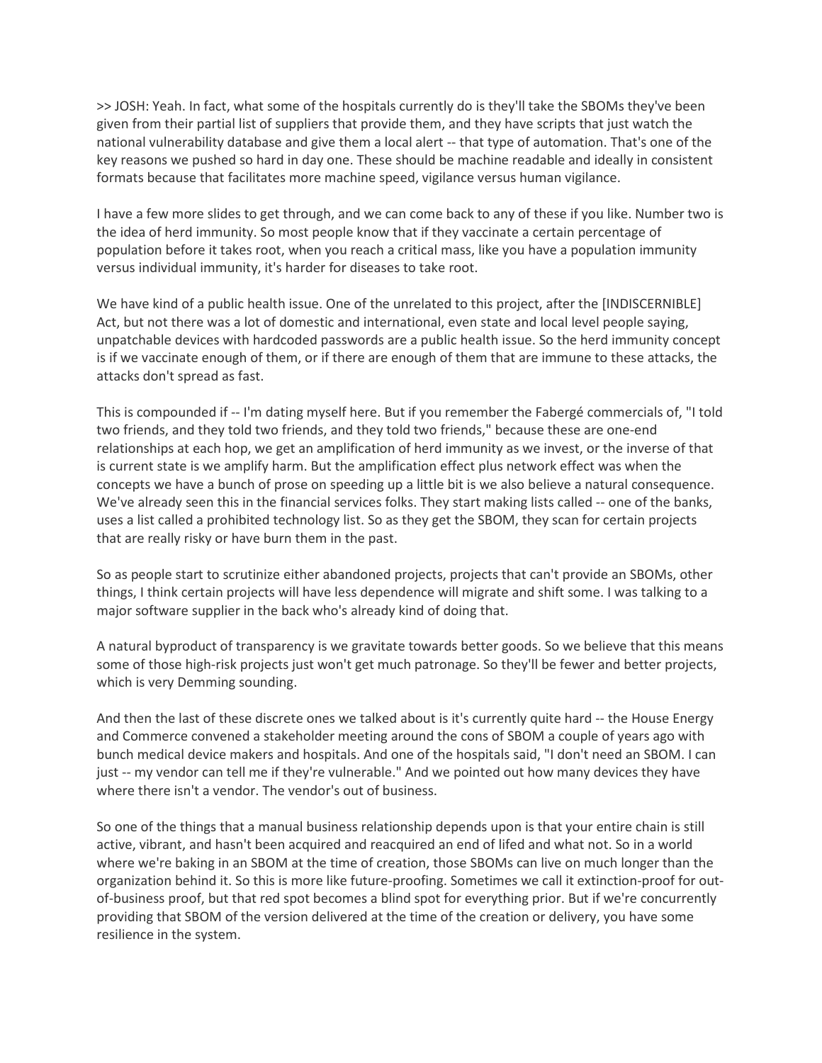>> JOSH: Yeah. In fact, what some of the hospitals currently do is they'll take the SBOMs they've been given from their partial list of suppliers that provide them, and they have scripts that just watch the national vulnerability database and give them a local alert -- that type of automation. That's one of the key reasons we pushed so hard in day one. These should be machine readable and ideally in consistent formats because that facilitates more machine speed, vigilance versus human vigilance.

I have a few more slides to get through, and we can come back to any of these if you like. Number two is the idea of herd immunity. So most people know that if they vaccinate a certain percentage of population before it takes root, when you reach a critical mass, like you have a population immunity versus individual immunity, it's harder for diseases to take root.

We have kind of a public health issue. One of the unrelated to this project, after the [INDISCERNIBLE] Act, but not there was a lot of domestic and international, even state and local level people saying, unpatchable devices with hardcoded passwords are a public health issue. So the herd immunity concept is if we vaccinate enough of them, or if there are enough of them that are immune to these attacks, the attacks don't spread as fast.

This is compounded if -- I'm dating myself here. But if you remember the Fabergé commercials of, "I told two friends, and they told two friends, and they told two friends," because these are one-end relationships at each hop, we get an amplification of herd immunity as we invest, or the inverse of that is current state is we amplify harm. But the amplification effect plus network effect was when the concepts we have a bunch of prose on speeding up a little bit is we also believe a natural consequence. We've already seen this in the financial services folks. They start making lists called -- one of the banks, uses a list called a prohibited technology list. So as they get the SBOM, they scan for certain projects that are really risky or have burn them in the past.

So as people start to scrutinize either abandoned projects, projects that can't provide an SBOMs, other things, I think certain projects will have less dependence will migrate and shift some. I was talking to a major software supplier in the back who's already kind of doing that.

A natural byproduct of transparency is we gravitate towards better goods. So we believe that this means some of those high-risk projects just won't get much patronage. So they'll be fewer and better projects, which is very Demming sounding.

And then the last of these discrete ones we talked about is it's currently quite hard -- the House Energy and Commerce convened a stakeholder meeting around the cons of SBOM a couple of years ago with bunch medical device makers and hospitals. And one of the hospitals said, "I don't need an SBOM. I can just -- my vendor can tell me if they're vulnerable." And we pointed out how many devices they have where there isn't a vendor. The vendor's out of business.

So one of the things that a manual business relationship depends upon is that your entire chain is still active, vibrant, and hasn't been acquired and reacquired an end of lifed and what not. So in a world where we're baking in an SBOM at the time of creation, those SBOMs can live on much longer than the organization behind it. So this is more like future-proofing. Sometimes we call it extinction-proof for out-of-business proof, but that red spot becomes a blind spot for everything prior. But if we're concurrently providing that SBOM of the version delivered at the time of the creation or delivery, you have some resilience in the system.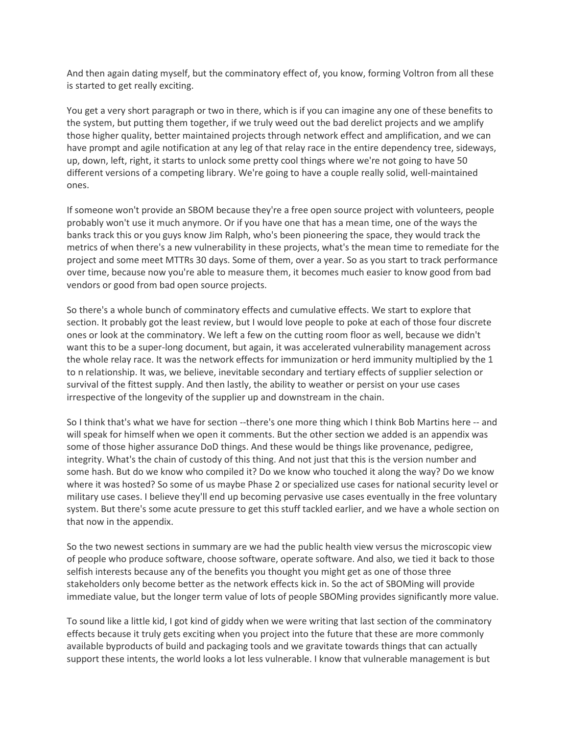And then again dating myself, but the comminatory effect of, you know, forming Voltron from all these is started to get really exciting.

You get a very short paragraph or two in there, which is if you can imagine any one of these benefits to the system, but putting them together, if we truly weed out the bad derelict projects and we amplify those higher quality, better maintained projects through network effect and amplification, and we can have prompt and agile notification at any leg of that relay race in the entire dependency tree, sideways, up, down, left, right, it starts to unlock some pretty cool things where we're not going to have 50 different versions of a competing library. We're going to have a couple really solid, well-maintained ones.

If someone won't provide an SBOM because they're a free open source project with volunteers, people probably won't use it much anymore. Or if you have one that has a mean time, one of the ways the banks track this or you guys know Jim Ralph, who's been pioneering the space, they would track the metrics of when there's a new vulnerability in these projects, what's the mean time to remediate for the project and some meet MTTRs 30 days. Some of them, over a year. So as you start to track performance over time, because now you're able to measure them, it becomes much easier to know good from bad vendors or good from bad open source projects.

So there's a whole bunch of comminatory effects and cumulative effects. We start to explore that section. It probably got the least review, but I would love people to poke at each of those four discrete ones or look at the comminatory. We left a few on the cutting room floor as well, because we didn't want this to be a super-long document, but again, it was accelerated vulnerability management across the whole relay race. It was the network effects for immunization or herd immunity multiplied by the 1 to n relationship. It was, we believe, inevitable secondary and tertiary effects of supplier selection or survival of the fittest supply. And then lastly, the ability to weather or persist on your use cases irrespective of the longevity of the supplier up and downstream in the chain.

So I think that's what we have for section --there's one more thing which I think Bob Martins here -- and will speak for himself when we open it comments. But the other section we added is an appendix was some of those higher assurance DoD things. And these would be things like provenance, pedigree, integrity. What's the chain of custody of this thing. And not just that this is the version number and some hash. But do we know who compiled it? Do we know who touched it along the way? Do we know where it was hosted? So some of us maybe Phase 2 or specialized use cases for national security level or military use cases. I believe they'll end up becoming pervasive use cases eventually in the free voluntary system. But there's some acute pressure to get this stuff tackled earlier, and we have a whole section on that now in the appendix.

So the two newest sections in summary are we had the public health view versus the microscopic view of people who produce software, choose software, operate software. And also, we tied it back to those selfish interests because any of the benefits you thought you might get as one of those three stakeholders only become better as the network effects kick in. So the act of SBOMing will provide immediate value, but the longer term value of lots of people SBOMing provides significantly more value.

To sound like a little kid, I got kind of giddy when we were writing that last section of the comminatory effects because it truly gets exciting when you project into the future that these are more commonly available byproducts of build and packaging tools and we gravitate towards things that can actually support these intents, the world looks a lot less vulnerable. I know that vulnerable management is but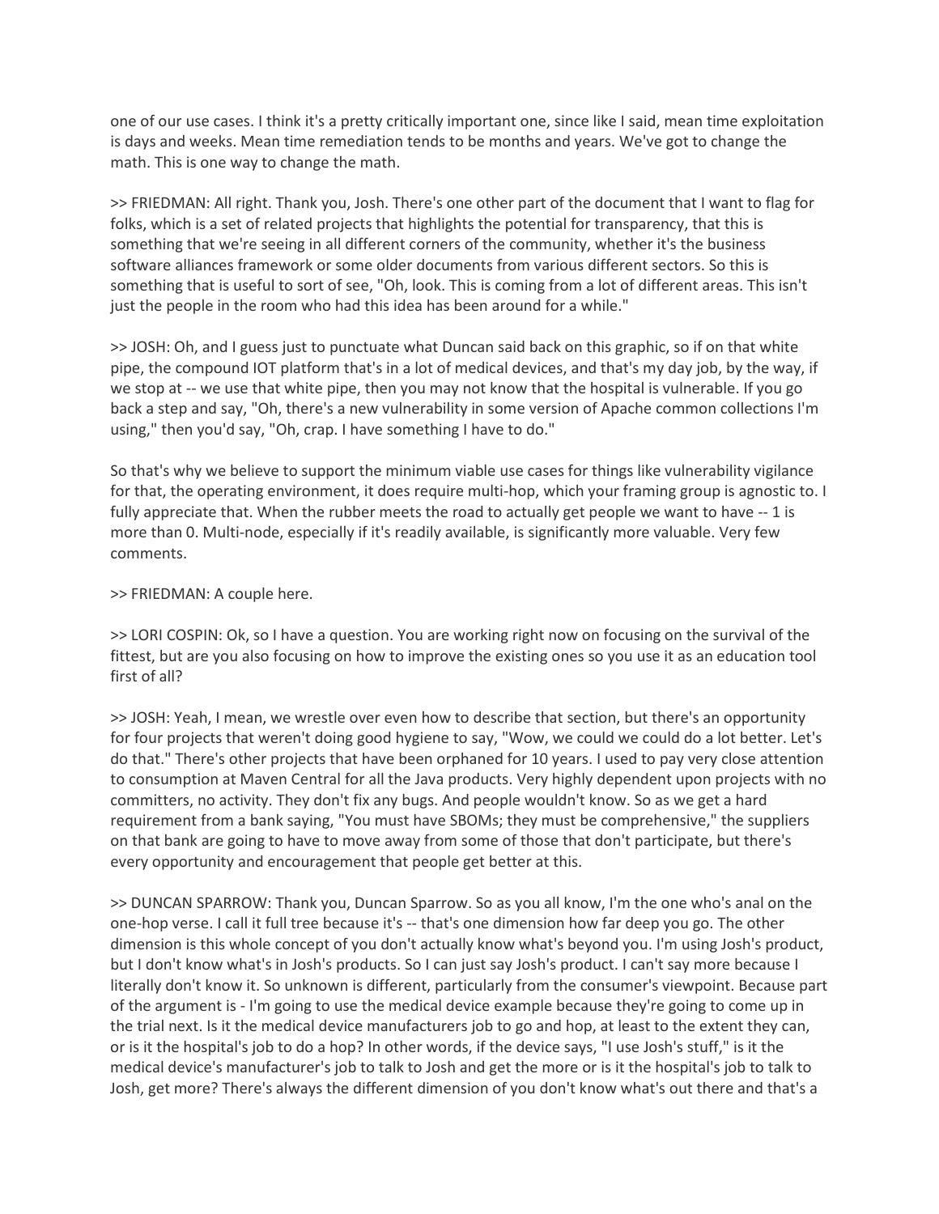one of our use cases. I think it's a pretty critically important one, since like I said, mean time exploitation is days and weeks. Mean time remediation tends to be months and years. We've got to change the math. This is one way to change the math.

>> FRIEDMAN: All right. Thank you, Josh. There's one other part of the document that I want to flag for folks, which is a set of related projects that highlights the potential for transparency, that this is something that we're seeing in all different corners of the community, whether it's the business software alliances framework or some older documents from various different sectors. So this is something that is useful to sort of see, "Oh, look. This is coming from a lot of different areas. This isn't just the people in the room who had this idea has been around for a while."

>> JOSH: Oh, and I guess just to punctuate what Duncan said back on this graphic, so if on that white pipe, the compound IOT platform that's in a lot of medical devices, and that's my day job, by the way, if we stop at -- we use that white pipe, then you may not know that the hospital is vulnerable. If you go back a step and say, "Oh, there's a new vulnerability in some version of Apache common collections I'm using," then you'd say, "Oh, crap. I have something I have to do."

So that's why we believe to support the minimum viable use cases for things like vulnerability vigilance for that, the operating environment, it does require multi-hop, which your framing group is agnostic to. I fully appreciate that. When the rubber meets the road to actually get people we want to have -- 1 is more than 0. Multi-node, especially if it's readily available, is significantly more valuable. Very few comments.

>> FRIEDMAN: A couple here.

>> LORI COSPIN: Ok, so I have a question. You are working right now on focusing on the survival of the fittest, but are you also focusing on how to improve the existing ones so you use it as an education tool first of all?

>> JOSH: Yeah, I mean, we wrestle over even how to describe that section, but there's an opportunity for four projects that weren't doing good hygiene to say, "Wow, we could we could do a lot better. Let's do that." There's other projects that have been orphaned for 10 years. I used to pay very close attention to consumption at Maven Central for all the Java products. Very highly dependent upon projects with no committers, no activity. They don't fix any bugs. And people wouldn't know. So as we get a hard requirement from a bank saying, "You must have SBOMs; they must be comprehensive," the suppliers on that bank are going to have to move away from some of those that don't participate, but there's every opportunity and encouragement that people get better at this.

>> DUNCAN SPARROW: Thank you, Duncan Sparrow. So as you all know, I'm the one who's anal on the one-hop verse. I call it full tree because it's -- that's one dimension how far deep you go. The other dimension is this whole concept of you don't actually know what's beyond you. I'm using Josh's product, but I don't know what's in Josh's products. So I can just say Josh's product. I can't say more because I literally don't know it. So unknown is different, particularly from the consumer's viewpoint. Because part of the argument is - I'm going to use the medical device example because they're going to come up in the trial next. Is it the medical device manufacturers job to go and hop, at least to the extent they can, or is it the hospital's job to do a hop? In other words, if the device says, "I use Josh's stuff," is it the medical device's manufacturer's job to talk to Josh and get the more or is it the hospital's job to talk to Josh, get more? There's always the different dimension of you don't know what's out there and that's a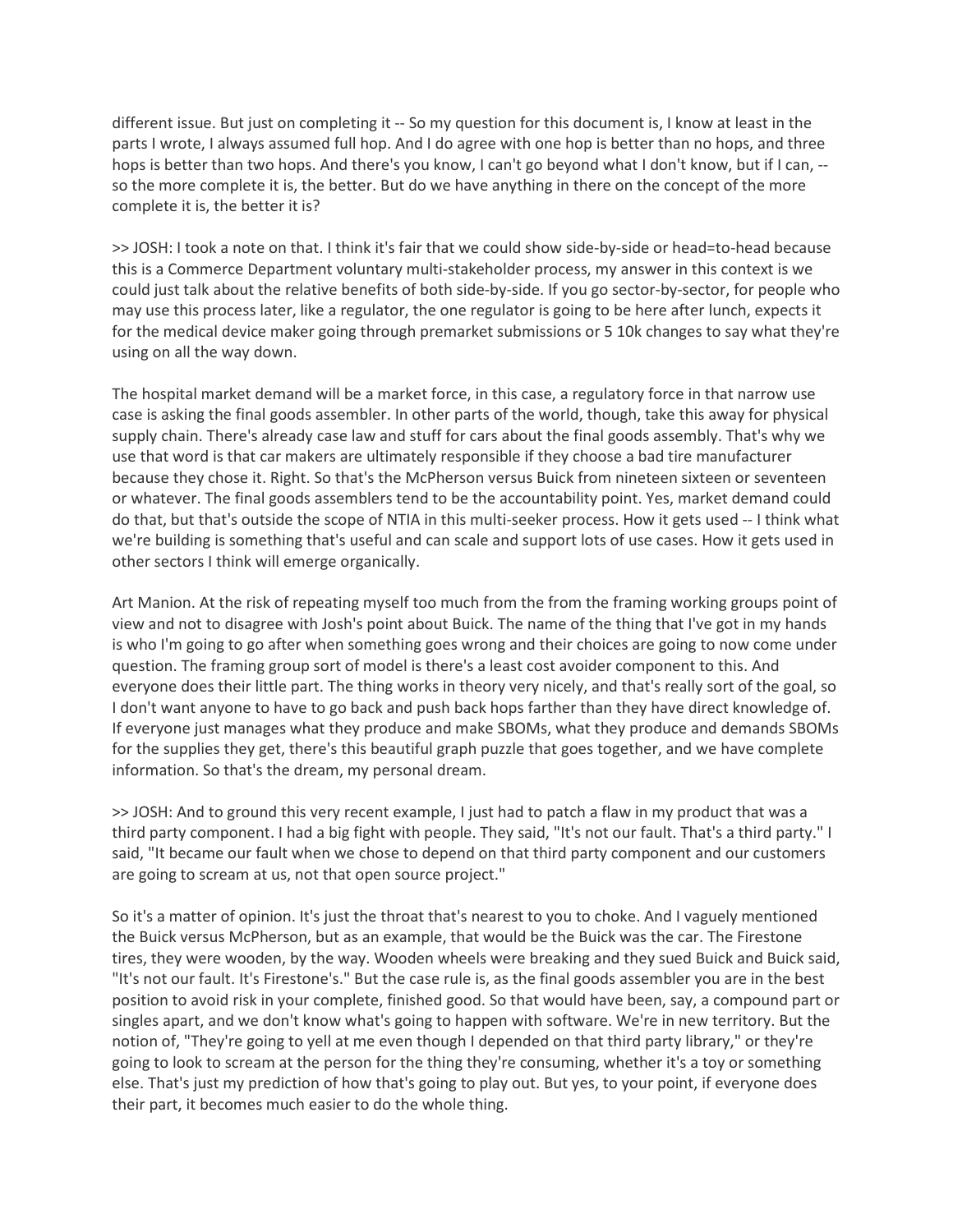different issue. But just on completing it -- So my question for this document is, I know at least in the parts I wrote, I always assumed full hop. And I do agree with one hop is better than no hops, and three hops is better than two hops. And there's you know, I can't go beyond what I don't know, but if I can, -- so the more complete it is, the better. But do we have anything in there on the concept of the more complete it is, the better it is?

>> JOSH: I took a note on that. I think it's fair that we could show side-by-side or head=to-head because this is a Commerce Department voluntary multi-stakeholder process, my answer in this context is we could just talk about the relative benefits of both side-by-side. If you go sector-by-sector, for people who may use this process later, like a regulator, the one regulator is going to be here after lunch, expects it for the medical device maker going through premarket submissions or 5 10k changes to say what they're using on all the way down.

The hospital market demand will be a market force, in this case, a regulatory force in that narrow use case is asking the final goods assembler. In other parts of the world, though, take this away for physical supply chain. There's already case law and stuff for cars about the final goods assembly. That's why we use that word is that car makers are ultimately responsible if they choose a bad tire manufacturer because they chose it. Right. So that's the McPherson versus Buick from nineteen sixteen or seventeen or whatever. The final goods assemblers tend to be the accountability point. Yes, market demand could do that, but that's outside the scope of NTIA in this multi-seeker process. How it gets used -- I think what we're building is something that's useful and can scale and support lots of use cases. How it gets used in other sectors I think will emerge organically.

Art Manion. At the risk of repeating myself too much from the from the framing working groups point of view and not to disagree with Josh's point about Buick. The name of the thing that I've got in my hands is who I'm going to go after when something goes wrong and their choices are going to now come under question. The framing group sort of model is there's a least cost avoider component to this. And everyone does their little part. The thing works in theory very nicely, and that's really sort of the goal, so I don't want anyone to have to go back and push back hops farther than they have direct knowledge of. If everyone just manages what they produce and make SBOMs, what they produce and demands SBOMs for the supplies they get, there's this beautiful graph puzzle that goes together, and we have complete information. So that's the dream, my personal dream.

>> JOSH: And to ground this very recent example, I just had to patch a flaw in my product that was a third party component. I had a big fight with people. They said, "It's not our fault. That's a third party." I said, "It became our fault when we chose to depend on that third party component and our customers are going to scream at us, not that open source project."

So it's a matter of opinion. It's just the throat that's nearest to you to choke. And I vaguely mentioned the Buick versus McPherson, but as an example, that would be the Buick was the car. The Firestone tires, they were wooden, by the way. Wooden wheels were breaking and they sued Buick and Buick said, "It's not our fault. It's Firestone's." But the case rule is, as the final goods assembler you are in the best position to avoid risk in your complete, finished good. So that would have been, say, a compound part or singles apart, and we don't know what's going to happen with software. We're in new territory. But the notion of, "They're going to yell at me even though I depended on that third party library," or they're going to look to scream at the person for the thing they're consuming, whether it's a toy or something else. That's just my prediction of how that's going to play out. But yes, to your point, if everyone does their part, it becomes much easier to do the whole thing.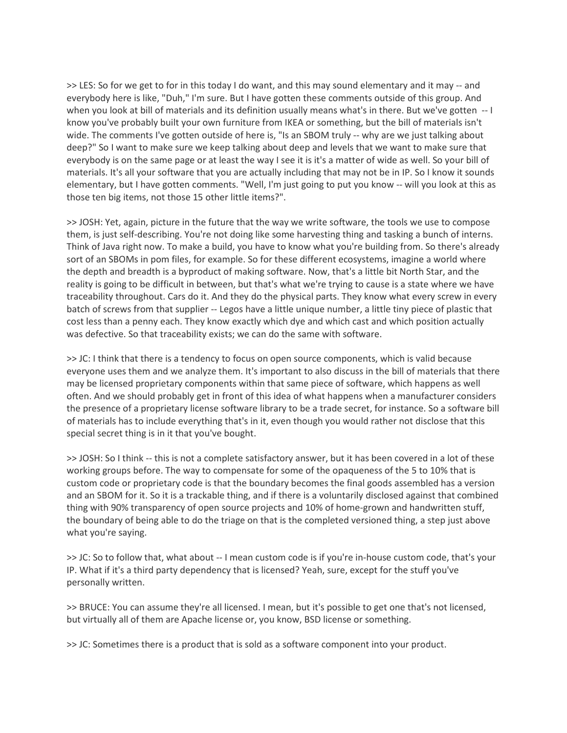>> LES: So for we get to for in this today I do want, and this may sound elementary and it may -- and everybody here is like, "Duh," I'm sure. But I have gotten these comments outside of this group. And when you look at bill of materials and its definition usually means what's in there. But we've gotten -- I know you've probably built your own furniture from IKEA or something, but the bill of materials isn't wide. The comments I've gotten outside of here is, "Is an SBOM truly -- why are we just talking about deep?" So I want to make sure we keep talking about deep and levels that we want to make sure that everybody is on the same page or at least the way I see it is it's a matter of wide as well. So your bill of materials. It's all your software that you are actually including that may not be in IP. So I know it sounds elementary, but I have gotten comments. "Well, I'm just going to put you know -- will you look at this as those ten big items, not those 15 other little items?".

>> JOSH: Yet, again, picture in the future that the way we write software, the tools we use to compose them, is just self-describing. You're not doing like some harvesting thing and tasking a bunch of interns. Think of Java right now. To make a build, you have to know what you're building from. So there's already sort of an SBOMs in pom files, for example. So for these different ecosystems, imagine a world where the depth and breadth is a byproduct of making software. Now, that's a little bit North Star, and the reality is going to be difficult in between, but that's what we're trying to cause is a state where we have traceability throughout. Cars do it. And they do the physical parts. They know what every screw in every batch of screws from that supplier -- Legos have a little unique number, a little tiny piece of plastic that cost less than a penny each. They know exactly which dye and which cast and which position actually was defective. So that traceability exists; we can do the same with software.

>> JC: I think that there is a tendency to focus on open source components, which is valid because everyone uses them and we analyze them. It's important to also discuss in the bill of materials that there may be licensed proprietary components within that same piece of software, which happens as well often. And we should probably get in front of this idea of what happens when a manufacturer considers the presence of a proprietary license software library to be a trade secret, for instance. So a software bill of materials has to include everything that's in it, even though you would rather not disclose that this special secret thing is in it that you've bought.

>> JOSH: So I think -- this is not a complete satisfactory answer, but it has been covered in a lot of these working groups before. The way to compensate for some of the opaqueness of the 5 to 10% that is custom code or proprietary code is that the boundary becomes the final goods assembled has a version and an SBOM for it. So it is a trackable thing, and if there is a voluntarily disclosed against that combined thing with 90% transparency of open source projects and 10% of home-grown and handwritten stuff, the boundary of being able to do the triage on that is the completed versioned thing, a step just above what you're saying.

>> JC: So to follow that, what about -- I mean custom code is if you're in-house custom code, that's your IP. What if it's a third party dependency that is licensed? Yeah, sure, except for the stuff you've personally written.

>> BRUCE: You can assume they're all licensed. I mean, but it's possible to get one that's not licensed, but virtually all of them are Apache license or, you know, BSD license or something.

>> JC: Sometimes there is a product that is sold as a software component into your product.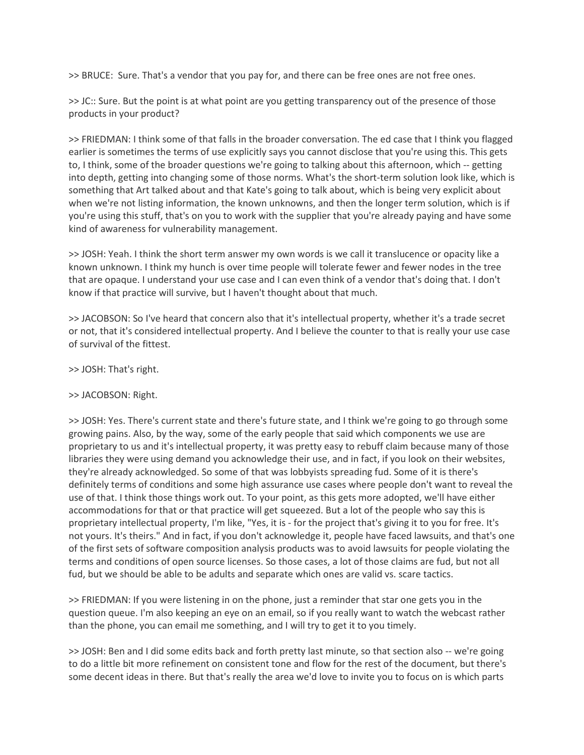>> BRUCE: Sure. That's a vendor that you pay for, and there can be free ones are not free ones.

>> JC:: Sure. But the point is at what point are you getting transparency out of the presence of those products in your product?

>> FRIEDMAN: I think some of that falls in the broader conversation. The ed case that I think you flagged earlier is sometimes the terms of use explicitly says you cannot disclose that you're using this. This gets to, I think, some of the broader questions we're going to talking about this afternoon, which -- getting into depth, getting into changing some of those norms. What's the short-term solution look like, which is something that Art talked about and that Kate's going to talk about, which is being very explicit about when we're not listing information, the known unknowns, and then the longer term solution, which is if you're using this stuff, that's on you to work with the supplier that you're already paying and have some kind of awareness for vulnerability management.

>> JOSH: Yeah. I think the short term answer my own words is we call it translucence or opacity like a known unknown. I think my hunch is over time people will tolerate fewer and fewer nodes in the tree that are opaque. I understand your use case and I can even think of a vendor that's doing that. I don't know if that practice will survive, but I haven't thought about that much.

>> JACOBSON: So I've heard that concern also that it's intellectual property, whether it's a trade secret or not, that it's considered intellectual property. And I believe the counter to that is really your use case of survival of the fittest.

>> JOSH: That's right.

>> JACOBSON: Right.

>> JOSH: Yes. There's current state and there's future state, and I think we're going to go through some growing pains. Also, by the way, some of the early people that said which components we use are proprietary to us and it's intellectual property, it was pretty easy to rebuff claim because many of those libraries they were using demand you acknowledge their use, and in fact, if you look on their websites, they're already acknowledged. So some of that was lobbyists spreading fud. Some of it is there's definitely terms of conditions and some high assurance use cases where people don't want to reveal the use of that. I think those things work out. To your point, as this gets more adopted, we'll have either accommodations for that or that practice will get squeezed. But a lot of the people who say this is proprietary intellectual property, I'm like, "Yes, it is - for the project that's giving it to you for free. It's not yours. It's theirs." And in fact, if you don't acknowledge it, people have faced lawsuits, and that's one of the first sets of software composition analysis products was to avoid lawsuits for people violating the terms and conditions of open source licenses. So those cases, a lot of those claims are fud, but not all fud, but we should be able to be adults and separate which ones are valid vs. scare tactics.

>> FRIEDMAN: If you were listening in on the phone, just a reminder that star one gets you in the question queue. I'm also keeping an eye on an email, so if you really want to watch the webcast rather than the phone, you can email me something, and I will try to get it to you timely.

>> JOSH: Ben and I did some edits back and forth pretty last minute, so that section also -- we're going to do a little bit more refinement on consistent tone and flow for the rest of the document, but there's some decent ideas in there. But that's really the area we'd love to invite you to focus on is which parts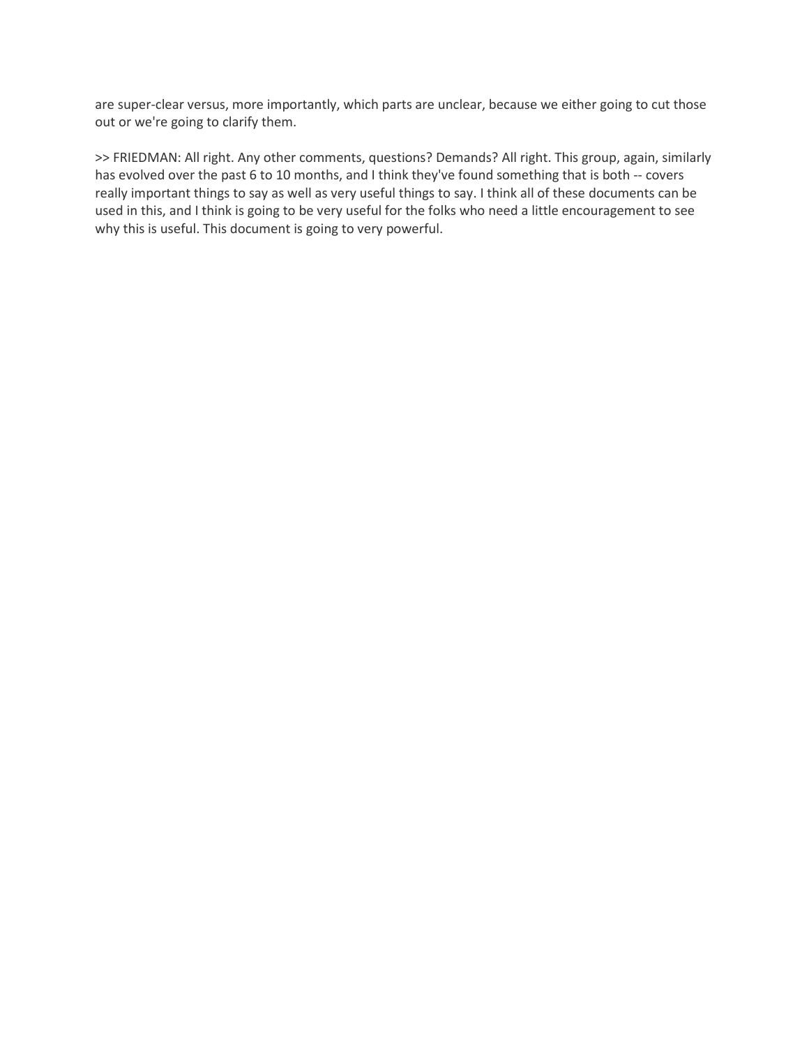are super-clear versus, more importantly, which parts are unclear, because we either going to cut those out or we're going to clarify them.

>> FRIEDMAN: All right. Any other comments, questions? Demands? All right. This group, again, similarly has evolved over the past 6 to 10 months, and I think they've found something that is both -- covers really important things to say as well as very useful things to say. I think all of these documents can be used in this, and I think is going to be very useful for the folks who need a little encouragement to see why this is useful. This document is going to very powerful.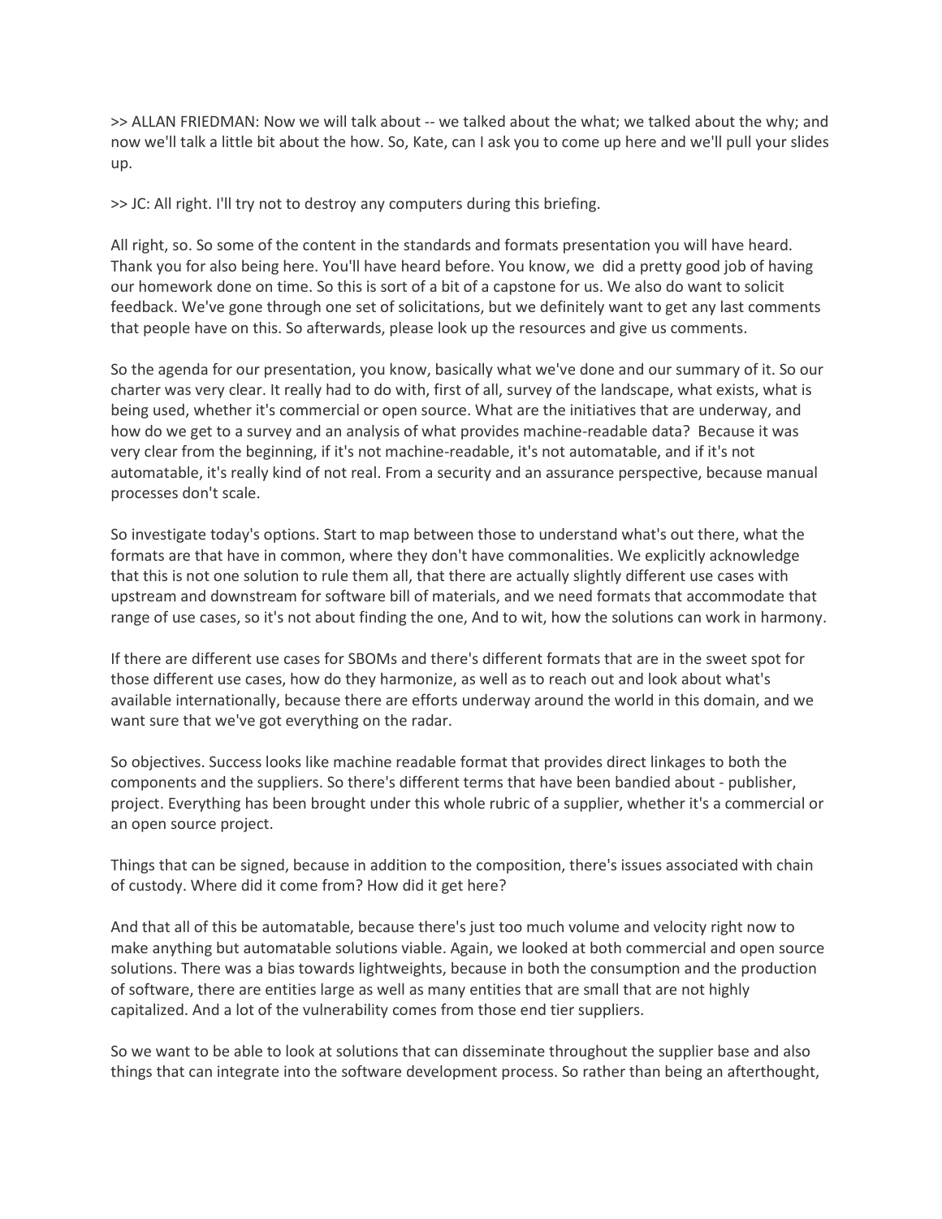>> ALLAN FRIEDMAN: Now we will talk about -- we talked about the what; we talked about the why; and now we'll talk a little bit about the how. So, Kate, can I ask you to come up here and we'll pull your slides up.

>> JC: All right. I'll try not to destroy any computers during this briefing.

All right, so. So some of the content in the standards and formats presentation you will have heard. Thank you for also being here. You'll have heard before. You know, we did a pretty good job of having our homework done on time. So this is sort of a bit of a capstone for us. We also do want to solicit feedback. We've gone through one set of solicitations, but we definitely want to get any last comments that people have on this. So afterwards, please look up the resources and give us comments.

So the agenda for our presentation, you know, basically what we've done and our summary of it. So our charter was very clear. It really had to do with, first of all, survey of the landscape, what exists, what is being used, whether it's commercial or open source. What are the initiatives that are underway, and how do we get to a survey and an analysis of what provides machine-readable data? Because it was very clear from the beginning, if it's not machine-readable, it's not automatable, and if it's not automatable, it's really kind of not real. From a security and an assurance perspective, because manual processes don't scale.

So investigate today's options. Start to map between those to understand what's out there, what the formats are that have in common, where they don't have commonalities. We explicitly acknowledge that this is not one solution to rule them all, that there are actually slightly different use cases with upstream and downstream for software bill of materials, and we need formats that accommodate that range of use cases, so it's not about finding the one, And to wit, how the solutions can work in harmony.

If there are different use cases for SBOMs and there's different formats that are in the sweet spot for those different use cases, how do they harmonize, as well as to reach out and look about what's available internationally, because there are efforts underway around the world in this domain, and we want sure that we've got everything on the radar.

So objectives. Success looks like machine readable format that provides direct linkages to both the components and the suppliers. So there's different terms that have been bandied about - publisher, project. Everything has been brought under this whole rubric of a supplier, whether it's a commercial or an open source project.

Things that can be signed, because in addition to the composition, there's issues associated with chain of custody. Where did it come from? How did it get here?

And that all of this be automatable, because there's just too much volume and velocity right now to make anything but automatable solutions viable. Again, we looked at both commercial and open source solutions. There was a bias towards lightweights, because in both the consumption and the production of software, there are entities large as well as many entities that are small that are not highly capitalized. And a lot of the vulnerability comes from those end tier suppliers.

So we want to be able to look at solutions that can disseminate throughout the supplier base and also things that can integrate into the software development process. So rather than being an afterthought,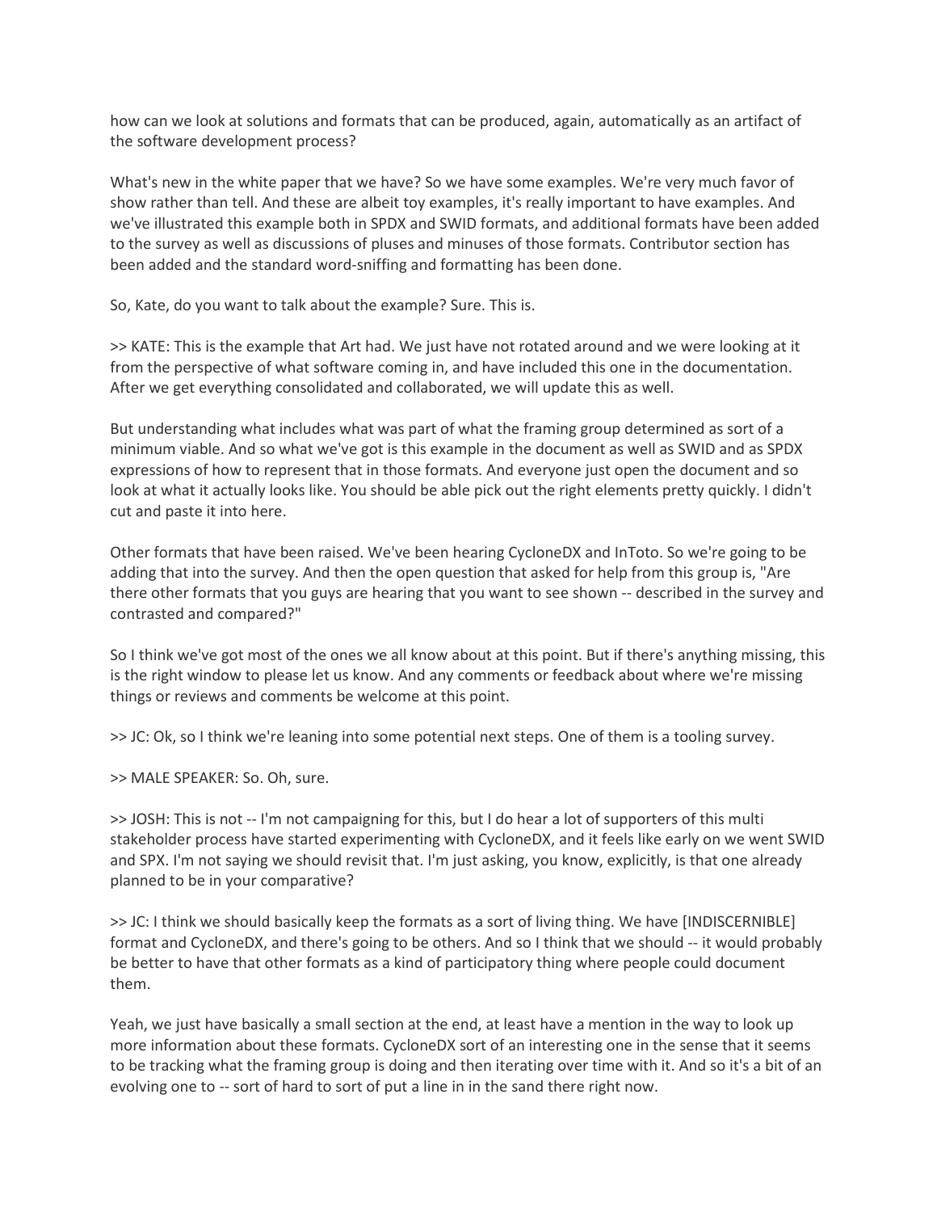how can we look at solutions and formats that can be produced, again, automatically as an artifact of the software development process?

What's new in the white paper that we have? So we have some examples. We're very much favor of show rather than tell. And these are albeit toy examples, it's really important to have examples. And we've illustrated this example both in SPDX and SWID formats, and additional formats have been added to the survey as well as discussions of pluses and minuses of those formats. Contributor section has been added and the standard word-sniffing and formatting has been done.

So, Kate, do you want to talk about the example? Sure. This is.

>> KATE: This is the example that Art had. We just have not rotated around and we were looking at it from the perspective of what software coming in, and have included this one in the documentation. After we get everything consolidated and collaborated, we will update this as well.

But understanding what includes what was part of what the framing group determined as sort of a minimum viable. And so what we've got is this example in the document as well as SWID and as SPDX expressions of how to represent that in those formats. And everyone just open the document and so look at what it actually looks like. You should be able pick out the right elements pretty quickly. I didn't cut and paste it into here.

Other formats that have been raised. We've been hearing CycloneDX and InToto. So we're going to be adding that into the survey. And then the open question that asked for help from this group is, "Are there other formats that you guys are hearing that you want to see shown -- described in the survey and contrasted and compared?"

So I think we've got most of the ones we all know about at this point. But if there's anything missing, this is the right window to please let us know. And any comments or feedback about where we're missing things or reviews and comments be welcome at this point.

>> JC: Ok, so I think we're leaning into some potential next steps. One of them is a tooling survey.

>> MALE SPEAKER: So. Oh, sure.

>> JOSH: This is not -- I'm not campaigning for this, but I do hear a lot of supporters of this multi stakeholder process have started experimenting with CycloneDX, and it feels like early on we went SWID and SPX. I'm not saying we should revisit that. I'm just asking, you know, explicitly, is that one already planned to be in your comparative?

>> JC: I think we should basically keep the formats as a sort of living thing. We have [INDISCERNIBLE] format and CycloneDX, and there's going to be others. And so I think that we should -- it would probably be better to have that other formats as a kind of participatory thing where people could document them.

Yeah, we just have basically a small section at the end, at least have a mention in the way to look up more information about these formats. CycloneDX sort of an interesting one in the sense that it seems to be tracking what the framing group is doing and then iterating over time with it. And so it's a bit of an evolving one to -- sort of hard to sort of put a line in in the sand there right now.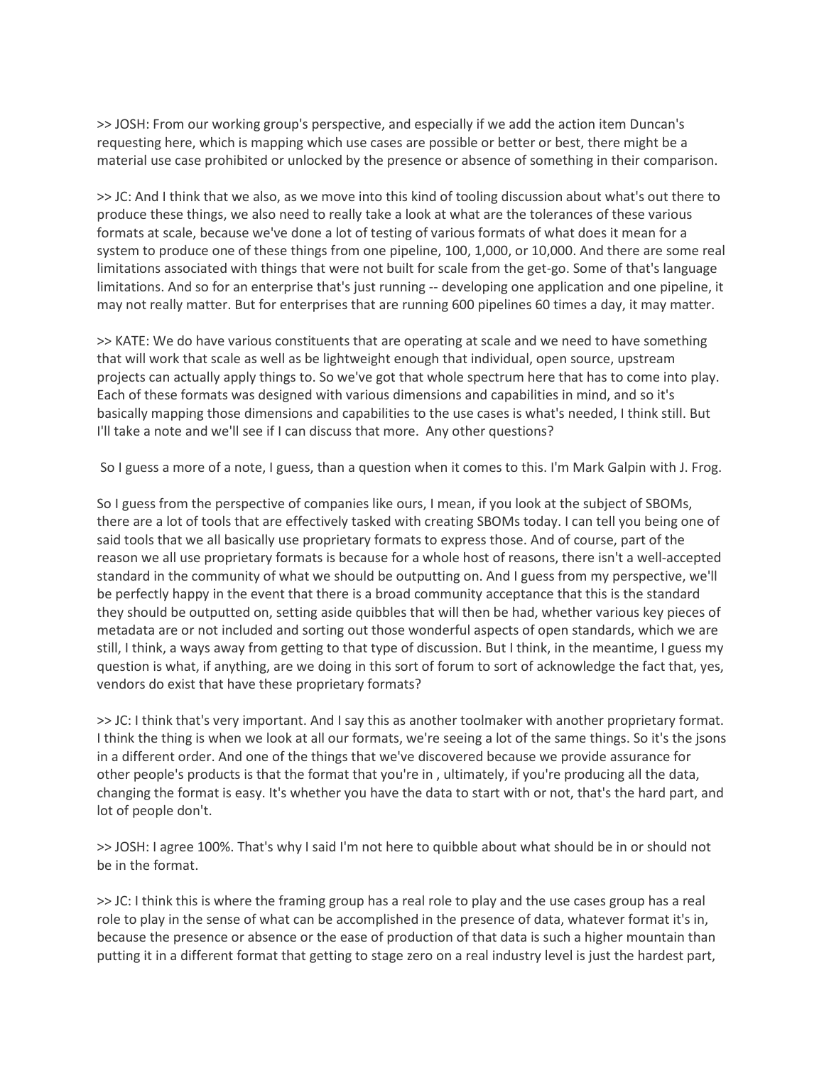>> JOSH: From our working group's perspective, and especially if we add the action item Duncan's requesting here, which is mapping which use cases are possible or better or best, there might be a material use case prohibited or unlocked by the presence or absence of something in their comparison.

>> JC: And I think that we also, as we move into this kind of tooling discussion about what's out there to produce these things, we also need to really take a look at what are the tolerances of these various formats at scale, because we've done a lot of testing of various formats of what does it mean for a system to produce one of these things from one pipeline, 100, 1,000, or 10,000. And there are some real limitations associated with things that were not built for scale from the get-go. Some of that's language limitations. And so for an enterprise that's just running -- developing one application and one pipeline, it may not really matter. But for enterprises that are running 600 pipelines 60 times a day, it may matter.

>> KATE: We do have various constituents that are operating at scale and we need to have something that will work that scale as well as be lightweight enough that individual, open source, upstream projects can actually apply things to. So we've got that whole spectrum here that has to come into play. Each of these formats was designed with various dimensions and capabilities in mind, and so it's basically mapping those dimensions and capabilities to the use cases is what's needed, I think still. But I'll take a note and we'll see if I can discuss that more. Any other questions?

So I guess a more of a note, I guess, than a question when it comes to this. I'm Mark Galpin with J. Frog.

So I guess from the perspective of companies like ours, I mean, if you look at the subject of SBOMs, there are a lot of tools that are effectively tasked with creating SBOMs today. I can tell you being one of said tools that we all basically use proprietary formats to express those. And of course, part of the reason we all use proprietary formats is because for a whole host of reasons, there isn't a well-accepted standard in the community of what we should be outputting on. And I guess from my perspective, we'll be perfectly happy in the event that there is a broad community acceptance that this is the standard they should be outputted on, setting aside quibbles that will then be had, whether various key pieces of metadata are or not included and sorting out those wonderful aspects of open standards, which we are still, I think, a ways away from getting to that type of discussion. But I think, in the meantime, I guess my question is what, if anything, are we doing in this sort of forum to sort of acknowledge the fact that, yes, vendors do exist that have these proprietary formats?

>> JC: I think that's very important. And I say this as another toolmaker with another proprietary format. I think the thing is when we look at all our formats, we're seeing a lot of the same things. So it's the jsons in a different order. And one of the things that we've discovered because we provide assurance for other people's products is that the format that you're in , ultimately, if you're producing all the data, changing the format is easy. It's whether you have the data to start with or not, that's the hard part, and lot of people don't.

>> JOSH: I agree 100%. That's why I said I'm not here to quibble about what should be in or should not be in the format.

>> JC: I think this is where the framing group has a real role to play and the use cases group has a real role to play in the sense of what can be accomplished in the presence of data, whatever format it's in, because the presence or absence or the ease of production of that data is such a higher mountain than putting it in a different format that getting to stage zero on a real industry level is just the hardest part,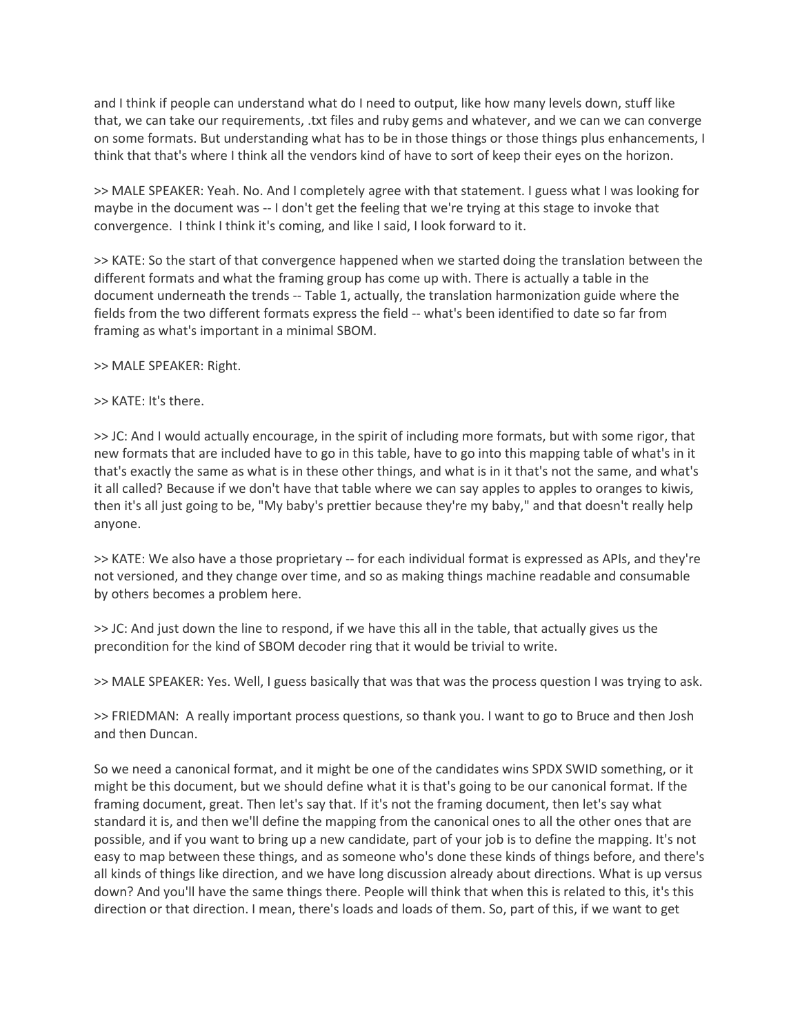and I think if people can understand what do I need to output, like how many levels down, stuff like that, we can take our requirements, .txt files and ruby gems and whatever, and we can we can converge on some formats. But understanding what has to be in those things or those things plus enhancements, I think that that's where I think all the vendors kind of have to sort of keep their eyes on the horizon.

>> MALE SPEAKER: Yeah. No. And I completely agree with that statement. I guess what I was looking for maybe in the document was -- I don't get the feeling that we're trying at this stage to invoke that convergence. I think I think it's coming, and like I said, I look forward to it.

>> KATE: So the start of that convergence happened when we started doing the translation between the different formats and what the framing group has come up with. There is actually a table in the document underneath the trends -- Table 1, actually, the translation harmonization guide where the fields from the two different formats express the field -- what's been identified to date so far from framing as what's important in a minimal SBOM.

>> MALE SPEAKER: Right.

>> KATE: It's there.

>> JC: And I would actually encourage, in the spirit of including more formats, but with some rigor, that new formats that are included have to go in this table, have to go into this mapping table of what's in it that's exactly the same as what is in these other things, and what is in it that's not the same, and what's it all called? Because if we don't have that table where we can say apples to apples to oranges to kiwis, then it's all just going to be, "My baby's prettier because they're my baby," and that doesn't really help anyone.

>> KATE: We also have a those proprietary -- for each individual format is expressed as APIs, and they're not versioned, and they change over time, and so as making things machine readable and consumable by others becomes a problem here.

>> JC: And just down the line to respond, if we have this all in the table, that actually gives us the precondition for the kind of SBOM decoder ring that it would be trivial to write.

>> MALE SPEAKER: Yes. Well, I guess basically that was that was the process question I was trying to ask.

>> FRIEDMAN: A really important process questions, so thank you. I want to go to Bruce and then Josh and then Duncan.

So we need a canonical format, and it might be one of the candidates wins SPDX SWID something, or it might be this document, but we should define what it is that's going to be our canonical format. If the framing document, great. Then let's say that. If it's not the framing document, then let's say what standard it is, and then we'll define the mapping from the canonical ones to all the other ones that are possible, and if you want to bring up a new candidate, part of your job is to define the mapping. It's not easy to map between these things, and as someone who's done these kinds of things before, and there's all kinds of things like direction, and we have long discussion already about directions. What is up versus down? And you'll have the same things there. People will think that when this is related to this, it's this direction or that direction. I mean, there's loads and loads of them. So, part of this, if we want to get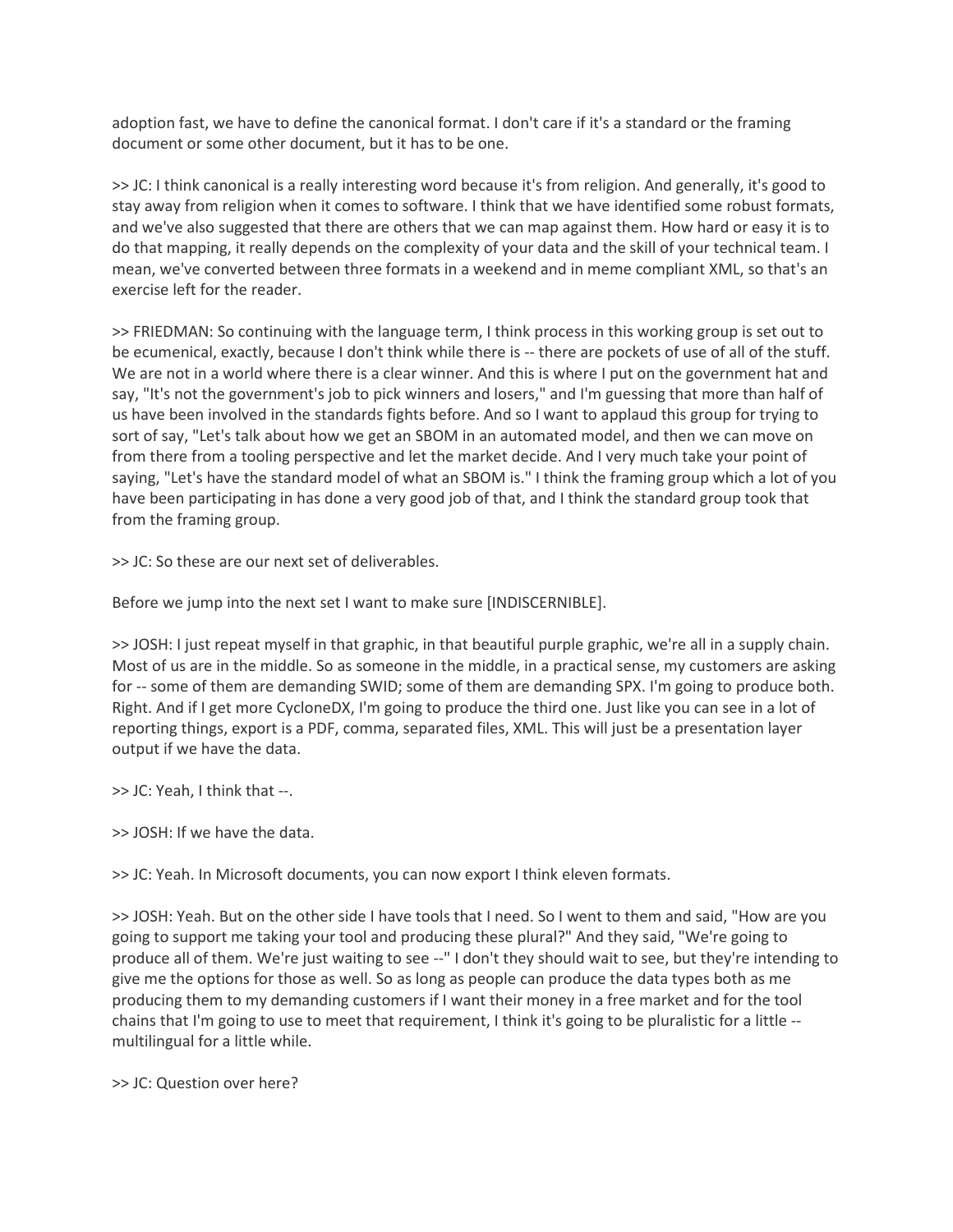adoption fast, we have to define the canonical format. I don't care if it's a standard or the framing document or some other document, but it has to be one.

>> JC: I think canonical is a really interesting word because it's from religion. And generally, it's good to stay away from religion when it comes to software. I think that we have identified some robust formats, and we've also suggested that there are others that we can map against them. How hard or easy it is to do that mapping, it really depends on the complexity of your data and the skill of your technical team. I mean, we've converted between three formats in a weekend and in meme compliant XML, so that's an exercise left for the reader.

>> FRIEDMAN: So continuing with the language term, I think process in this working group is set out to be ecumenical, exactly, because I don't think while there is -- there are pockets of use of all of the stuff. We are not in a world where there is a clear winner. And this is where I put on the government hat and say, "It's not the government's job to pick winners and losers," and I'm guessing that more than half of us have been involved in the standards fights before. And so I want to applaud this group for trying to sort of say, "Let's talk about how we get an SBOM in an automated model, and then we can move on from there from a tooling perspective and let the market decide. And I very much take your point of saying, "Let's have the standard model of what an SBOM is." I think the framing group which a lot of you have been participating in has done a very good job of that, and I think the standard group took that from the framing group.

>> JC: So these are our next set of deliverables.

Before we jump into the next set I want to make sure [INDISCERNIBLE].

>> JOSH: I just repeat myself in that graphic, in that beautiful purple graphic, we're all in a supply chain. Most of us are in the middle. So as someone in the middle, in a practical sense, my customers are asking for -- some of them are demanding SWID; some of them are demanding SPX. I'm going to produce both. Right. And if I get more CycloneDX, I'm going to produce the third one. Just like you can see in a lot of reporting things, export is a PDF, comma, separated files, XML. This will just be a presentation layer output if we have the data.

>> JC: Yeah, I think that --.

>> JOSH: If we have the data.

>> JC: Yeah. In Microsoft documents, you can now export I think eleven formats.

>> JOSH: Yeah. But on the other side I have tools that I need. So I went to them and said, "How are you going to support me taking your tool and producing these plural?" And they said, "We're going to produce all of them. We're just waiting to see --" I don't they should wait to see, but they're intending to give me the options for those as well. So as long as people can produce the data types both as me producing them to my demanding customers if I want their money in a free market and for the tool chains that I'm going to use to meet that requirement, I think it's going to be pluralistic for a little -- multilingual for a little while.

>> JC: Question over here?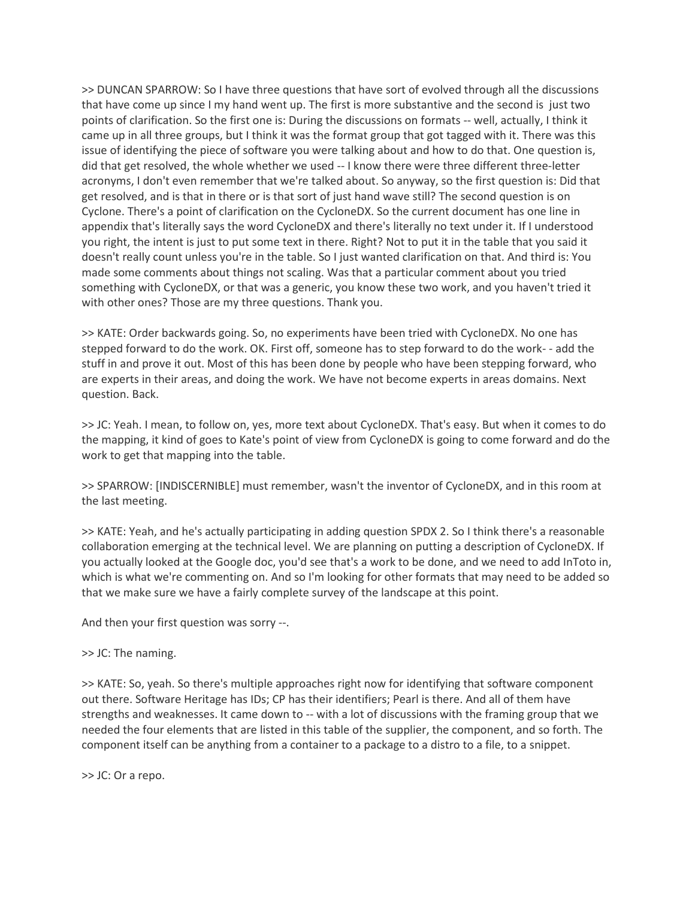>> DUNCAN SPARROW: So I have three questions that have sort of evolved through all the discussions that have come up since I my hand went up. The first is more substantive and the second is just two points of clarification. So the first one is: During the discussions on formats -- well, actually, I think it came up in all three groups, but I think it was the format group that got tagged with it. There was this issue of identifying the piece of software you were talking about and how to do that. One question is, did that get resolved, the whole whether we used -- I know there were three different three-letter acronyms, I don't even remember that we're talked about. So anyway, so the first question is: Did that get resolved, and is that in there or is that sort of just hand wave still? The second question is on Cyclone. There's a point of clarification on the CycloneDX. So the current document has one line in appendix that's literally says the word CycloneDX and there's literally no text under it. If I understood you right, the intent is just to put some text in there. Right? Not to put it in the table that you said it doesn't really count unless you're in the table. So I just wanted clarification on that. And third is: You made some comments about things not scaling. Was that a particular comment about you tried something with CycloneDX, or that was a generic, you know these two work, and you haven't tried it with other ones? Those are my three questions. Thank you.

>> KATE: Order backwards going. So, no experiments have been tried with CycloneDX. No one has stepped forward to do the work. OK. First off, someone has to step forward to do the work- - add the stuff in and prove it out. Most of this has been done by people who have been stepping forward, who are experts in their areas, and doing the work. We have not become experts in areas domains. Next question. Back.

>> JC: Yeah. I mean, to follow on, yes, more text about CycloneDX. That's easy. But when it comes to do the mapping, it kind of goes to Kate's point of view from CycloneDX is going to come forward and do the work to get that mapping into the table.

>> SPARROW: [INDISCERNIBLE] must remember, wasn't the inventor of CycloneDX, and in this room at the last meeting.

>> KATE: Yeah, and he's actually participating in adding question SPDX 2. So I think there's a reasonable collaboration emerging at the technical level. We are planning on putting a description of CycloneDX. If you actually looked at the Google doc, you'd see that's a work to be done, and we need to add InToto in, which is what we're commenting on. And so I'm looking for other formats that may need to be added so that we make sure we have a fairly complete survey of the landscape at this point.

And then your first question was sorry --.

>> JC: The naming.

>> KATE: So, yeah. So there's multiple approaches right now for identifying that software component out there. Software Heritage has IDs; CP has their identifiers; Pearl is there. And all of them have strengths and weaknesses. It came down to -- with a lot of discussions with the framing group that we needed the four elements that are listed in this table of the supplier, the component, and so forth. The component itself can be anything from a container to a package to a distro to a file, to a snippet.

>> JC: Or a repo.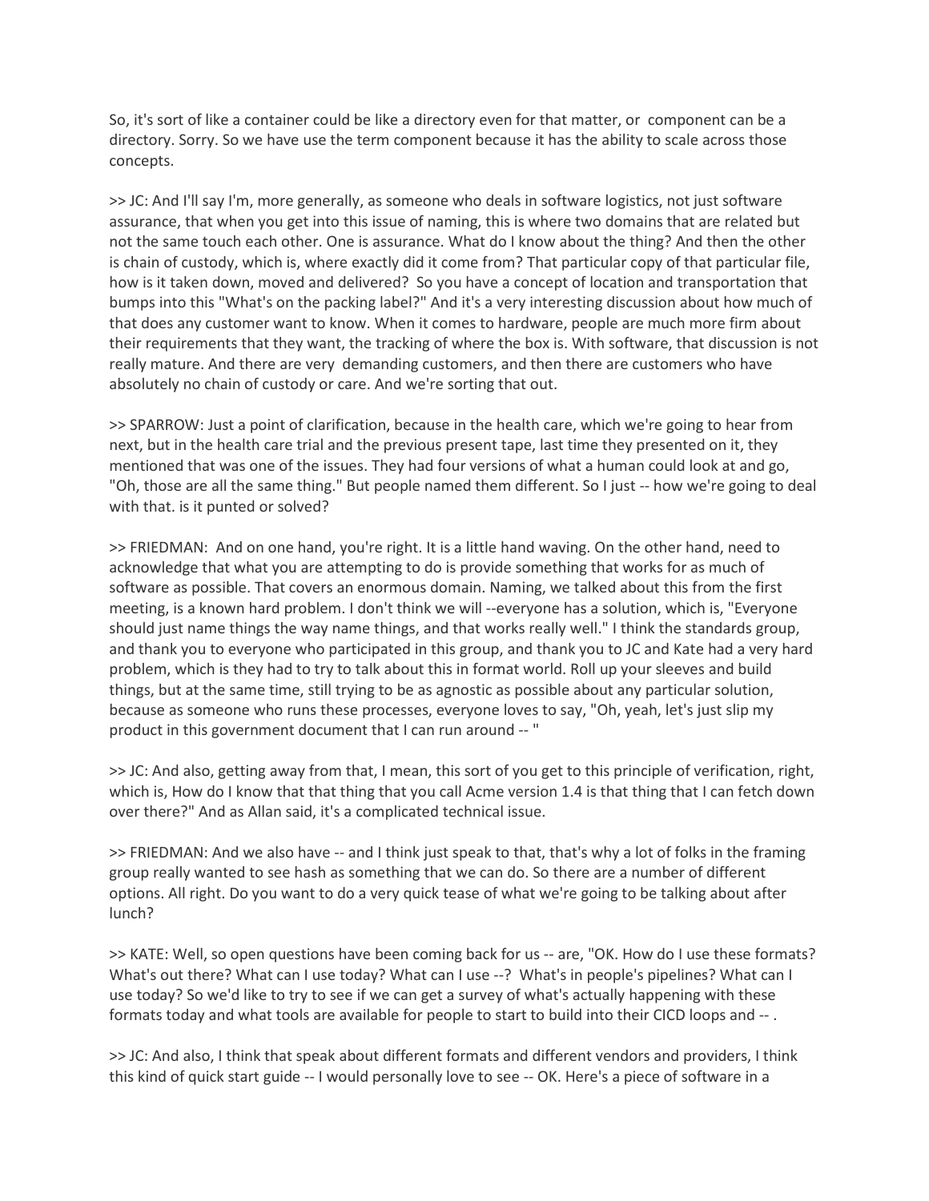So, it's sort of like a container could be like a directory even for that matter, or component can be a directory. Sorry. So we have use the term component because it has the ability to scale across those concepts.

>> JC: And I'll say I'm, more generally, as someone who deals in software logistics, not just software assurance, that when you get into this issue of naming, this is where two domains that are related but not the same touch each other. One is assurance. What do I know about the thing? And then the other is chain of custody, which is, where exactly did it come from? That particular copy of that particular file, how is it taken down, moved and delivered? So you have a concept of location and transportation that bumps into this "What's on the packing label?" And it's a very interesting discussion about how much of that does any customer want to know. When it comes to hardware, people are much more firm about their requirements that they want, the tracking of where the box is. With software, that discussion is not really mature. And there are very demanding customers, and then there are customers who have absolutely no chain of custody or care. And we're sorting that out.

>> SPARROW: Just a point of clarification, because in the health care, which we're going to hear from next, but in the health care trial and the previous present tape, last time they presented on it, they mentioned that was one of the issues. They had four versions of what a human could look at and go, "Oh, those are all the same thing." But people named them different. So I just -- how we're going to deal with that. is it punted or solved?

>> FRIEDMAN: And on one hand, you're right. It is a little hand waving. On the other hand, need to acknowledge that what you are attempting to do is provide something that works for as much of software as possible. That covers an enormous domain. Naming, we talked about this from the first meeting, is a known hard problem. I don't think we will --everyone has a solution, which is, "Everyone should just name things the way name things, and that works really well." I think the standards group, and thank you to everyone who participated in this group, and thank you to JC and Kate had a very hard problem, which is they had to try to talk about this in format world. Roll up your sleeves and build things, but at the same time, still trying to be as agnostic as possible about any particular solution, because as someone who runs these processes, everyone loves to say, "Oh, yeah, let's just slip my product in this government document that I can run around -- "

>> JC: And also, getting away from that, I mean, this sort of you get to this principle of verification, right, which is, How do I know that that thing that you call Acme version 1.4 is that thing that I can fetch down over there?" And as Allan said, it's a complicated technical issue.

>> FRIEDMAN: And we also have -- and I think just speak to that, that's why a lot of folks in the framing group really wanted to see hash as something that we can do. So there are a number of different options. All right. Do you want to do a very quick tease of what we're going to be talking about after lunch?

>> KATE: Well, so open questions have been coming back for us -- are, "OK. How do I use these formats? What's out there? What can I use today? What can I use --? What's in people's pipelines? What can I use today? So we'd like to try to see if we can get a survey of what's actually happening with these formats today and what tools are available for people to start to build into their CICD loops and -- .

>> JC: And also, I think that speak about different formats and different vendors and providers, I think this kind of quick start guide -- I would personally love to see -- OK. Here's a piece of software in a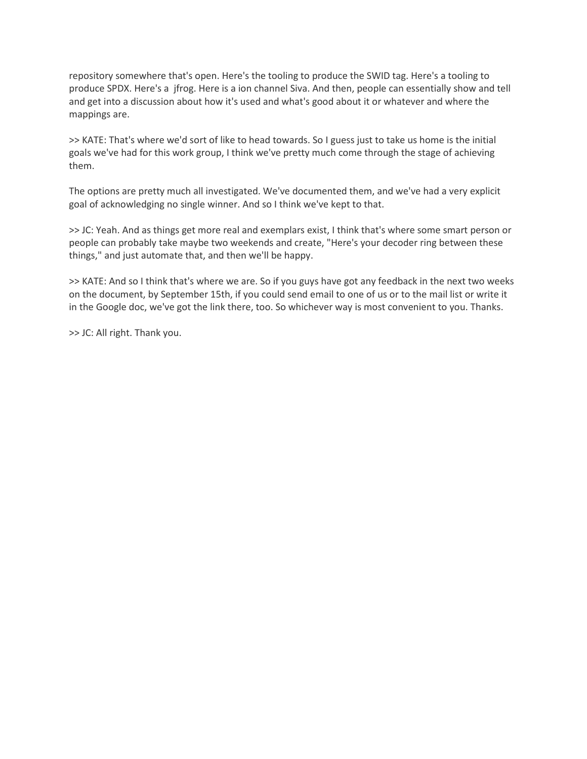repository somewhere that's open. Here's the tooling to produce the SWID tag. Here's a tooling to produce SPDX. Here's a  jfrog. Here is a ion channel Siva. And then, people can essentially show and tell and get into a discussion about how it's used and what's good about it or whatever and where the mappings are.

>> KATE: That's where we'd sort of like to head towards. So I guess just to take us home is the initial goals we've had for this work group, I think we've pretty much come through the stage of achieving them.

The options are pretty much all investigated. We've documented them, and we've had a very explicit goal of acknowledging no single winner. And so I think we've kept to that.

>> JC: Yeah. And as things get more real and exemplars exist, I think that's where some smart person or people can probably take maybe two weekends and create, "Here's your decoder ring between these things," and just automate that, and then we'll be happy.

>> KATE: And so I think that's where we are. So if you guys have got any feedback in the next two weeks on the document, by September 15th, if you could send email to one of us or to the mail list or write it in the Google doc, we've got the link there, too. So whichever way is most convenient to you. Thanks.

>> JC: All right. Thank you.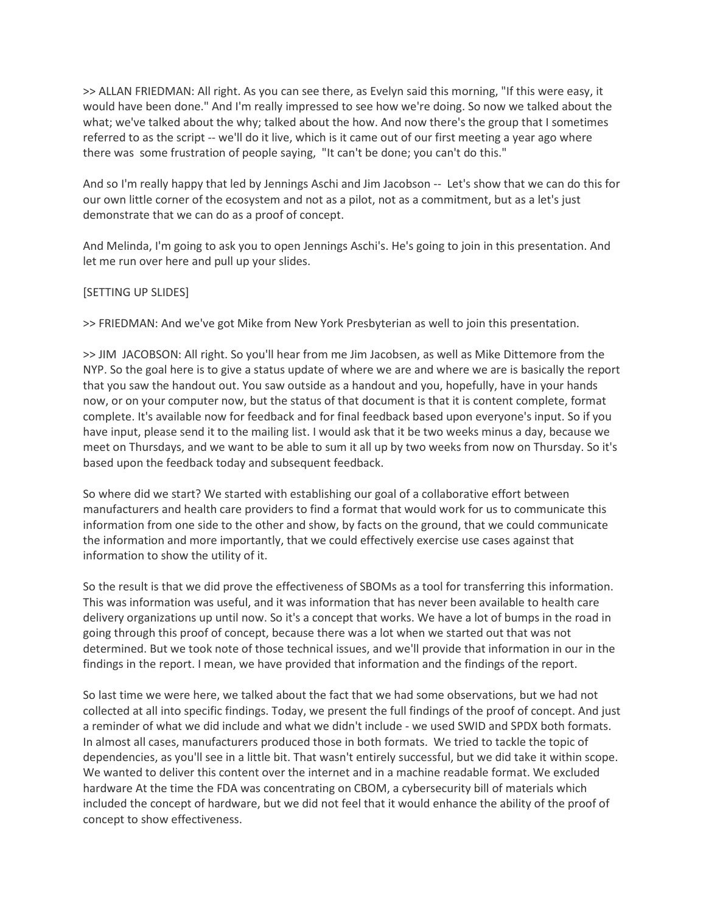>> ALLAN FRIEDMAN: All right. As you can see there, as Evelyn said this morning, "If this were easy, it would have been done." And I'm really impressed to see how we're doing. So now we talked about the what; we've talked about the why; talked about the how. And now there's the group that I sometimes referred to as the script -- we'll do it live, which is it came out of our first meeting a year ago where there was some frustration of people saying, "It can't be done; you can't do this."

And so I'm really happy that led by Jennings Aschi and Jim Jacobson -- Let's show that we can do this for our own little corner of the ecosystem and not as a pilot, not as a commitment, but as a let's just demonstrate that we can do as a proof of concept.

And Melinda, I'm going to ask you to open Jennings Aschi's. He's going to join in this presentation. And let me run over here and pull up your slides.

[SETTING UP SLIDES]

>> FRIEDMAN: And we've got Mike from New York Presbyterian as well to join this presentation.

>> JIM JACOBSON: All right. So you'll hear from me Jim Jacobsen, as well as Mike Dittemore from the NYP. So the goal here is to give a status update of where we are and where we are is basically the report that you saw the handout out. You saw outside as a handout and you, hopefully, have in your hands now, or on your computer now, but the status of that document is that it is content complete, format complete. It's available now for feedback and for final feedback based upon everyone's input. So if you have input, please send it to the mailing list. I would ask that it be two weeks minus a day, because we meet on Thursdays, and we want to be able to sum it all up by two weeks from now on Thursday. So it's based upon the feedback today and subsequent feedback.

So where did we start? We started with establishing our goal of a collaborative effort between manufacturers and health care providers to find a format that would work for us to communicate this information from one side to the other and show, by facts on the ground, that we could communicate the information and more importantly, that we could effectively exercise use cases against that information to show the utility of it.

So the result is that we did prove the effectiveness of SBOMs as a tool for transferring this information. This was information was useful, and it was information that has never been available to health care delivery organizations up until now. So it's a concept that works. We have a lot of bumps in the road in going through this proof of concept, because there was a lot when we started out that was not determined. But we took note of those technical issues, and we'll provide that information in our in the findings in the report. I mean, we have provided that information and the findings of the report.

So last time we were here, we talked about the fact that we had some observations, but we had not collected at all into specific findings. Today, we present the full findings of the proof of concept. And just a reminder of what we did include and what we didn't include - we used SWID and SPDX both formats. In almost all cases, manufacturers produced those in both formats. We tried to tackle the topic of dependencies, as you'll see in a little bit. That wasn't entirely successful, but we did take it within scope. We wanted to deliver this content over the internet and in a machine readable format. We excluded hardware At the time the FDA was concentrating on CBOM, a cybersecurity bill of materials which included the concept of hardware, but we did not feel that it would enhance the ability of the proof of concept to show effectiveness.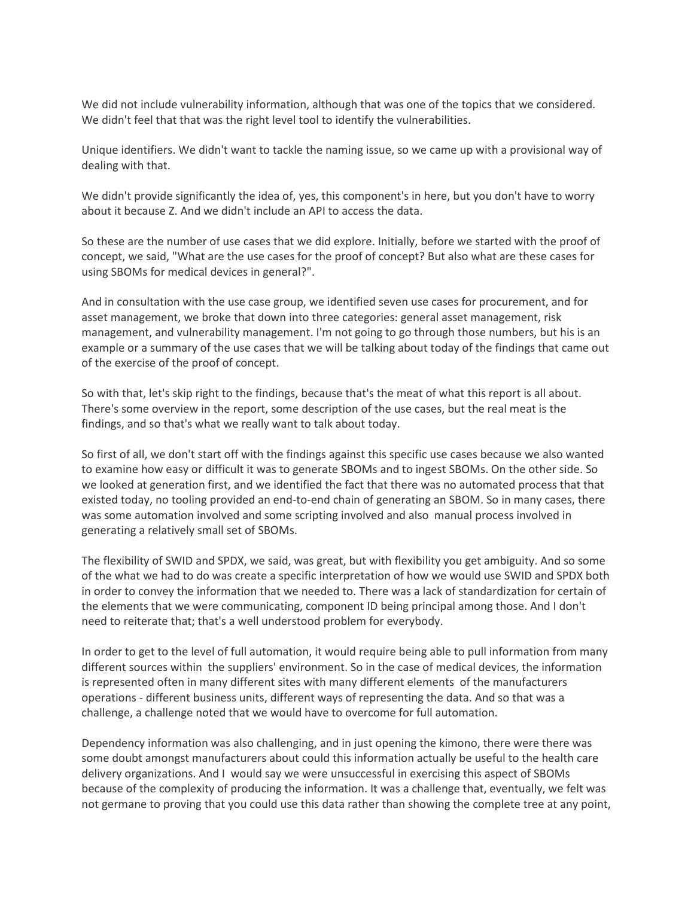We did not include vulnerability information, although that was one of the topics that we considered. We didn't feel that that was the right level tool to identify the vulnerabilities.

Unique identifiers. We didn't want to tackle the naming issue, so we came up with a provisional way of dealing with that.

We didn't provide significantly the idea of, yes, this component's in here, but you don't have to worry about it because Z. And we didn't include an API to access the data.

So these are the number of use cases that we did explore. Initially, before we started with the proof of concept, we said, "What are the use cases for the proof of concept? But also what are these cases for using SBOMs for medical devices in general?".

And in consultation with the use case group, we identified seven use cases for procurement, and for asset management, we broke that down into three categories: general asset management, risk management, and vulnerability management. I'm not going to go through those numbers, but his is an example or a summary of the use cases that we will be talking about today of the findings that came out of the exercise of the proof of concept.

So with that, let's skip right to the findings, because that's the meat of what this report is all about. There's some overview in the report, some description of the use cases, but the real meat is the findings, and so that's what we really want to talk about today.

So first of all, we don't start off with the findings against this specific use cases because we also wanted to examine how easy or difficult it was to generate SBOMs and to ingest SBOMs. On the other side. So we looked at generation first, and we identified the fact that there was no automated process that that existed today, no tooling provided an end-to-end chain of generating an SBOM. So in many cases, there was some automation involved and some scripting involved and also manual process involved in generating a relatively small set of SBOMs.

The flexibility of SWID and SPDX, we said, was great, but with flexibility you get ambiguity. And so some of the what we had to do was create a specific interpretation of how we would use SWID and SPDX both in order to convey the information that we needed to. There was a lack of standardization for certain of the elements that we were communicating, component ID being principal among those. And I don't need to reiterate that; that's a well understood problem for everybody.

In order to get to the level of full automation, it would require being able to pull information from many different sources within the suppliers' environment. So in the case of medical devices, the information is represented often in many different sites with many different elements of the manufacturers operations - different business units, different ways of representing the data. And so that was a challenge, a challenge noted that we would have to overcome for full automation.

Dependency information was also challenging, and in just opening the kimono, there were there was some doubt amongst manufacturers about could this information actually be useful to the health care delivery organizations. And I would say we were unsuccessful in exercising this aspect of SBOMs because of the complexity of producing the information. It was a challenge that, eventually, we felt was not germane to proving that you could use this data rather than showing the complete tree at any point,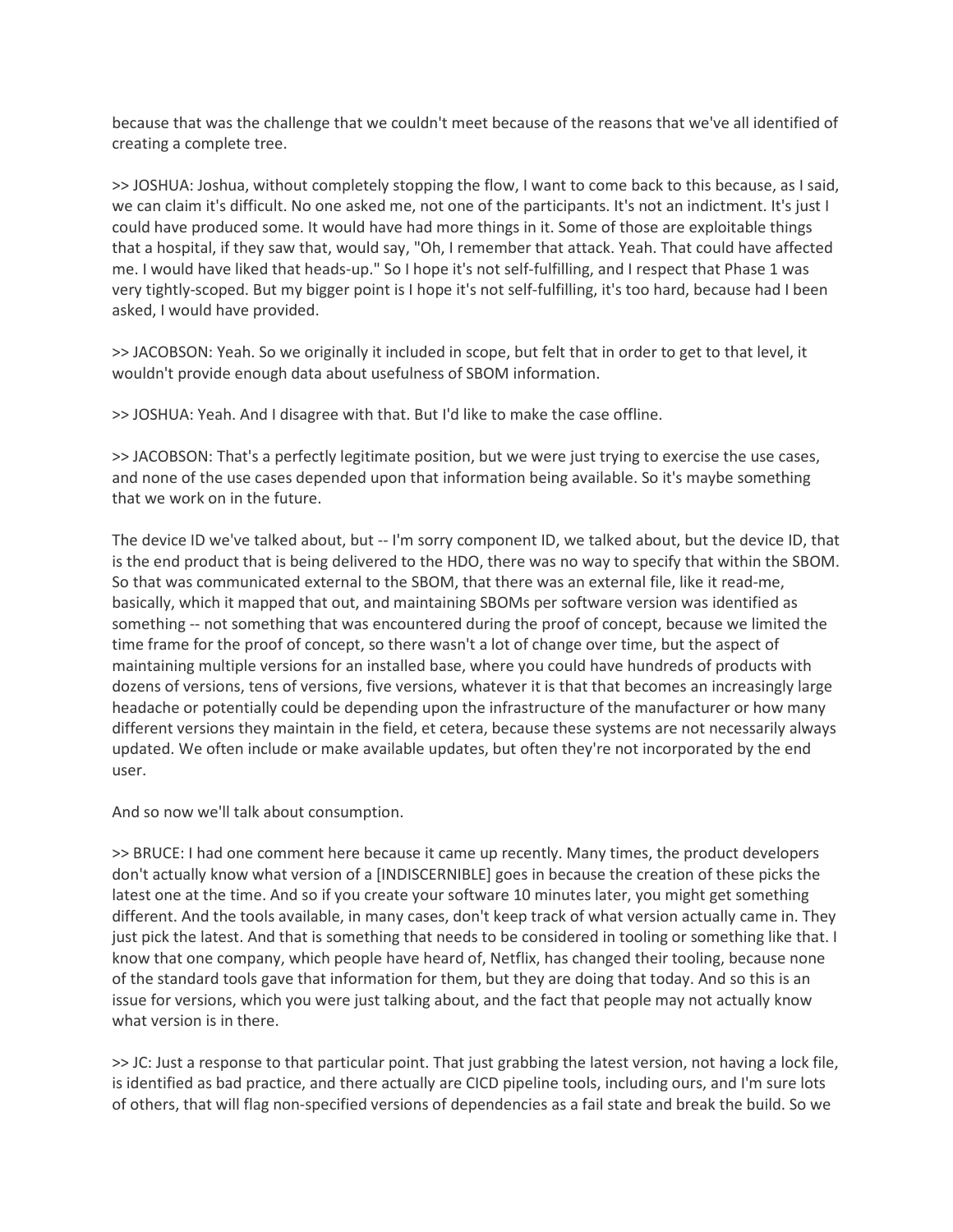because that was the challenge that we couldn't meet because of the reasons that we've all identified of creating a complete tree.

>> JOSHUA: Joshua, without completely stopping the flow, I want to come back to this because, as I said, we can claim it's difficult. No one asked me, not one of the participants. It's not an indictment. It's just I could have produced some. It would have had more things in it. Some of those are exploitable things that a hospital, if they saw that, would say, "Oh, I remember that attack. Yeah. That could have affected me. I would have liked that heads-up." So I hope it's not self-fulfilling, and I respect that Phase 1 was very tightly-scoped. But my bigger point is I hope it's not self-fulfilling, it's too hard, because had I been asked, I would have provided.

>> JACOBSON: Yeah. So we originally it included in scope, but felt that in order to get to that level, it wouldn't provide enough data about usefulness of SBOM information.

>> JOSHUA: Yeah. And I disagree with that. But I'd like to make the case offline.

>> JACOBSON: That's a perfectly legitimate position, but we were just trying to exercise the use cases, and none of the use cases depended upon that information being available. So it's maybe something that we work on in the future.

The device ID we've talked about, but -- I'm sorry component ID, we talked about, but the device ID, that is the end product that is being delivered to the HDO, there was no way to specify that within the SBOM. So that was communicated external to the SBOM, that there was an external file, like it read-me, basically, which it mapped that out, and maintaining SBOMs per software version was identified as something -- not something that was encountered during the proof of concept, because we limited the time frame for the proof of concept, so there wasn't a lot of change over time, but the aspect of maintaining multiple versions for an installed base, where you could have hundreds of products with dozens of versions, tens of versions, five versions, whatever it is that that becomes an increasingly large headache or potentially could be depending upon the infrastructure of the manufacturer or how many different versions they maintain in the field, et cetera, because these systems are not necessarily always updated. We often include or make available updates, but often they're not incorporated by the end user.

And so now we'll talk about consumption.

>> BRUCE: I had one comment here because it came up recently. Many times, the product developers don't actually know what version of a [INDISCERNIBLE] goes in because the creation of these picks the latest one at the time. And so if you create your software 10 minutes later, you might get something different. And the tools available, in many cases, don't keep track of what version actually came in. They just pick the latest. And that is something that needs to be considered in tooling or something like that. I know that one company, which people have heard of, Netflix, has changed their tooling, because none of the standard tools gave that information for them, but they are doing that today. And so this is an issue for versions, which you were just talking about, and the fact that people may not actually know what version is in there.

>> JC: Just a response to that particular point. That just grabbing the latest version, not having a lock file, is identified as bad practice, and there actually are CICD pipeline tools, including ours, and I'm sure lots of others, that will flag non-specified versions of dependencies as a fail state and break the build. So we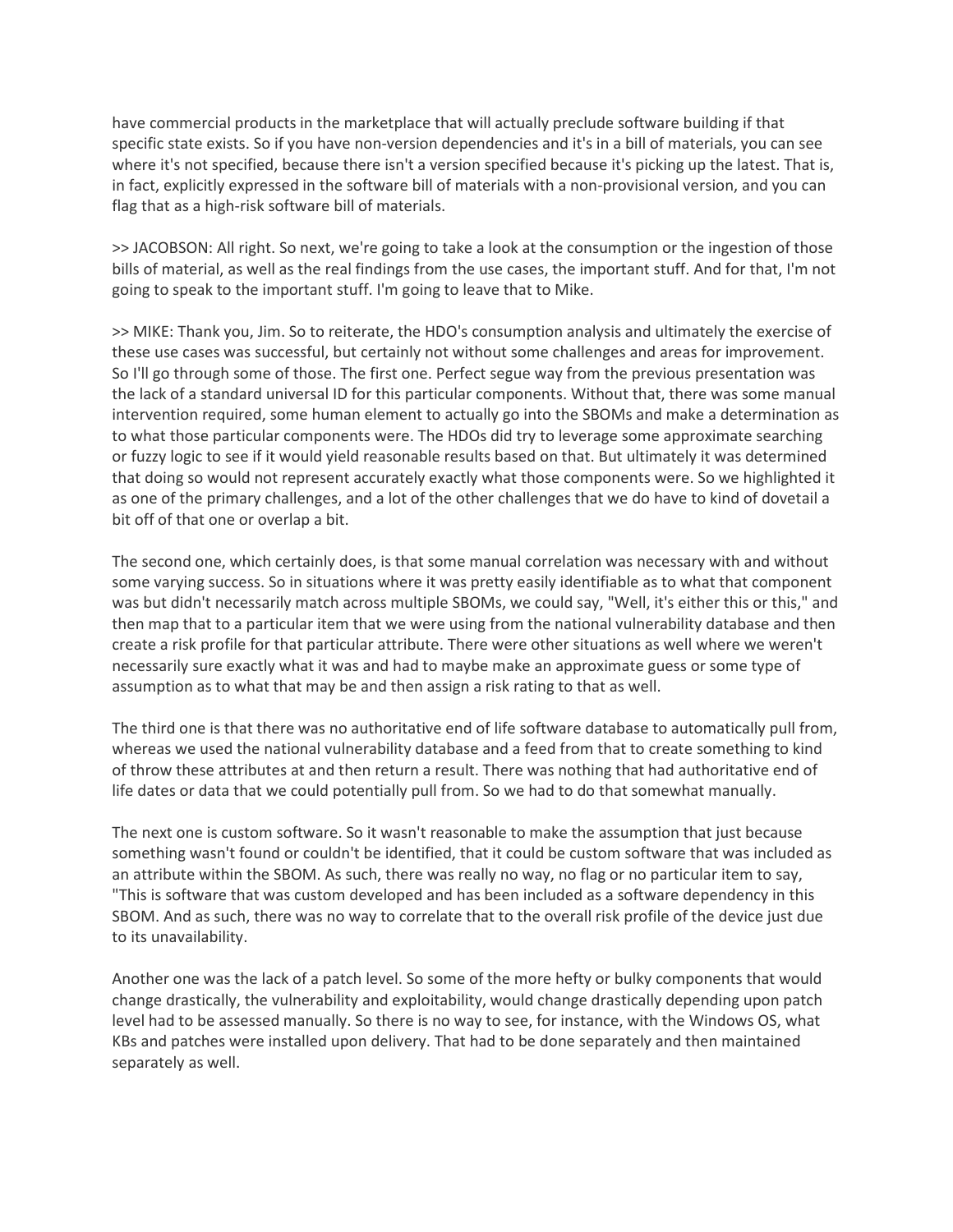have commercial products in the marketplace that will actually preclude software building if that specific state exists. So if you have non-version dependencies and it's in a bill of materials, you can see where it's not specified, because there isn't a version specified because it's picking up the latest. That is, in fact, explicitly expressed in the software bill of materials with a non-provisional version, and you can flag that as a high-risk software bill of materials.

>> JACOBSON: All right. So next, we're going to take a look at the consumption or the ingestion of those bills of material, as well as the real findings from the use cases, the important stuff. And for that, I'm not going to speak to the important stuff. I'm going to leave that to Mike.

>> MIKE: Thank you, Jim. So to reiterate, the HDO's consumption analysis and ultimately the exercise of these use cases was successful, but certainly not without some challenges and areas for improvement. So I'll go through some of those. The first one. Perfect segue way from the previous presentation was the lack of a standard universal ID for this particular components. Without that, there was some manual intervention required, some human element to actually go into the SBOMs and make a determination as to what those particular components were. The HDOs did try to leverage some approximate searching or fuzzy logic to see if it would yield reasonable results based on that. But ultimately it was determined that doing so would not represent accurately exactly what those components were. So we highlighted it as one of the primary challenges, and a lot of the other challenges that we do have to kind of dovetail a bit off of that one or overlap a bit.

The second one, which certainly does, is that some manual correlation was necessary with and without some varying success. So in situations where it was pretty easily identifiable as to what that component was but didn't necessarily match across multiple SBOMs, we could say, "Well, it's either this or this," and then map that to a particular item that we were using from the national vulnerability database and then create a risk profile for that particular attribute. There were other situations as well where we weren't necessarily sure exactly what it was and had to maybe make an approximate guess or some type of assumption as to what that may be and then assign a risk rating to that as well.

The third one is that there was no authoritative end of life software database to automatically pull from, whereas we used the national vulnerability database and a feed from that to create something to kind of throw these attributes at and then return a result. There was nothing that had authoritative end of life dates or data that we could potentially pull from. So we had to do that somewhat manually.

The next one is custom software. So it wasn't reasonable to make the assumption that just because something wasn't found or couldn't be identified, that it could be custom software that was included as an attribute within the SBOM. As such, there was really no way, no flag or no particular item to say, "This is software that was custom developed and has been included as a software dependency in this SBOM. And as such, there was no way to correlate that to the overall risk profile of the device just due to its unavailability.

Another one was the lack of a patch level. So some of the more hefty or bulky components that would change drastically, the vulnerability and exploitability, would change drastically depending upon patch level had to be assessed manually. So there is no way to see, for instance, with the Windows OS, what KBs and patches were installed upon delivery. That had to be done separately and then maintained separately as well.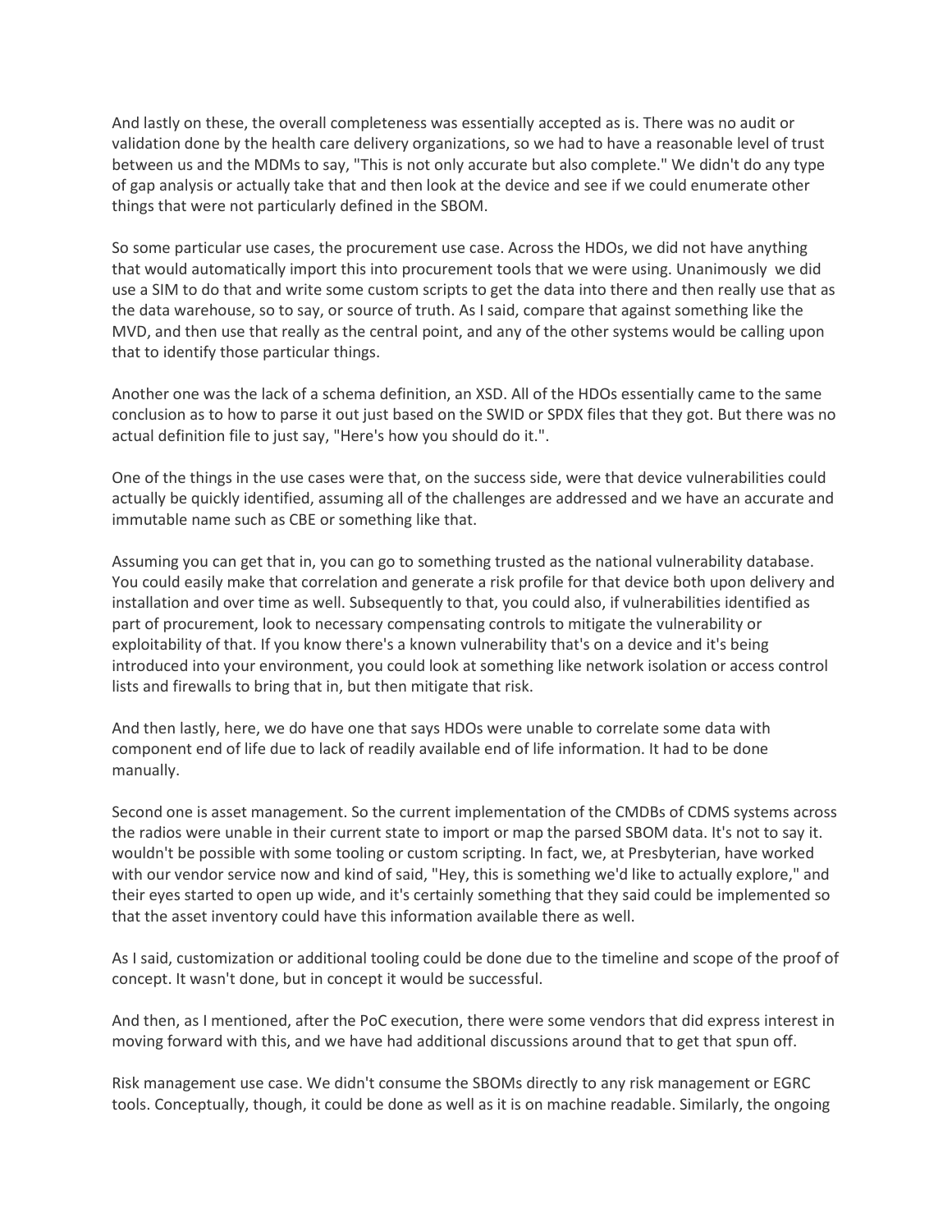And lastly on these, the overall completeness was essentially accepted as is. There was no audit or validation done by the health care delivery organizations, so we had to have a reasonable level of trust between us and the MDMs to say, "This is not only accurate but also complete." We didn't do any type of gap analysis or actually take that and then look at the device and see if we could enumerate other things that were not particularly defined in the SBOM.

So some particular use cases, the procurement use case. Across the HDOs, we did not have anything that would automatically import this into procurement tools that we were using. Unanimously we did use a SIM to do that and write some custom scripts to get the data into there and then really use that as the data warehouse, so to say, or source of truth. As I said, compare that against something like the MVD, and then use that really as the central point, and any of the other systems would be calling upon that to identify those particular things.

Another one was the lack of a schema definition, an XSD. All of the HDOs essentially came to the same conclusion as to how to parse it out just based on the SWID or SPDX files that they got. But there was no actual definition file to just say, "Here's how you should do it.".

One of the things in the use cases were that, on the success side, were that device vulnerabilities could actually be quickly identified, assuming all of the challenges are addressed and we have an accurate and immutable name such as CBE or something like that.

Assuming you can get that in, you can go to something trusted as the national vulnerability database. You could easily make that correlation and generate a risk profile for that device both upon delivery and installation and over time as well. Subsequently to that, you could also, if vulnerabilities identified as part of procurement, look to necessary compensating controls to mitigate the vulnerability or exploitability of that. If you know there's a known vulnerability that's on a device and it's being introduced into your environment, you could look at something like network isolation or access control lists and firewalls to bring that in, but then mitigate that risk.

And then lastly, here, we do have one that says HDOs were unable to correlate some data with component end of life due to lack of readily available end of life information. It had to be done manually.

Second one is asset management. So the current implementation of the CMDBs of CDMS systems across the radios were unable in their current state to import or map the parsed SBOM data. It's not to say it. wouldn't be possible with some tooling or custom scripting. In fact, we, at Presbyterian, have worked with our vendor service now and kind of said, "Hey, this is something we'd like to actually explore," and their eyes started to open up wide, and it's certainly something that they said could be implemented so that the asset inventory could have this information available there as well.

As I said, customization or additional tooling could be done due to the timeline and scope of the proof of concept. It wasn't done, but in concept it would be successful.

And then, as I mentioned, after the PoC execution, there were some vendors that did express interest in moving forward with this, and we have had additional discussions around that to get that spun off.

Risk management use case. We didn't consume the SBOMs directly to any risk management or EGRC tools. Conceptually, though, it could be done as well as it is on machine readable. Similarly, the ongoing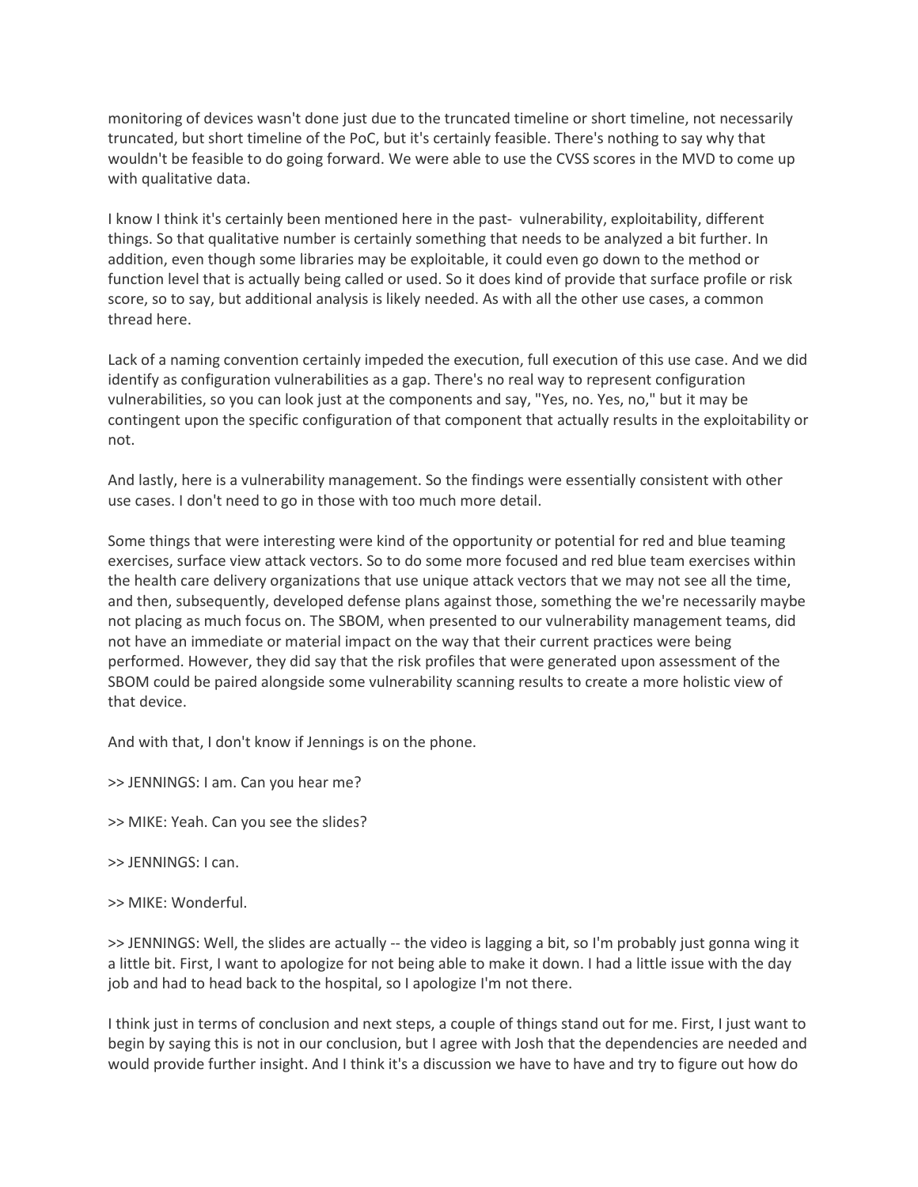monitoring of devices wasn't done just due to the truncated timeline or short timeline, not necessarily truncated, but short timeline of the PoC, but it's certainly feasible. There's nothing to say why that wouldn't be feasible to do going forward. We were able to use the CVSS scores in the MVD to come up with qualitative data.

I know I think it's certainly been mentioned here in the past- vulnerability, exploitability, different things. So that qualitative number is certainly something that needs to be analyzed a bit further. In addition, even though some libraries may be exploitable, it could even go down to the method or function level that is actually being called or used. So it does kind of provide that surface profile or risk score, so to say, but additional analysis is likely needed. As with all the other use cases, a common thread here.

Lack of a naming convention certainly impeded the execution, full execution of this use case. And we did identify as configuration vulnerabilities as a gap. There's no real way to represent configuration vulnerabilities, so you can look just at the components and say, "Yes, no. Yes, no," but it may be contingent upon the specific configuration of that component that actually results in the exploitability or not.

And lastly, here is a vulnerability management. So the findings were essentially consistent with other use cases. I don't need to go in those with too much more detail.

Some things that were interesting were kind of the opportunity or potential for red and blue teaming exercises, surface view attack vectors. So to do some more focused and red blue team exercises within the health care delivery organizations that use unique attack vectors that we may not see all the time, and then, subsequently, developed defense plans against those, something the we're necessarily maybe not placing as much focus on. The SBOM, when presented to our vulnerability management teams, did not have an immediate or material impact on the way that their current practices were being performed. However, they did say that the risk profiles that were generated upon assessment of the SBOM could be paired alongside some vulnerability scanning results to create a more holistic view of that device.

And with that, I don't know if Jennings is on the phone.

>> JENNINGS: I am. Can you hear me?

>> MIKE: Yeah. Can you see the slides?

>> JENNINGS: I can.

>> MIKE: Wonderful.

>> JENNINGS: Well, the slides are actually -- the video is lagging a bit, so I'm probably just gonna wing it a little bit. First, I want to apologize for not being able to make it down. I had a little issue with the day job and had to head back to the hospital, so I apologize I'm not there.

I think just in terms of conclusion and next steps, a couple of things stand out for me. First, I just want to begin by saying this is not in our conclusion, but I agree with Josh that the dependencies are needed and would provide further insight. And I think it's a discussion we have to have and try to figure out how do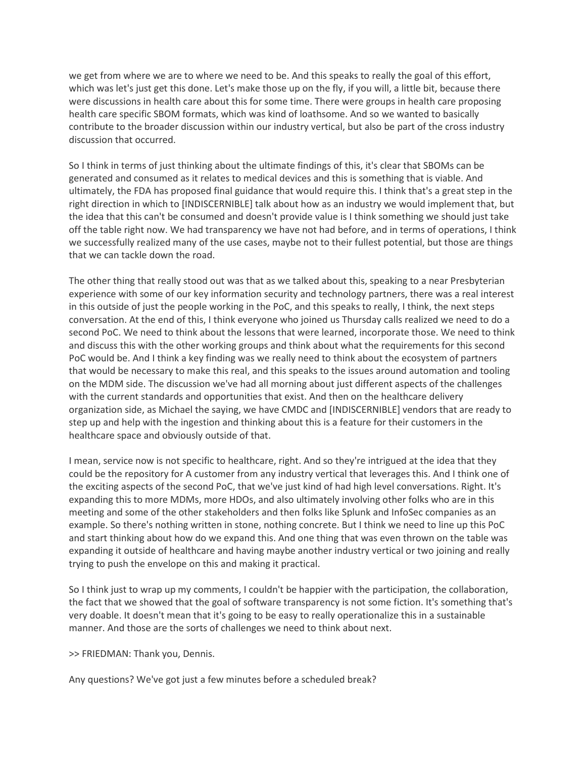we get from where we are to where we need to be. And this speaks to really the goal of this effort, which was let's just get this done. Let's make those up on the fly, if you will, a little bit, because there were discussions in health care about this for some time. There were groups in health care proposing health care specific SBOM formats, which was kind of loathsome. And so we wanted to basically contribute to the broader discussion within our industry vertical, but also be part of the cross industry discussion that occurred.

So I think in terms of just thinking about the ultimate findings of this, it's clear that SBOMs can be generated and consumed as it relates to medical devices and this is something that is viable. And ultimately, the FDA has proposed final guidance that would require this. I think that's a great step in the right direction in which to [INDISCERNIBLE] talk about how as an industry we would implement that, but the idea that this can't be consumed and doesn't provide value is I think something we should just take off the table right now. We had transparency we have not had before, and in terms of operations, I think we successfully realized many of the use cases, maybe not to their fullest potential, but those are things that we can tackle down the road.

The other thing that really stood out was that as we talked about this, speaking to a near Presbyterian experience with some of our key information security and technology partners, there was a real interest in this outside of just the people working in the PoC, and this speaks to really, I think, the next steps conversation. At the end of this, I think everyone who joined us Thursday calls realized we need to do a second PoC. We need to think about the lessons that were learned, incorporate those. We need to think and discuss this with the other working groups and think about what the requirements for this second PoC would be. And I think a key finding was we really need to think about the ecosystem of partners that would be necessary to make this real, and this speaks to the issues around automation and tooling on the MDM side. The discussion we've had all morning about just different aspects of the challenges with the current standards and opportunities that exist. And then on the healthcare delivery organization side, as Michael the saying, we have CMDC and [INDISCERNIBLE] vendors that are ready to step up and help with the ingestion and thinking about this is a feature for their customers in the healthcare space and obviously outside of that.

I mean, service now is not specific to healthcare, right. And so they're intrigued at the idea that they could be the repository for A customer from any industry vertical that leverages this. And I think one of the exciting aspects of the second PoC, that we've just kind of had high level conversations. Right. It's expanding this to more MDMs, more HDOs, and also ultimately involving other folks who are in this meeting and some of the other stakeholders and then folks like Splunk and InfoSec companies as an example. So there's nothing written in stone, nothing concrete. But I think we need to line up this PoC and start thinking about how do we expand this. And one thing that was even thrown on the table was expanding it outside of healthcare and having maybe another industry vertical or two joining and really trying to push the envelope on this and making it practical.

So I think just to wrap up my comments, I couldn't be happier with the participation, the collaboration, the fact that we showed that the goal of software transparency is not some fiction. It's something that's very doable. It doesn't mean that it's going to be easy to really operationalize this in a sustainable manner. And those are the sorts of challenges we need to think about next.

>> FRIEDMAN: Thank you, Dennis.

Any questions? We've got just a few minutes before a scheduled break?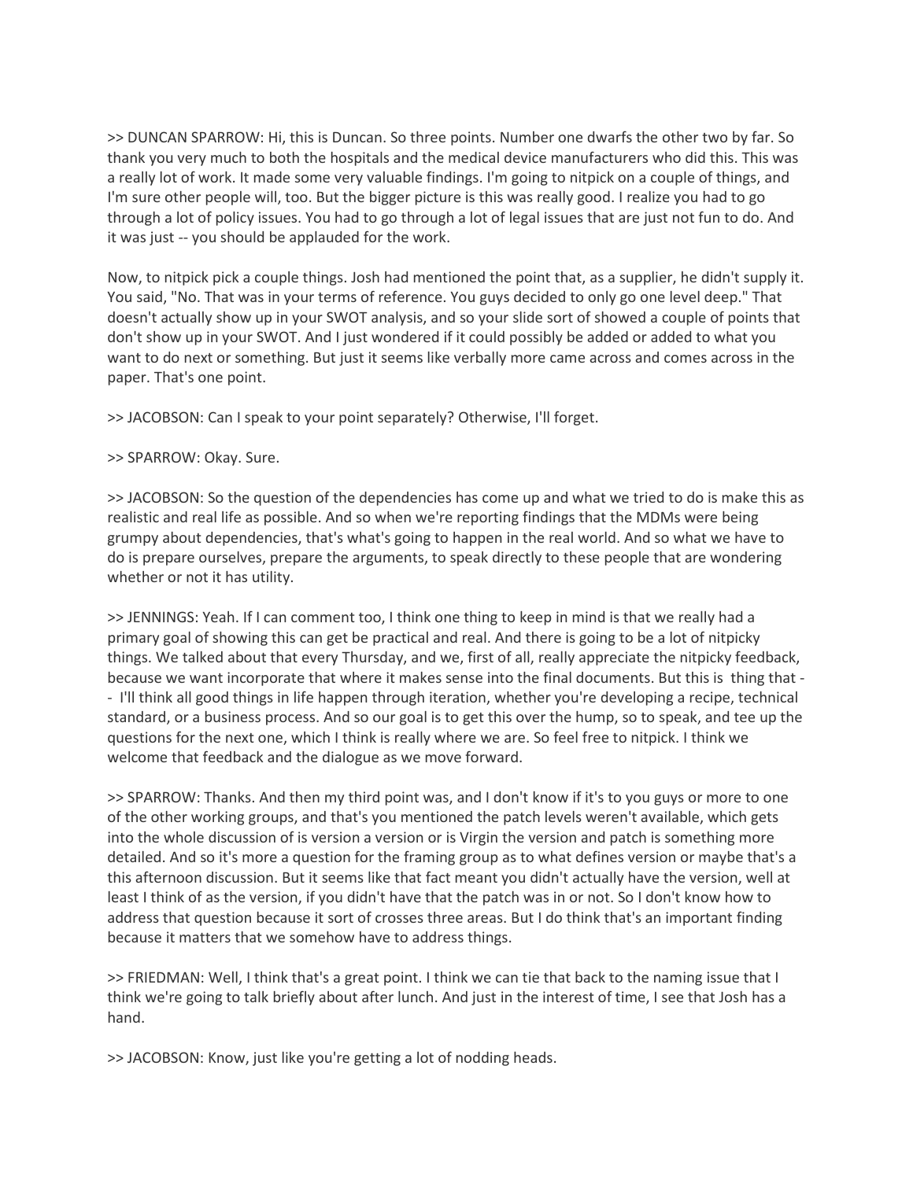>> DUNCAN SPARROW: Hi, this is Duncan. So three points. Number one dwarfs the other two by far. So thank you very much to both the hospitals and the medical device manufacturers who did this. This was a really lot of work. It made some very valuable findings. I'm going to nitpick on a couple of things, and I'm sure other people will, too. But the bigger picture is this was really good. I realize you had to go through a lot of policy issues. You had to go through a lot of legal issues that are just not fun to do. And it was just -- you should be applauded for the work.

Now, to nitpick pick a couple things. Josh had mentioned the point that, as a supplier, he didn't supply it. You said, "No. That was in your terms of reference. You guys decided to only go one level deep." That doesn't actually show up in your SWOT analysis, and so your slide sort of showed a couple of points that don't show up in your SWOT. And I just wondered if it could possibly be added or added to what you want to do next or something. But just it seems like verbally more came across and comes across in the paper. That's one point.

>> JACOBSON: Can I speak to your point separately? Otherwise, I'll forget.

>> SPARROW: Okay. Sure.

>> JACOBSON: So the question of the dependencies has come up and what we tried to do is make this as realistic and real life as possible. And so when we're reporting findings that the MDMs were being grumpy about dependencies, that's what's going to happen in the real world. And so what we have to do is prepare ourselves, prepare the arguments, to speak directly to these people that are wondering whether or not it has utility.

>> JENNINGS: Yeah. If I can comment too, I think one thing to keep in mind is that we really had a primary goal of showing this can get be practical and real. And there is going to be a lot of nitpicky things. We talked about that every Thursday, and we, first of all, really appreciate the nitpicky feedback, because we want incorporate that where it makes sense into the final documents. But this is thing that -- I'll think all good things in life happen through iteration, whether you're developing a recipe, technical standard, or a business process. And so our goal is to get this over the hump, so to speak, and tee up the questions for the next one, which I think is really where we are. So feel free to nitpick. I think we welcome that feedback and the dialogue as we move forward.

>> SPARROW: Thanks. And then my third point was, and I don't know if it's to you guys or more to one of the other working groups, and that's you mentioned the patch levels weren't available, which gets into the whole discussion of is version a version or is Virgin the version and patch is something more detailed. And so it's more a question for the framing group as to what defines version or maybe that's a this afternoon discussion. But it seems like that fact meant you didn't actually have the version, well at least I think of as the version, if you didn't have that the patch was in or not. So I don't know how to address that question because it sort of crosses three areas. But I do think that's an important finding because it matters that we somehow have to address things.

>> FRIEDMAN: Well, I think that's a great point. I think we can tie that back to the naming issue that I think we're going to talk briefly about after lunch. And just in the interest of time, I see that Josh has a hand.

>> JACOBSON: Know, just like you're getting a lot of nodding heads.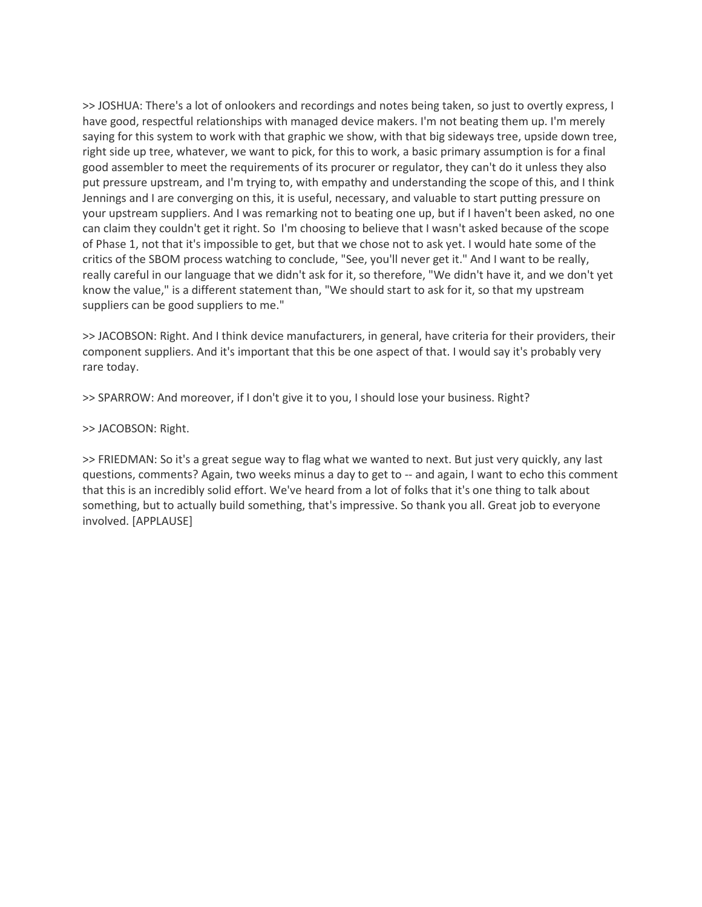>> JOSHUA: There's a lot of onlookers and recordings and notes being taken, so just to overtly express, I have good, respectful relationships with managed device makers. I'm not beating them up. I'm merely saying for this system to work with that graphic we show, with that big sideways tree, upside down tree, right side up tree, whatever, we want to pick, for this to work, a basic primary assumption is for a final good assembler to meet the requirements of its procurer or regulator, they can't do it unless they also put pressure upstream, and I'm trying to, with empathy and understanding the scope of this, and I think Jennings and I are converging on this, it is useful, necessary, and valuable to start putting pressure on your upstream suppliers. And I was remarking not to beating one up, but if I haven't been asked, no one can claim they couldn't get it right. So  I'm choosing to believe that I wasn't asked because of the scope of Phase 1, not that it's impossible to get, but that we chose not to ask yet. I would hate some of the critics of the SBOM process watching to conclude, "See, you'll never get it." And I want to be really, really careful in our language that we didn't ask for it, so therefore, "We didn't have it, and we don't yet know the value," is a different statement than, "We should start to ask for it, so that my upstream suppliers can be good suppliers to me."

>> JACOBSON: Right. And I think device manufacturers, in general, have criteria for their providers, their component suppliers. And it's important that this be one aspect of that. I would say it's probably very rare today.

>> SPARROW: And moreover, if I don't give it to you, I should lose your business. Right?

>> JACOBSON: Right.

>> FRIEDMAN: So it's a great segue way to flag what we wanted to next. But just very quickly, any last questions, comments? Again, two weeks minus a day to get to -- and again, I want to echo this comment that this is an incredibly solid effort. We've heard from a lot of folks that it's one thing to talk about something, but to actually build something, that's impressive. So thank you all. Great job to everyone involved. [APPLAUSE]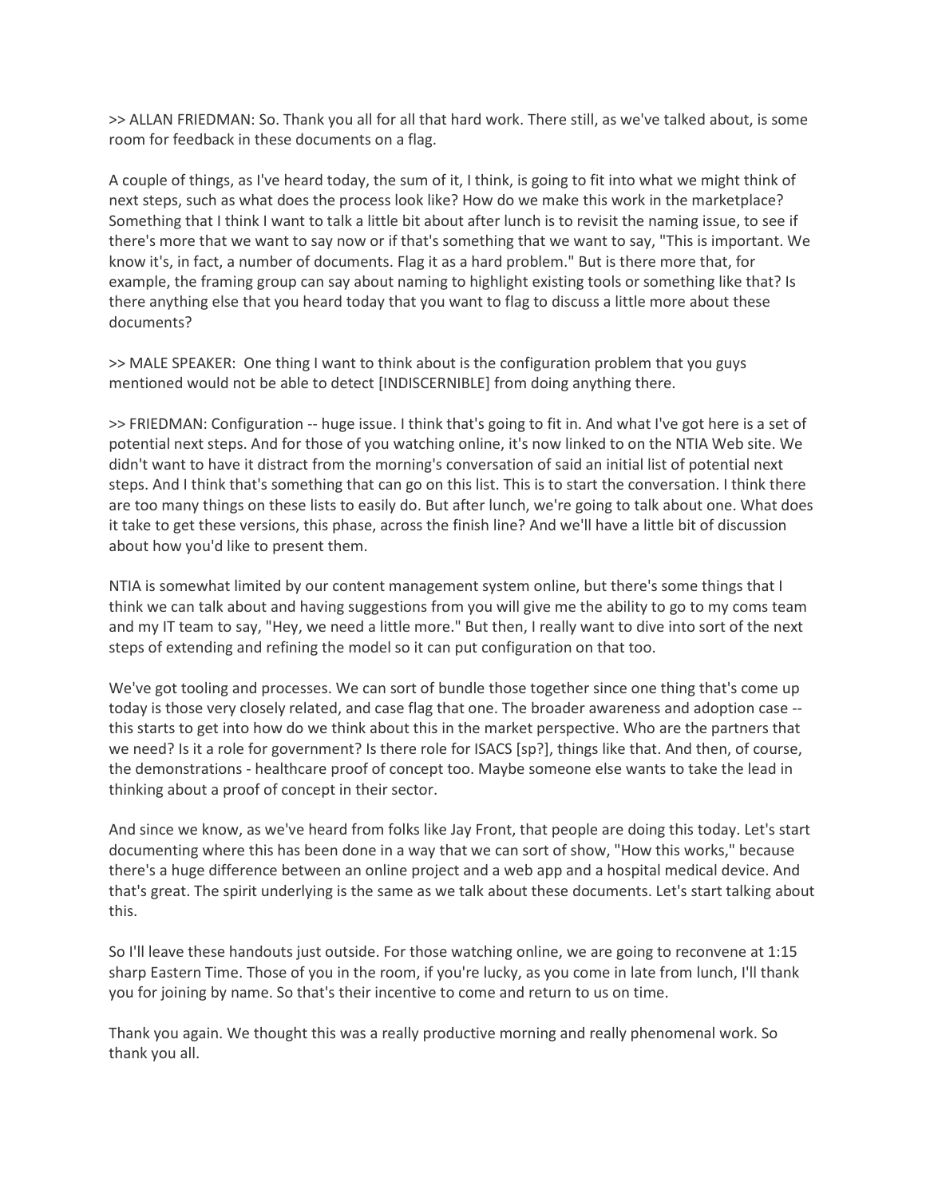>> ALLAN FRIEDMAN: So. Thank you all for all that hard work. There still, as we've talked about, is some room for feedback in these documents on a flag.

A couple of things, as I've heard today, the sum of it, I think, is going to fit into what we might think of next steps, such as what does the process look like? How do we make this work in the marketplace? Something that I think I want to talk a little bit about after lunch is to revisit the naming issue, to see if there's more that we want to say now or if that's something that we want to say, "This is important. We know it's, in fact, a number of documents. Flag it as a hard problem." But is there more that, for example, the framing group can say about naming to highlight existing tools or something like that? Is there anything else that you heard today that you want to flag to discuss a little more about these documents?

>> MALE SPEAKER: One thing I want to think about is the configuration problem that you guys mentioned would not be able to detect [INDISCERNIBLE] from doing anything there.

>> FRIEDMAN: Configuration -- huge issue. I think that's going to fit in. And what I've got here is a set of potential next steps. And for those of you watching online, it's now linked to on the NTIA Web site. We didn't want to have it distract from the morning's conversation of said an initial list of potential next steps. And I think that's something that can go on this list. This is to start the conversation. I think there are too many things on these lists to easily do. But after lunch, we're going to talk about one. What does it take to get these versions, this phase, across the finish line? And we'll have a little bit of discussion about how you'd like to present them.

NTIA is somewhat limited by our content management system online, but there's some things that I think we can talk about and having suggestions from you will give me the ability to go to my coms team and my IT team to say, "Hey, we need a little more." But then, I really want to dive into sort of the next steps of extending and refining the model so it can put configuration on that too.

We've got tooling and processes. We can sort of bundle those together since one thing that's come up today is those very closely related, and case flag that one. The broader awareness and adoption case -- this starts to get into how do we think about this in the market perspective. Who are the partners that we need? Is it a role for government? Is there role for ISACS [sp?], things like that. And then, of course, the demonstrations - healthcare proof of concept too. Maybe someone else wants to take the lead in thinking about a proof of concept in their sector.

And since we know, as we've heard from folks like Jay Front, that people are doing this today. Let's start documenting where this has been done in a way that we can sort of show, "How this works," because there's a huge difference between an online project and a web app and a hospital medical device. And that's great. The spirit underlying is the same as we talk about these documents. Let's start talking about this.

So I'll leave these handouts just outside. For those watching online, we are going to reconvene at 1:15 sharp Eastern Time. Those of you in the room, if you're lucky, as you come in late from lunch, I'll thank you for joining by name. So that's their incentive to come and return to us on time.

Thank you again. We thought this was a really productive morning and really phenomenal work. So thank you all.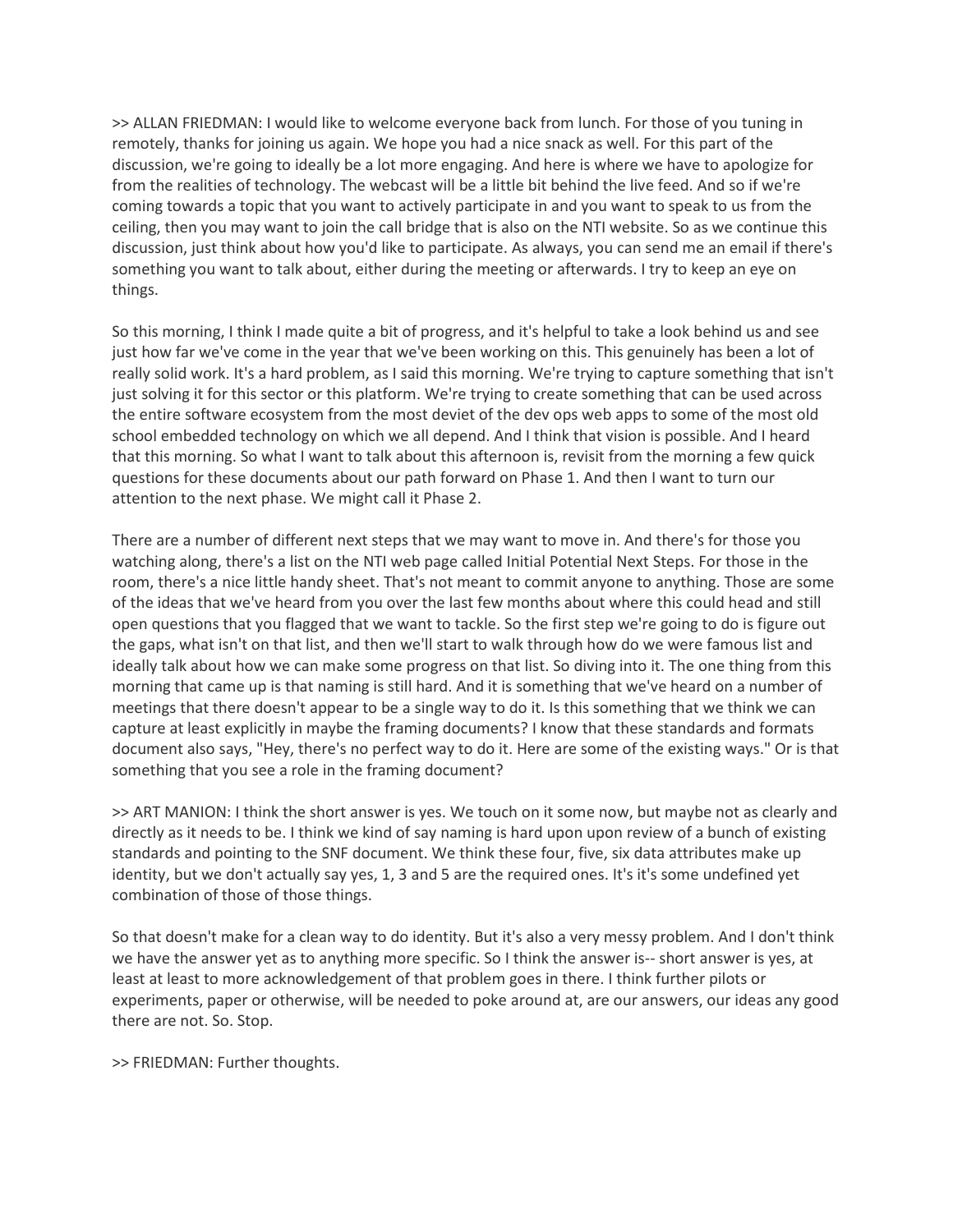>> ALLAN FRIEDMAN: I would like to welcome everyone back from lunch. For those of you tuning in remotely, thanks for joining us again. We hope you had a nice snack as well. For this part of the discussion, we're going to ideally be a lot more engaging. And here is where we have to apologize for from the realities of technology. The webcast will be a little bit behind the live feed. And so if we're coming towards a topic that you want to actively participate in and you want to speak to us from the ceiling, then you may want to join the call bridge that is also on the NTI website. So as we continue this discussion, just think about how you'd like to participate. As always, you can send me an email if there's something you want to talk about, either during the meeting or afterwards. I try to keep an eye on things.

So this morning, I think I made quite a bit of progress, and it's helpful to take a look behind us and see just how far we've come in the year that we've been working on this. This genuinely has been a lot of really solid work. It's a hard problem, as I said this morning. We're trying to capture something that isn't just solving it for this sector or this platform. We're trying to create something that can be used across the entire software ecosystem from the most deviet of the dev ops web apps to some of the most old school embedded technology on which we all depend. And I think that vision is possible. And I heard that this morning. So what I want to talk about this afternoon is, revisit from the morning a few quick questions for these documents about our path forward on Phase 1. And then I want to turn our attention to the next phase. We might call it Phase 2.

There are a number of different next steps that we may want to move in. And there's for those you watching along, there's a list on the NTI web page called Initial Potential Next Steps. For those in the room, there's a nice little handy sheet. That's not meant to commit anyone to anything. Those are some of the ideas that we've heard from you over the last few months about where this could head and still open questions that you flagged that we want to tackle. So the first step we're going to do is figure out the gaps, what isn't on that list, and then we'll start to walk through how do we were famous list and ideally talk about how we can make some progress on that list. So diving into it. The one thing from this morning that came up is that naming is still hard. And it is something that we've heard on a number of meetings that there doesn't appear to be a single way to do it. Is this something that we think we can capture at least explicitly in maybe the framing documents? I know that these standards and formats document also says, "Hey, there's no perfect way to do it. Here are some of the existing ways." Or is that something that you see a role in the framing document?

>> ART MANION: I think the short answer is yes. We touch on it some now, but maybe not as clearly and directly as it needs to be. I think we kind of say naming is hard upon upon review of a bunch of existing standards and pointing to the SNF document. We think these four, five, six data attributes make up identity, but we don't actually say yes, 1, 3 and 5 are the required ones. It's it's some undefined yet combination of those of those things.

So that doesn't make for a clean way to do identity. But it's also a very messy problem. And I don't think we have the answer yet as to anything more specific. So I think the answer is-- short answer is yes, at least at least to more acknowledgement of that problem goes in there. I think further pilots or experiments, paper or otherwise, will be needed to poke around at, are our answers, our ideas any good there are not. So. Stop.

>> FRIEDMAN: Further thoughts.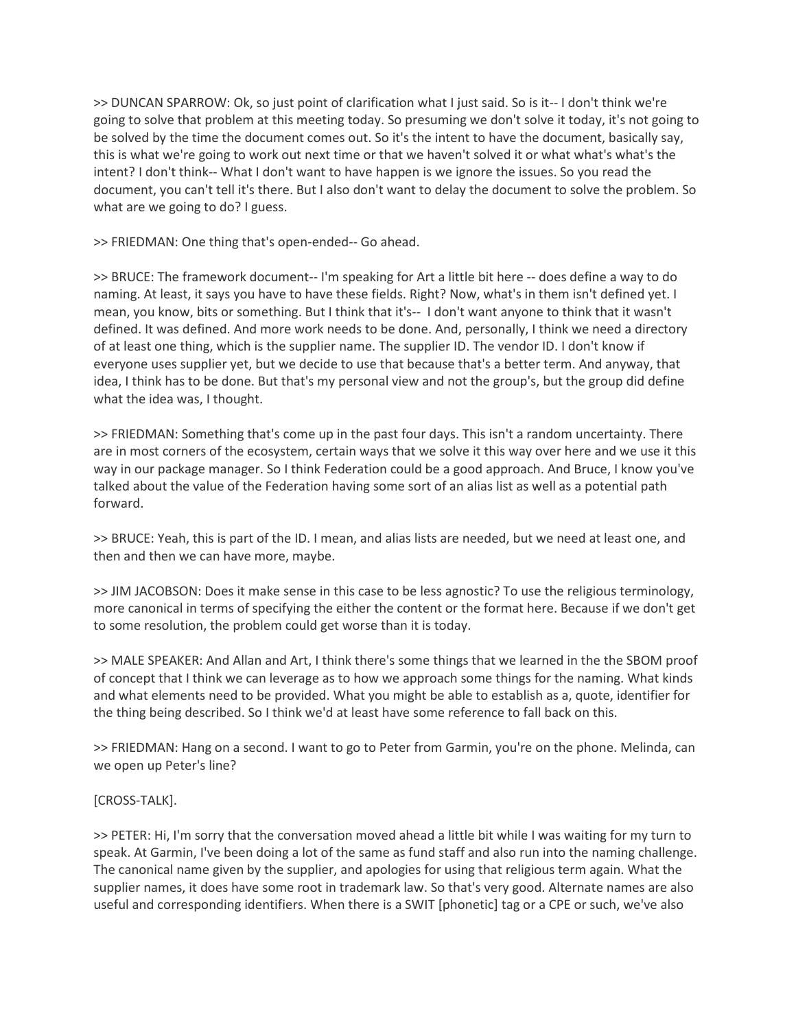>> DUNCAN SPARROW: Ok, so just point of clarification what I just said. So is it-- I don't think we're going to solve that problem at this meeting today. So presuming we don't solve it today, it's not going to be solved by the time the document comes out. So it's the intent to have the document, basically say, this is what we're going to work out next time or that we haven't solved it or what what's what's the intent? I don't think-- What I don't want to have happen is we ignore the issues. So you read the document, you can't tell it's there. But I also don't want to delay the document to solve the problem. So what are we going to do? I guess.

>> FRIEDMAN: One thing that's open-ended-- Go ahead.

>> BRUCE: The framework document-- I'm speaking for Art a little bit here -- does define a way to do naming. At least, it says you have to have these fields. Right? Now, what's in them isn't defined yet. I mean, you know, bits or something. But I think that it's-- I don't want anyone to think that it wasn't defined. It was defined. And more work needs to be done. And, personally, I think we need a directory of at least one thing, which is the supplier name. The supplier ID. The vendor ID. I don't know if everyone uses supplier yet, but we decide to use that because that's a better term. And anyway, that idea, I think has to be done. But that's my personal view and not the group's, but the group did define what the idea was, I thought.

>> FRIEDMAN: Something that's come up in the past four days. This isn't a random uncertainty. There are in most corners of the ecosystem, certain ways that we solve it this way over here and we use it this way in our package manager. So I think Federation could be a good approach. And Bruce, I know you've talked about the value of the Federation having some sort of an alias list as well as a potential path forward.

>> BRUCE: Yeah, this is part of the ID. I mean, and alias lists are needed, but we need at least one, and then and then we can have more, maybe.

>> JIM JACOBSON: Does it make sense in this case to be less agnostic? To use the religious terminology, more canonical in terms of specifying the either the content or the format here. Because if we don't get to some resolution, the problem could get worse than it is today.

>> MALE SPEAKER: And Allan and Art, I think there's some things that we learned in the the SBOM proof of concept that I think we can leverage as to how we approach some things for the naming. What kinds and what elements need to be provided. What you might be able to establish as a, quote, identifier for the thing being described. So I think we'd at least have some reference to fall back on this.

>> FRIEDMAN: Hang on a second. I want to go to Peter from Garmin, you're on the phone. Melinda, can we open up Peter's line?

[CROSS-TALK].

>> PETER: Hi, I'm sorry that the conversation moved ahead a little bit while I was waiting for my turn to speak. At Garmin, I've been doing a lot of the same as fund staff and also run into the naming challenge. The canonical name given by the supplier, and apologies for using that religious term again. What the supplier names, it does have some root in trademark law. So that's very good. Alternate names are also useful and corresponding identifiers. When there is a SWIT [phonetic] tag or a CPE or such, we've also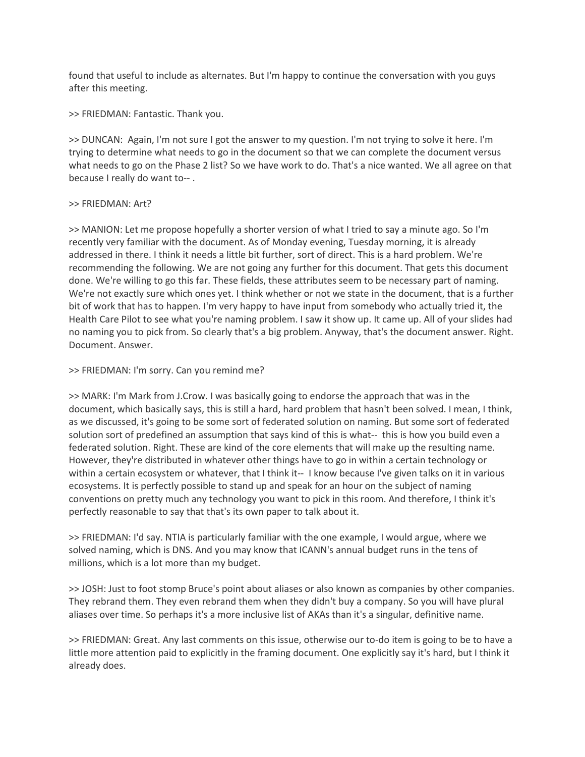found that useful to include as alternates. But I'm happy to continue the conversation with you guys after this meeting.

>> FRIEDMAN: Fantastic. Thank you.

>> DUNCAN: Again, I'm not sure I got the answer to my question. I'm not trying to solve it here. I'm trying to determine what needs to go in the document so that we can complete the document versus what needs to go on the Phase 2 list? So we have work to do. That's a nice wanted. We all agree on that because I really do want to-- .

>> FRIEDMAN: Art?

>> MANION: Let me propose hopefully a shorter version of what I tried to say a minute ago. So I'm recently very familiar with the document. As of Monday evening, Tuesday morning, it is already addressed in there. I think it needs a little bit further, sort of direct. This is a hard problem. We're recommending the following. We are not going any further for this document. That gets this document done. We're willing to go this far. These fields, these attributes seem to be necessary part of naming. We're not exactly sure which ones yet. I think whether or not we state in the document, that is a further bit of work that has to happen. I'm very happy to have input from somebody who actually tried it, the Health Care Pilot to see what you're naming problem. I saw it show up. It came up. All of your slides had no naming you to pick from. So clearly that's a big problem. Anyway, that's the document answer. Right. Document. Answer.

>> FRIEDMAN: I'm sorry. Can you remind me?

>> MARK: I'm Mark from J.Crow. I was basically going to endorse the approach that was in the document, which basically says, this is still a hard, hard problem that hasn't been solved. I mean, I think, as we discussed, it's going to be some sort of federated solution on naming. But some sort of federated solution sort of predefined an assumption that says kind of this is what-- this is how you build even a federated solution. Right. These are kind of the core elements that will make up the resulting name. However, they're distributed in whatever other things have to go in within a certain technology or within a certain ecosystem or whatever, that I think it-- I know because I've given talks on it in various ecosystems. It is perfectly possible to stand up and speak for an hour on the subject of naming conventions on pretty much any technology you want to pick in this room. And therefore, I think it's perfectly reasonable to say that that's its own paper to talk about it.

>> FRIEDMAN: I'd say. NTIA is particularly familiar with the one example, I would argue, where we solved naming, which is DNS. And you may know that ICANN's annual budget runs in the tens of millions, which is a lot more than my budget.

>> JOSH: Just to foot stomp Bruce's point about aliases or also known as companies by other companies. They rebrand them. They even rebrand them when they didn't buy a company. So you will have plural aliases over time. So perhaps it's a more inclusive list of AKAs than it's a singular, definitive name.

>> FRIEDMAN: Great. Any last comments on this issue, otherwise our to-do item is going to be to have a little more attention paid to explicitly in the framing document. One explicitly say it's hard, but I think it already does.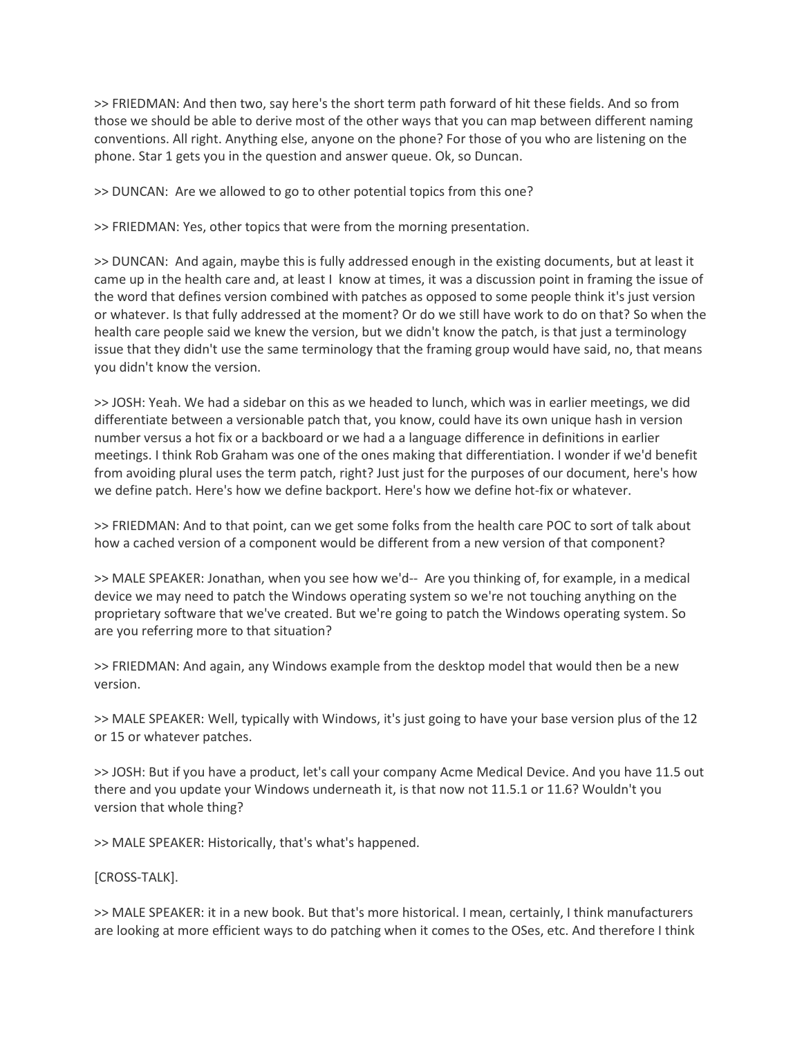>> FRIEDMAN: And then two, say here's the short term path forward of hit these fields. And so from those we should be able to derive most of the other ways that you can map between different naming conventions. All right. Anything else, anyone on the phone? For those of you who are listening on the phone. Star 1 gets you in the question and answer queue. Ok, so Duncan.

>> DUNCAN: Are we allowed to go to other potential topics from this one?

>> FRIEDMAN: Yes, other topics that were from the morning presentation.

>> DUNCAN: And again, maybe this is fully addressed enough in the existing documents, but at least it came up in the health care and, at least I know at times, it was a discussion point in framing the issue of the word that defines version combined with patches as opposed to some people think it's just version or whatever. Is that fully addressed at the moment? Or do we still have work to do on that? So when the health care people said we knew the version, but we didn't know the patch, is that just a terminology issue that they didn't use the same terminology that the framing group would have said, no, that means you didn't know the version.

>> JOSH: Yeah. We had a sidebar on this as we headed to lunch, which was in earlier meetings, we did differentiate between a versionable patch that, you know, could have its own unique hash in version number versus a hot fix or a backboard or we had a a language difference in definitions in earlier meetings. I think Rob Graham was one of the ones making that differentiation. I wonder if we'd benefit from avoiding plural uses the term patch, right? Just just for the purposes of our document, here's how we define patch. Here's how we define backport. Here's how we define hot-fix or whatever.

>> FRIEDMAN: And to that point, can we get some folks from the health care POC to sort of talk about how a cached version of a component would be different from a new version of that component?

>> MALE SPEAKER: Jonathan, when you see how we'd-- Are you thinking of, for example, in a medical device we may need to patch the Windows operating system so we're not touching anything on the proprietary software that we've created. But we're going to patch the Windows operating system. So are you referring more to that situation?

>> FRIEDMAN: And again, any Windows example from the desktop model that would then be a new version.

>> MALE SPEAKER: Well, typically with Windows, it's just going to have your base version plus of the 12 or 15 or whatever patches.

>> JOSH: But if you have a product, let's call your company Acme Medical Device. And you have 11.5 out there and you update your Windows underneath it, is that now not 11.5.1 or 11.6? Wouldn't you version that whole thing?

>> MALE SPEAKER: Historically, that's what's happened.

[CROSS-TALK].

>> MALE SPEAKER: it in a new book. But that's more historical. I mean, certainly, I think manufacturers are looking at more efficient ways to do patching when it comes to the OSes, etc. And therefore I think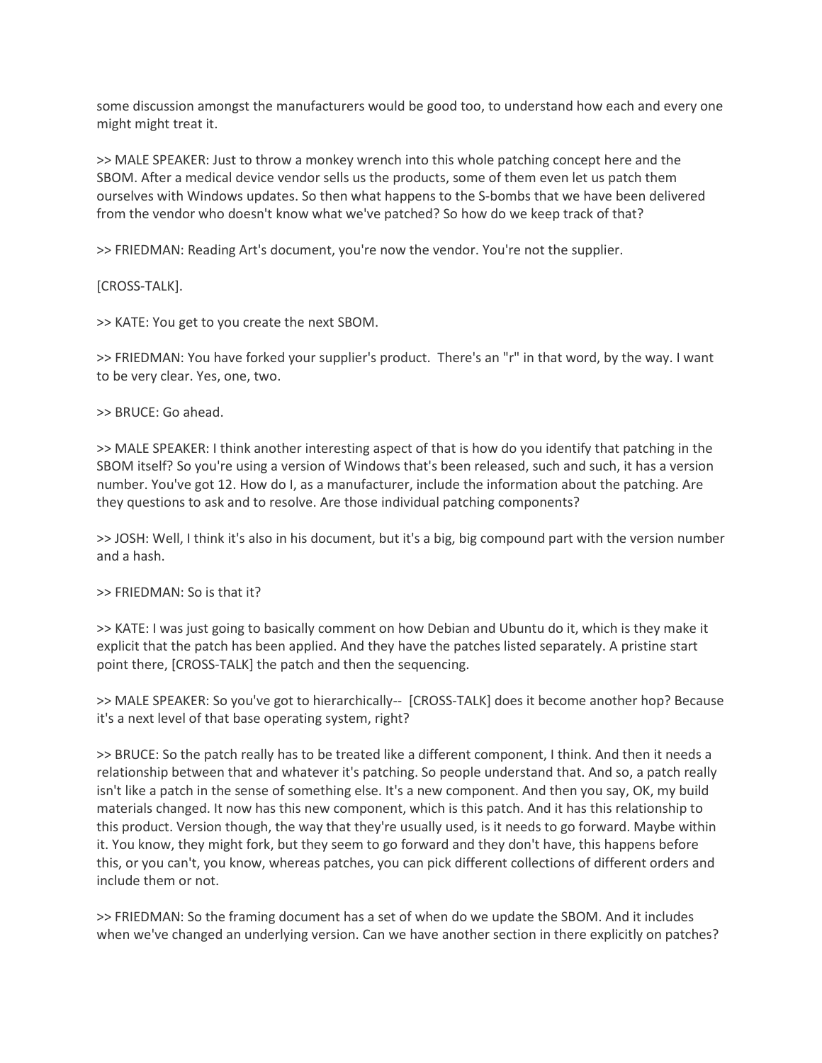some discussion amongst the manufacturers would be good too, to understand how each and every one might might treat it.

>> MALE SPEAKER: Just to throw a monkey wrench into this whole patching concept here and the SBOM. After a medical device vendor sells us the products, some of them even let us patch them ourselves with Windows updates. So then what happens to the S-bombs that we have been delivered from the vendor who doesn't know what we've patched? So how do we keep track of that?

>> FRIEDMAN: Reading Art's document, you're now the vendor. You're not the supplier.

[CROSS-TALK].

>> KATE: You get to you create the next SBOM.

>> FRIEDMAN: You have forked your supplier's product. There's an "r" in that word, by the way. I want to be very clear. Yes, one, two.

>> BRUCE: Go ahead.

>> MALE SPEAKER: I think another interesting aspect of that is how do you identify that patching in the SBOM itself? So you're using a version of Windows that's been released, such and such, it has a version number. You've got 12. How do I, as a manufacturer, include the information about the patching. Are they questions to ask and to resolve. Are those individual patching components?

>> JOSH: Well, I think it's also in his document, but it's a big, big compound part with the version number and a hash.

>> FRIEDMAN: So is that it?

>> KATE: I was just going to basically comment on how Debian and Ubuntu do it, which is they make it explicit that the patch has been applied. And they have the patches listed separately. A pristine start point there, [CROSS-TALK] the patch and then the sequencing.

>> MALE SPEAKER: So you've got to hierarchically-- [CROSS-TALK] does it become another hop? Because it's a next level of that base operating system, right?

>> BRUCE: So the patch really has to be treated like a different component, I think. And then it needs a relationship between that and whatever it's patching. So people understand that. And so, a patch really isn't like a patch in the sense of something else. It's a new component. And then you say, OK, my build materials changed. It now has this new component, which is this patch. And it has this relationship to this product. Version though, the way that they're usually used, is it needs to go forward. Maybe within it. You know, they might fork, but they seem to go forward and they don't have, this happens before this, or you can't, you know, whereas patches, you can pick different collections of different orders and include them or not.

>> FRIEDMAN: So the framing document has a set of when do we update the SBOM. And it includes when we've changed an underlying version. Can we have another section in there explicitly on patches?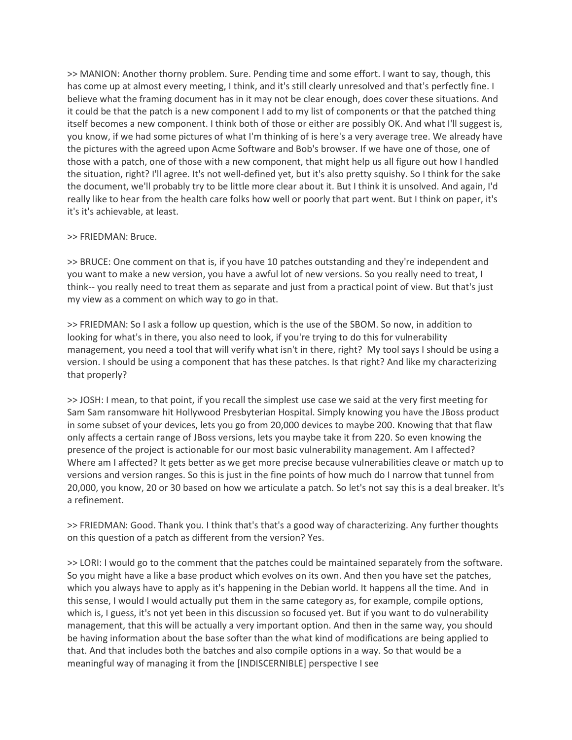>> MANION: Another thorny problem. Sure. Pending time and some effort. I want to say, though, this has come up at almost every meeting, I think, and it's still clearly unresolved and that's perfectly fine. I believe what the framing document has in it may not be clear enough, does cover these situations. And it could be that the patch is a new component I add to my list of components or that the patched thing itself becomes a new component. I think both of those or either are possibly OK. And what I'll suggest is, you know, if we had some pictures of what I'm thinking of is here's a very average tree. We already have the pictures with the agreed upon Acme Software and Bob's browser. If we have one of those, one of those with a patch, one of those with a new component, that might help us all figure out how I handled the situation, right? I'll agree. It's not well-defined yet, but it's also pretty squishy. So I think for the sake the document, we'll probably try to be little more clear about it. But I think it is unsolved. And again, I'd really like to hear from the health care folks how well or poorly that part went. But I think on paper, it's it's it's achievable, at least.

>> FRIEDMAN: Bruce.

>> BRUCE: One comment on that is, if you have 10 patches outstanding and they're independent and you want to make a new version, you have a awful lot of new versions. So you really need to treat, I think-- you really need to treat them as separate and just from a practical point of view. But that's just my view as a comment on which way to go in that.

>> FRIEDMAN: So I ask a follow up question, which is the use of the SBOM. So now, in addition to looking for what's in there, you also need to look, if you're trying to do this for vulnerability management, you need a tool that will verify what isn't in there, right? My tool says I should be using a version. I should be using a component that has these patches. Is that right? And like my characterizing that properly?

>> JOSH: I mean, to that point, if you recall the simplest use case we said at the very first meeting for Sam Sam ransomware hit Hollywood Presbyterian Hospital. Simply knowing you have the JBoss product in some subset of your devices, lets you go from 20,000 devices to maybe 200. Knowing that that flaw only affects a certain range of JBoss versions, lets you maybe take it from 220. So even knowing the presence of the project is actionable for our most basic vulnerability management. Am I affected? Where am I affected? It gets better as we get more precise because vulnerabilities cleave or match up to versions and version ranges. So this is just in the fine points of how much do I narrow that tunnel from 20,000, you know, 20 or 30 based on how we articulate a patch. So let's not say this is a deal breaker. It's a refinement.

>> FRIEDMAN: Good. Thank you. I think that's that's a good way of characterizing. Any further thoughts on this question of a patch as different from the version? Yes.

>> LORI: I would go to the comment that the patches could be maintained separately from the software. So you might have a like a base product which evolves on its own. And then you have set the patches, which you always have to apply as it's happening in the Debian world. It happens all the time. And in this sense, I would I would actually put them in the same category as, for example, compile options, which is, I guess, it's not yet been in this discussion so focused yet. But if you want to do vulnerability management, that this will be actually a very important option. And then in the same way, you should be having information about the base softer than the what kind of modifications are being applied to that. And that includes both the batches and also compile options in a way. So that would be a meaningful way of managing it from the [INDISCERNIBLE] perspective I see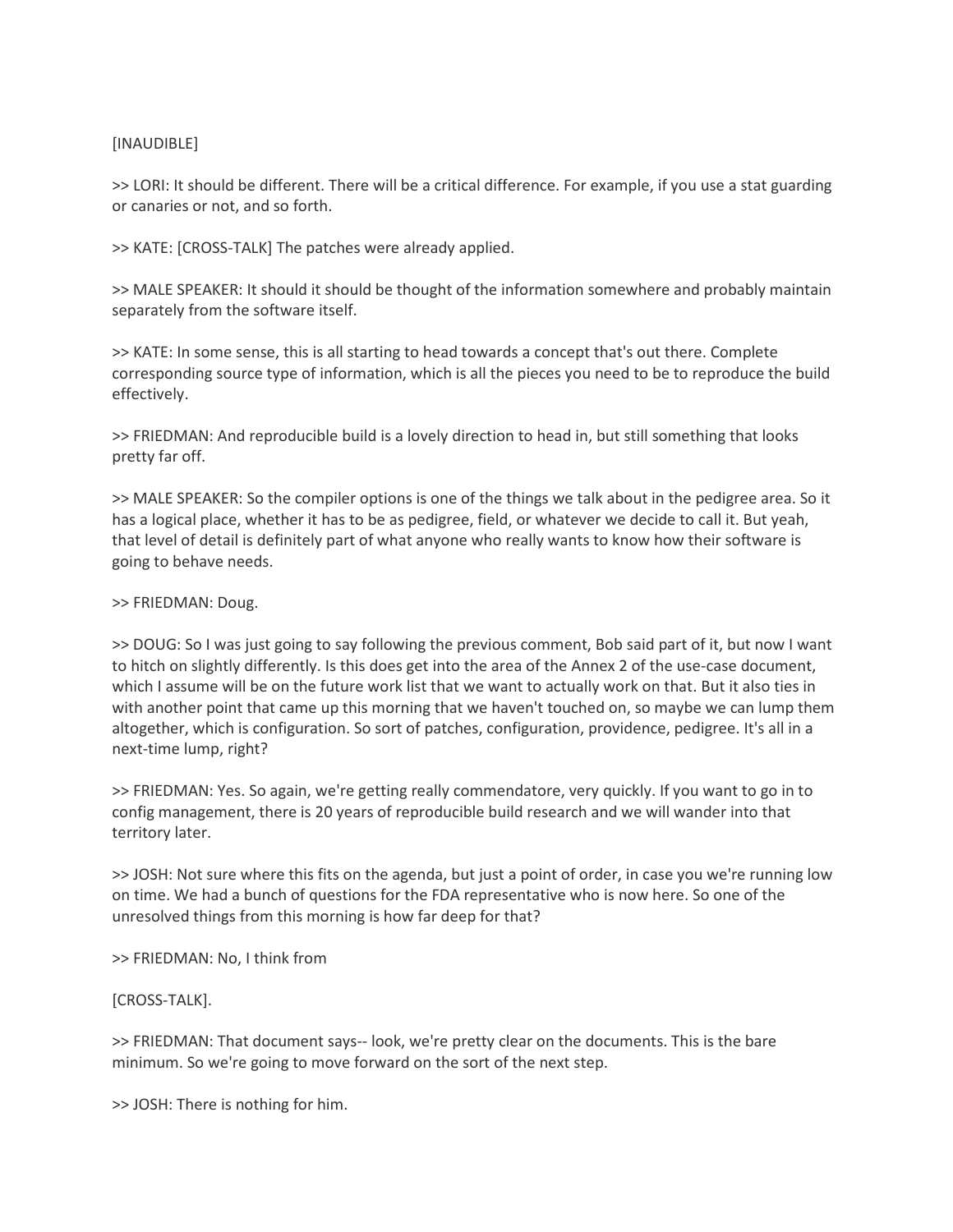[INAUDIBLE]

>> LORI: It should be different. There will be a critical difference. For example, if you use a stat guarding or canaries or not, and so forth.

>> KATE: [CROSS-TALK] The patches were already applied.

>> MALE SPEAKER: It should it should be thought of the information somewhere and probably maintain separately from the software itself.

>> KATE: In some sense, this is all starting to head towards a concept that's out there. Complete corresponding source type of information, which is all the pieces you need to be to reproduce the build effectively.

>> FRIEDMAN: And reproducible build is a lovely direction to head in, but still something that looks pretty far off.

>> MALE SPEAKER: So the compiler options is one of the things we talk about in the pedigree area. So it has a logical place, whether it has to be as pedigree, field, or whatever we decide to call it. But yeah, that level of detail is definitely part of what anyone who really wants to know how their software is going to behave needs.

>> FRIEDMAN: Doug.

>> DOUG: So I was just going to say following the previous comment, Bob said part of it, but now I want to hitch on slightly differently. Is this does get into the area of the Annex 2 of the use-case document, which I assume will be on the future work list that we want to actually work on that. But it also ties in with another point that came up this morning that we haven't touched on, so maybe we can lump them altogether, which is configuration. So sort of patches, configuration, providence, pedigree. It's all in a next-time lump, right?

>> FRIEDMAN: Yes. So again, we're getting really commendatore, very quickly. If you want to go in to config management, there is 20 years of reproducible build research and we will wander into that territory later.

>> JOSH: Not sure where this fits on the agenda, but just a point of order, in case you we're running low on time. We had a bunch of questions for the FDA representative who is now here. So one of the unresolved things from this morning is how far deep for that?

>> FRIEDMAN: No, I think from

[CROSS-TALK].

>> FRIEDMAN: That document says-- look, we're pretty clear on the documents. This is the bare minimum. So we're going to move forward on the sort of the next step.

>> JOSH: There is nothing for him.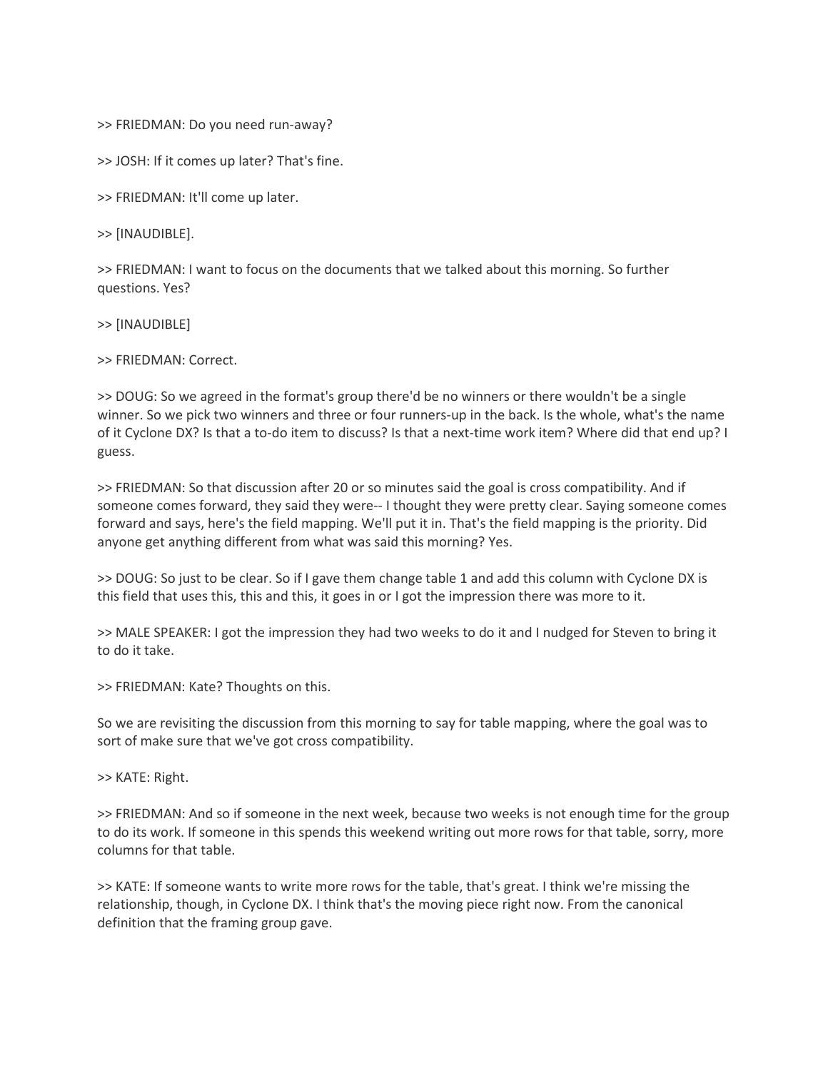>> FRIEDMAN: Do you need run-away?

>> JOSH: If it comes up later? That's fine.

>> FRIEDMAN: It'll come up later.

>> [INAUDIBLE].

>> FRIEDMAN: I want to focus on the documents that we talked about this morning. So further questions. Yes?

>> [INAUDIBLE]

>> FRIEDMAN: Correct.

>> DOUG: So we agreed in the format's group there'd be no winners or there wouldn't be a single winner. So we pick two winners and three or four runners-up in the back. Is the whole, what's the name of it Cyclone DX? Is that a to-do item to discuss? Is that a next-time work item? Where did that end up? I guess.

>> FRIEDMAN: So that discussion after 20 or so minutes said the goal is cross compatibility. And if someone comes forward, they said they were-- I thought they were pretty clear. Saying someone comes forward and says, here's the field mapping. We'll put it in. That's the field mapping is the priority. Did anyone get anything different from what was said this morning? Yes.

>> DOUG: So just to be clear. So if I gave them change table 1 and add this column with Cyclone DX is this field that uses this, this and this, it goes in or I got the impression there was more to it.

>> MALE SPEAKER: I got the impression they had two weeks to do it and I nudged for Steven to bring it to do it take.

>> FRIEDMAN: Kate? Thoughts on this.

So we are revisiting the discussion from this morning to say for table mapping, where the goal was to sort of make sure that we've got cross compatibility.

>> KATE: Right.

>> FRIEDMAN: And so if someone in the next week, because two weeks is not enough time for the group to do its work. If someone in this spends this weekend writing out more rows for that table, sorry, more columns for that table.

>> KATE: If someone wants to write more rows for the table, that's great. I think we're missing the relationship, though, in Cyclone DX. I think that's the moving piece right now. From the canonical definition that the framing group gave.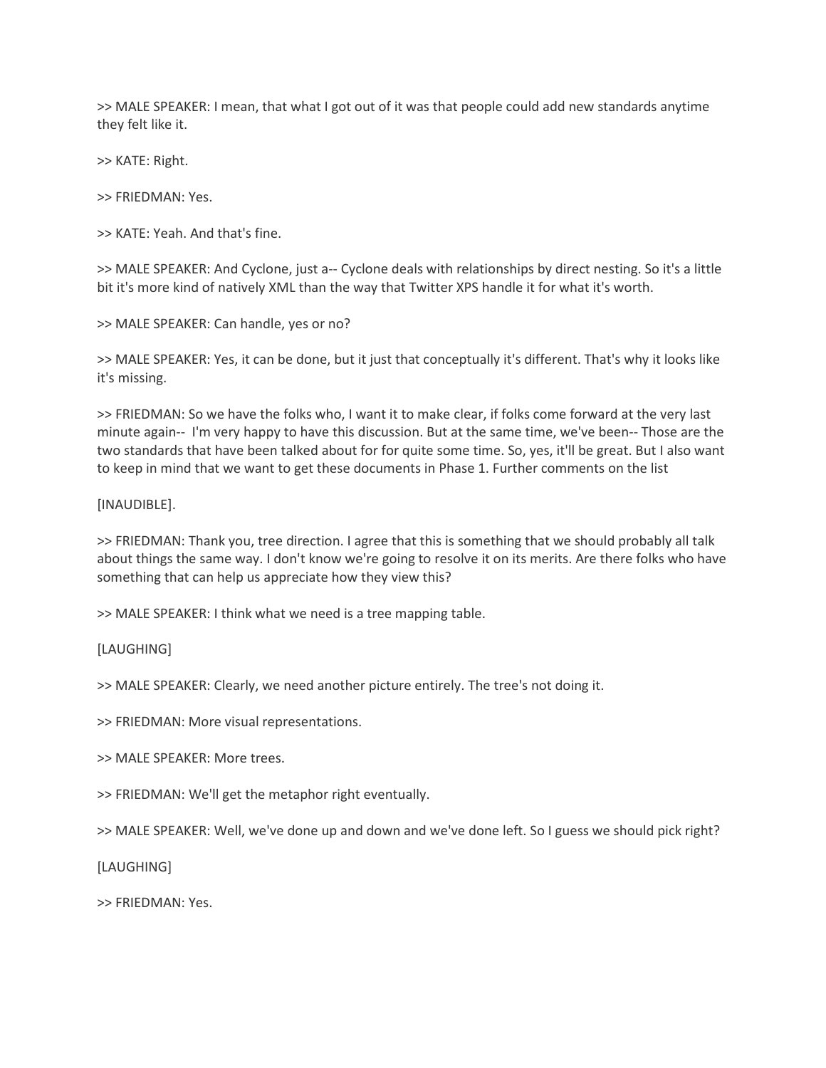>> MALE SPEAKER: I mean, that what I got out of it was that people could add new standards anytime they felt like it.

>> KATE: Right.

>> FRIEDMAN: Yes.

>> KATE: Yeah. And that's fine.

>> MALE SPEAKER: And Cyclone, just a-- Cyclone deals with relationships by direct nesting. So it's a little bit it's more kind of natively XML than the way that Twitter XPS handle it for what it's worth.

>> MALE SPEAKER: Can handle, yes or no?

>> MALE SPEAKER: Yes, it can be done, but it just that conceptually it's different. That's why it looks like it's missing.

>> FRIEDMAN: So we have the folks who, I want it to make clear, if folks come forward at the very last minute again-- I'm very happy to have this discussion. But at the same time, we've been-- Those are the two standards that have been talked about for for quite some time. So, yes, it'll be great. But I also want to keep in mind that we want to get these documents in Phase 1. Further comments on the list

[INAUDIBLE].

>> FRIEDMAN: Thank you, tree direction. I agree that this is something that we should probably all talk about things the same way. I don't know we're going to resolve it on its merits. Are there folks who have something that can help us appreciate how they view this?

>> MALE SPEAKER: I think what we need is a tree mapping table.

[LAUGHING]

>> MALE SPEAKER: Clearly, we need another picture entirely. The tree's not doing it.

>> FRIEDMAN: More visual representations.

>> MALE SPEAKER: More trees.

>> FRIEDMAN: We'll get the metaphor right eventually.

>> MALE SPEAKER: Well, we've done up and down and we've done left. So I guess we should pick right?

[LAUGHING]

>> FRIEDMAN: Yes.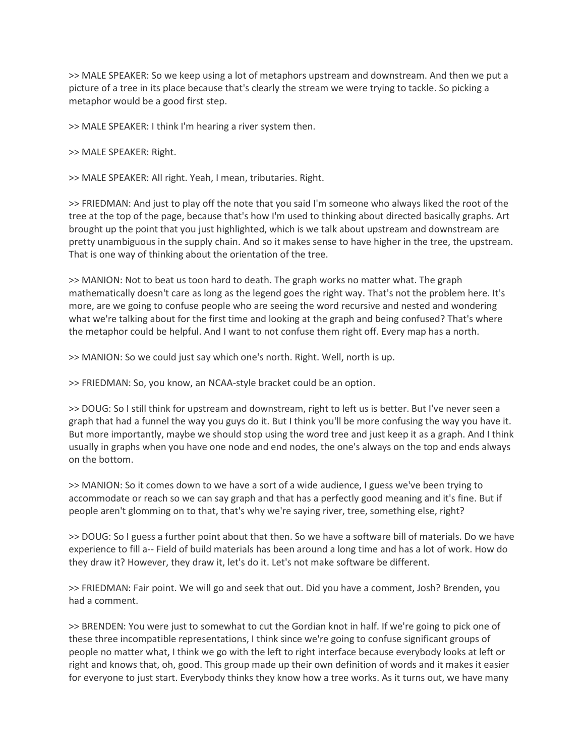>> MALE SPEAKER: So we keep using a lot of metaphors upstream and downstream. And then we put a picture of a tree in its place because that's clearly the stream we were trying to tackle. So picking a metaphor would be a good first step.

>> MALE SPEAKER: I think I'm hearing a river system then.

>> MALE SPEAKER: Right.

>> MALE SPEAKER: All right. Yeah, I mean, tributaries. Right.

>> FRIEDMAN: And just to play off the note that you said I'm someone who always liked the root of the tree at the top of the page, because that's how I'm used to thinking about directed basically graphs. Art brought up the point that you just highlighted, which is we talk about upstream and downstream are pretty unambiguous in the supply chain. And so it makes sense to have higher in the tree, the upstream. That is one way of thinking about the orientation of the tree.

>> MANION: Not to beat us toon hard to death. The graph works no matter what. The graph mathematically doesn't care as long as the legend goes the right way. That's not the problem here. It's more, are we going to confuse people who are seeing the word recursive and nested and wondering what we're talking about for the first time and looking at the graph and being confused? That's where the metaphor could be helpful. And I want to not confuse them right off. Every map has a north.

>> MANION: So we could just say which one's north. Right. Well, north is up.

>> FRIEDMAN: So, you know, an NCAA-style bracket could be an option.

>> DOUG: So I still think for upstream and downstream, right to left us is better. But I've never seen a graph that had a funnel the way you guys do it. But I think you'll be more confusing the way you have it. But more importantly, maybe we should stop using the word tree and just keep it as a graph. And I think usually in graphs when you have one node and end nodes, the one's always on the top and ends always on the bottom.

>> MANION: So it comes down to we have a sort of a wide audience, I guess we've been trying to accommodate or reach so we can say graph and that has a perfectly good meaning and it's fine. But if people aren't glomming on to that, that's why we're saying river, tree, something else, right?

>> DOUG: So I guess a further point about that then. So we have a software bill of materials. Do we have experience to fill a-- Field of build materials has been around a long time and has a lot of work. How do they draw it? However, they draw it, let's do it. Let's not make software be different.

>> FRIEDMAN: Fair point. We will go and seek that out. Did you have a comment, Josh? Brenden, you had a comment.

>> BRENDEN: You were just to somewhat to cut the Gordian knot in half. If we're going to pick one of these three incompatible representations, I think since we're going to confuse significant groups of people no matter what, I think we go with the left to right interface because everybody looks at left or right and knows that, oh, good. This group made up their own definition of words and it makes it easier for everyone to just start. Everybody thinks they know how a tree works. As it turns out, we have many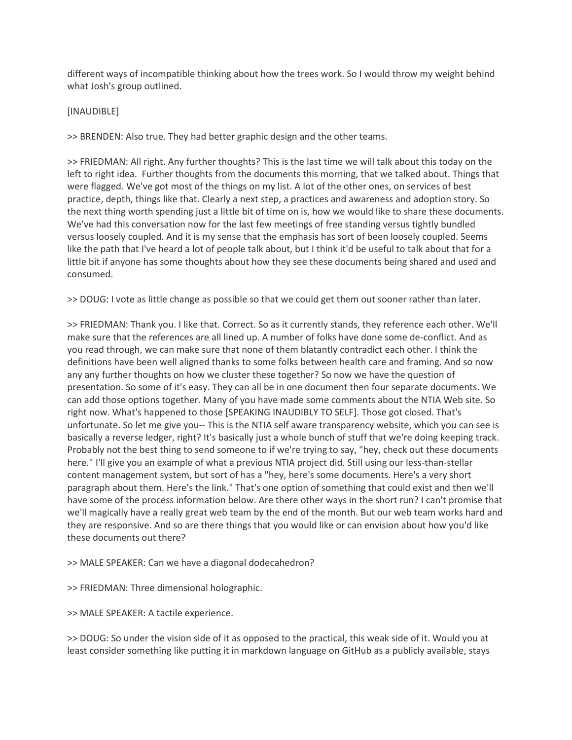different ways of incompatible thinking about how the trees work. So I would throw my weight behind what Josh's group outlined.

[INAUDIBLE]

>> BRENDEN: Also true. They had better graphic design and the other teams.

>> FRIEDMAN: All right. Any further thoughts? This is the last time we will talk about this today on the left to right idea. Further thoughts from the documents this morning, that we talked about. Things that were flagged. We've got most of the things on my list. A lot of the other ones, on services of best practice, depth, things like that. Clearly a next step, a practices and awareness and adoption story. So the next thing worth spending just a little bit of time on is, how we would like to share these documents. We've had this conversation now for the last few meetings of free standing versus tightly bundled versus loosely coupled. And it is my sense that the emphasis has sort of been loosely coupled. Seems like the path that I've heard a lot of people talk about, but I think it'd be useful to talk about that for a little bit if anyone has some thoughts about how they see these documents being shared and used and consumed.

>> DOUG: I vote as little change as possible so that we could get them out sooner rather than later.

>> FRIEDMAN: Thank you. I like that. Correct. So as it currently stands, they reference each other. We'll make sure that the references are all lined up. A number of folks have done some de-conflict. And as you read through, we can make sure that none of them blatantly contradict each other. I think the definitions have been well aligned thanks to some folks between health care and framing. And so now any any further thoughts on how we cluster these together? So now we have the question of presentation. So some of it's easy. They can all be in one document then four separate documents. We can add those options together. Many of you have made some comments about the NTIA Web site. So right now. What's happened to those [SPEAKING INAUDIBLY TO SELF]. Those got closed. That's unfortunate. So let me give you-- This is the NTIA self aware transparency website, which you can see is basically a reverse ledger, right? It's basically just a whole bunch of stuff that we're doing keeping track. Probably not the best thing to send someone to if we're trying to say, "hey, check out these documents here." I'll give you an example of what a previous NTIA project did. Still using our less-than-stellar content management system, but sort of has a "hey, here's some documents. Here's a very short paragraph about them. Here's the link." That's one option of something that could exist and then we'll have some of the process information below. Are there other ways in the short run? I can't promise that we'll magically have a really great web team by the end of the month. But our web team works hard and they are responsive. And so are there things that you would like or can envision about how you'd like these documents out there?

>> MALE SPEAKER: Can we have a diagonal dodecahedron?

>> FRIEDMAN: Three dimensional holographic.

>> MALE SPEAKER: A tactile experience.

>> DOUG: So under the vision side of it as opposed to the practical, this weak side of it. Would you at least consider something like putting it in markdown language on GitHub as a publicly available, stays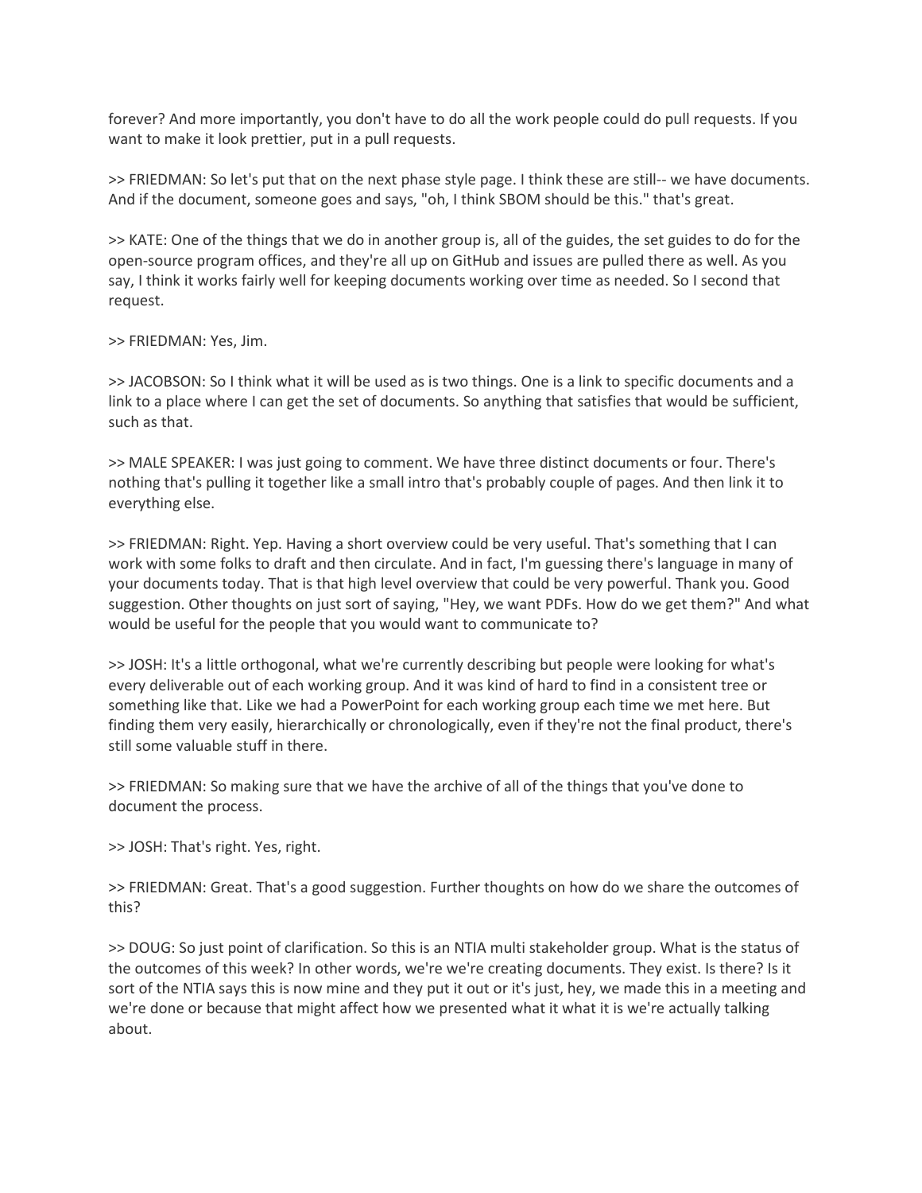forever? And more importantly, you don't have to do all the work people could do pull requests. If you want to make it look prettier, put in a pull requests.

>> FRIEDMAN: So let's put that on the next phase style page. I think these are still-- we have documents. And if the document, someone goes and says, "oh, I think SBOM should be this." that's great.

>> KATE: One of the things that we do in another group is, all of the guides, the set guides to do for the open-source program offices, and they're all up on GitHub and issues are pulled there as well. As you say, I think it works fairly well for keeping documents working over time as needed. So I second that request.

>> FRIEDMAN: Yes, Jim.

>> JACOBSON: So I think what it will be used as is two things. One is a link to specific documents and a link to a place where I can get the set of documents. So anything that satisfies that would be sufficient, such as that.

>> MALE SPEAKER: I was just going to comment. We have three distinct documents or four. There's nothing that's pulling it together like a small intro that's probably couple of pages. And then link it to everything else.

>> FRIEDMAN: Right. Yep. Having a short overview could be very useful. That's something that I can work with some folks to draft and then circulate. And in fact, I'm guessing there's language in many of your documents today. That is that high level overview that could be very powerful. Thank you. Good suggestion. Other thoughts on just sort of saying, "Hey, we want PDFs. How do we get them?" And what would be useful for the people that you would want to communicate to?

>> JOSH: It's a little orthogonal, what we're currently describing but people were looking for what's every deliverable out of each working group. And it was kind of hard to find in a consistent tree or something like that. Like we had a PowerPoint for each working group each time we met here. But finding them very easily, hierarchically or chronologically, even if they're not the final product, there's still some valuable stuff in there.

>> FRIEDMAN: So making sure that we have the archive of all of the things that you've done to document the process.

>> JOSH: That's right. Yes, right.

>> FRIEDMAN: Great. That's a good suggestion. Further thoughts on how do we share the outcomes of this?

>> DOUG: So just point of clarification. So this is an NTIA multi stakeholder group. What is the status of the outcomes of this week? In other words, we're we're creating documents. They exist. Is there? Is it sort of the NTIA says this is now mine and they put it out or it's just, hey, we made this in a meeting and we're done or because that might affect how we presented what it what it is we're actually talking about.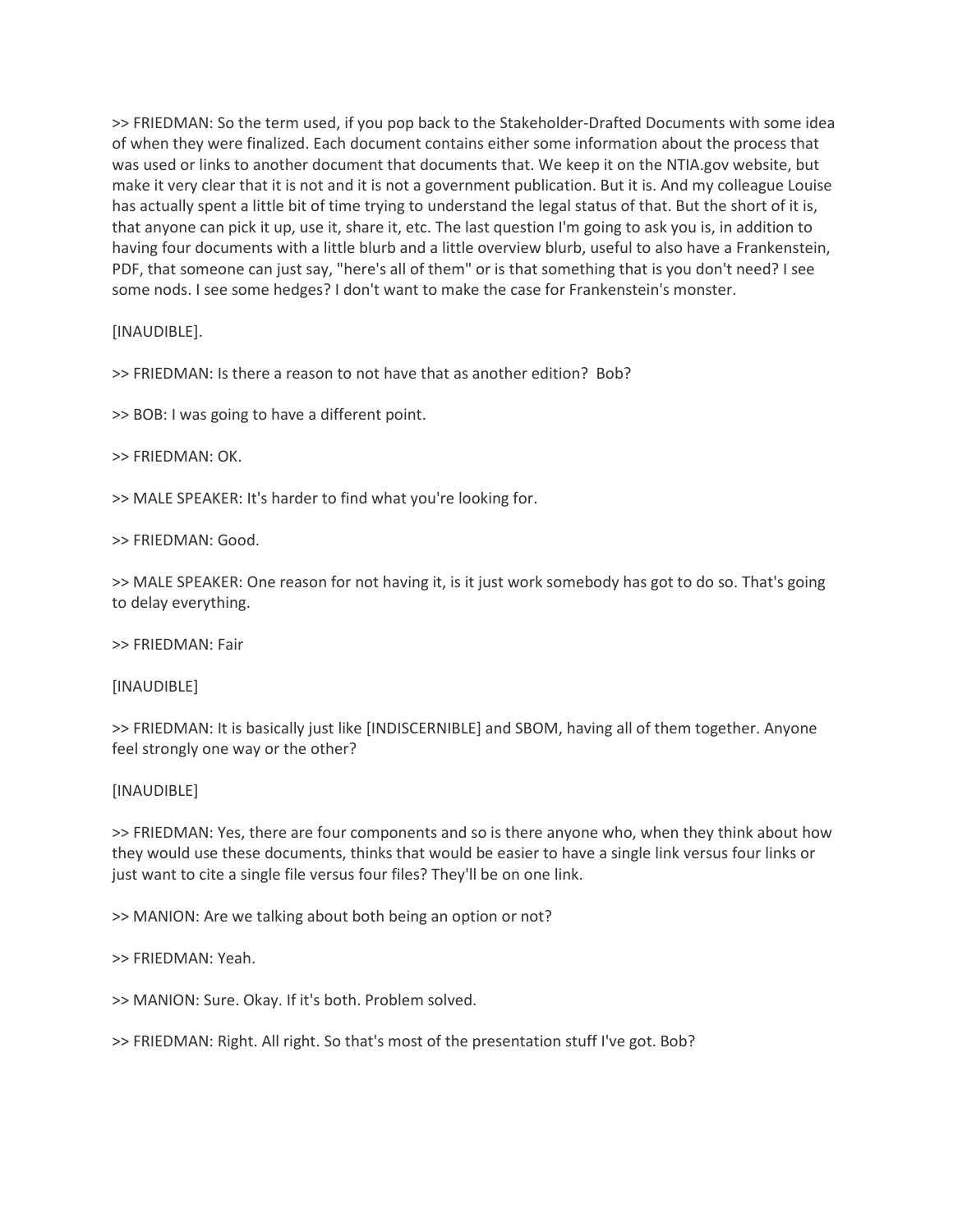>> FRIEDMAN: So the term used, if you pop back to the Stakeholder-Drafted Documents with some idea of when they were finalized. Each document contains either some information about the process that was used or links to another document that documents that. We keep it on the NTIA.gov website, but make it very clear that it is not and it is not a government publication. But it is. And my colleague Louise has actually spent a little bit of time trying to understand the legal status of that. But the short of it is, that anyone can pick it up, use it, share it, etc. The last question I'm going to ask you is, in addition to having four documents with a little blurb and a little overview blurb, useful to also have a Frankenstein, PDF, that someone can just say, "here's all of them" or is that something that is you don't need? I see some nods. I see some hedges? I don't want to make the case for Frankenstein's monster.

[INAUDIBLE].

>> FRIEDMAN: Is there a reason to not have that as another edition? Bob?

>> BOB: I was going to have a different point.

>> FRIEDMAN: OK.

>> MALE SPEAKER: It's harder to find what you're looking for.

>> FRIEDMAN: Good.

>> MALE SPEAKER: One reason for not having it, is it just work somebody has got to do so. That's going to delay everything.

>> FRIEDMAN: Fair

[INAUDIBLE]

>> FRIEDMAN: It is basically just like [INDISCERNIBLE] and SBOM, having all of them together. Anyone feel strongly one way or the other?

[INAUDIBLE]

>> FRIEDMAN: Yes, there are four components and so is there anyone who, when they think about how they would use these documents, thinks that would be easier to have a single link versus four links or just want to cite a single file versus four files? They'll be on one link.

>> MANION: Are we talking about both being an option or not?

>> FRIEDMAN: Yeah.

>> MANION: Sure. Okay. If it's both. Problem solved.

>> FRIEDMAN: Right. All right. So that's most of the presentation stuff I've got. Bob?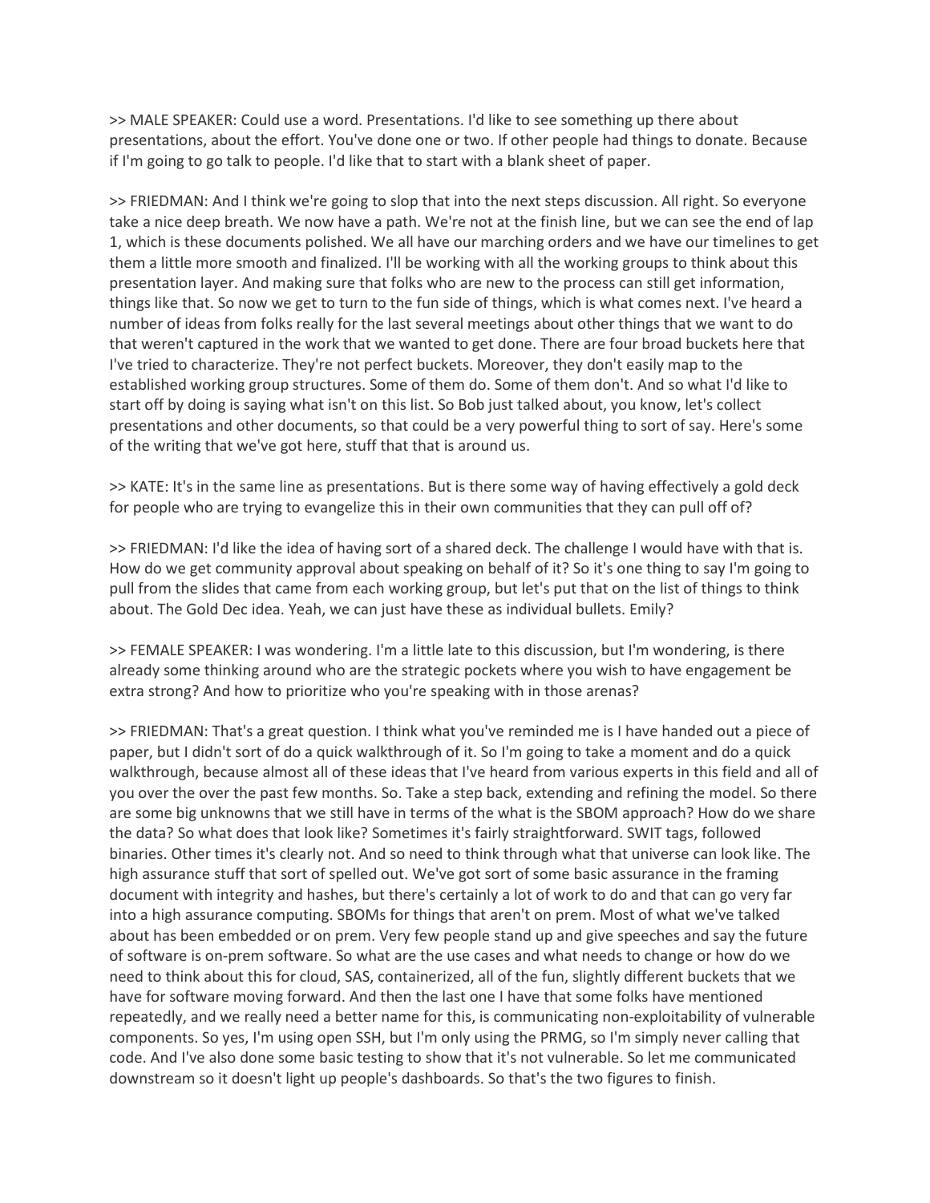>> MALE SPEAKER: Could use a word. Presentations. I'd like to see something up there about presentations, about the effort. You've done one or two. If other people had things to donate. Because if I'm going to go talk to people. I'd like that to start with a blank sheet of paper.

>> FRIEDMAN: And I think we're going to slop that into the next steps discussion. All right. So everyone take a nice deep breath. We now have a path. We're not at the finish line, but we can see the end of lap 1, which is these documents polished. We all have our marching orders and we have our timelines to get them a little more smooth and finalized. I'll be working with all the working groups to think about this presentation layer. And making sure that folks who are new to the process can still get information, things like that. So now we get to turn to the fun side of things, which is what comes next. I've heard a number of ideas from folks really for the last several meetings about other things that we want to do that weren't captured in the work that we wanted to get done. There are four broad buckets here that I've tried to characterize. They're not perfect buckets. Moreover, they don't easily map to the established working group structures. Some of them do. Some of them don't. And so what I'd like to start off by doing is saying what isn't on this list. So Bob just talked about, you know, let's collect presentations and other documents, so that could be a very powerful thing to sort of say. Here's some of the writing that we've got here, stuff that that is around us.

>> KATE: It's in the same line as presentations. But is there some way of having effectively a gold deck for people who are trying to evangelize this in their own communities that they can pull off of?

>> FRIEDMAN: I'd like the idea of having sort of a shared deck. The challenge I would have with that is. How do we get community approval about speaking on behalf of it? So it's one thing to say I'm going to pull from the slides that came from each working group, but let's put that on the list of things to think about. The Gold Dec idea. Yeah, we can just have these as individual bullets. Emily?

>> FEMALE SPEAKER: I was wondering. I'm a little late to this discussion, but I'm wondering, is there already some thinking around who are the strategic pockets where you wish to have engagement be extra strong? And how to prioritize who you're speaking with in those arenas?

>> FRIEDMAN: That's a great question. I think what you've reminded me is I have handed out a piece of paper, but I didn't sort of do a quick walkthrough of it. So I'm going to take a moment and do a quick walkthrough, because almost all of these ideas that I've heard from various experts in this field and all of you over the over the past few months. So. Take a step back, extending and refining the model. So there are some big unknowns that we still have in terms of the what is the SBOM approach? How do we share the data? So what does that look like? Sometimes it's fairly straightforward. SWIT tags, followed binaries. Other times it's clearly not. And so need to think through what that universe can look like. The high assurance stuff that sort of spelled out. We've got sort of some basic assurance in the framing document with integrity and hashes, but there's certainly a lot of work to do and that can go very far into a high assurance computing. SBOMs for things that aren't on prem. Most of what we've talked about has been embedded or on prem. Very few people stand up and give speeches and say the future of software is on-prem software. So what are the use cases and what needs to change or how do we need to think about this for cloud, SAS, containerized, all of the fun, slightly different buckets that we have for software moving forward. And then the last one I have that some folks have mentioned repeatedly, and we really need a better name for this, is communicating non-exploitability of vulnerable components. So yes, I'm using open SSH, but I'm only using the PRMG, so I'm simply never calling that code. And I've also done some basic testing to show that it's not vulnerable. So let me communicated downstream so it doesn't light up people's dashboards. So that's the two figures to finish.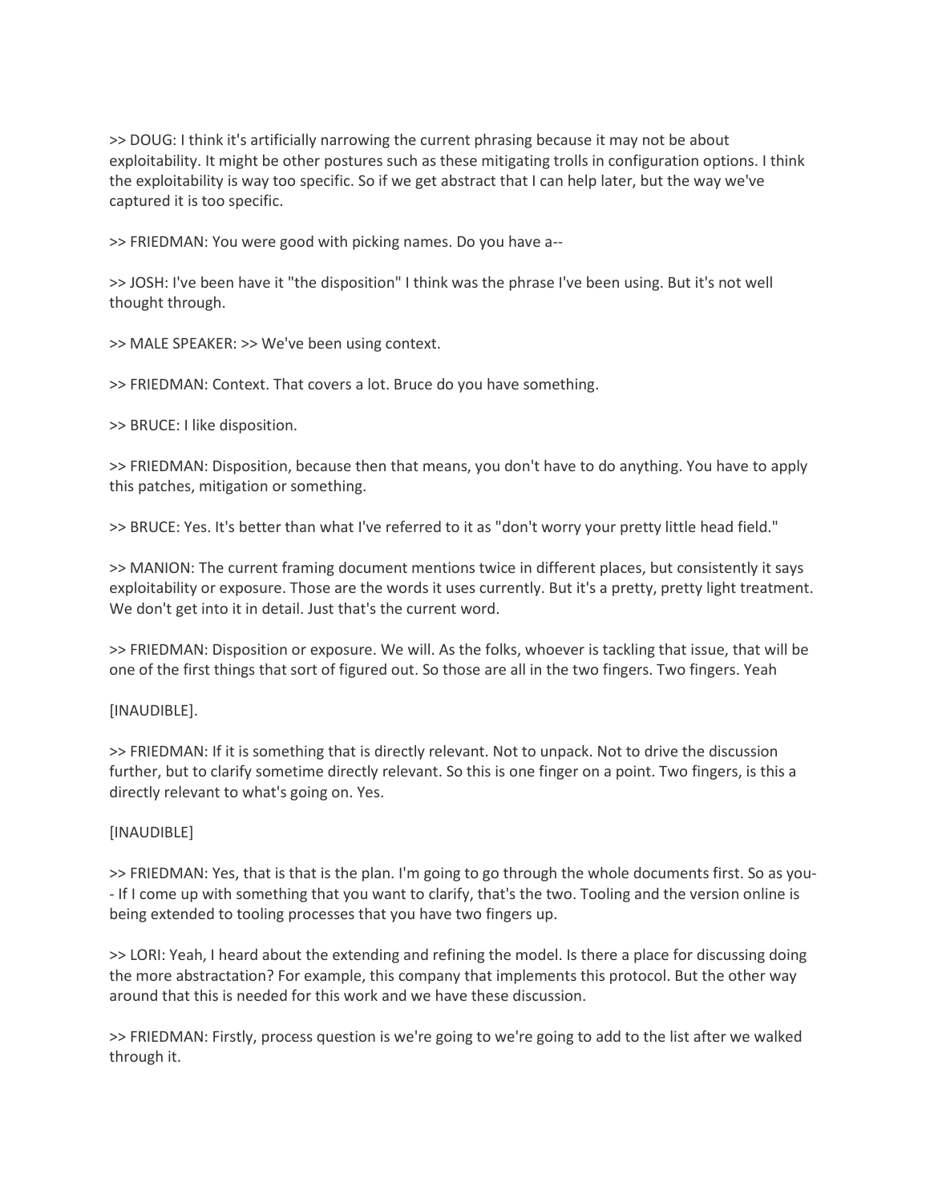>> DOUG: I think it's artificially narrowing the current phrasing because it may not be about exploitability. It might be other postures such as these mitigating trolls in configuration options. I think the exploitability is way too specific. So if we get abstract that I can help later, but the way we've captured it is too specific.

>> FRIEDMAN: You were good with picking names. Do you have a--

>> JOSH: I've been have it "the disposition" I think was the phrase I've been using. But it's not well thought through.

>> MALE SPEAKER: >> We've been using context.

>> FRIEDMAN: Context. That covers a lot. Bruce do you have something.

>> BRUCE: I like disposition.

>> FRIEDMAN: Disposition, because then that means, you don't have to do anything. You have to apply this patches, mitigation or something.

>> BRUCE: Yes. It's better than what I've referred to it as "don't worry your pretty little head field."

>> MANION: The current framing document mentions twice in different places, but consistently it says exploitability or exposure. Those are the words it uses currently. But it's a pretty, pretty light treatment. We don't get into it in detail. Just that's the current word.

>> FRIEDMAN: Disposition or exposure. We will. As the folks, whoever is tackling that issue, that will be one of the first things that sort of figured out. So those are all in the two fingers. Two fingers. Yeah

[INAUDIBLE].

>> FRIEDMAN: If it is something that is directly relevant. Not to unpack. Not to drive the discussion further, but to clarify sometime directly relevant. So this is one finger on a point. Two fingers, is this a directly relevant to what's going on. Yes.

[INAUDIBLE]

>> FRIEDMAN: Yes, that is that is the plan. I'm going to go through the whole documents first. So as you-- If I come up with something that you want to clarify, that's the two. Tooling and the version online is being extended to tooling processes that you have two fingers up.

>> LORI: Yeah, I heard about the extending and refining the model. Is there a place for discussing doing the more abstractation? For example, this company that implements this protocol. But the other way around that this is needed for this work and we have these discussion.

>> FRIEDMAN: Firstly, process question is we're going to we're going to add to the list after we walked through it.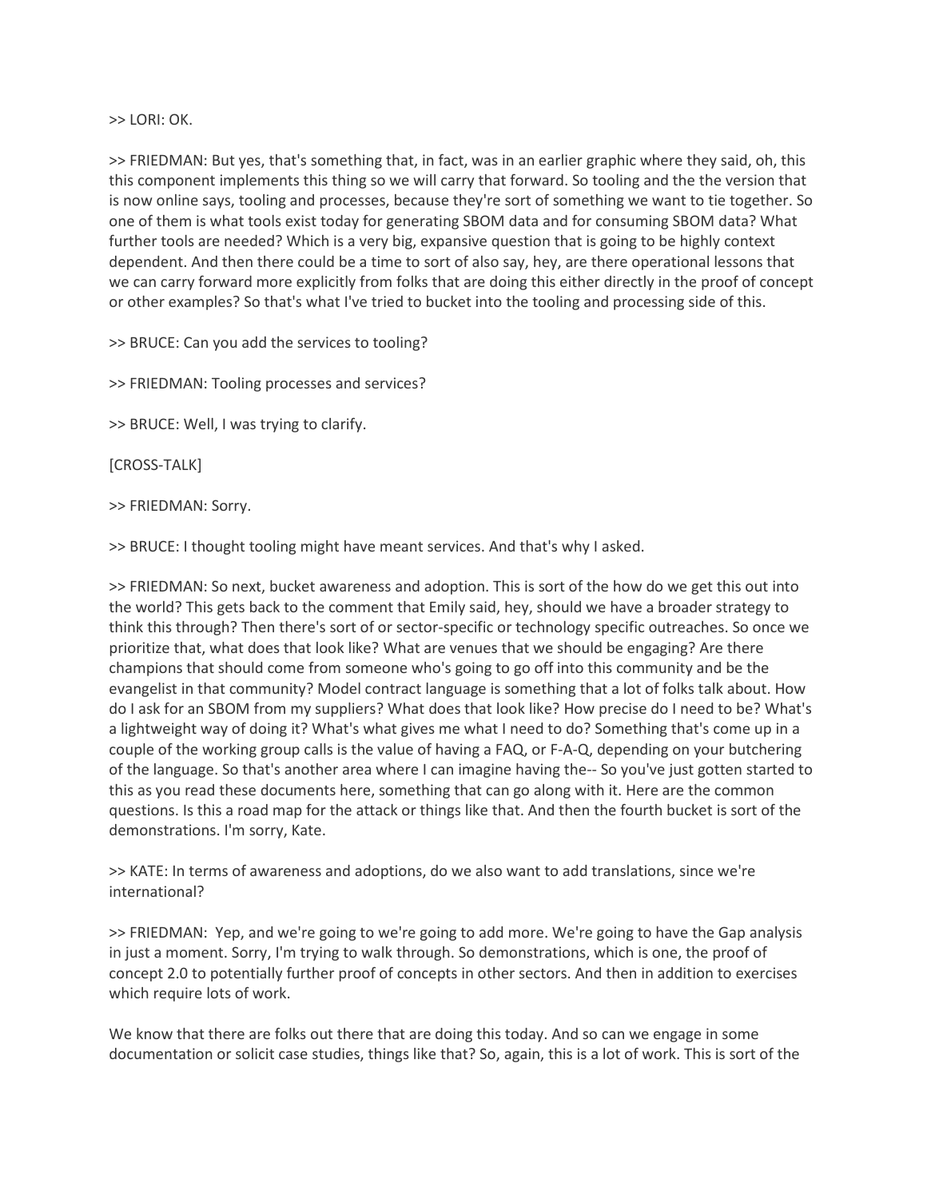>> LORI: OK.

>> FRIEDMAN: But yes, that's something that, in fact, was in an earlier graphic where they said, oh, this this component implements this thing so we will carry that forward. So tooling and the the version that is now online says, tooling and processes, because they're sort of something we want to tie together. So one of them is what tools exist today for generating SBOM data and for consuming SBOM data? What further tools are needed? Which is a very big, expansive question that is going to be highly context dependent. And then there could be a time to sort of also say, hey, are there operational lessons that we can carry forward more explicitly from folks that are doing this either directly in the proof of concept or other examples? So that's what I've tried to bucket into the tooling and processing side of this.

>> BRUCE: Can you add the services to tooling?

>> FRIEDMAN: Tooling processes and services?

>> BRUCE: Well, I was trying to clarify.

[CROSS-TALK]

>> FRIEDMAN: Sorry.

>> BRUCE: I thought tooling might have meant services. And that's why I asked.

>> FRIEDMAN: So next, bucket awareness and adoption. This is sort of the how do we get this out into the world? This gets back to the comment that Emily said, hey, should we have a broader strategy to think this through? Then there's sort of or sector-specific or technology specific outreaches. So once we prioritize that, what does that look like? What are venues that we should be engaging? Are there champions that should come from someone who's going to go off into this community and be the evangelist in that community? Model contract language is something that a lot of folks talk about. How do I ask for an SBOM from my suppliers? What does that look like? How precise do I need to be? What's a lightweight way of doing it? What's what gives me what I need to do? Something that's come up in a couple of the working group calls is the value of having a FAQ, or F-A-Q, depending on your butchering of the language. So that's another area where I can imagine having the-- So you've just gotten started to this as you read these documents here, something that can go along with it. Here are the common questions. Is this a road map for the attack or things like that. And then the fourth bucket is sort of the demonstrations. I'm sorry, Kate.

>> KATE: In terms of awareness and adoptions, do we also want to add translations, since we're international?

>> FRIEDMAN: Yep, and we're going to we're going to add more. We're going to have the Gap analysis in just a moment. Sorry, I'm trying to walk through. So demonstrations, which is one, the proof of concept 2.0 to potentially further proof of concepts in other sectors. And then in addition to exercises which require lots of work.

We know that there are folks out there that are doing this today. And so can we engage in some documentation or solicit case studies, things like that? So, again, this is a lot of work. This is sort of the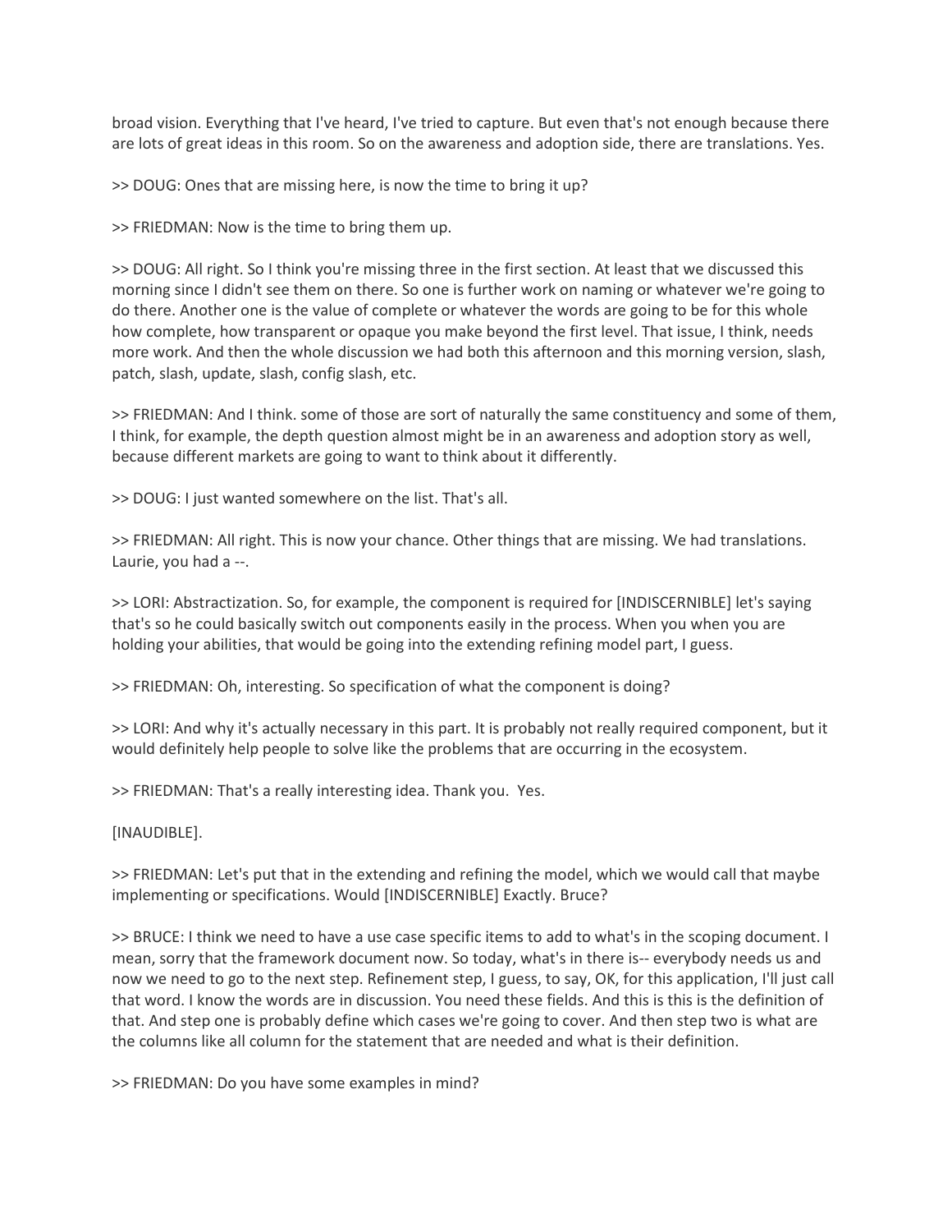broad vision. Everything that I've heard, I've tried to capture. But even that's not enough because there are lots of great ideas in this room. So on the awareness and adoption side, there are translations. Yes.

>> DOUG: Ones that are missing here, is now the time to bring it up?

>> FRIEDMAN: Now is the time to bring them up.

>> DOUG: All right. So I think you're missing three in the first section. At least that we discussed this morning since I didn't see them on there. So one is further work on naming or whatever we're going to do there. Another one is the value of complete or whatever the words are going to be for this whole how complete, how transparent or opaque you make beyond the first level. That issue, I think, needs more work. And then the whole discussion we had both this afternoon and this morning version, slash, patch, slash, update, slash, config slash, etc.

>> FRIEDMAN: And I think. some of those are sort of naturally the same constituency and some of them, I think, for example, the depth question almost might be in an awareness and adoption story as well, because different markets are going to want to think about it differently.

>> DOUG: I just wanted somewhere on the list. That's all.

>> FRIEDMAN: All right. This is now your chance. Other things that are missing. We had translations. Laurie, you had a --.

>> LORI: Abstractization. So, for example, the component is required for [INDISCERNIBLE] let's saying that's so he could basically switch out components easily in the process. When you when you are holding your abilities, that would be going into the extending refining model part, I guess.

>> FRIEDMAN: Oh, interesting. So specification of what the component is doing?

>> LORI: And why it's actually necessary in this part. It is probably not really required component, but it would definitely help people to solve like the problems that are occurring in the ecosystem.

>> FRIEDMAN: That's a really interesting idea. Thank you. Yes.

[INAUDIBLE].

>> FRIEDMAN: Let's put that in the extending and refining the model, which we would call that maybe implementing or specifications. Would [INDISCERNIBLE] Exactly. Bruce?

>> BRUCE: I think we need to have a use case specific items to add to what's in the scoping document. I mean, sorry that the framework document now. So today, what's in there is-- everybody needs us and now we need to go to the next step. Refinement step, I guess, to say, OK, for this application, I'll just call that word. I know the words are in discussion. You need these fields. And this is this is the definition of that. And step one is probably define which cases we're going to cover. And then step two is what are the columns like all column for the statement that are needed and what is their definition.

>> FRIEDMAN: Do you have some examples in mind?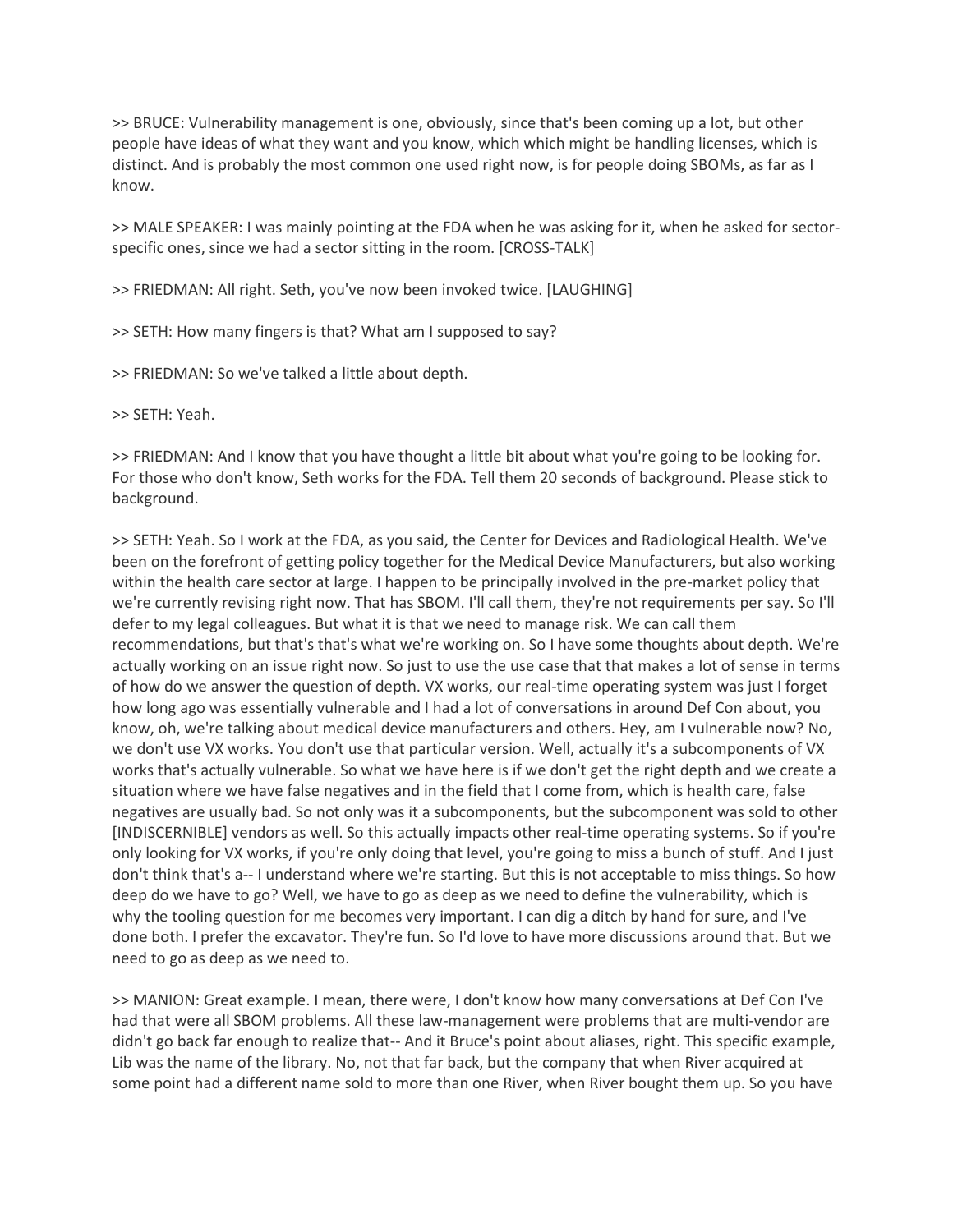>> BRUCE: Vulnerability management is one, obviously, since that's been coming up a lot, but other people have ideas of what they want and you know, which which might be handling licenses, which is distinct. And is probably the most common one used right now, is for people doing SBOMs, as far as I know.

>> MALE SPEAKER: I was mainly pointing at the FDA when he was asking for it, when he asked for sector-specific ones, since we had a sector sitting in the room. [CROSS-TALK]

>> FRIEDMAN: All right. Seth, you've now been invoked twice. [LAUGHING]

>> SETH: How many fingers is that? What am I supposed to say?

>> FRIEDMAN: So we've talked a little about depth.

>> SETH: Yeah.

>> FRIEDMAN: And I know that you have thought a little bit about what you're going to be looking for. For those who don't know, Seth works for the FDA. Tell them 20 seconds of background. Please stick to background.

>> SETH: Yeah. So I work at the FDA, as you said, the Center for Devices and Radiological Health. We've been on the forefront of getting policy together for the Medical Device Manufacturers, but also working within the health care sector at large. I happen to be principally involved in the pre-market policy that we're currently revising right now. That has SBOM. I'll call them, they're not requirements per say. So I'll defer to my legal colleagues. But what it is that we need to manage risk. We can call them recommendations, but that's that's what we're working on. So I have some thoughts about depth. We're actually working on an issue right now. So just to use the use case that that makes a lot of sense in terms of how do we answer the question of depth. VX works, our real-time operating system was just I forget how long ago was essentially vulnerable and I had a lot of conversations in around Def Con about, you know, oh, we're talking about medical device manufacturers and others. Hey, am I vulnerable now? No, we don't use VX works. You don't use that particular version. Well, actually it's a subcomponents of VX works that's actually vulnerable. So what we have here is if we don't get the right depth and we create a situation where we have false negatives and in the field that I come from, which is health care, false negatives are usually bad. So not only was it a subcomponents, but the subcomponent was sold to other [INDISCERNIBLE] vendors as well. So this actually impacts other real-time operating systems. So if you're only looking for VX works, if you're only doing that level, you're going to miss a bunch of stuff. And I just don't think that's a-- I understand where we're starting. But this is not acceptable to miss things. So how deep do we have to go? Well, we have to go as deep as we need to define the vulnerability, which is why the tooling question for me becomes very important. I can dig a ditch by hand for sure, and I've done both. I prefer the excavator. They're fun. So I'd love to have more discussions around that. But we need to go as deep as we need to.

>> MANION: Great example. I mean, there were, I don't know how many conversations at Def Con I've had that were all SBOM problems. All these law-management were problems that are multi-vendor are didn't go back far enough to realize that-- And it Bruce's point about aliases, right. This specific example, Lib was the name of the library. No, not that far back, but the company that when River acquired at some point had a different name sold to more than one River, when River bought them up. So you have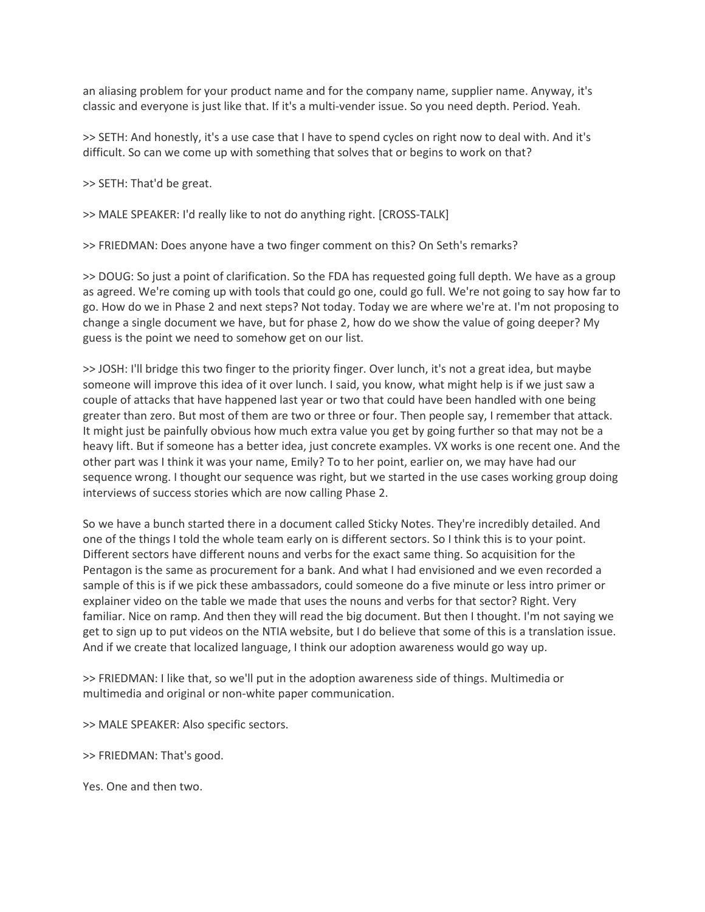an aliasing problem for your product name and for the company name, supplier name. Anyway, it's classic and everyone is just like that. If it's a multi-vender issue. So you need depth. Period. Yeah.

>> SETH: And honestly, it's a use case that I have to spend cycles on right now to deal with. And it's difficult. So can we come up with something that solves that or begins to work on that?

>> SETH: That'd be great.

>> MALE SPEAKER: I'd really like to not do anything right. [CROSS-TALK]

>> FRIEDMAN: Does anyone have a two finger comment on this? On Seth's remarks?

>> DOUG: So just a point of clarification. So the FDA has requested going full depth. We have as a group as agreed. We're coming up with tools that could go one, could go full. We're not going to say how far to go. How do we in Phase 2 and next steps? Not today. Today we are where we're at. I'm not proposing to change a single document we have, but for phase 2, how do we show the value of going deeper? My guess is the point we need to somehow get on our list.

>> JOSH: I'll bridge this two finger to the priority finger. Over lunch, it's not a great idea, but maybe someone will improve this idea of it over lunch. I said, you know, what might help is if we just saw a couple of attacks that have happened last year or two that could have been handled with one being greater than zero. But most of them are two or three or four. Then people say, I remember that attack. It might just be painfully obvious how much extra value you get by going further so that may not be a heavy lift. But if someone has a better idea, just concrete examples. VX works is one recent one. And the other part was I think it was your name, Emily? To to her point, earlier on, we may have had our sequence wrong. I thought our sequence was right, but we started in the use cases working group doing interviews of success stories which are now calling Phase 2.

So we have a bunch started there in a document called Sticky Notes. They're incredibly detailed. And one of the things I told the whole team early on is different sectors. So I think this is to your point. Different sectors have different nouns and verbs for the exact same thing. So acquisition for the Pentagon is the same as procurement for a bank. And what I had envisioned and we even recorded a sample of this is if we pick these ambassadors, could someone do a five minute or less intro primer or explainer video on the table we made that uses the nouns and verbs for that sector? Right. Very familiar. Nice on ramp. And then they will read the big document. But then I thought. I'm not saying we get to sign up to put videos on the NTIA website, but I do believe that some of this is a translation issue. And if we create that localized language, I think our adoption awareness would go way up.

>> FRIEDMAN: I like that, so we'll put in the adoption awareness side of things. Multimedia or multimedia and original or non-white paper communication.

>> MALE SPEAKER: Also specific sectors.

>> FRIEDMAN: That's good.

Yes. One and then two.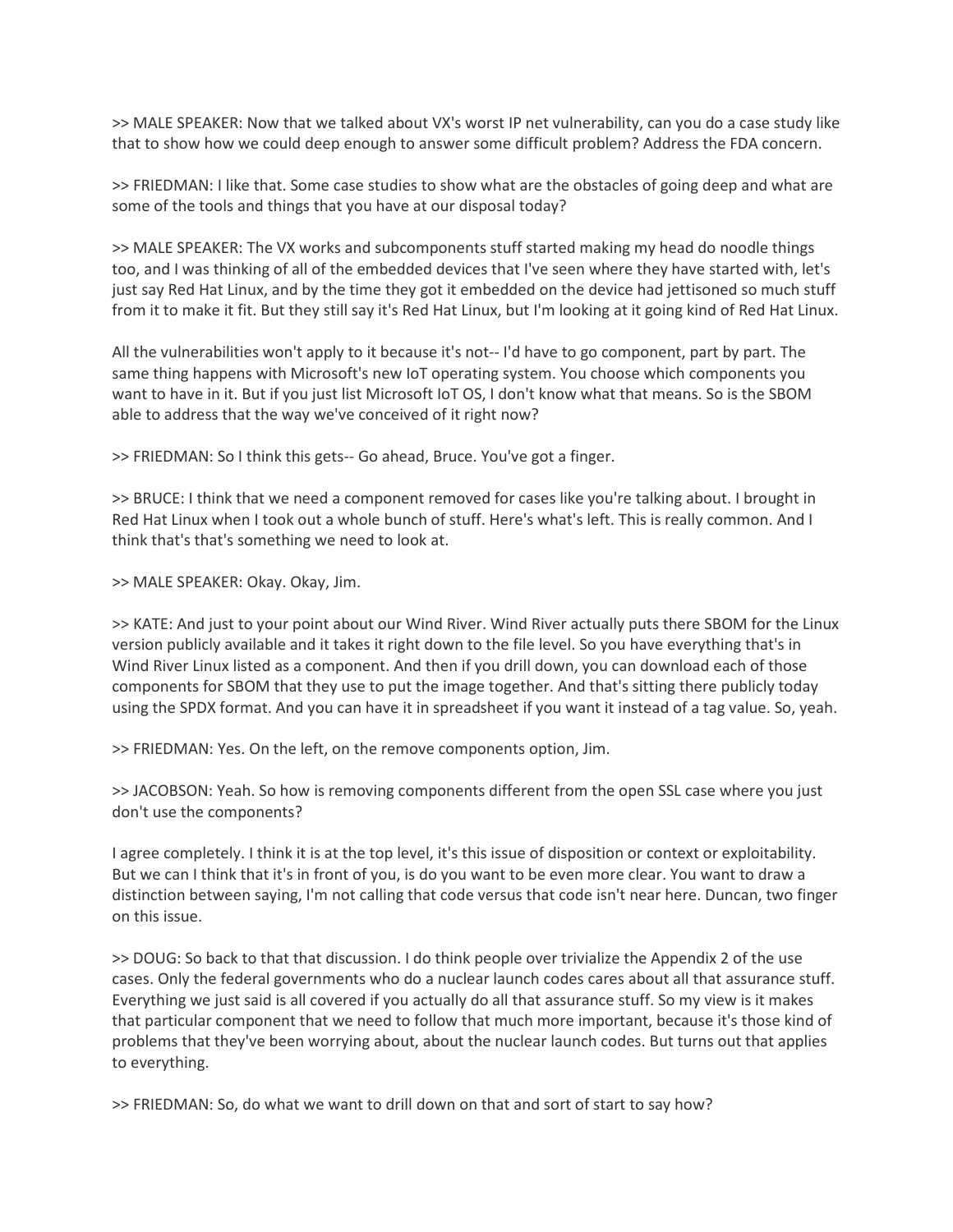>> MALE SPEAKER: Now that we talked about VX's worst IP net vulnerability, can you do a case study like that to show how we could deep enough to answer some difficult problem? Address the FDA concern.

>> FRIEDMAN: I like that. Some case studies to show what are the obstacles of going deep and what are some of the tools and things that you have at our disposal today?

>> MALE SPEAKER: The VX works and subcomponents stuff started making my head do noodle things too, and I was thinking of all of the embedded devices that I've seen where they have started with, let's just say Red Hat Linux, and by the time they got it embedded on the device had jettisoned so much stuff from it to make it fit. But they still say it's Red Hat Linux, but I'm looking at it going kind of Red Hat Linux.

All the vulnerabilities won't apply to it because it's not-- I'd have to go component, part by part. The same thing happens with Microsoft's new IoT operating system. You choose which components you want to have in it. But if you just list Microsoft IoT OS, I don't know what that means. So is the SBOM able to address that the way we've conceived of it right now?

>> FRIEDMAN: So I think this gets-- Go ahead, Bruce. You've got a finger.

>> BRUCE: I think that we need a component removed for cases like you're talking about. I brought in Red Hat Linux when I took out a whole bunch of stuff. Here's what's left. This is really common. And I think that's that's something we need to look at.

>> MALE SPEAKER: Okay. Okay, Jim.

>> KATE: And just to your point about our Wind River. Wind River actually puts there SBOM for the Linux version publicly available and it takes it right down to the file level. So you have everything that's in Wind River Linux listed as a component. And then if you drill down, you can download each of those components for SBOM that they use to put the image together. And that's sitting there publicly today using the SPDX format. And you can have it in spreadsheet if you want it instead of a tag value. So, yeah.

>> FRIEDMAN: Yes. On the left, on the remove components option, Jim.

>> JACOBSON: Yeah. So how is removing components different from the open SSL case where you just don't use the components?

I agree completely. I think it is at the top level, it's this issue of disposition or context or exploitability. But we can I think that it's in front of you, is do you want to be even more clear. You want to draw a distinction between saying, I'm not calling that code versus that code isn't near here. Duncan, two finger on this issue.

>> DOUG: So back to that that discussion. I do think people over trivialize the Appendix 2 of the use cases. Only the federal governments who do a nuclear launch codes cares about all that assurance stuff. Everything we just said is all covered if you actually do all that assurance stuff. So my view is it makes that particular component that we need to follow that much more important, because it's those kind of problems that they've been worrying about, about the nuclear launch codes. But turns out that applies to everything.

>> FRIEDMAN: So, do what we want to drill down on that and sort of start to say how?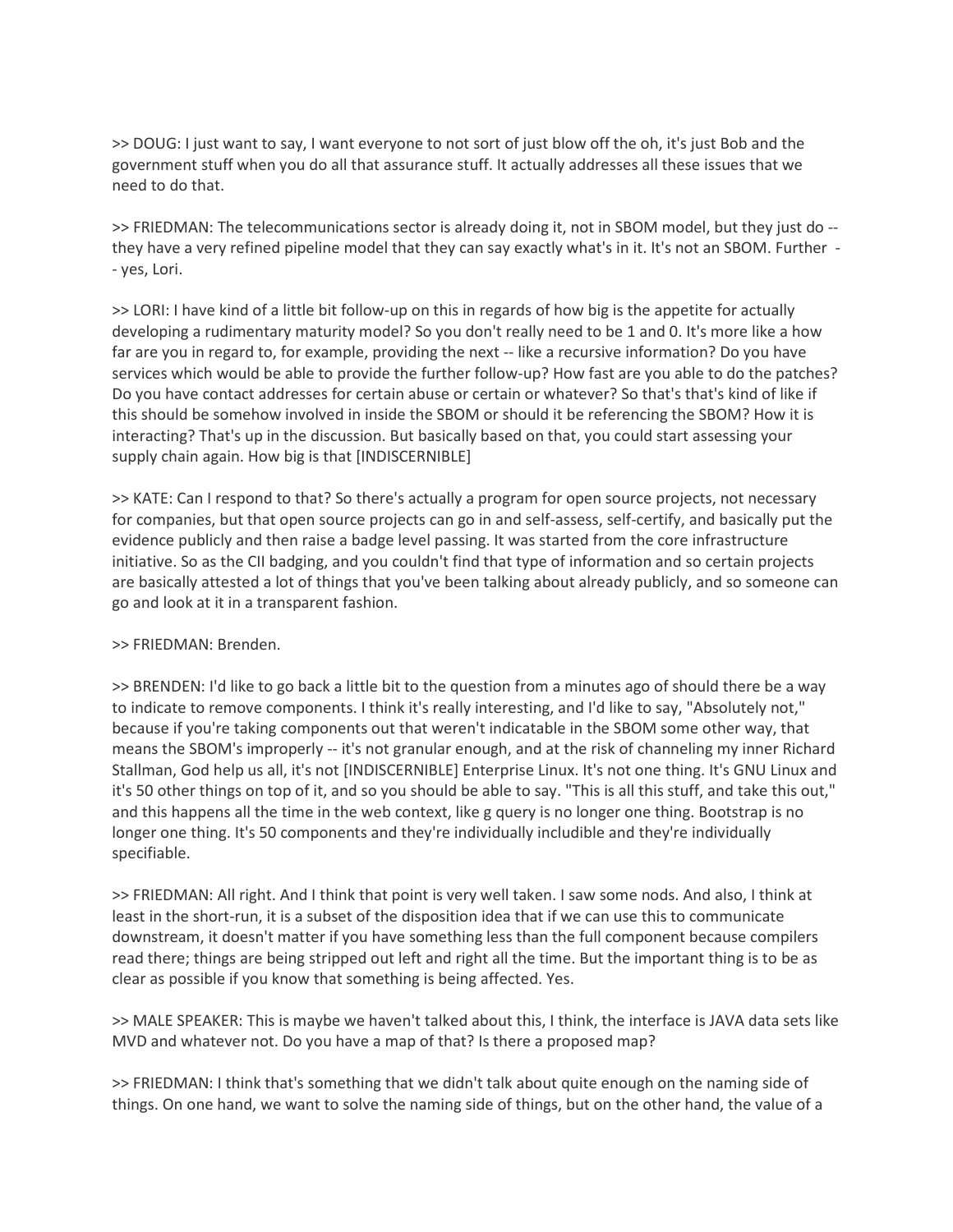>> DOUG: I just want to say, I want everyone to not sort of just blow off the oh, it's just Bob and the government stuff when you do all that assurance stuff. It actually addresses all these issues that we need to do that.

>> FRIEDMAN: The telecommunications sector is already doing it, not in SBOM model, but they just do -- they have a very refined pipeline model that they can say exactly what's in it. It's not an SBOM. Further -- yes, Lori.

>> LORI: I have kind of a little bit follow-up on this in regards of how big is the appetite for actually developing a rudimentary maturity model? So you don't really need to be 1 and 0. It's more like a how far are you in regard to, for example, providing the next -- like a recursive information? Do you have services which would be able to provide the further follow-up? How fast are you able to do the patches? Do you have contact addresses for certain abuse or certain or whatever? So that's that's kind of like if this should be somehow involved in inside the SBOM or should it be referencing the SBOM? How it is interacting? That's up in the discussion. But basically based on that, you could start assessing your supply chain again. How big is that [INDISCERNIBLE]

>> KATE: Can I respond to that? So there's actually a program for open source projects, not necessary for companies, but that open source projects can go in and self-assess, self-certify, and basically put the evidence publicly and then raise a badge level passing. It was started from the core infrastructure initiative. So as the CII badging, and you couldn't find that type of information and so certain projects are basically attested a lot of things that you've been talking about already publicly, and so someone can go and look at it in a transparent fashion.

>> FRIEDMAN: Brenden.

>> BRENDEN: I'd like to go back a little bit to the question from a minutes ago of should there be a way to indicate to remove components. I think it's really interesting, and I'd like to say, "Absolutely not," because if you're taking components out that weren't indicatable in the SBOM some other way, that means the SBOM's improperly -- it's not granular enough, and at the risk of channeling my inner Richard Stallman, God help us all, it's not [INDISCERNIBLE] Enterprise Linux. It's not one thing. It's GNU Linux and it's 50 other things on top of it, and so you should be able to say. "This is all this stuff, and take this out," and this happens all the time in the web context, like g query is no longer one thing. Bootstrap is no longer one thing. It's 50 components and they're individually includible and they're individually specifiable.

>> FRIEDMAN: All right. And I think that point is very well taken. I saw some nods. And also, I think at least in the short-run, it is a subset of the disposition idea that if we can use this to communicate downstream, it doesn't matter if you have something less than the full component because compilers read there; things are being stripped out left and right all the time. But the important thing is to be as clear as possible if you know that something is being affected. Yes.

>> MALE SPEAKER: This is maybe we haven't talked about this, I think, the interface is JAVA data sets like MVD and whatever not. Do you have a map of that? Is there a proposed map?

>> FRIEDMAN: I think that's something that we didn't talk about quite enough on the naming side of things. On one hand, we want to solve the naming side of things, but on the other hand, the value of a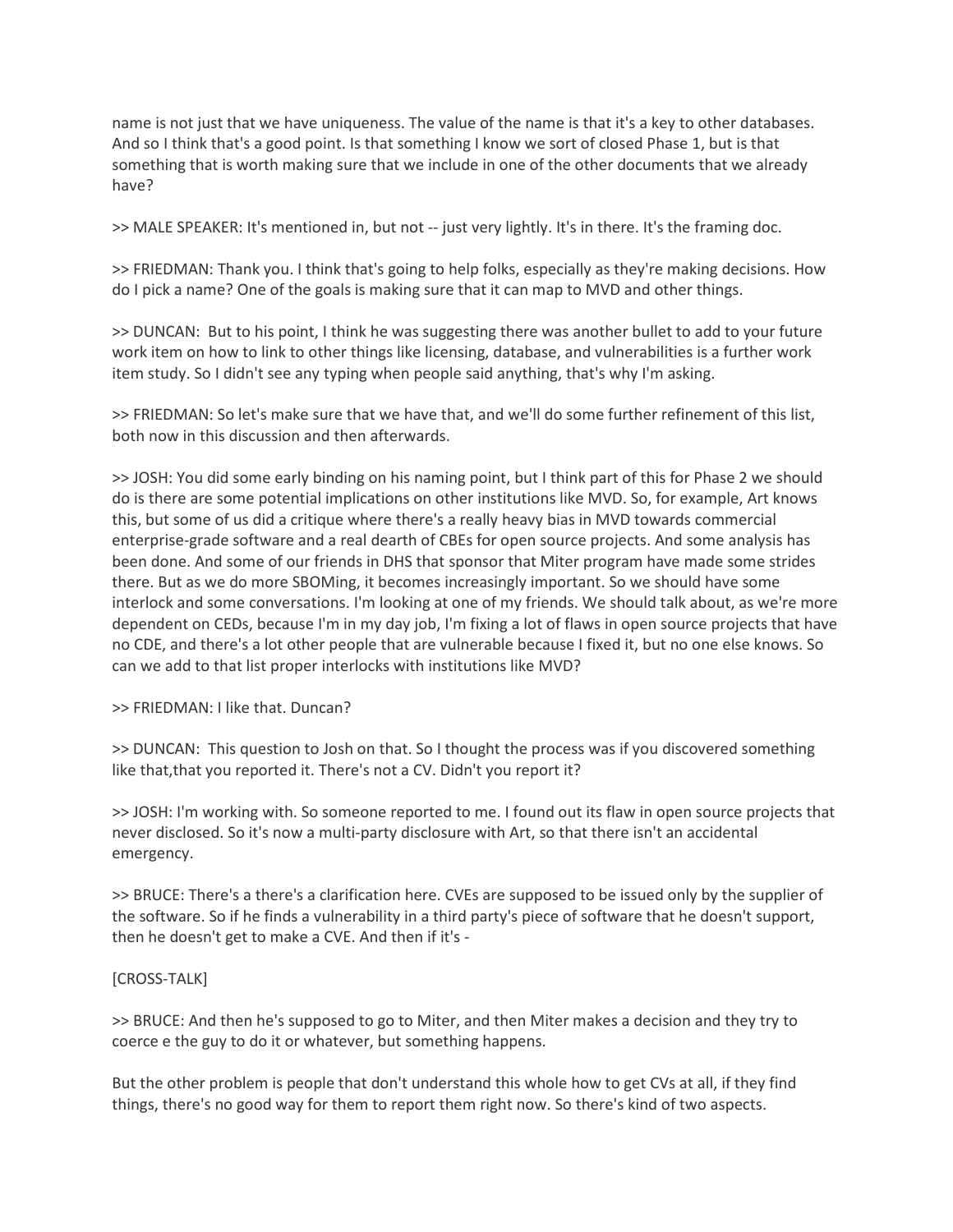name is not just that we have uniqueness. The value of the name is that it's a key to other databases. And so I think that's a good point. Is that something I know we sort of closed Phase 1, but is that something that is worth making sure that we include in one of the other documents that we already have?

>> MALE SPEAKER: It's mentioned in, but not -- just very lightly. It's in there. It's the framing doc.

>> FRIEDMAN: Thank you. I think that's going to help folks, especially as they're making decisions. How do I pick a name? One of the goals is making sure that it can map to MVD and other things.

>> DUNCAN: But to his point, I think he was suggesting there was another bullet to add to your future work item on how to link to other things like licensing, database, and vulnerabilities is a further work item study. So I didn't see any typing when people said anything, that's why I'm asking.

>> FRIEDMAN: So let's make sure that we have that, and we'll do some further refinement of this list, both now in this discussion and then afterwards.

>> JOSH: You did some early binding on his naming point, but I think part of this for Phase 2 we should do is there are some potential implications on other institutions like MVD. So, for example, Art knows this, but some of us did a critique where there's a really heavy bias in MVD towards commercial enterprise-grade software and a real dearth of CBEs for open source projects. And some analysis has been done. And some of our friends in DHS that sponsor that Miter program have made some strides there. But as we do more SBOMing, it becomes increasingly important. So we should have some interlock and some conversations. I'm looking at one of my friends. We should talk about, as we're more dependent on CEDs, because I'm in my day job, I'm fixing a lot of flaws in open source projects that have no CDE, and there's a lot other people that are vulnerable because I fixed it, but no one else knows. So can we add to that list proper interlocks with institutions like MVD?

>> FRIEDMAN: I like that. Duncan?

>> DUNCAN: This question to Josh on that. So I thought the process was if you discovered something like that,that you reported it. There's not a CV. Didn't you report it?

>> JOSH: I'm working with. So someone reported to me. I found out its flaw in open source projects that never disclosed. So it's now a multi-party disclosure with Art, so that there isn't an accidental emergency.

>> BRUCE: There's a there's a clarification here. CVEs are supposed to be issued only by the supplier of the software. So if he finds a vulnerability in a third party's piece of software that he doesn't support, then he doesn't get to make a CVE. And then if it's -

[CROSS-TALK]

>> BRUCE: And then he's supposed to go to Miter, and then Miter makes a decision and they try to coerce e the guy to do it or whatever, but something happens.

But the other problem is people that don't understand this whole how to get CVs at all, if they find things, there's no good way for them to report them right now. So there's kind of two aspects.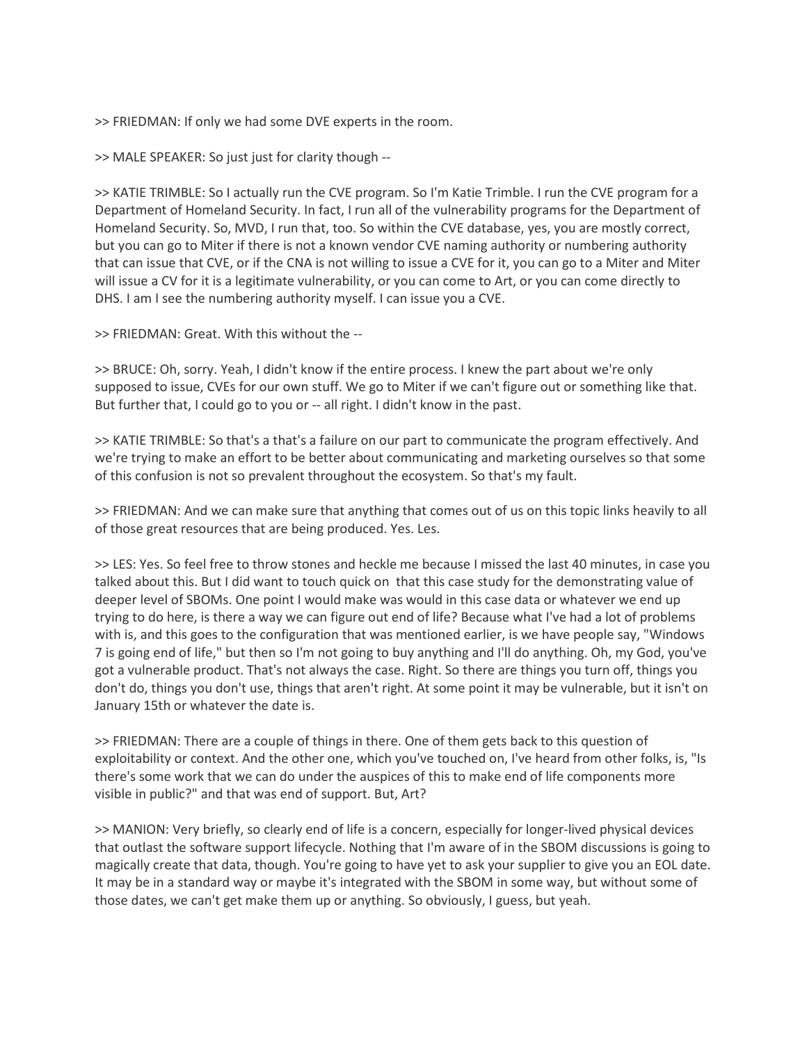>> FRIEDMAN: If only we had some DVE experts in the room.

>> MALE SPEAKER: So just just for clarity though --

>> KATIE TRIMBLE: So I actually run the CVE program. So I'm Katie Trimble. I run the CVE program for a Department of Homeland Security. In fact, I run all of the vulnerability programs for the Department of Homeland Security. So, MVD, I run that, too. So within the CVE database, yes, you are mostly correct, but you can go to Miter if there is not a known vendor CVE naming authority or numbering authority that can issue that CVE, or if the CNA is not willing to issue a CVE for it, you can go to a Miter and Miter will issue a CV for it is a legitimate vulnerability, or you can come to Art, or you can come directly to DHS. I am I see the numbering authority myself. I can issue you a CVE.

>> FRIEDMAN: Great. With this without the --

>> BRUCE: Oh, sorry. Yeah, I didn't know if the entire process. I knew the part about we're only supposed to issue, CVEs for our own stuff. We go to Miter if we can't figure out or something like that. But further that, I could go to you or -- all right. I didn't know in the past.

>> KATIE TRIMBLE: So that's a that's a failure on our part to communicate the program effectively. And we're trying to make an effort to be better about communicating and marketing ourselves so that some of this confusion is not so prevalent throughout the ecosystem. So that's my fault.

>> FRIEDMAN: And we can make sure that anything that comes out of us on this topic links heavily to all of those great resources that are being produced. Yes. Les.

>> LES: Yes. So feel free to throw stones and heckle me because I missed the last 40 minutes, in case you talked about this. But I did want to touch quick on that this case study for the demonstrating value of deeper level of SBOMs. One point I would make was would in this case data or whatever we end up trying to do here, is there a way we can figure out end of life? Because what I've had a lot of problems with is, and this goes to the configuration that was mentioned earlier, is we have people say, "Windows 7 is going end of life," but then so I'm not going to buy anything and I'll do anything. Oh, my God, you've got a vulnerable product. That's not always the case. Right. So there are things you turn off, things you don't do, things you don't use, things that aren't right. At some point it may be vulnerable, but it isn't on January 15th or whatever the date is.

>> FRIEDMAN: There are a couple of things in there. One of them gets back to this question of exploitability or context. And the other one, which you've touched on, I've heard from other folks, is, "Is there's some work that we can do under the auspices of this to make end of life components more visible in public?" and that was end of support. But, Art?

>> MANION: Very briefly, so clearly end of life is a concern, especially for longer-lived physical devices that outlast the software support lifecycle. Nothing that I'm aware of in the SBOM discussions is going to magically create that data, though. You're going to have yet to ask your supplier to give you an EOL date. It may be in a standard way or maybe it's integrated with the SBOM in some way, but without some of those dates, we can't get make them up or anything. So obviously, I guess, but yeah.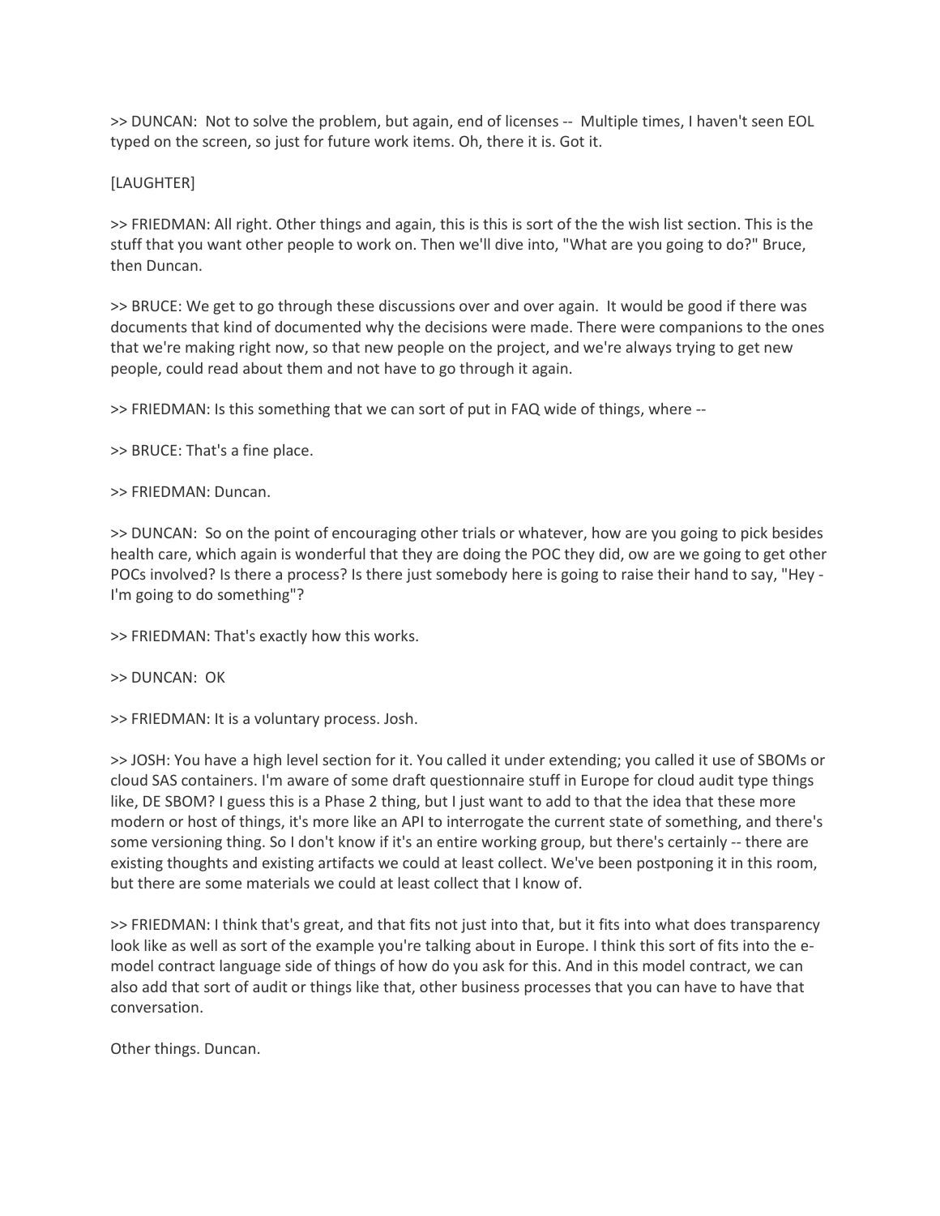>> DUNCAN:  Not to solve the problem, but again, end of licenses --  Multiple times, I haven't seen EOL typed on the screen, so just for future work items. Oh, there it is. Got it.

[LAUGHTER]

>> FRIEDMAN: All right. Other things and again, this is this is sort of the the wish list section. This is the stuff that you want other people to work on. Then we'll dive into, "What are you going to do?" Bruce, then Duncan.

>> BRUCE: We get to go through these discussions over and over again.  It would be good if there was documents that kind of documented why the decisions were made. There were companions to the ones that we're making right now, so that new people on the project, and we're always trying to get new people, could read about them and not have to go through it again.

>> FRIEDMAN: Is this something that we can sort of put in FAQ wide of things, where --

>> BRUCE: That's a fine place.

>> FRIEDMAN: Duncan.

>> DUNCAN:  So on the point of encouraging other trials or whatever, how are you going to pick besides health care, which again is wonderful that they are doing the POC they did, ow are we going to get other POCs involved? Is there a process? Is there just somebody here is going to raise their hand to say, "Hey - I'm going to do something"?

>> FRIEDMAN: That's exactly how this works.

>> DUNCAN:  OK

>> FRIEDMAN: It is a voluntary process. Josh.

>> JOSH: You have a high level section for it. You called it under extending; you called it use of SBOMs or cloud SAS containers. I'm aware of some draft questionnaire stuff in Europe for cloud audit type things like, DE SBOM? I guess this is a Phase 2 thing, but I just want to add to that the idea that these more modern or host of things, it's more like an API to interrogate the current state of something, and there's some versioning thing. So I don't know if it's an entire working group, but there's certainly -- there are existing thoughts and existing artifacts we could at least collect. We've been postponing it in this room, but there are some materials we could at least collect that I know of.

>> FRIEDMAN: I think that's great, and that fits not just into that, but it fits into what does transparency look like as well as sort of the example you're talking about in Europe. I think this sort of fits into the e-model contract language side of things of how do you ask for this. And in this model contract, we can also add that sort of audit or things like that, other business processes that you can have to have that conversation.

Other things. Duncan.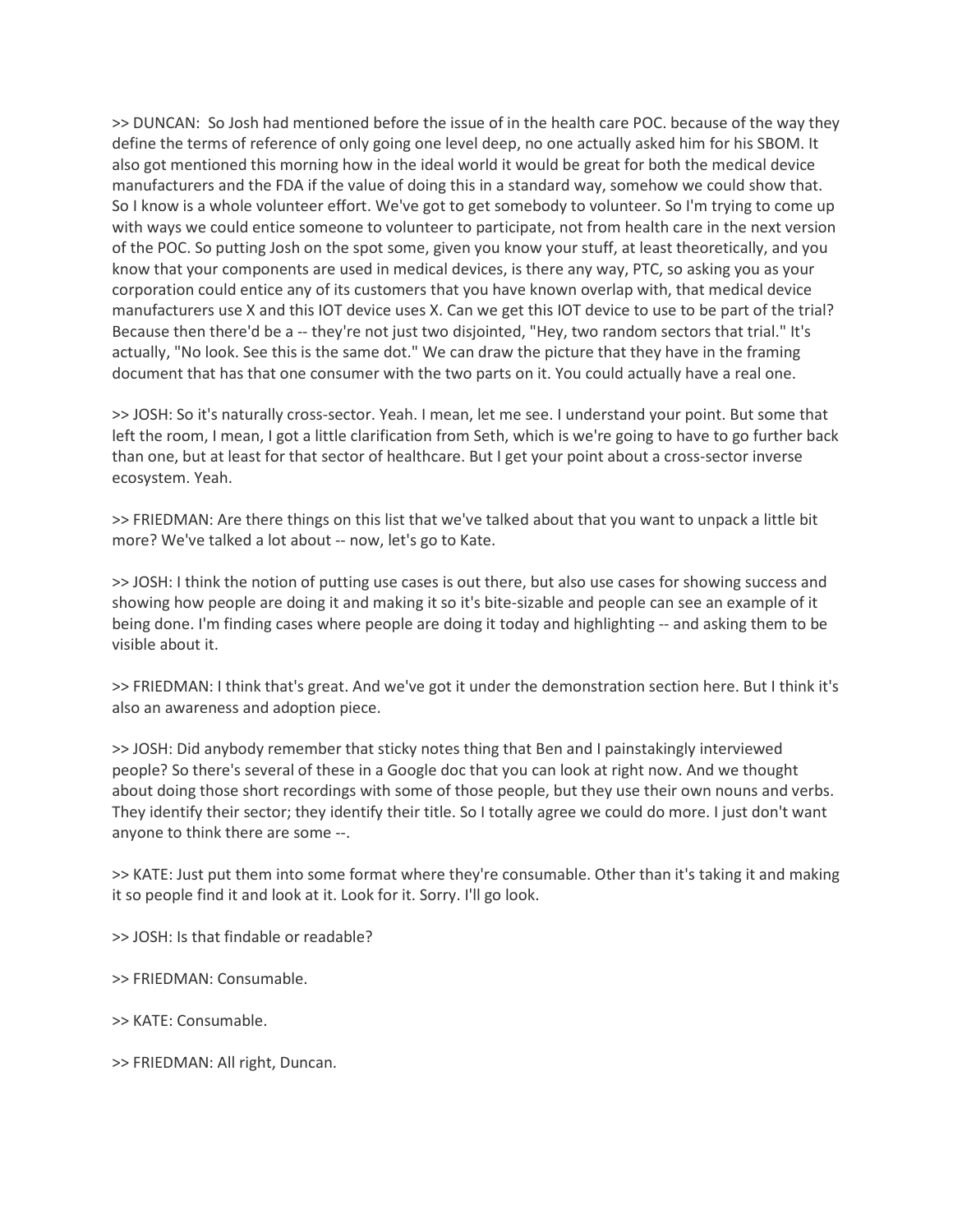>> DUNCAN: So Josh had mentioned before the issue of in the health care POC. because of the way they define the terms of reference of only going one level deep, no one actually asked him for his SBOM. It also got mentioned this morning how in the ideal world it would be great for both the medical device manufacturers and the FDA if the value of doing this in a standard way, somehow we could show that. So I know is a whole volunteer effort. We've got to get somebody to volunteer. So I'm trying to come up with ways we could entice someone to volunteer to participate, not from health care in the next version of the POC. So putting Josh on the spot some, given you know your stuff, at least theoretically, and you know that your components are used in medical devices, is there any way, PTC, so asking you as your corporation could entice any of its customers that you have known overlap with, that medical device manufacturers use X and this IOT device uses X. Can we get this IOT device to use to be part of the trial? Because then there'd be a -- they're not just two disjointed, "Hey, two random sectors that trial." It's actually, "No look. See this is the same dot." We can draw the picture that they have in the framing document that has that one consumer with the two parts on it. You could actually have a real one.

>> JOSH: So it's naturally cross-sector. Yeah. I mean, let me see. I understand your point. But some that left the room, I mean, I got a little clarification from Seth, which is we're going to have to go further back than one, but at least for that sector of healthcare. But I get your point about a cross-sector inverse ecosystem. Yeah.

>> FRIEDMAN: Are there things on this list that we've talked about that you want to unpack a little bit more? We've talked a lot about -- now, let's go to Kate.

>> JOSH: I think the notion of putting use cases is out there, but also use cases for showing success and showing how people are doing it and making it so it's bite-sizable and people can see an example of it being done. I'm finding cases where people are doing it today and highlighting -- and asking them to be visible about it.

>> FRIEDMAN: I think that's great. And we've got it under the demonstration section here. But I think it's also an awareness and adoption piece.

>> JOSH: Did anybody remember that sticky notes thing that Ben and I painstakingly interviewed people? So there's several of these in a Google doc that you can look at right now. And we thought about doing those short recordings with some of those people, but they use their own nouns and verbs. They identify their sector; they identify their title. So I totally agree we could do more. I just don't want anyone to think there are some --.

>> KATE: Just put them into some format where they're consumable. Other than it's taking it and making it so people find it and look at it. Look for it. Sorry. I'll go look.

>> JOSH: Is that findable or readable?

>> FRIEDMAN: Consumable.

>> KATE: Consumable.

>> FRIEDMAN: All right, Duncan.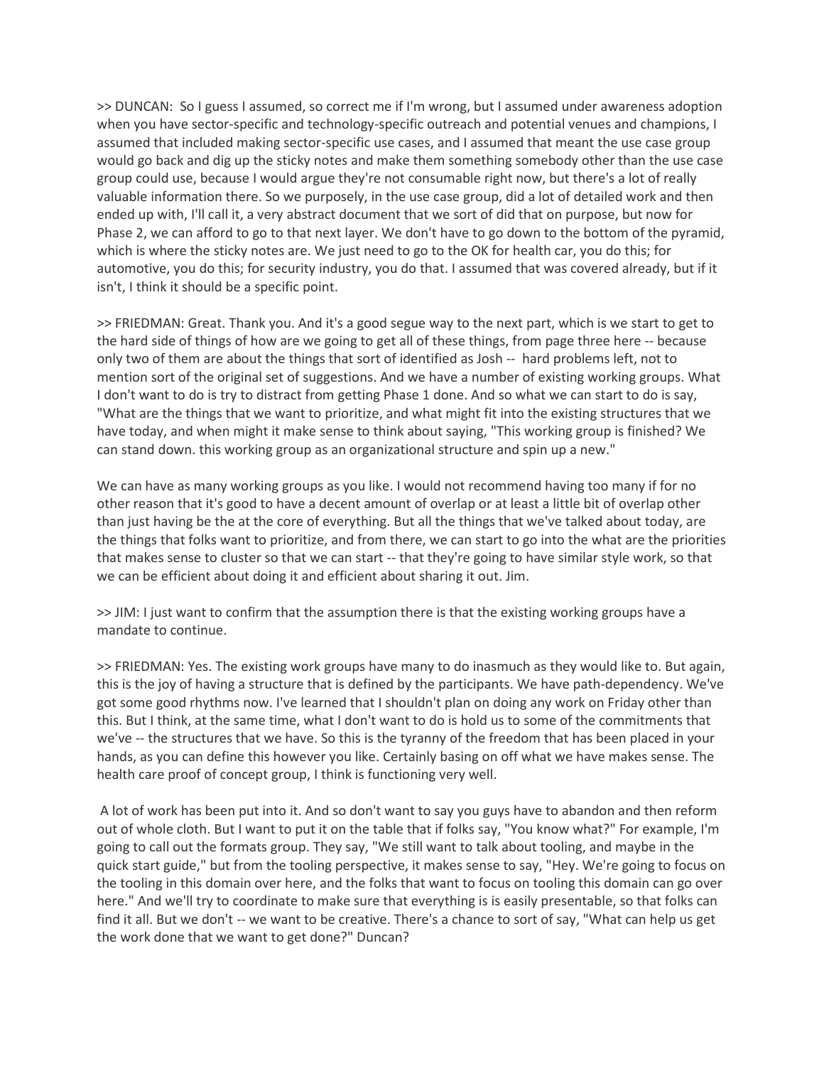>> DUNCAN: So I guess I assumed, so correct me if I'm wrong, but I assumed under awareness adoption when you have sector-specific and technology-specific outreach and potential venues and champions, I assumed that included making sector-specific use cases, and I assumed that meant the use case group would go back and dig up the sticky notes and make them something somebody other than the use case group could use, because I would argue they're not consumable right now, but there's a lot of really valuable information there. So we purposely, in the use case group, did a lot of detailed work and then ended up with, I'll call it, a very abstract document that we sort of did that on purpose, but now for Phase 2, we can afford to go to that next layer. We don't have to go down to the bottom of the pyramid, which is where the sticky notes are. We just need to go to the OK for health car, you do this; for automotive, you do this; for security industry, you do that. I assumed that was covered already, but if it isn't, I think it should be a specific point.

>> FRIEDMAN: Great. Thank you. And it's a good segue way to the next part, which is we start to get to the hard side of things of how are we going to get all of these things, from page three here -- because only two of them are about the things that sort of identified as Josh -- hard problems left, not to mention sort of the original set of suggestions. And we have a number of existing working groups. What I don't want to do is try to distract from getting Phase 1 done. And so what we can start to do is say, "What are the things that we want to prioritize, and what might fit into the existing structures that we have today, and when might it make sense to think about saying, "This working group is finished? We can stand down. this working group as an organizational structure and spin up a new."

We can have as many working groups as you like. I would not recommend having too many if for no other reason that it's good to have a decent amount of overlap or at least a little bit of overlap other than just having be the at the core of everything. But all the things that we've talked about today, are the things that folks want to prioritize, and from there, we can start to go into the what are the priorities that makes sense to cluster so that we can start -- that they're going to have similar style work, so that we can be efficient about doing it and efficient about sharing it out. Jim.

>> JIM: I just want to confirm that the assumption there is that the existing working groups have a mandate to continue.

>> FRIEDMAN: Yes. The existing work groups have many to do inasmuch as they would like to. But again, this is the joy of having a structure that is defined by the participants. We have path-dependency. We've got some good rhythms now. I've learned that I shouldn't plan on doing any work on Friday other than this. But I think, at the same time, what I don't want to do is hold us to some of the commitments that we've -- the structures that we have. So this is the tyranny of the freedom that has been placed in your hands, as you can define this however you like. Certainly basing on off what we have makes sense. The health care proof of concept group, I think is functioning very well.

A lot of work has been put into it. And so don't want to say you guys have to abandon and then reform out of whole cloth. But I want to put it on the table that if folks say, "You know what?" For example, I'm going to call out the formats group. They say, "We still want to talk about tooling, and maybe in the quick start guide," but from the tooling perspective, it makes sense to say, "Hey. We're going to focus on the tooling in this domain over here, and the folks that want to focus on tooling this domain can go over here." And we'll try to coordinate to make sure that everything is is easily presentable, so that folks can find it all. But we don't -- we want to be creative. There's a chance to sort of say, "What can help us get the work done that we want to get done?" Duncan?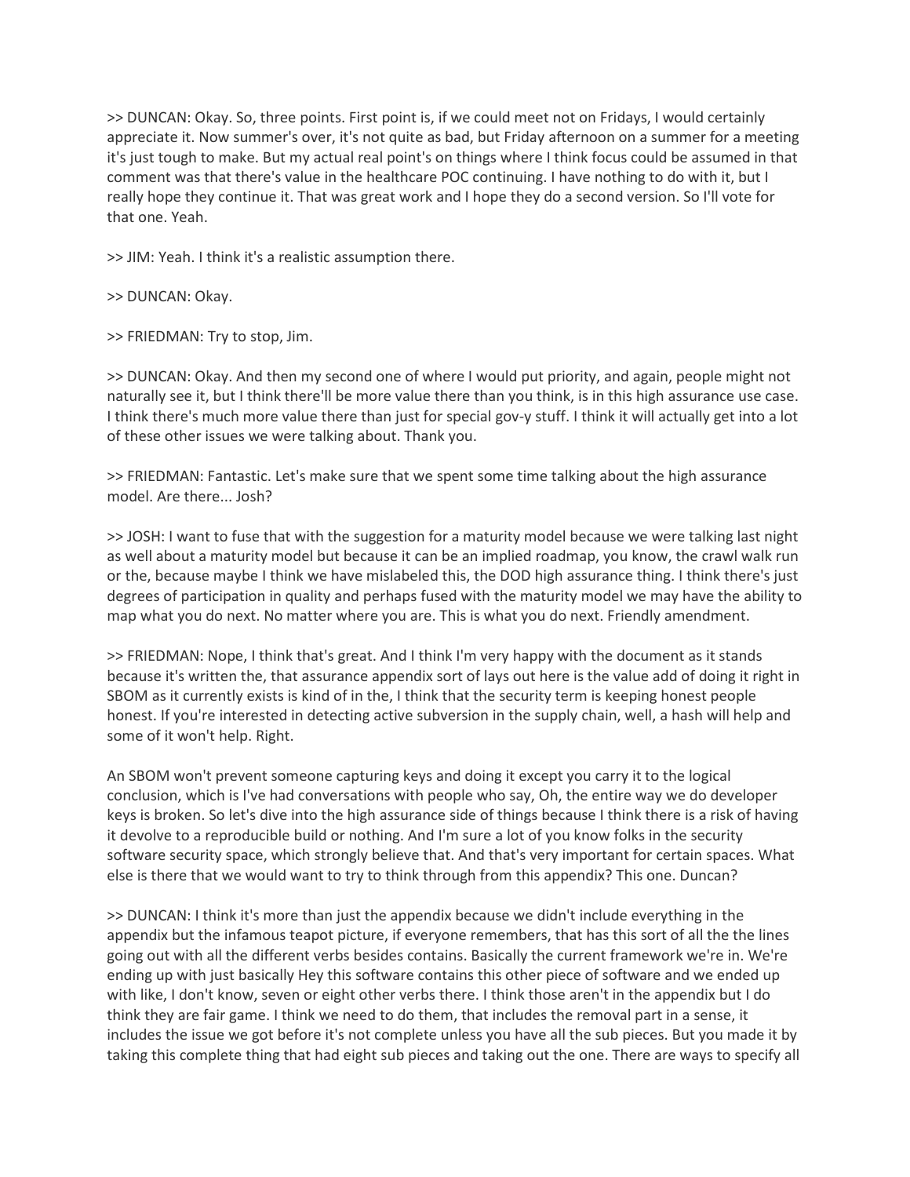>> DUNCAN: Okay. So, three points. First point is, if we could meet not on Fridays, I would certainly appreciate it. Now summer's over, it's not quite as bad, but Friday afternoon on a summer for a meeting it's just tough to make. But my actual real point's on things where I think focus could be assumed in that comment was that there's value in the healthcare POC continuing. I have nothing to do with it, but I really hope they continue it. That was great work and I hope they do a second version. So I'll vote for that one. Yeah.

>> JIM: Yeah. I think it's a realistic assumption there.

>> DUNCAN: Okay.

>> FRIEDMAN: Try to stop, Jim.

>> DUNCAN: Okay. And then my second one of where I would put priority, and again, people might not naturally see it, but I think there'll be more value there than you think, is in this high assurance use case. I think there's much more value there than just for special gov-y stuff. I think it will actually get into a lot of these other issues we were talking about. Thank you.

>> FRIEDMAN: Fantastic. Let's make sure that we spent some time talking about the high assurance model. Are there... Josh?

>> JOSH: I want to fuse that with the suggestion for a maturity model because we were talking last night as well about a maturity model but because it can be an implied roadmap, you know, the crawl walk run or the, because maybe I think we have mislabeled this, the DOD high assurance thing. I think there's just degrees of participation in quality and perhaps fused with the maturity model we may have the ability to map what you do next. No matter where you are. This is what you do next. Friendly amendment.

>> FRIEDMAN: Nope, I think that's great. And I think I'm very happy with the document as it stands because it's written the, that assurance appendix sort of lays out here is the value add of doing it right in SBOM as it currently exists is kind of in the, I think that the security term is keeping honest people honest. If you're interested in detecting active subversion in the supply chain, well, a hash will help and some of it won't help. Right.

An SBOM won't prevent someone capturing keys and doing it except you carry it to the logical conclusion, which is I've had conversations with people who say, Oh, the entire way we do developer keys is broken. So let's dive into the high assurance side of things because I think there is a risk of having it devolve to a reproducible build or nothing. And I'm sure a lot of you know folks in the security software security space, which strongly believe that. And that's very important for certain spaces. What else is there that we would want to try to think through from this appendix? This one. Duncan?

>> DUNCAN: I think it's more than just the appendix because we didn't include everything in the appendix but the infamous teapot picture, if everyone remembers, that has this sort of all the the lines going out with all the different verbs besides contains. Basically the current framework we're in. We're ending up with just basically Hey this software contains this other piece of software and we ended up with like, I don't know, seven or eight other verbs there. I think those aren't in the appendix but I do think they are fair game. I think we need to do them, that includes the removal part in a sense, it includes the issue we got before it's not complete unless you have all the sub pieces. But you made it by taking this complete thing that had eight sub pieces and taking out the one. There are ways to specify all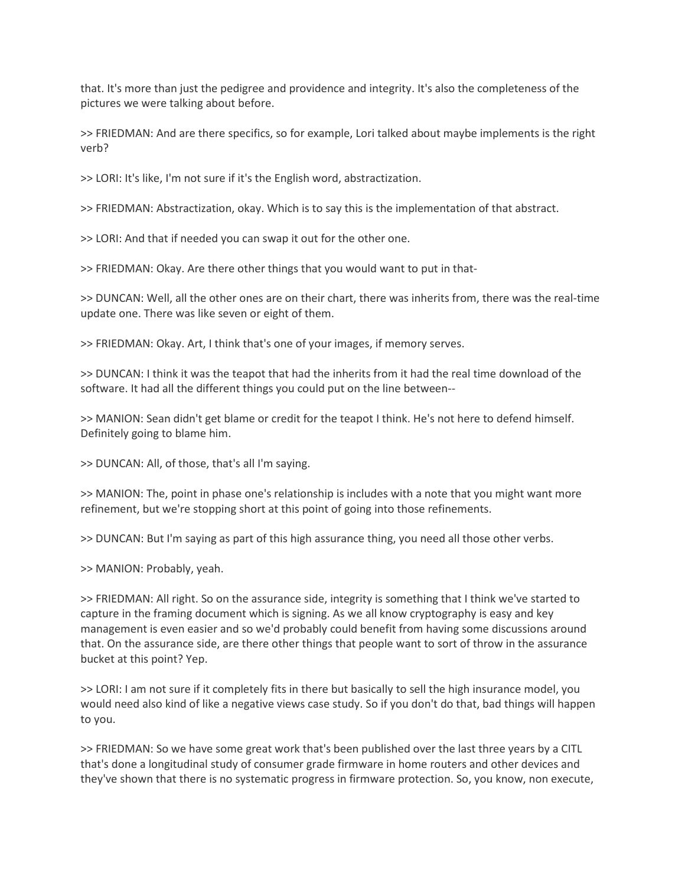that. It's more than just the pedigree and providence and integrity. It's also the completeness of the pictures we were talking about before.

>> FRIEDMAN: And are there specifics, so for example, Lori talked about maybe implements is the right verb?

>> LORI: It's like, I'm not sure if it's the English word, abstractization.

>> FRIEDMAN: Abstractization, okay. Which is to say this is the implementation of that abstract.

>> LORI: And that if needed you can swap it out for the other one.

>> FRIEDMAN: Okay. Are there other things that you would want to put in that-

>> DUNCAN: Well, all the other ones are on their chart, there was inherits from, there was the real-time update one. There was like seven or eight of them.

>> FRIEDMAN: Okay. Art, I think that's one of your images, if memory serves.

>> DUNCAN: I think it was the teapot that had the inherits from it had the real time download of the software. It had all the different things you could put on the line between--

>> MANION: Sean didn't get blame or credit for the teapot I think. He's not here to defend himself. Definitely going to blame him.

>> DUNCAN: All, of those, that's all I'm saying.

>> MANION: The, point in phase one's relationship is includes with a note that you might want more refinement, but we're stopping short at this point of going into those refinements.

>> DUNCAN: But I'm saying as part of this high assurance thing, you need all those other verbs.

>> MANION: Probably, yeah.

>> FRIEDMAN: All right. So on the assurance side, integrity is something that I think we've started to capture in the framing document which is signing. As we all know cryptography is easy and key management is even easier and so we'd probably could benefit from having some discussions around that. On the assurance side, are there other things that people want to sort of throw in the assurance bucket at this point? Yep.

>> LORI: I am not sure if it completely fits in there but basically to sell the high insurance model, you would need also kind of like a negative views case study. So if you don't do that, bad things will happen to you.

>> FRIEDMAN: So we have some great work that's been published over the last three years by a CITL that's done a longitudinal study of consumer grade firmware in home routers and other devices and they've shown that there is no systematic progress in firmware protection. So, you know, non execute,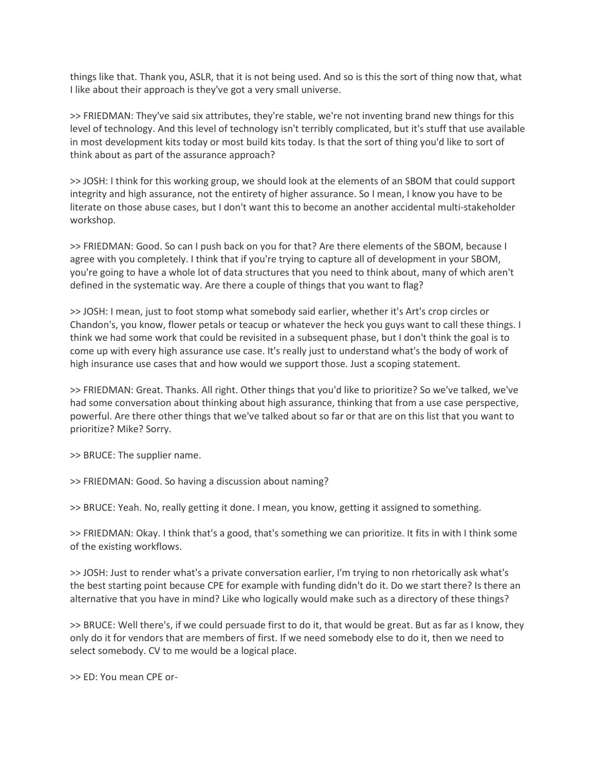things like that. Thank you, ASLR, that it is not being used. And so is this the sort of thing now that, what I like about their approach is they've got a very small universe.

>> FRIEDMAN: They've said six attributes, they're stable, we're not inventing brand new things for this level of technology. And this level of technology isn't terribly complicated, but it's stuff that use available in most development kits today or most build kits today. Is that the sort of thing you'd like to sort of think about as part of the assurance approach?

>> JOSH: I think for this working group, we should look at the elements of an SBOM that could support integrity and high assurance, not the entirety of higher assurance. So I mean, I know you have to be literate on those abuse cases, but I don't want this to become an another accidental multi-stakeholder workshop.

>> FRIEDMAN: Good. So can I push back on you for that? Are there elements of the SBOM, because I agree with you completely. I think that if you're trying to capture all of development in your SBOM, you're going to have a whole lot of data structures that you need to think about, many of which aren't defined in the systematic way. Are there a couple of things that you want to flag?

>> JOSH: I mean, just to foot stomp what somebody said earlier, whether it's Art's crop circles or Chandon's, you know, flower petals or teacup or whatever the heck you guys want to call these things. I think we had some work that could be revisited in a subsequent phase, but I don't think the goal is to come up with every high assurance use case. It's really just to understand what's the body of work of high insurance use cases that and how would we support those. Just a scoping statement.

>> FRIEDMAN: Great. Thanks. All right. Other things that you'd like to prioritize? So we've talked, we've had some conversation about thinking about high assurance, thinking that from a use case perspective, powerful. Are there other things that we've talked about so far or that are on this list that you want to prioritize? Mike? Sorry.

>> BRUCE: The supplier name.

>> FRIEDMAN: Good. So having a discussion about naming?

>> BRUCE: Yeah. No, really getting it done. I mean, you know, getting it assigned to something.

>> FRIEDMAN: Okay. I think that's a good, that's something we can prioritize. It fits in with I think some of the existing workflows.

>> JOSH: Just to render what's a private conversation earlier, I'm trying to non rhetorically ask what's the best starting point because CPE for example with funding didn't do it. Do we start there? Is there an alternative that you have in mind? Like who logically would make such as a directory of these things?

>> BRUCE: Well there's, if we could persuade first to do it, that would be great. But as far as I know, they only do it for vendors that are members of first. If we need somebody else to do it, then we need to select somebody. CV to me would be a logical place.

>> ED: You mean CPE or-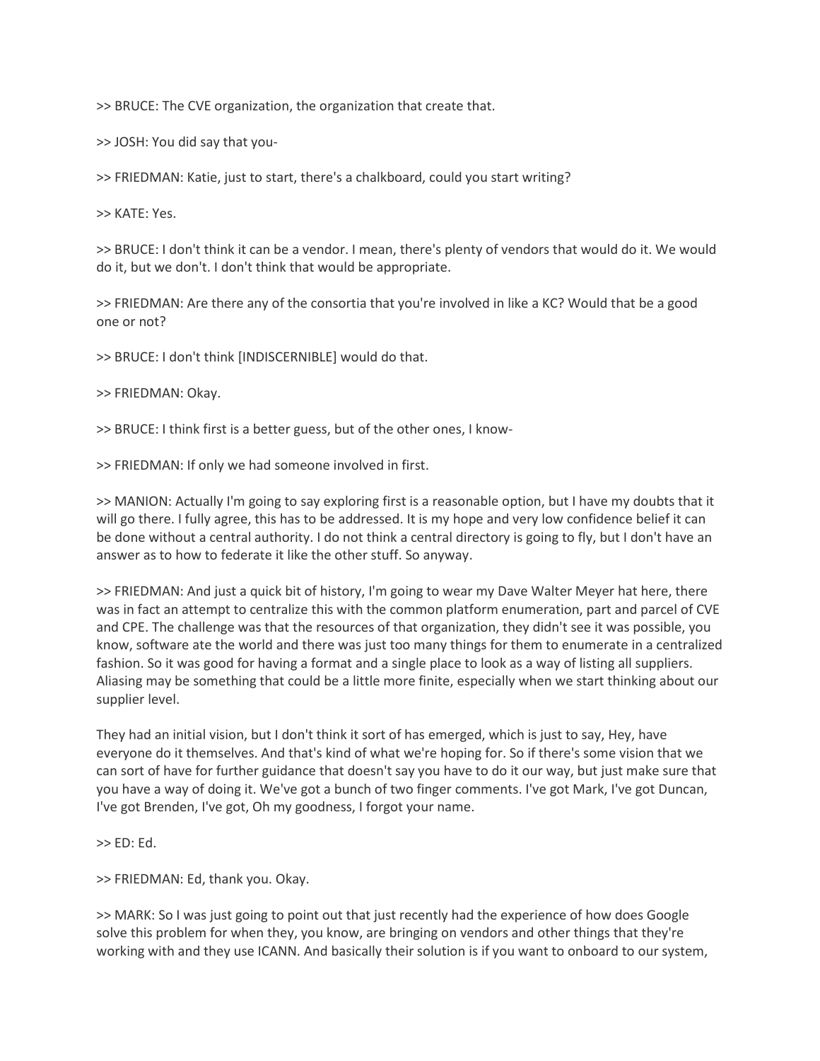>> BRUCE: The CVE organization, the organization that create that.

>> JOSH: You did say that you-

>> FRIEDMAN: Katie, just to start, there's a chalkboard, could you start writing?

>> KATE: Yes.

>> BRUCE: I don't think it can be a vendor. I mean, there's plenty of vendors that would do it. We would do it, but we don't. I don't think that would be appropriate.

>> FRIEDMAN: Are there any of the consortia that you're involved in like a KC? Would that be a good one or not?

>> BRUCE: I don't think [INDISCERNIBLE] would do that.

>> FRIEDMAN: Okay.

>> BRUCE: I think first is a better guess, but of the other ones, I know-

>> FRIEDMAN: If only we had someone involved in first.

>> MANION: Actually I'm going to say exploring first is a reasonable option, but I have my doubts that it will go there. I fully agree, this has to be addressed. It is my hope and very low confidence belief it can be done without a central authority. I do not think a central directory is going to fly, but I don't have an answer as to how to federate it like the other stuff. So anyway.

>> FRIEDMAN: And just a quick bit of history, I'm going to wear my Dave Walter Meyer hat here, there was in fact an attempt to centralize this with the common platform enumeration, part and parcel of CVE and CPE. The challenge was that the resources of that organization, they didn't see it was possible, you know, software ate the world and there was just too many things for them to enumerate in a centralized fashion. So it was good for having a format and a single place to look as a way of listing all suppliers. Aliasing may be something that could be a little more finite, especially when we start thinking about our supplier level.

They had an initial vision, but I don't think it sort of has emerged, which is just to say, Hey, have everyone do it themselves. And that's kind of what we're hoping for. So if there's some vision that we can sort of have for further guidance that doesn't say you have to do it our way, but just make sure that you have a way of doing it. We've got a bunch of two finger comments. I've got Mark, I've got Duncan, I've got Brenden, I've got, Oh my goodness, I forgot your name.

>> ED: Ed.

>> FRIEDMAN: Ed, thank you. Okay.

>> MARK: So I was just going to point out that just recently had the experience of how does Google solve this problem for when they, you know, are bringing on vendors and other things that they're working with and they use ICANN. And basically their solution is if you want to onboard to our system,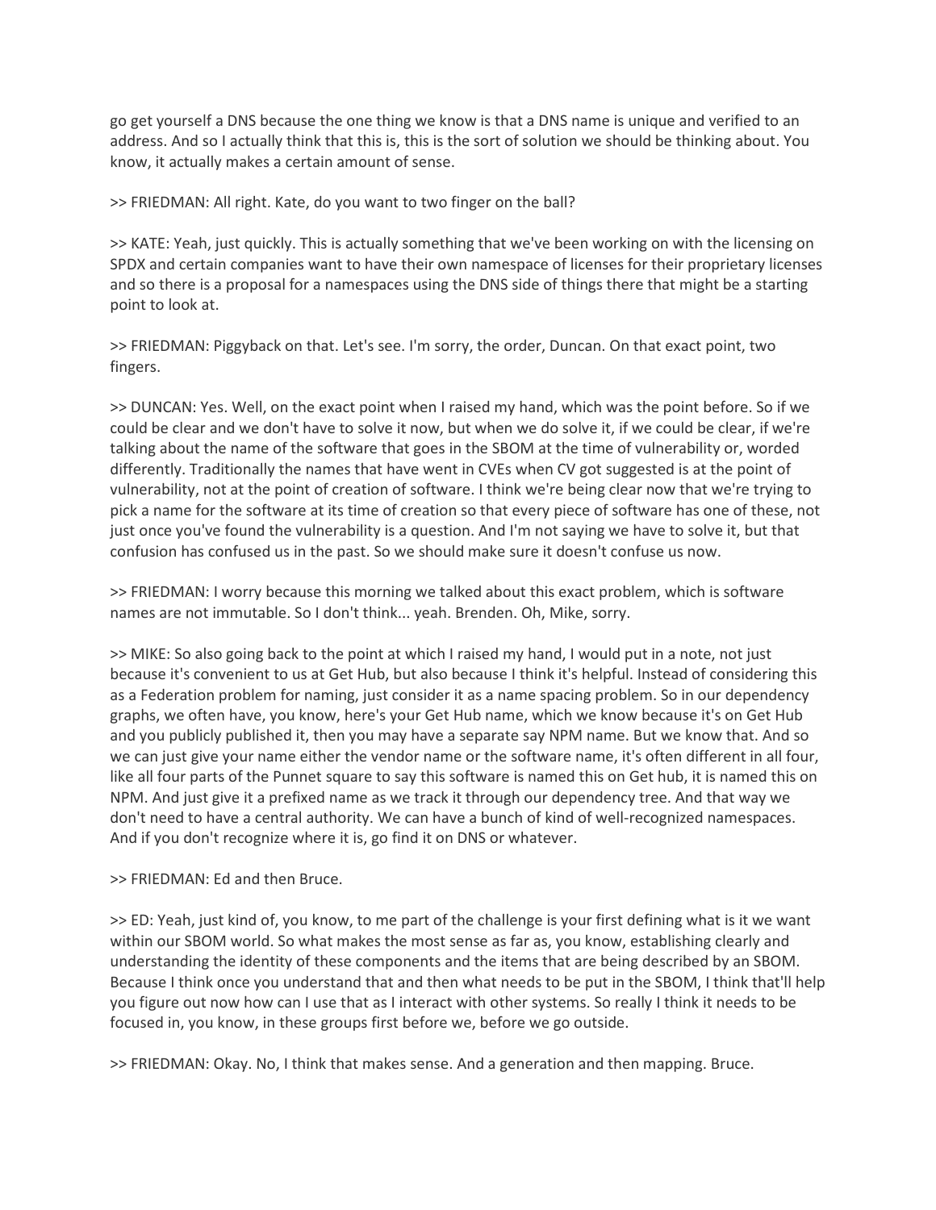go get yourself a DNS because the one thing we know is that a DNS name is unique and verified to an address. And so I actually think that this is, this is the sort of solution we should be thinking about. You know, it actually makes a certain amount of sense.

>> FRIEDMAN: All right. Kate, do you want to two finger on the ball?

>> KATE: Yeah, just quickly. This is actually something that we've been working on with the licensing on SPDX and certain companies want to have their own namespace of licenses for their proprietary licenses and so there is a proposal for a namespaces using the DNS side of things there that might be a starting point to look at.

>> FRIEDMAN: Piggyback on that. Let's see. I'm sorry, the order, Duncan. On that exact point, two fingers.

>> DUNCAN: Yes. Well, on the exact point when I raised my hand, which was the point before. So if we could be clear and we don't have to solve it now, but when we do solve it, if we could be clear, if we're talking about the name of the software that goes in the SBOM at the time of vulnerability or, worded differently. Traditionally the names that have went in CVEs when CV got suggested is at the point of vulnerability, not at the point of creation of software. I think we're being clear now that we're trying to pick a name for the software at its time of creation so that every piece of software has one of these, not just once you've found the vulnerability is a question. And I'm not saying we have to solve it, but that confusion has confused us in the past. So we should make sure it doesn't confuse us now.

>> FRIEDMAN: I worry because this morning we talked about this exact problem, which is software names are not immutable. So I don't think... yeah. Brenden. Oh, Mike, sorry.

>> MIKE: So also going back to the point at which I raised my hand, I would put in a note, not just because it's convenient to us at Get Hub, but also because I think it's helpful. Instead of considering this as a Federation problem for naming, just consider it as a name spacing problem. So in our dependency graphs, we often have, you know, here's your Get Hub name, which we know because it's on Get Hub and you publicly published it, then you may have a separate say NPM name. But we know that. And so we can just give your name either the vendor name or the software name, it's often different in all four, like all four parts of the Punnet square to say this software is named this on Get hub, it is named this on NPM. And just give it a prefixed name as we track it through our dependency tree. And that way we don't need to have a central authority. We can have a bunch of kind of well-recognized namespaces. And if you don't recognize where it is, go find it on DNS or whatever.

>> FRIEDMAN: Ed and then Bruce.

>> ED: Yeah, just kind of, you know, to me part of the challenge is your first defining what is it we want within our SBOM world. So what makes the most sense as far as, you know, establishing clearly and understanding the identity of these components and the items that are being described by an SBOM. Because I think once you understand that and then what needs to be put in the SBOM, I think that'll help you figure out now how can I use that as I interact with other systems. So really I think it needs to be focused in, you know, in these groups first before we, before we go outside.

>> FRIEDMAN: Okay. No, I think that makes sense. And a generation and then mapping. Bruce.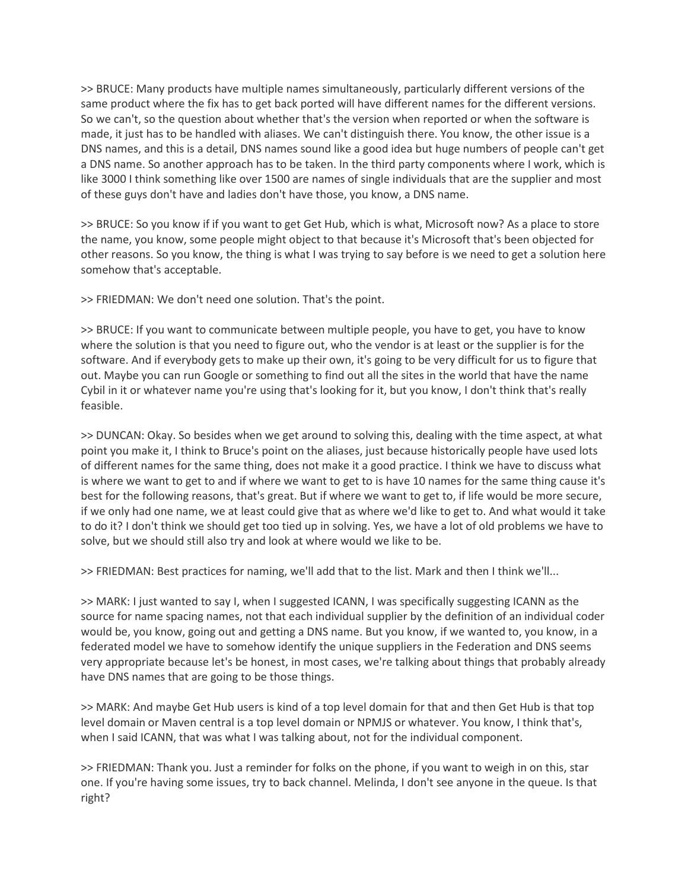>> BRUCE: Many products have multiple names simultaneously, particularly different versions of the same product where the fix has to get back ported will have different names for the different versions. So we can't, so the question about whether that's the version when reported or when the software is made, it just has to be handled with aliases. We can't distinguish there. You know, the other issue is a DNS names, and this is a detail, DNS names sound like a good idea but huge numbers of people can't get a DNS name. So another approach has to be taken. In the third party components where I work, which is like 3000 I think something like over 1500 are names of single individuals that are the supplier and most of these guys don't have and ladies don't have those, you know, a DNS name.

>> BRUCE: So you know if if you want to get Get Hub, which is what, Microsoft now? As a place to store the name, you know, some people might object to that because it's Microsoft that's been objected for other reasons. So you know, the thing is what I was trying to say before is we need to get a solution here somehow that's acceptable.

>> FRIEDMAN: We don't need one solution. That's the point.

>> BRUCE: If you want to communicate between multiple people, you have to get, you have to know where the solution is that you need to figure out, who the vendor is at least or the supplier is for the software. And if everybody gets to make up their own, it's going to be very difficult for us to figure that out. Maybe you can run Google or something to find out all the sites in the world that have the name Cybil in it or whatever name you're using that's looking for it, but you know, I don't think that's really feasible.

>> DUNCAN: Okay. So besides when we get around to solving this, dealing with the time aspect, at what point you make it, I think to Bruce's point on the aliases, just because historically people have used lots of different names for the same thing, does not make it a good practice. I think we have to discuss what is where we want to get to and if where we want to get to is have 10 names for the same thing cause it's best for the following reasons, that's great. But if where we want to get to, if life would be more secure, if we only had one name, we at least could give that as where we'd like to get to. And what would it take to do it? I don't think we should get too tied up in solving. Yes, we have a lot of old problems we have to solve, but we should still also try and look at where would we like to be.

>> FRIEDMAN: Best practices for naming, we'll add that to the list. Mark and then I think we'll...

>> MARK: I just wanted to say I, when I suggested ICANN, I was specifically suggesting ICANN as the source for name spacing names, not that each individual supplier by the definition of an individual coder would be, you know, going out and getting a DNS name. But you know, if we wanted to, you know, in a federated model we have to somehow identify the unique suppliers in the Federation and DNS seems very appropriate because let's be honest, in most cases, we're talking about things that probably already have DNS names that are going to be those things.

>> MARK: And maybe Get Hub users is kind of a top level domain for that and then Get Hub is that top level domain or Maven central is a top level domain or NPMJS or whatever. You know, I think that's, when I said ICANN, that was what I was talking about, not for the individual component.

>> FRIEDMAN: Thank you. Just a reminder for folks on the phone, if you want to weigh in on this, star one. If you're having some issues, try to back channel. Melinda, I don't see anyone in the queue. Is that right?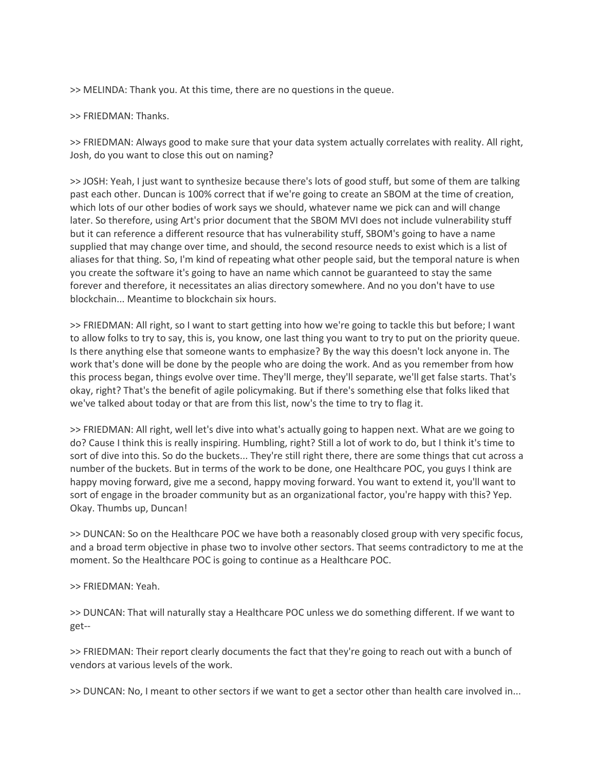>> MELINDA: Thank you. At this time, there are no questions in the queue.

>> FRIEDMAN: Thanks.

>> FRIEDMAN: Always good to make sure that your data system actually correlates with reality. All right, Josh, do you want to close this out on naming?

>> JOSH: Yeah, I just want to synthesize because there's lots of good stuff, but some of them are talking past each other. Duncan is 100% correct that if we're going to create an SBOM at the time of creation, which lots of our other bodies of work says we should, whatever name we pick can and will change later. So therefore, using Art's prior document that the SBOM MVI does not include vulnerability stuff but it can reference a different resource that has vulnerability stuff, SBOM's going to have a name supplied that may change over time, and should, the second resource needs to exist which is a list of aliases for that thing. So, I'm kind of repeating what other people said, but the temporal nature is when you create the software it's going to have an name which cannot be guaranteed to stay the same forever and therefore, it necessitates an alias directory somewhere. And no you don't have to use blockchain... Meantime to blockchain six hours.

>> FRIEDMAN: All right, so I want to start getting into how we're going to tackle this but before; I want to allow folks to try to say, this is, you know, one last thing you want to try to put on the priority queue. Is there anything else that someone wants to emphasize? By the way this doesn't lock anyone in. The work that's done will be done by the people who are doing the work. And as you remember from how this process began, things evolve over time. They'll merge, they'll separate, we'll get false starts. That's okay, right? That's the benefit of agile policymaking. But if there's something else that folks liked that we've talked about today or that are from this list, now's the time to try to flag it.

>> FRIEDMAN: All right, well let's dive into what's actually going to happen next. What are we going to do? Cause I think this is really inspiring. Humbling, right? Still a lot of work to do, but I think it's time to sort of dive into this. So do the buckets... They're still right there, there are some things that cut across a number of the buckets. But in terms of the work to be done, one Healthcare POC, you guys I think are happy moving forward, give me a second, happy moving forward. You want to extend it, you'll want to sort of engage in the broader community but as an organizational factor, you're happy with this? Yep. Okay. Thumbs up, Duncan!

>> DUNCAN: So on the Healthcare POC we have both a reasonably closed group with very specific focus, and a broad term objective in phase two to involve other sectors. That seems contradictory to me at the moment. So the Healthcare POC is going to continue as a Healthcare POC.

>> FRIEDMAN: Yeah.

>> DUNCAN: That will naturally stay a Healthcare POC unless we do something different. If we want to get--

>> FRIEDMAN: Their report clearly documents the fact that they're going to reach out with a bunch of vendors at various levels of the work.

>> DUNCAN: No, I meant to other sectors if we want to get a sector other than health care involved in...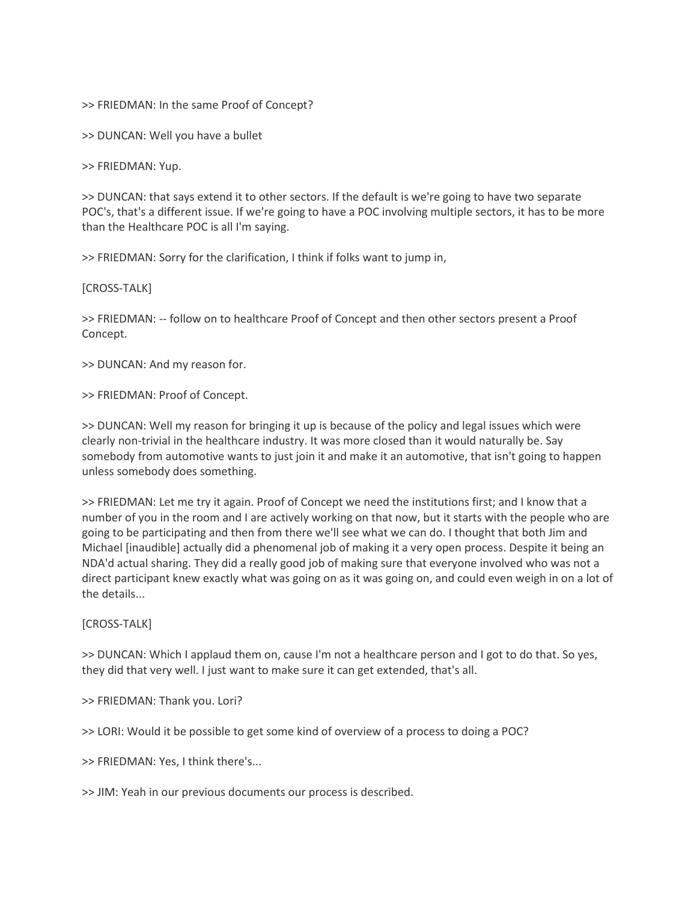>> FRIEDMAN: In the same Proof of Concept?

>> DUNCAN: Well you have a bullet

>> FRIEDMAN: Yup.

>> DUNCAN: that says extend it to other sectors. If the default is we're going to have two separate POC's, that's a different issue. If we're going to have a POC involving multiple sectors, it has to be more than the Healthcare POC is all I'm saying.

>> FRIEDMAN: Sorry for the clarification, I think if folks want to jump in,

[CROSS-TALK]

>> FRIEDMAN: -- follow on to healthcare Proof of Concept and then other sectors present a Proof Concept.

>> DUNCAN: And my reason for.

>> FRIEDMAN: Proof of Concept.

>> DUNCAN: Well my reason for bringing it up is because of the policy and legal issues which were clearly non-trivial in the healthcare industry. It was more closed than it would naturally be. Say somebody from automotive wants to just join it and make it an automotive, that isn't going to happen unless somebody does something.

>> FRIEDMAN: Let me try it again. Proof of Concept we need the institutions first; and I know that a number of you in the room and I are actively working on that now, but it starts with the people who are going to be participating and then from there we'll see what we can do. I thought that both Jim and Michael [inaudible] actually did a phenomenal job of making it a very open process. Despite it being an NDA'd actual sharing. They did a really good job of making sure that everyone involved who was not a direct participant knew exactly what was going on as it was going on, and could even weigh in on a lot of the details...

[CROSS-TALK]

>> DUNCAN: Which I applaud them on, cause I'm not a healthcare person and I got to do that. So yes, they did that very well. I just want to make sure it can get extended, that's all.

>> FRIEDMAN: Thank you. Lori?

>> LORI: Would it be possible to get some kind of overview of a process to doing a POC?

>> FRIEDMAN: Yes, I think there's...

>> JIM: Yeah in our previous documents our process is described.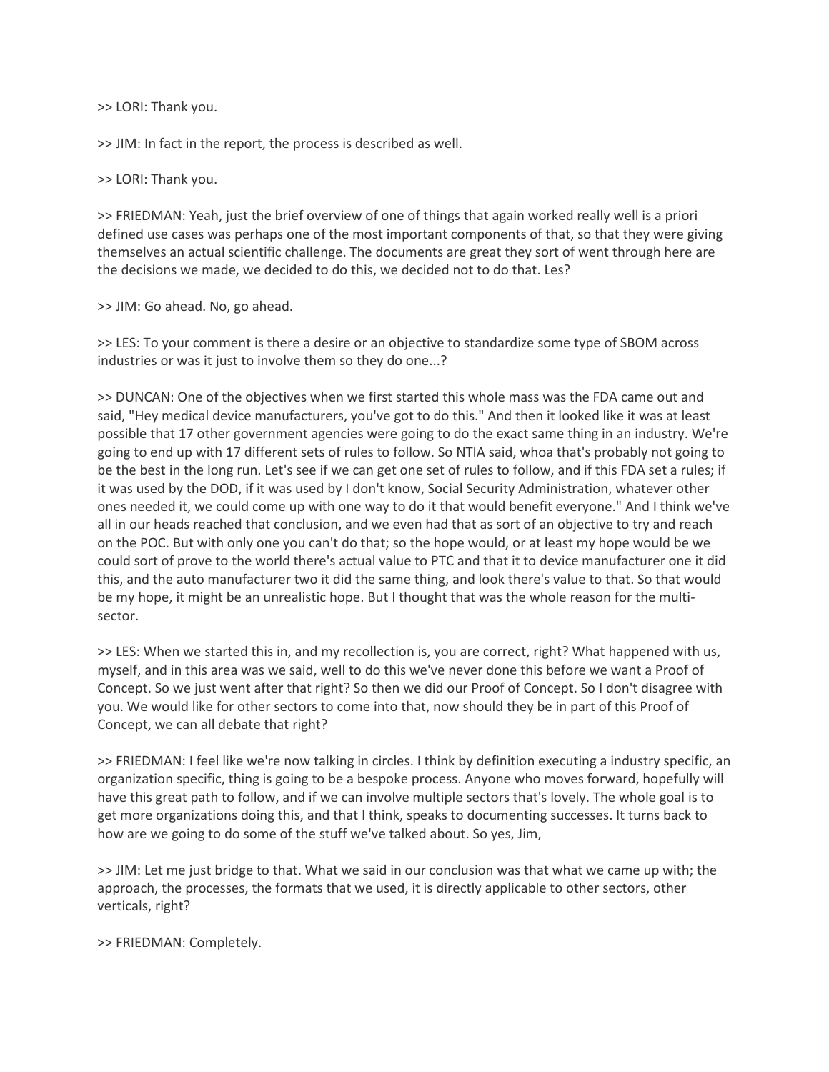>> LORI: Thank you.

>> JIM: In fact in the report, the process is described as well.

>> LORI: Thank you.

>> FRIEDMAN: Yeah, just the brief overview of one of things that again worked really well is a priori defined use cases was perhaps one of the most important components of that, so that they were giving themselves an actual scientific challenge. The documents are great they sort of went through here are the decisions we made, we decided to do this, we decided not to do that. Les?

>> JIM: Go ahead. No, go ahead.

>> LES: To your comment is there a desire or an objective to standardize some type of SBOM across industries or was it just to involve them so they do one...?

>> DUNCAN: One of the objectives when we first started this whole mass was the FDA came out and said, "Hey medical device manufacturers, you've got to do this." And then it looked like it was at least possible that 17 other government agencies were going to do the exact same thing in an industry. We're going to end up with 17 different sets of rules to follow. So NTIA said, whoa that's probably not going to be the best in the long run. Let's see if we can get one set of rules to follow, and if this FDA set a rules; if it was used by the DOD, if it was used by I don't know, Social Security Administration, whatever other ones needed it, we could come up with one way to do it that would benefit everyone." And I think we've all in our heads reached that conclusion, and we even had that as sort of an objective to try and reach on the POC. But with only one you can't do that; so the hope would, or at least my hope would be we could sort of prove to the world there's actual value to PTC and that it to device manufacturer one it did this, and the auto manufacturer two it did the same thing, and look there's value to that. So that would be my hope, it might be an unrealistic hope. But I thought that was the whole reason for the multi-sector.

>> LES: When we started this in, and my recollection is, you are correct, right? What happened with us, myself, and in this area was we said, well to do this we've never done this before we want a Proof of Concept. So we just went after that right? So then we did our Proof of Concept. So I don't disagree with you. We would like for other sectors to come into that, now should they be in part of this Proof of Concept, we can all debate that right?

>> FRIEDMAN: I feel like we're now talking in circles. I think by definition executing a industry specific, an organization specific, thing is going to be a bespoke process. Anyone who moves forward, hopefully will have this great path to follow, and if we can involve multiple sectors that's lovely. The whole goal is to get more organizations doing this, and that I think, speaks to documenting successes. It turns back to how are we going to do some of the stuff we've talked about. So yes, Jim,

>> JIM: Let me just bridge to that. What we said in our conclusion was that what we came up with; the approach, the processes, the formats that we used, it is directly applicable to other sectors, other verticals, right?

>> FRIEDMAN: Completely.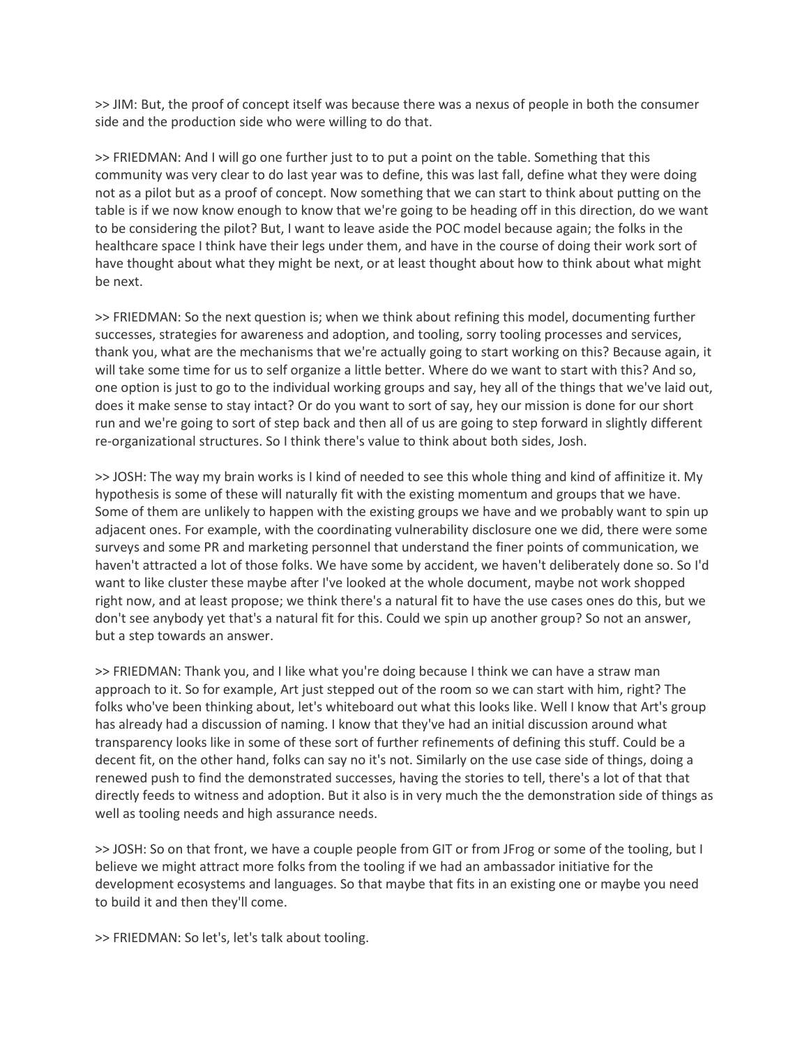>> JIM: But, the proof of concept itself was because there was a nexus of people in both the consumer side and the production side who were willing to do that.

>> FRIEDMAN: And I will go one further just to to put a point on the table. Something that this community was very clear to do last year was to define, this was last fall, define what they were doing not as a pilot but as a proof of concept. Now something that we can start to think about putting on the table is if we now know enough to know that we're going to be heading off in this direction, do we want to be considering the pilot? But, I want to leave aside the POC model because again; the folks in the healthcare space I think have their legs under them, and have in the course of doing their work sort of have thought about what they might be next, or at least thought about how to think about what might be next.

>> FRIEDMAN: So the next question is; when we think about refining this model, documenting further successes, strategies for awareness and adoption, and tooling, sorry tooling processes and services, thank you, what are the mechanisms that we're actually going to start working on this? Because again, it will take some time for us to self organize a little better. Where do we want to start with this? And so, one option is just to go to the individual working groups and say, hey all of the things that we've laid out, does it make sense to stay intact? Or do you want to sort of say, hey our mission is done for our short run and we're going to sort of step back and then all of us are going to step forward in slightly different re-organizational structures. So I think there's value to think about both sides, Josh.

>> JOSH: The way my brain works is I kind of needed to see this whole thing and kind of affinitize it. My hypothesis is some of these will naturally fit with the existing momentum and groups that we have. Some of them are unlikely to happen with the existing groups we have and we probably want to spin up adjacent ones. For example, with the coordinating vulnerability disclosure one we did, there were some surveys and some PR and marketing personnel that understand the finer points of communication, we haven't attracted a lot of those folks. We have some by accident, we haven't deliberately done so. So I'd want to like cluster these maybe after I've looked at the whole document, maybe not work shopped right now, and at least propose; we think there's a natural fit to have the use cases ones do this, but we don't see anybody yet that's a natural fit for this. Could we spin up another group? So not an answer, but a step towards an answer.

>> FRIEDMAN: Thank you, and I like what you're doing because I think we can have a straw man approach to it. So for example, Art just stepped out of the room so we can start with him, right? The folks who've been thinking about, let's whiteboard out what this looks like. Well I know that Art's group has already had a discussion of naming. I know that they've had an initial discussion around what transparency looks like in some of these sort of further refinements of defining this stuff. Could be a decent fit, on the other hand, folks can say no it's not. Similarly on the use case side of things, doing a renewed push to find the demonstrated successes, having the stories to tell, there's a lot of that that directly feeds to witness and adoption. But it also is in very much the the demonstration side of things as well as tooling needs and high assurance needs.

>> JOSH: So on that front, we have a couple people from GIT or from JFrog or some of the tooling, but I believe we might attract more folks from the tooling if we had an ambassador initiative for the development ecosystems and languages. So that maybe that fits in an existing one or maybe you need to build it and then they'll come.

>> FRIEDMAN: So let's, let's talk about tooling.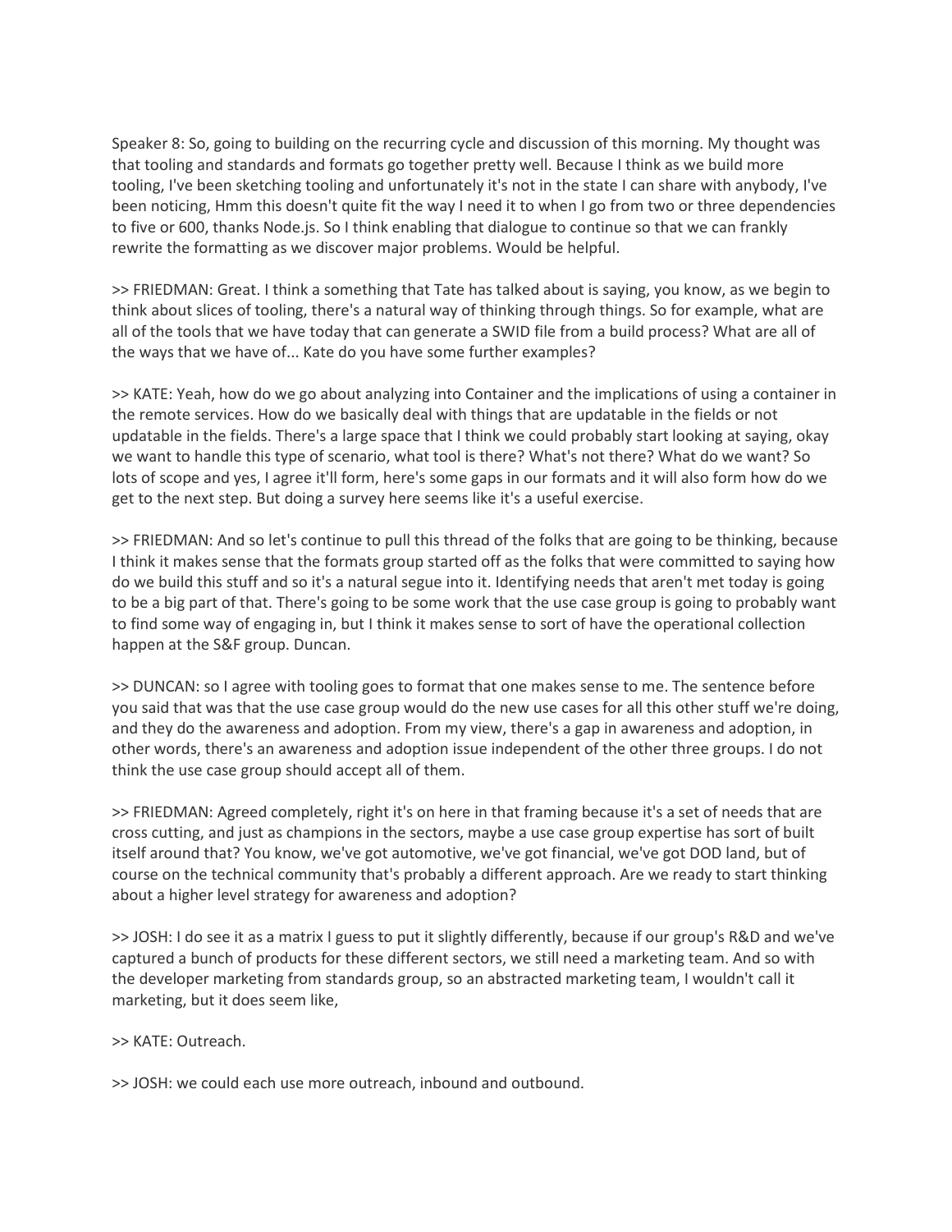Speaker 8: So, going to building on the recurring cycle and discussion of this morning. My thought was that tooling and standards and formats go together pretty well. Because I think as we build more tooling, I've been sketching tooling and unfortunately it's not in the state I can share with anybody, I've been noticing, Hmm this doesn't quite fit the way I need it to when I go from two or three dependencies to five or 600, thanks Node.js. So I think enabling that dialogue to continue so that we can frankly rewrite the formatting as we discover major problems. Would be helpful.

>> FRIEDMAN: Great. I think a something that Tate has talked about is saying, you know, as we begin to think about slices of tooling, there's a natural way of thinking through things. So for example, what are all of the tools that we have today that can generate a SWID file from a build process? What are all of the ways that we have of... Kate do you have some further examples?

>> KATE: Yeah, how do we go about analyzing into Container and the implications of using a container in the remote services. How do we basically deal with things that are updatable in the fields or not updatable in the fields. There's a large space that I think we could probably start looking at saying, okay we want to handle this type of scenario, what tool is there? What's not there? What do we want? So lots of scope and yes, I agree it'll form, here's some gaps in our formats and it will also form how do we get to the next step. But doing a survey here seems like it's a useful exercise.

>> FRIEDMAN: And so let's continue to pull this thread of the folks that are going to be thinking, because I think it makes sense that the formats group started off as the folks that were committed to saying how do we build this stuff and so it's a natural segue into it. Identifying needs that aren't met today is going to be a big part of that. There's going to be some work that the use case group is going to probably want to find some way of engaging in, but I think it makes sense to sort of have the operational collection happen at the S&F group. Duncan.

>> DUNCAN: so I agree with tooling goes to format that one makes sense to me. The sentence before you said that was that the use case group would do the new use cases for all this other stuff we're doing, and they do the awareness and adoption. From my view, there's a gap in awareness and adoption, in other words, there's an awareness and adoption issue independent of the other three groups. I do not think the use case group should accept all of them.

>> FRIEDMAN: Agreed completely, right it's on here in that framing because it's a set of needs that are cross cutting, and just as champions in the sectors, maybe a use case group expertise has sort of built itself around that? You know, we've got automotive, we've got financial, we've got DOD land, but of course on the technical community that's probably a different approach. Are we ready to start thinking about a higher level strategy for awareness and adoption?

>> JOSH: I do see it as a matrix I guess to put it slightly differently, because if our group's R&D and we've captured a bunch of products for these different sectors, we still need a marketing team. And so with the developer marketing from standards group, so an abstracted marketing team, I wouldn't call it marketing, but it does seem like,

>> KATE: Outreach.

>> JOSH: we could each use more outreach, inbound and outbound.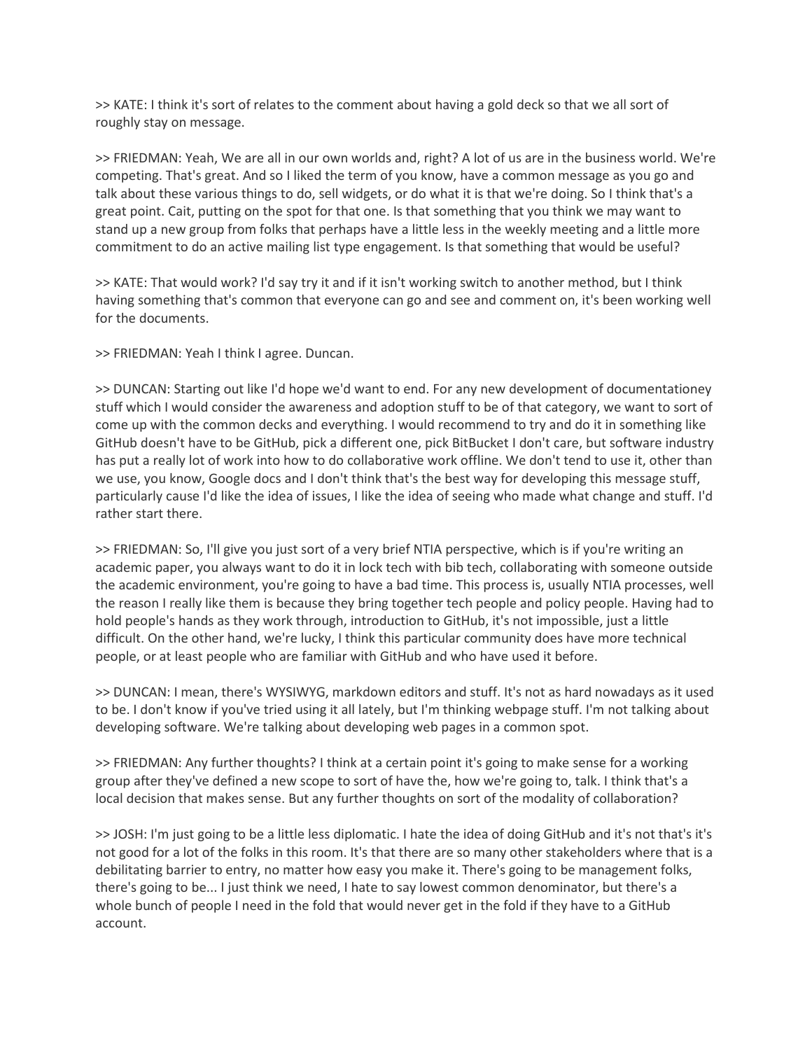>> KATE: I think it's sort of relates to the comment about having a gold deck so that we all sort of roughly stay on message.

>> FRIEDMAN: Yeah, We are all in our own worlds and, right? A lot of us are in the business world. We're competing. That's great. And so I liked the term of you know, have a common message as you go and talk about these various things to do, sell widgets, or do what it is that we're doing. So I think that's a great point. Cait, putting on the spot for that one. Is that something that you think we may want to stand up a new group from folks that perhaps have a little less in the weekly meeting and a little more commitment to do an active mailing list type engagement. Is that something that would be useful?

>> KATE: That would work? I'd say try it and if it isn't working switch to another method, but I think having something that's common that everyone can go and see and comment on, it's been working well for the documents.

>> FRIEDMAN: Yeah I think I agree. Duncan.

>> DUNCAN: Starting out like I'd hope we'd want to end. For any new development of documentationey stuff which I would consider the awareness and adoption stuff to be of that category, we want to sort of come up with the common decks and everything. I would recommend to try and do it in something like GitHub doesn't have to be GitHub, pick a different one, pick BitBucket I don't care, but software industry has put a really lot of work into how to do collaborative work offline. We don't tend to use it, other than we use, you know, Google docs and I don't think that's the best way for developing this message stuff, particularly cause I'd like the idea of issues, I like the idea of seeing who made what change and stuff. I'd rather start there.

>> FRIEDMAN: So, I'll give you just sort of a very brief NTIA perspective, which is if you're writing an academic paper, you always want to do it in lock tech with bib tech, collaborating with someone outside the academic environment, you're going to have a bad time. This process is, usually NTIA processes, well the reason I really like them is because they bring together tech people and policy people. Having had to hold people's hands as they work through, introduction to GitHub, it's not impossible, just a little difficult. On the other hand, we're lucky, I think this particular community does have more technical people, or at least people who are familiar with GitHub and who have used it before.

>> DUNCAN: I mean, there's WYSIWYG, markdown editors and stuff. It's not as hard nowadays as it used to be. I don't know if you've tried using it all lately, but I'm thinking webpage stuff. I'm not talking about developing software. We're talking about developing web pages in a common spot.

>> FRIEDMAN: Any further thoughts? I think at a certain point it's going to make sense for a working group after they've defined a new scope to sort of have the, how we're going to, talk. I think that's a local decision that makes sense. But any further thoughts on sort of the modality of collaboration?

>> JOSH: I'm just going to be a little less diplomatic. I hate the idea of doing GitHub and it's not that's it's not good for a lot of the folks in this room. It's that there are so many other stakeholders where that is a debilitating barrier to entry, no matter how easy you make it. There's going to be management folks, there's going to be... I just think we need, I hate to say lowest common denominator, but there's a whole bunch of people I need in the fold that would never get in the fold if they have to a GitHub account.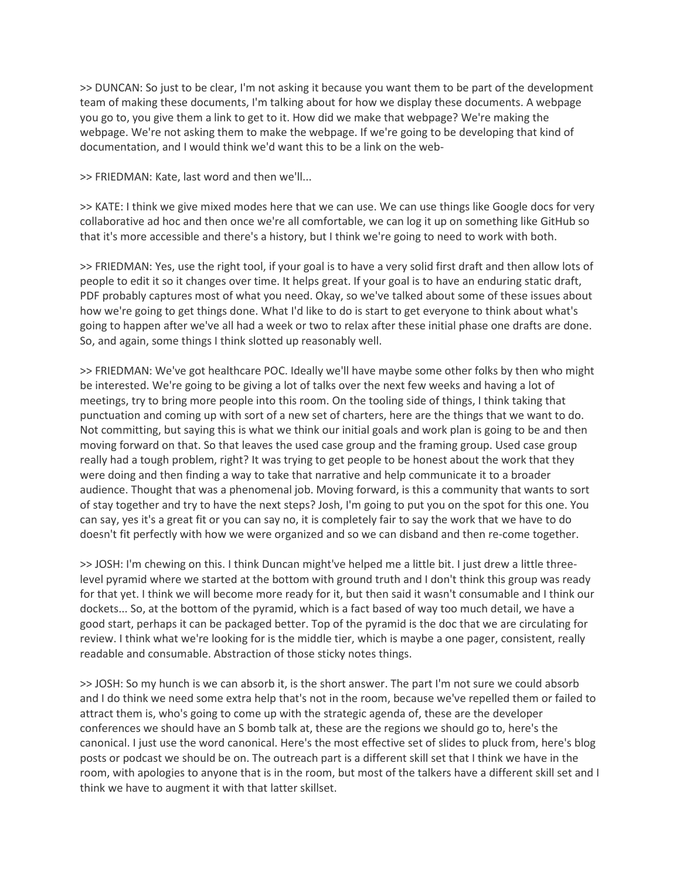>> DUNCAN: So just to be clear, I'm not asking it because you want them to be part of the development team of making these documents, I'm talking about for how we display these documents. A webpage you go to, you give them a link to get to it. How did we make that webpage? We're making the webpage. We're not asking them to make the webpage. If we're going to be developing that kind of documentation, and I would think we'd want this to be a link on the web-

>> FRIEDMAN: Kate, last word and then we'll...

>> KATE: I think we give mixed modes here that we can use. We can use things like Google docs for very collaborative ad hoc and then once we're all comfortable, we can log it up on something like GitHub so that it's more accessible and there's a history, but I think we're going to need to work with both.

>> FRIEDMAN: Yes, use the right tool, if your goal is to have a very solid first draft and then allow lots of people to edit it so it changes over time. It helps great. If your goal is to have an enduring static draft, PDF probably captures most of what you need. Okay, so we've talked about some of these issues about how we're going to get things done. What I'd like to do is start to get everyone to think about what's going to happen after we've all had a week or two to relax after these initial phase one drafts are done. So, and again, some things I think slotted up reasonably well.

>> FRIEDMAN: We've got healthcare POC. Ideally we'll have maybe some other folks by then who might be interested. We're going to be giving a lot of talks over the next few weeks and having a lot of meetings, try to bring more people into this room. On the tooling side of things, I think taking that punctuation and coming up with sort of a new set of charters, here are the things that we want to do. Not committing, but saying this is what we think our initial goals and work plan is going to be and then moving forward on that. So that leaves the used case group and the framing group. Used case group really had a tough problem, right? It was trying to get people to be honest about the work that they were doing and then finding a way to take that narrative and help communicate it to a broader audience. Thought that was a phenomenal job. Moving forward, is this a community that wants to sort of stay together and try to have the next steps? Josh, I'm going to put you on the spot for this one. You can say, yes it's a great fit or you can say no, it is completely fair to say the work that we have to do doesn't fit perfectly with how we were organized and so we can disband and then re-come together.

>> JOSH: I'm chewing on this. I think Duncan might've helped me a little bit. I just drew a little three-level pyramid where we started at the bottom with ground truth and I don't think this group was ready for that yet. I think we will become more ready for it, but then said it wasn't consumable and I think our dockets... So, at the bottom of the pyramid, which is a fact based of way too much detail, we have a good start, perhaps it can be packaged better. Top of the pyramid is the doc that we are circulating for review. I think what we're looking for is the middle tier, which is maybe a one pager, consistent, really readable and consumable. Abstraction of those sticky notes things.

>> JOSH: So my hunch is we can absorb it, is the short answer. The part I'm not sure we could absorb and I do think we need some extra help that's not in the room, because we've repelled them or failed to attract them is, who's going to come up with the strategic agenda of, these are the developer conferences we should have an S bomb talk at, these are the regions we should go to, here's the canonical. I just use the word canonical. Here's the most effective set of slides to pluck from, here's blog posts or podcast we should be on. The outreach part is a different skill set that I think we have in the room, with apologies to anyone that is in the room, but most of the talkers have a different skill set and I think we have to augment it with that latter skillset.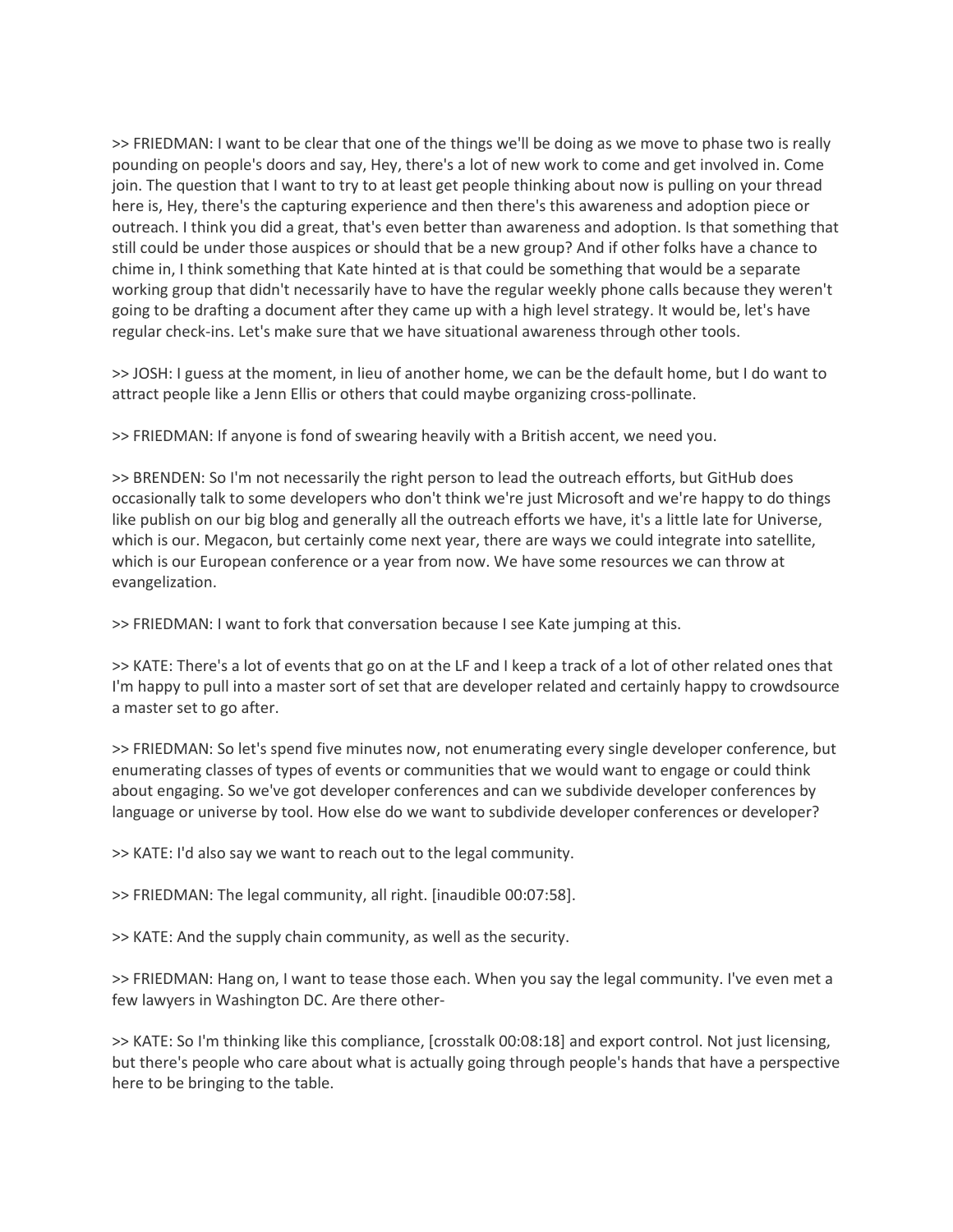>> FRIEDMAN: I want to be clear that one of the things we'll be doing as we move to phase two is really pounding on people's doors and say, Hey, there's a lot of new work to come and get involved in. Come join. The question that I want to try to at least get people thinking about now is pulling on your thread here is, Hey, there's the capturing experience and then there's this awareness and adoption piece or outreach. I think you did a great, that's even better than awareness and adoption. Is that something that still could be under those auspices or should that be a new group? And if other folks have a chance to chime in, I think something that Kate hinted at is that could be something that would be a separate working group that didn't necessarily have to have the regular weekly phone calls because they weren't going to be drafting a document after they came up with a high level strategy. It would be, let's have regular check-ins. Let's make sure that we have situational awareness through other tools.

>> JOSH: I guess at the moment, in lieu of another home, we can be the default home, but I do want to attract people like a Jenn Ellis or others that could maybe organizing cross-pollinate.

>> FRIEDMAN: If anyone is fond of swearing heavily with a British accent, we need you.

>> BRENDEN: So I'm not necessarily the right person to lead the outreach efforts, but GitHub does occasionally talk to some developers who don't think we're just Microsoft and we're happy to do things like publish on our big blog and generally all the outreach efforts we have, it's a little late for Universe, which is our. Megacon, but certainly come next year, there are ways we could integrate into satellite, which is our European conference or a year from now. We have some resources we can throw at evangelization.

>> FRIEDMAN: I want to fork that conversation because I see Kate jumping at this.

>> KATE: There's a lot of events that go on at the LF and I keep a track of a lot of other related ones that I'm happy to pull into a master sort of set that are developer related and certainly happy to crowdsource a master set to go after.

>> FRIEDMAN: So let's spend five minutes now, not enumerating every single developer conference, but enumerating classes of types of events or communities that we would want to engage or could think about engaging. So we've got developer conferences and can we subdivide developer conferences by language or universe by tool. How else do we want to subdivide developer conferences or developer?

>> KATE: I'd also say we want to reach out to the legal community.

>> FRIEDMAN: The legal community, all right. [inaudible 00:07:58].

>> KATE: And the supply chain community, as well as the security.

>> FRIEDMAN: Hang on, I want to tease those each. When you say the legal community. I've even met a few lawyers in Washington DC. Are there other-

>> KATE: So I'm thinking like this compliance, [crosstalk 00:08:18] and export control. Not just licensing, but there's people who care about what is actually going through people's hands that have a perspective here to be bringing to the table.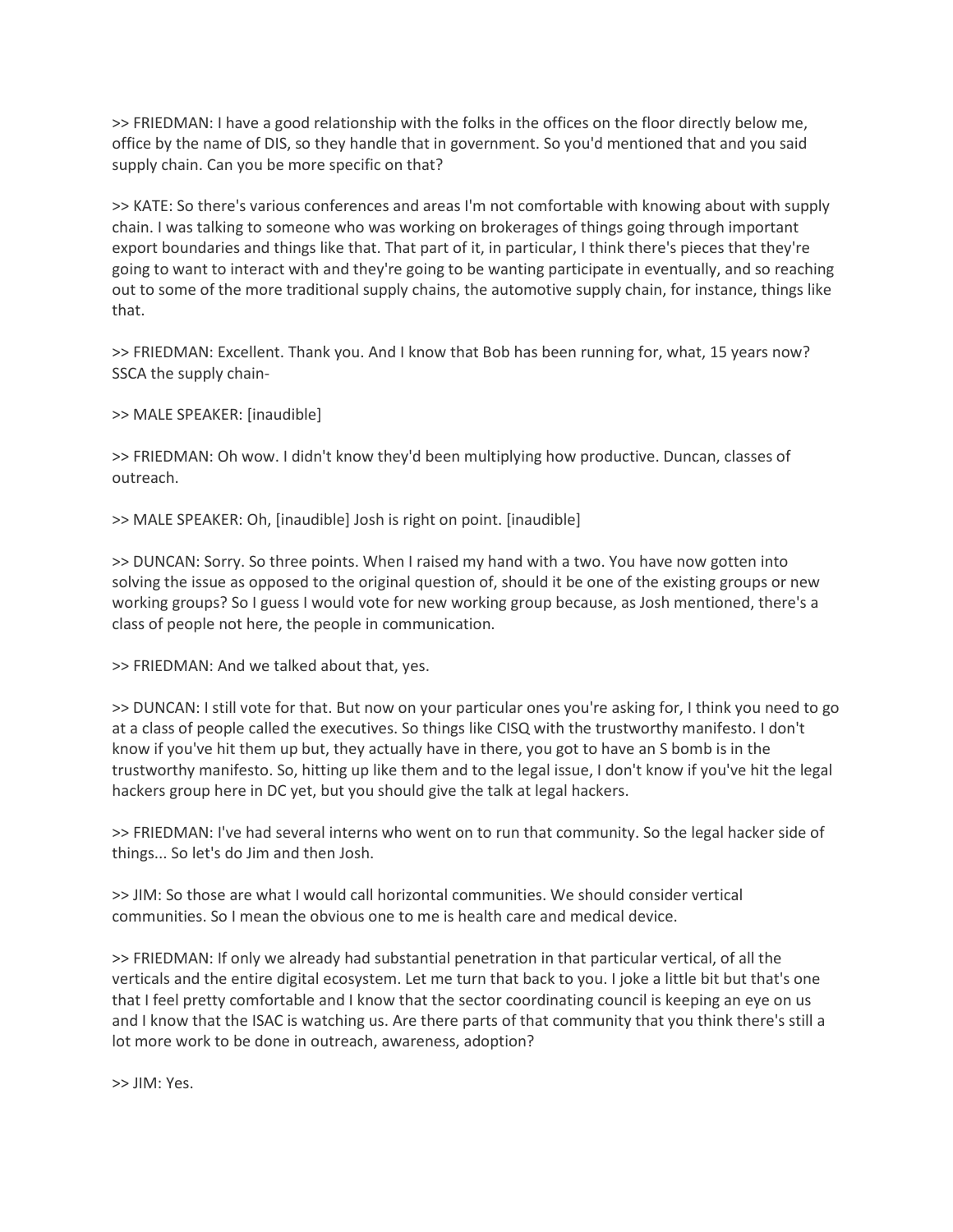>> FRIEDMAN: I have a good relationship with the folks in the offices on the floor directly below me, office by the name of DIS, so they handle that in government. So you'd mentioned that and you said supply chain. Can you be more specific on that?

>> KATE: So there's various conferences and areas I'm not comfortable with knowing about with supply chain. I was talking to someone who was working on brokerages of things going through important export boundaries and things like that. That part of it, in particular, I think there's pieces that they're going to want to interact with and they're going to be wanting participate in eventually, and so reaching out to some of the more traditional supply chains, the automotive supply chain, for instance, things like that.

>> FRIEDMAN: Excellent. Thank you. And I know that Bob has been running for, what, 15 years now? SSCA the supply chain-

>> MALE SPEAKER: [inaudible]

>> FRIEDMAN: Oh wow. I didn't know they'd been multiplying how productive. Duncan, classes of outreach.

>> MALE SPEAKER: Oh, [inaudible] Josh is right on point. [inaudible]

>> DUNCAN: Sorry. So three points. When I raised my hand with a two. You have now gotten into solving the issue as opposed to the original question of, should it be one of the existing groups or new working groups? So I guess I would vote for new working group because, as Josh mentioned, there's a class of people not here, the people in communication.

>> FRIEDMAN: And we talked about that, yes.

>> DUNCAN: I still vote for that. But now on your particular ones you're asking for, I think you need to go at a class of people called the executives. So things like CISQ with the trustworthy manifesto. I don't know if you've hit them up but, they actually have in there, you got to have an S bomb is in the trustworthy manifesto. So, hitting up like them and to the legal issue, I don't know if you've hit the legal hackers group here in DC yet, but you should give the talk at legal hackers.

>> FRIEDMAN: I've had several interns who went on to run that community. So the legal hacker side of things... So let's do Jim and then Josh.

>> JIM: So those are what I would call horizontal communities. We should consider vertical communities. So I mean the obvious one to me is health care and medical device.

>> FRIEDMAN: If only we already had substantial penetration in that particular vertical, of all the verticals and the entire digital ecosystem. Let me turn that back to you. I joke a little bit but that's one that I feel pretty comfortable and I know that the sector coordinating council is keeping an eye on us and I know that the ISAC is watching us. Are there parts of that community that you think there's still a lot more work to be done in outreach, awareness, adoption?

>> JIM: Yes.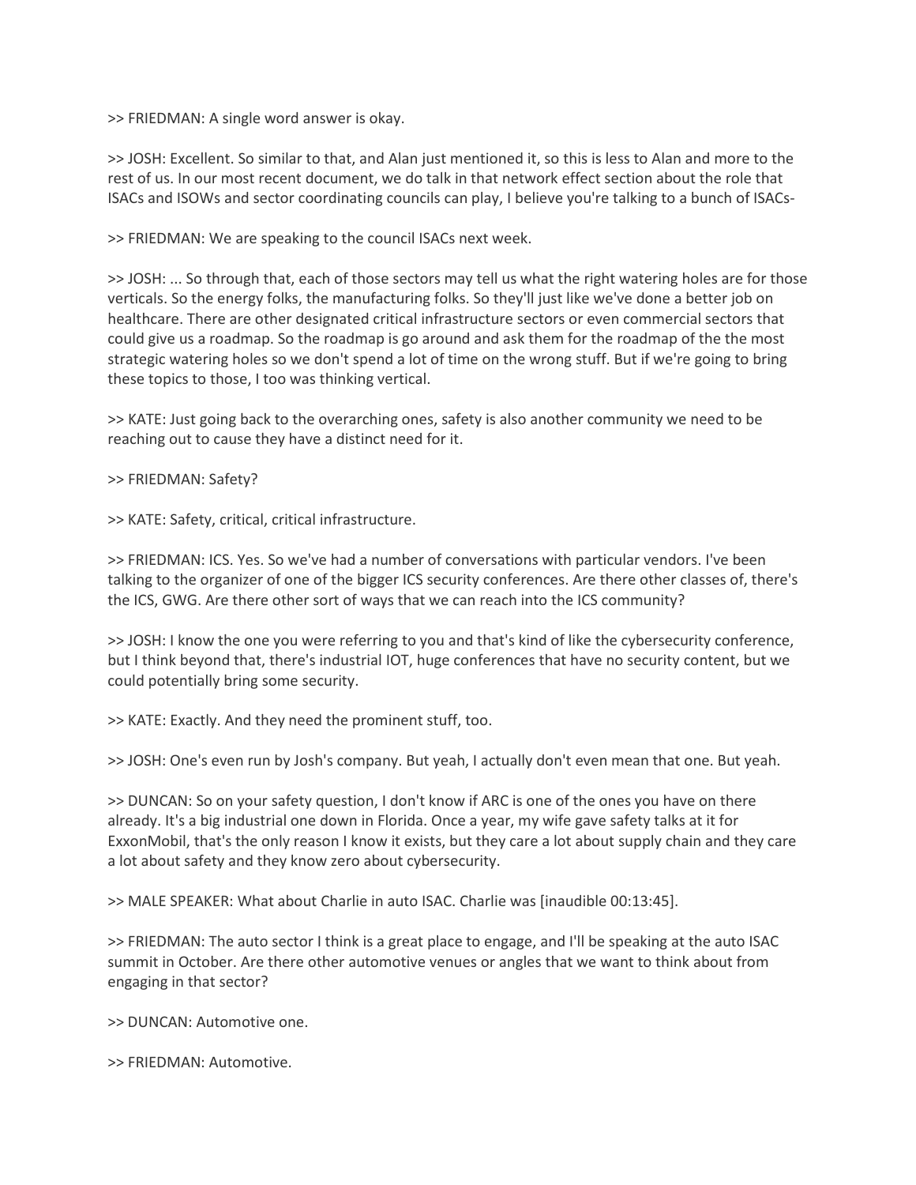>> FRIEDMAN: A single word answer is okay.

>> JOSH: Excellent. So similar to that, and Alan just mentioned it, so this is less to Alan and more to the rest of us. In our most recent document, we do talk in that network effect section about the role that ISACs and ISOWs and sector coordinating councils can play, I believe you're talking to a bunch of ISACs-

>> FRIEDMAN: We are speaking to the council ISACs next week.

>> JOSH: ... So through that, each of those sectors may tell us what the right watering holes are for those verticals. So the energy folks, the manufacturing folks. So they'll just like we've done a better job on healthcare. There are other designated critical infrastructure sectors or even commercial sectors that could give us a roadmap. So the roadmap is go around and ask them for the roadmap of the the most strategic watering holes so we don't spend a lot of time on the wrong stuff. But if we're going to bring these topics to those, I too was thinking vertical.

>> KATE: Just going back to the overarching ones, safety is also another community we need to be reaching out to cause they have a distinct need for it.

>> FRIEDMAN: Safety?

>> KATE: Safety, critical, critical infrastructure.

>> FRIEDMAN: ICS. Yes. So we've had a number of conversations with particular vendors. I've been talking to the organizer of one of the bigger ICS security conferences. Are there other classes of, there's the ICS, GWG. Are there other sort of ways that we can reach into the ICS community?

>> JOSH: I know the one you were referring to you and that's kind of like the cybersecurity conference, but I think beyond that, there's industrial IOT, huge conferences that have no security content, but we could potentially bring some security.

>> KATE: Exactly. And they need the prominent stuff, too.

>> JOSH: One's even run by Josh's company. But yeah, I actually don't even mean that one. But yeah.

>> DUNCAN: So on your safety question, I don't know if ARC is one of the ones you have on there already. It's a big industrial one down in Florida. Once a year, my wife gave safety talks at it for ExxonMobil, that's the only reason I know it exists, but they care a lot about supply chain and they care a lot about safety and they know zero about cybersecurity.

>> MALE SPEAKER: What about Charlie in auto ISAC. Charlie was [inaudible 00:13:45].

>> FRIEDMAN: The auto sector I think is a great place to engage, and I'll be speaking at the auto ISAC summit in October. Are there other automotive venues or angles that we want to think about from engaging in that sector?

>> DUNCAN: Automotive one.

>> FRIEDMAN: Automotive.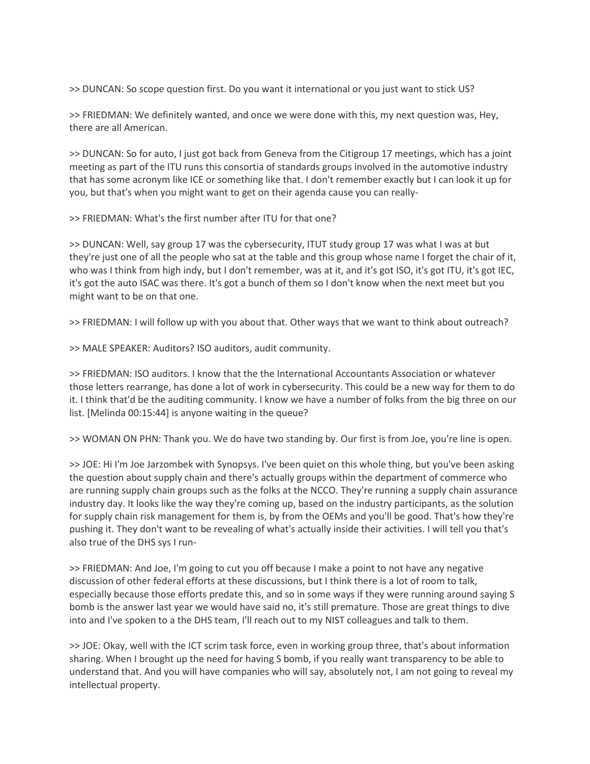>> DUNCAN: So scope question first. Do you want it international or you just want to stick US?

>> FRIEDMAN: We definitely wanted, and once we were done with this, my next question was, Hey, there are all American.

>> DUNCAN: So for auto, I just got back from Geneva from the Citigroup 17 meetings, which has a joint meeting as part of the ITU runs this consortia of standards groups involved in the automotive industry that has some acronym like ICE or something like that. I don't remember exactly but I can look it up for you, but that's when you might want to get on their agenda cause you can really-

>> FRIEDMAN: What's the first number after ITU for that one?

>> DUNCAN: Well, say group 17 was the cybersecurity, ITUT study group 17 was what I was at but they're just one of all the people who sat at the table and this group whose name I forget the chair of it, who was I think from high indy, but I don't remember, was at it, and it's got ISO, it's got ITU, it's got IEC, it's got the auto ISAC was there. It's got a bunch of them so I don't know when the next meet but you might want to be on that one.

>> FRIEDMAN: I will follow up with you about that. Other ways that we want to think about outreach?

>> MALE SPEAKER: Auditors? ISO auditors, audit community.

>> FRIEDMAN: ISO auditors. I know that the the International Accountants Association or whatever those letters rearrange, has done a lot of work in cybersecurity. This could be a new way for them to do it. I think that'd be the auditing community. I know we have a number of folks from the big three on our list. [Melinda 00:15:44] is anyone waiting in the queue?

>> WOMAN ON PHN: Thank you. We do have two standing by. Our first is from Joe, you're line is open.

>> JOE: Hi I'm Joe Jarzombek with Synopsys. I've been quiet on this whole thing, but you've been asking the question about supply chain and there's actually groups within the department of commerce who are running supply chain groups such as the folks at the NCCO. They're running a supply chain assurance industry day. It looks like the way they're coming up, based on the industry participants, as the solution for supply chain risk management for them is, by from the OEMs and you'll be good. That's how they're pushing it. They don't want to be revealing of what's actually inside their activities. I will tell you that's also true of the DHS sys I run-

>> FRIEDMAN: And Joe, I'm going to cut you off because I make a point to not have any negative discussion of other federal efforts at these discussions, but I think there is a lot of room to talk, especially because those efforts predate this, and so in some ways if they were running around saying S bomb is the answer last year we would have said no, it's still premature. Those are great things to dive into and I've spoken to a the DHS team, I'll reach out to my NIST colleagues and talk to them.

>> JOE: Okay, well with the ICT scrim task force, even in working group three, that's about information sharing. When I brought up the need for having S bomb, if you really want transparency to be able to understand that. And you will have companies who will say, absolutely not, I am not going to reveal my intellectual property.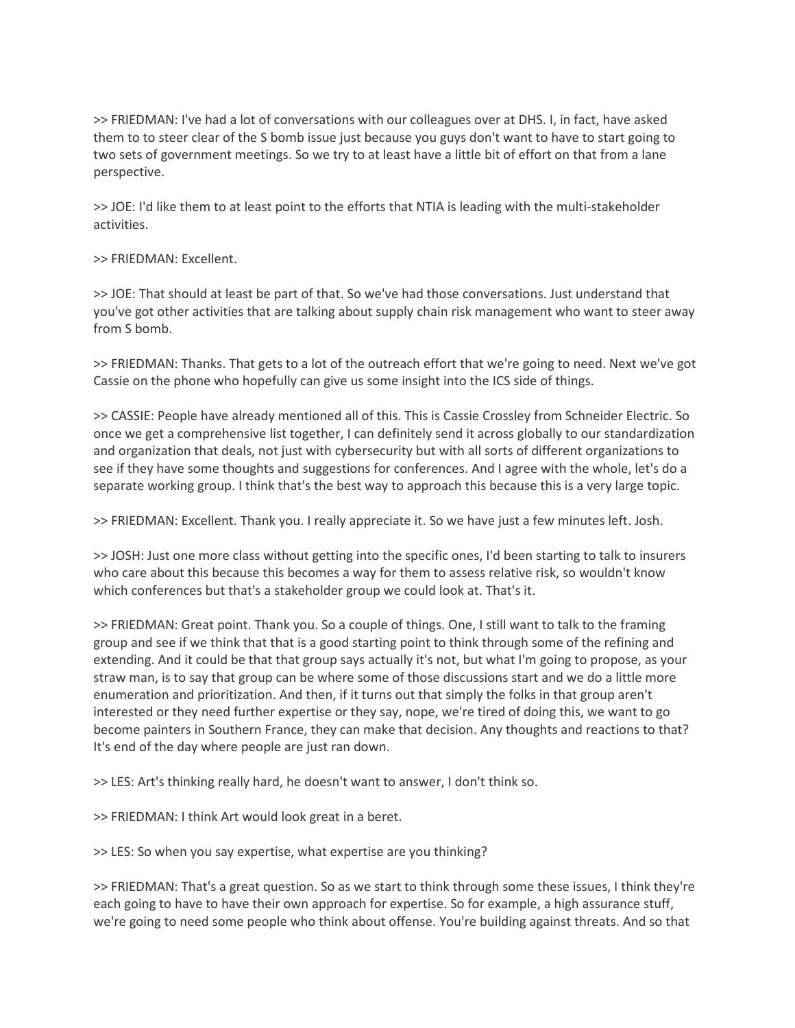>> FRIEDMAN: I've had a lot of conversations with our colleagues over at DHS. I, in fact, have asked them to to steer clear of the S bomb issue just because you guys don't want to have to start going to two sets of government meetings. So we try to at least have a little bit of effort on that from a lane perspective.

>> JOE: I'd like them to at least point to the efforts that NTIA is leading with the multi-stakeholder activities.

>> FRIEDMAN: Excellent.

>> JOE: That should at least be part of that. So we've had those conversations. Just understand that you've got other activities that are talking about supply chain risk management who want to steer away from S bomb.

>> FRIEDMAN: Thanks. That gets to a lot of the outreach effort that we're going to need. Next we've got Cassie on the phone who hopefully can give us some insight into the ICS side of things.

>> CASSIE: People have already mentioned all of this. This is Cassie Crossley from Schneider Electric. So once we get a comprehensive list together, I can definitely send it across globally to our standardization and organization that deals, not just with cybersecurity but with all sorts of different organizations to see if they have some thoughts and suggestions for conferences. And I agree with the whole, let's do a separate working group. I think that's the best way to approach this because this is a very large topic.

>> FRIEDMAN: Excellent. Thank you. I really appreciate it. So we have just a few minutes left. Josh.

>> JOSH: Just one more class without getting into the specific ones, I'd been starting to talk to insurers who care about this because this becomes a way for them to assess relative risk, so wouldn't know which conferences but that's a stakeholder group we could look at. That's it.

>> FRIEDMAN: Great point. Thank you. So a couple of things. One, I still want to talk to the framing group and see if we think that that is a good starting point to think through some of the refining and extending. And it could be that that group says actually it's not, but what I'm going to propose, as your straw man, is to say that group can be where some of those discussions start and we do a little more enumeration and prioritization. And then, if it turns out that simply the folks in that group aren't interested or they need further expertise or they say, nope, we're tired of doing this, we want to go become painters in Southern France, they can make that decision. Any thoughts and reactions to that? It's end of the day where people are just ran down.

>> LES: Art's thinking really hard, he doesn't want to answer, I don't think so.

>> FRIEDMAN: I think Art would look great in a beret.

>> LES: So when you say expertise, what expertise are you thinking?

>> FRIEDMAN: That's a great question. So as we start to think through some these issues, I think they're each going to have to have their own approach for expertise. So for example, a high assurance stuff, we're going to need some people who think about offense. You're building against threats. And so that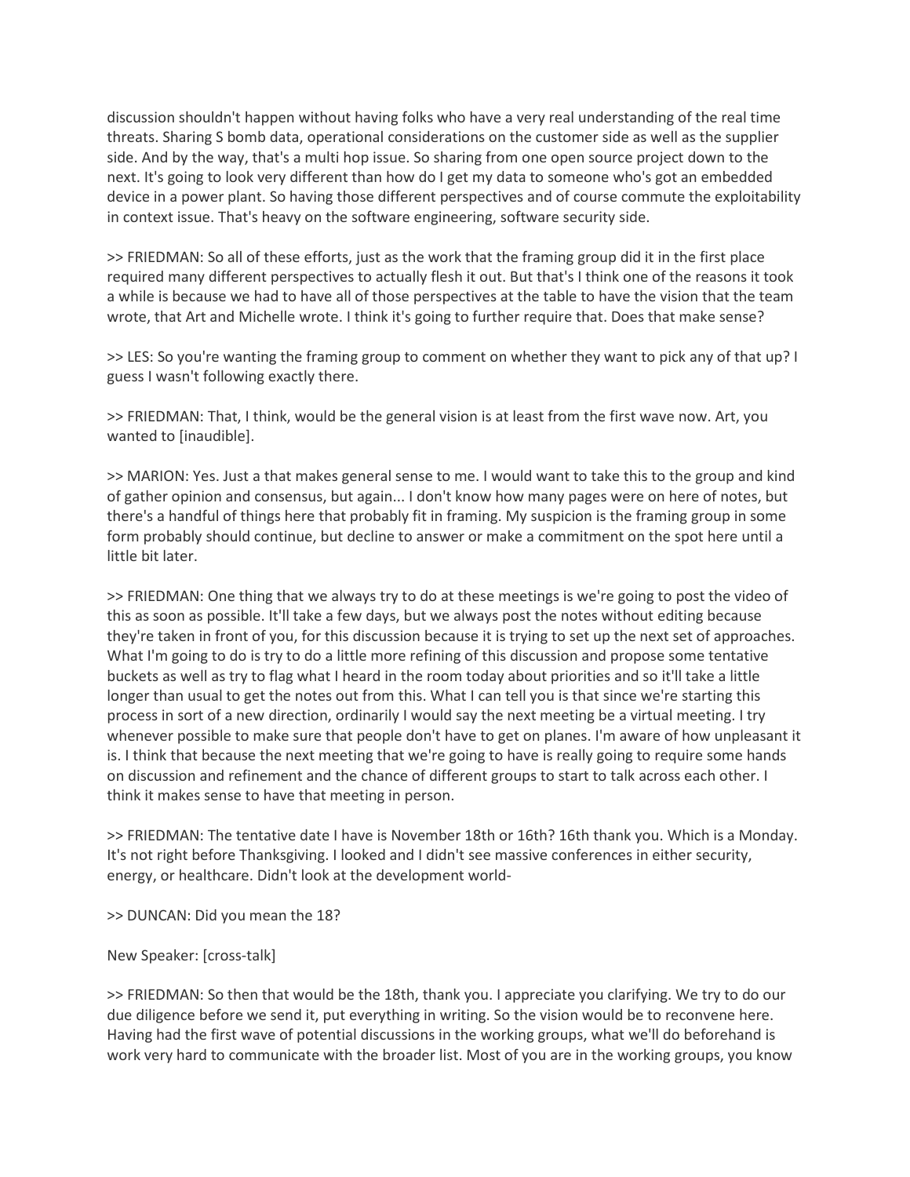discussion shouldn't happen without having folks who have a very real understanding of the real time threats. Sharing S bomb data, operational considerations on the customer side as well as the supplier side. And by the way, that's a multi hop issue. So sharing from one open source project down to the next. It's going to look very different than how do I get my data to someone who's got an embedded device in a power plant. So having those different perspectives and of course commute the exploitability in context issue. That's heavy on the software engineering, software security side.

>> FRIEDMAN: So all of these efforts, just as the work that the framing group did it in the first place required many different perspectives to actually flesh it out. But that's I think one of the reasons it took a while is because we had to have all of those perspectives at the table to have the vision that the team wrote, that Art and Michelle wrote. I think it's going to further require that. Does that make sense?

>> LES: So you're wanting the framing group to comment on whether they want to pick any of that up? I guess I wasn't following exactly there.

>> FRIEDMAN: That, I think, would be the general vision is at least from the first wave now. Art, you wanted to [inaudible].

>> MARION: Yes. Just a that makes general sense to me. I would want to take this to the group and kind of gather opinion and consensus, but again... I don't know how many pages were on here of notes, but there's a handful of things here that probably fit in framing. My suspicion is the framing group in some form probably should continue, but decline to answer or make a commitment on the spot here until a little bit later.

>> FRIEDMAN: One thing that we always try to do at these meetings is we're going to post the video of this as soon as possible. It'll take a few days, but we always post the notes without editing because they're taken in front of you, for this discussion because it is trying to set up the next set of approaches. What I'm going to do is try to do a little more refining of this discussion and propose some tentative buckets as well as try to flag what I heard in the room today about priorities and so it'll take a little longer than usual to get the notes out from this. What I can tell you is that since we're starting this process in sort of a new direction, ordinarily I would say the next meeting be a virtual meeting. I try whenever possible to make sure that people don't have to get on planes. I'm aware of how unpleasant it is. I think that because the next meeting that we're going to have is really going to require some hands on discussion and refinement and the chance of different groups to start to talk across each other. I think it makes sense to have that meeting in person.

>> FRIEDMAN: The tentative date I have is November 18th or 16th? 16th thank you. Which is a Monday. It's not right before Thanksgiving. I looked and I didn't see massive conferences in either security, energy, or healthcare. Didn't look at the development world-

>> DUNCAN: Did you mean the 18?

New Speaker: [cross-talk]

>> FRIEDMAN: So then that would be the 18th, thank you. I appreciate you clarifying. We try to do our due diligence before we send it, put everything in writing. So the vision would be to reconvene here. Having had the first wave of potential discussions in the working groups, what we'll do beforehand is work very hard to communicate with the broader list. Most of you are in the working groups, you know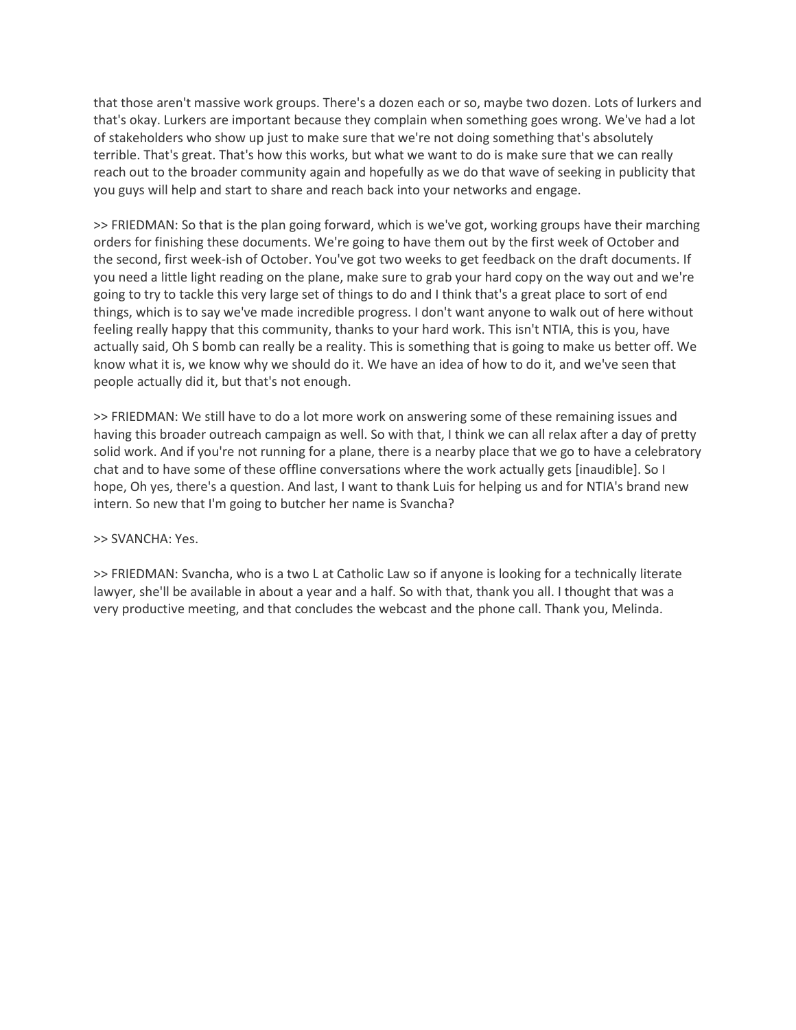that those aren't massive work groups. There's a dozen each or so, maybe two dozen. Lots of lurkers and that's okay. Lurkers are important because they complain when something goes wrong. We've had a lot of stakeholders who show up just to make sure that we're not doing something that's absolutely terrible. That's great. That's how this works, but what we want to do is make sure that we can really reach out to the broader community again and hopefully as we do that wave of seeking in publicity that you guys will help and start to share and reach back into your networks and engage.

>> FRIEDMAN: So that is the plan going forward, which is we've got, working groups have their marching orders for finishing these documents. We're going to have them out by the first week of October and the second, first week-ish of October. You've got two weeks to get feedback on the draft documents. If you need a little light reading on the plane, make sure to grab your hard copy on the way out and we're going to try to tackle this very large set of things to do and I think that's a great place to sort of end things, which is to say we've made incredible progress. I don't want anyone to walk out of here without feeling really happy that this community, thanks to your hard work. This isn't NTIA, this is you, have actually said, Oh S bomb can really be a reality. This is something that is going to make us better off. We know what it is, we know why we should do it. We have an idea of how to do it, and we've seen that people actually did it, but that's not enough.

>> FRIEDMAN: We still have to do a lot more work on answering some of these remaining issues and having this broader outreach campaign as well. So with that, I think we can all relax after a day of pretty solid work. And if you're not running for a plane, there is a nearby place that we go to have a celebratory chat and to have some of these offline conversations where the work actually gets [inaudible]. So I hope, Oh yes, there's a question. And last, I want to thank Luis for helping us and for NTIA's brand new intern. So new that I'm going to butcher her name is Svancha?

>> SVANCHA: Yes.

>> FRIEDMAN: Svancha, who is a two L at Catholic Law so if anyone is looking for a technically literate lawyer, she'll be available in about a year and a half. So with that, thank you all. I thought that was a very productive meeting, and that concludes the webcast and the phone call. Thank you, Melinda.